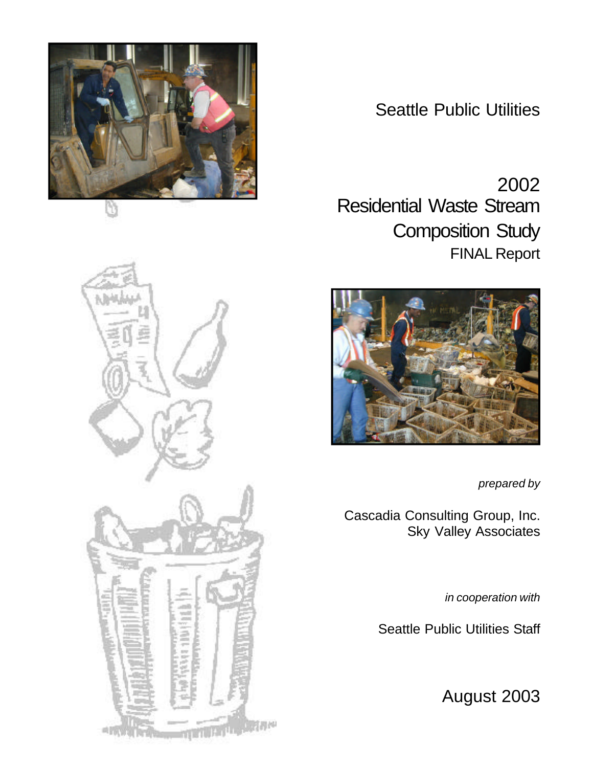Seattle Public Utilities

# 2002 Residential Waste Stream Composition Study

FINAL Report

*prepared by*

Cascadia Consulting Group, Inc.
Sky Valley Associates

*in cooperation with*

Seattle Public Utilities Staff

August 2003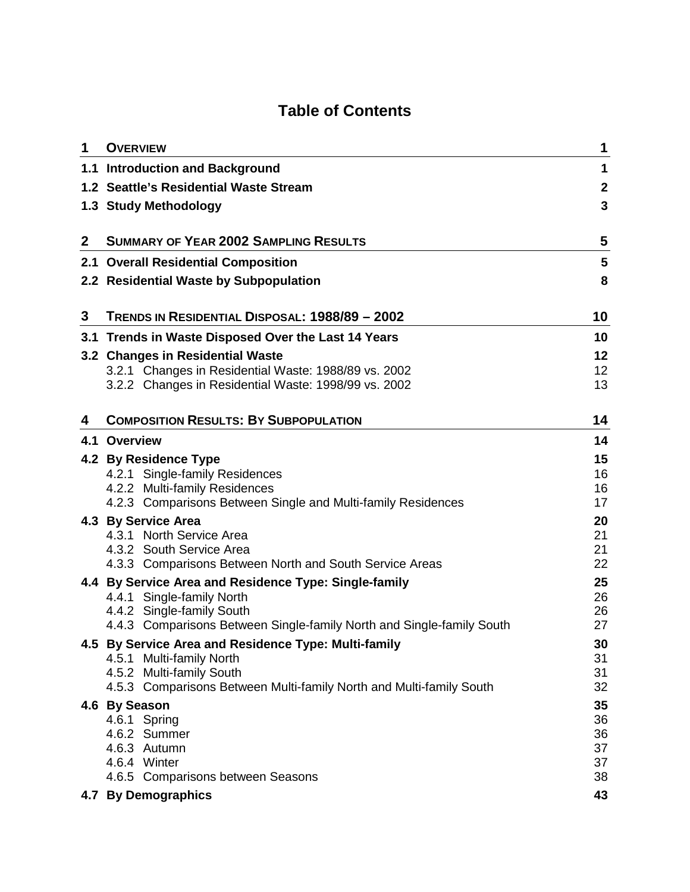# Table of Contents

| | | |
|---|---|---|
| **1** | **OVERVIEW** | **1** |
| **1.1** | **Introduction and Background** | **1** |
| **1.2** | **Seattle's Residential Waste Stream** | **2** |
| **1.3** | **Study Methodology** | **3** |
| **2** | **SUMMARY OF YEAR 2002 SAMPLING RESULTS** | **5** |
| **2.1** | **Overall Residential Composition** | **5** |
| **2.2** | **Residential Waste by Subpopulation** | **8** |
| **3** | **TRENDS IN RESIDENTIAL DISPOSAL: 1988/89 – 2002** | **10** |
| **3.1** | **Trends in Waste Disposed Over the Last 14 Years** | **10** |
| **3.2** | **Changes in Residential Waste** | **12** |
| | 3.2.1 Changes in Residential Waste: 1988/89 vs. 2002 | 12 |
| | 3.2.2 Changes in Residential Waste: 1998/99 vs. 2002 | 13 |
| **4** | **COMPOSITION RESULTS: BY SUBPOPULATION** | **14** |
| **4.1** | **Overview** | **14** |
| **4.2** | **By Residence Type** | **15** |
| | 4.2.1 Single-family Residences | 16 |
| | 4.2.2 Multi-family Residences | 16 |
| | 4.2.3 Comparisons Between Single and Multi-family Residences | 17 |
| **4.3** | **By Service Area** | **20** |
| | 4.3.1 North Service Area | 21 |
| | 4.3.2 South Service Area | 21 |
| | 4.3.3 Comparisons Between North and South Service Areas | 22 |
| **4.4** | **By Service Area and Residence Type: Single-family** | **25** |
| | 4.4.1 Single-family North | 26 |
| | 4.4.2 Single-family South | 26 |
| | 4.4.3 Comparisons Between Single-family North and Single-family South | 27 |
| **4.5** | **By Service Area and Residence Type: Multi-family** | **30** |
| | 4.5.1 Multi-family North | 31 |
| | 4.5.2 Multi-family South | 31 |
| | 4.5.3 Comparisons Between Multi-family North and Multi-family South | 32 |
| **4.6** | **By Season** | **35** |
| | 4.6.1 Spring | 36 |
| | 4.6.2 Summer | 36 |
| | 4.6.3 Autumn | 37 |
| | 4.6.4 Winter | 37 |
| | 4.6.5 Comparisons between Seasons | 38 |
| **4.7** | **By Demographics** | **43** |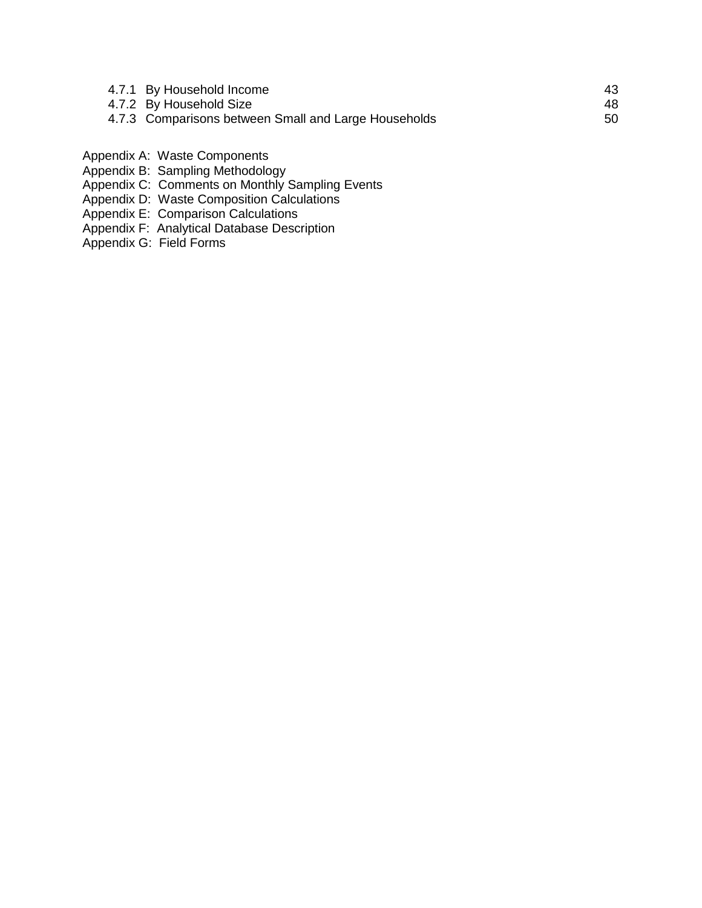4.7.1 By Household Income 43
4.7.2 By Household Size 48
4.7.3 Comparisons between Small and Large Households 50

Appendix A: Waste Components
Appendix B: Sampling Methodology
Appendix C: Comments on Monthly Sampling Events
Appendix D: Waste Composition Calculations
Appendix E: Comparison Calculations
Appendix F: Analytical Database Description
Appendix G: Field Forms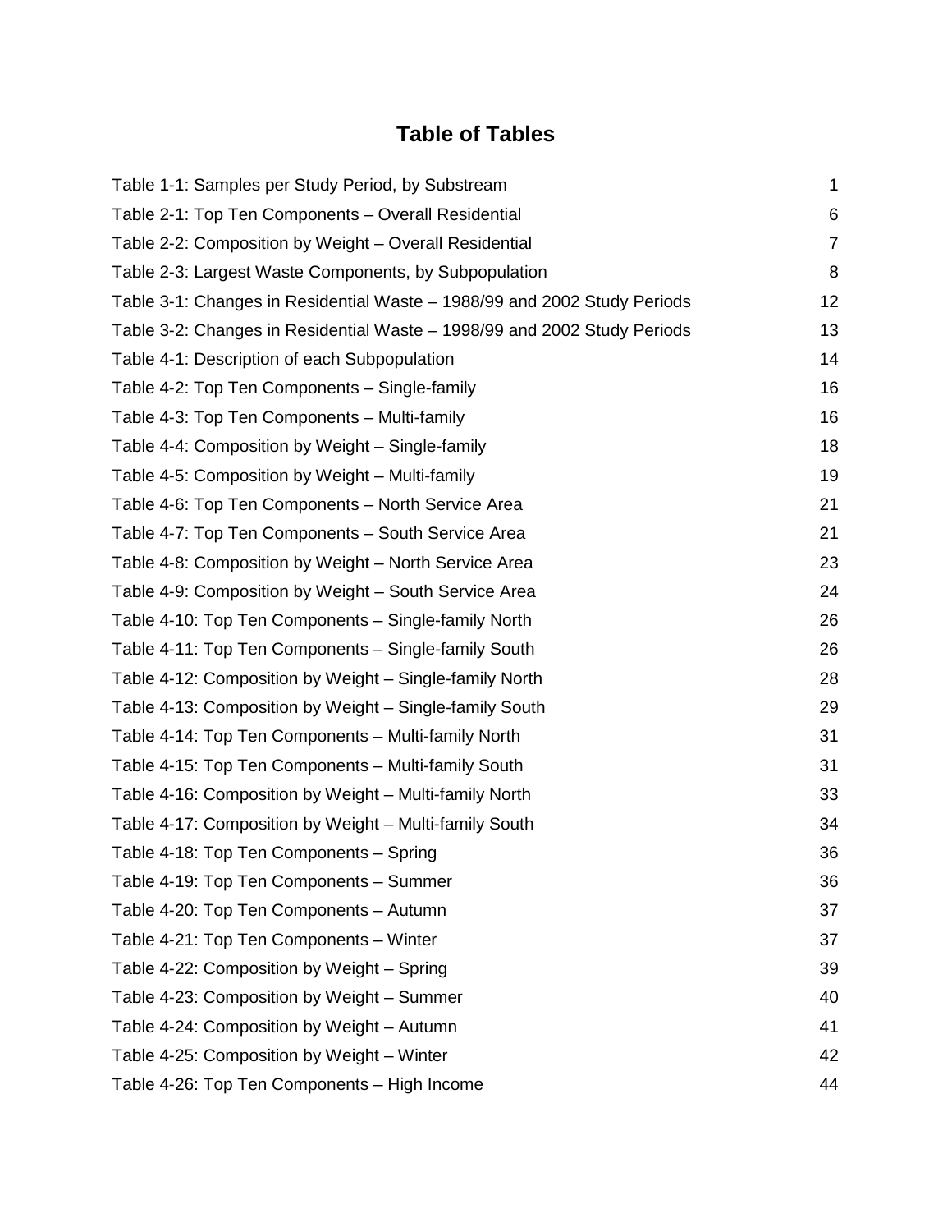# Table of Tables

| | |
|---|---|
| Table 1-1: Samples per Study Period, by Substream | 1 |
| Table 2-1: Top Ten Components – Overall Residential | 6 |
| Table 2-2: Composition by Weight – Overall Residential | 7 |
| Table 2-3: Largest Waste Components, by Subpopulation | 8 |
| Table 3-1: Changes in Residential Waste – 1988/99 and 2002 Study Periods | 12 |
| Table 3-2: Changes in Residential Waste – 1998/99 and 2002 Study Periods | 13 |
| Table 4-1: Description of each Subpopulation | 14 |
| Table 4-2: Top Ten Components – Single-family | 16 |
| Table 4-3: Top Ten Components – Multi-family | 16 |
| Table 4-4: Composition by Weight – Single-family | 18 |
| Table 4-5: Composition by Weight – Multi-family | 19 |
| Table 4-6: Top Ten Components – North Service Area | 21 |
| Table 4-7: Top Ten Components – South Service Area | 21 |
| Table 4-8: Composition by Weight – North Service Area | 23 |
| Table 4-9: Composition by Weight – South Service Area | 24 |
| Table 4-10: Top Ten Components – Single-family North | 26 |
| Table 4-11: Top Ten Components – Single-family South | 26 |
| Table 4-12: Composition by Weight – Single-family North | 28 |
| Table 4-13: Composition by Weight – Single-family South | 29 |
| Table 4-14: Top Ten Components – Multi-family North | 31 |
| Table 4-15: Top Ten Components – Multi-family South | 31 |
| Table 4-16: Composition by Weight – Multi-family North | 33 |
| Table 4-17: Composition by Weight – Multi-family South | 34 |
| Table 4-18: Top Ten Components – Spring | 36 |
| Table 4-19: Top Ten Components – Summer | 36 |
| Table 4-20: Top Ten Components – Autumn | 37 |
| Table 4-21: Top Ten Components – Winter | 37 |
| Table 4-22: Composition by Weight – Spring | 39 |
| Table 4-23: Composition by Weight – Summer | 40 |
| Table 4-24: Composition by Weight – Autumn | 41 |
| Table 4-25: Composition by Weight – Winter | 42 |
| Table 4-26: Top Ten Components – High Income | 44 |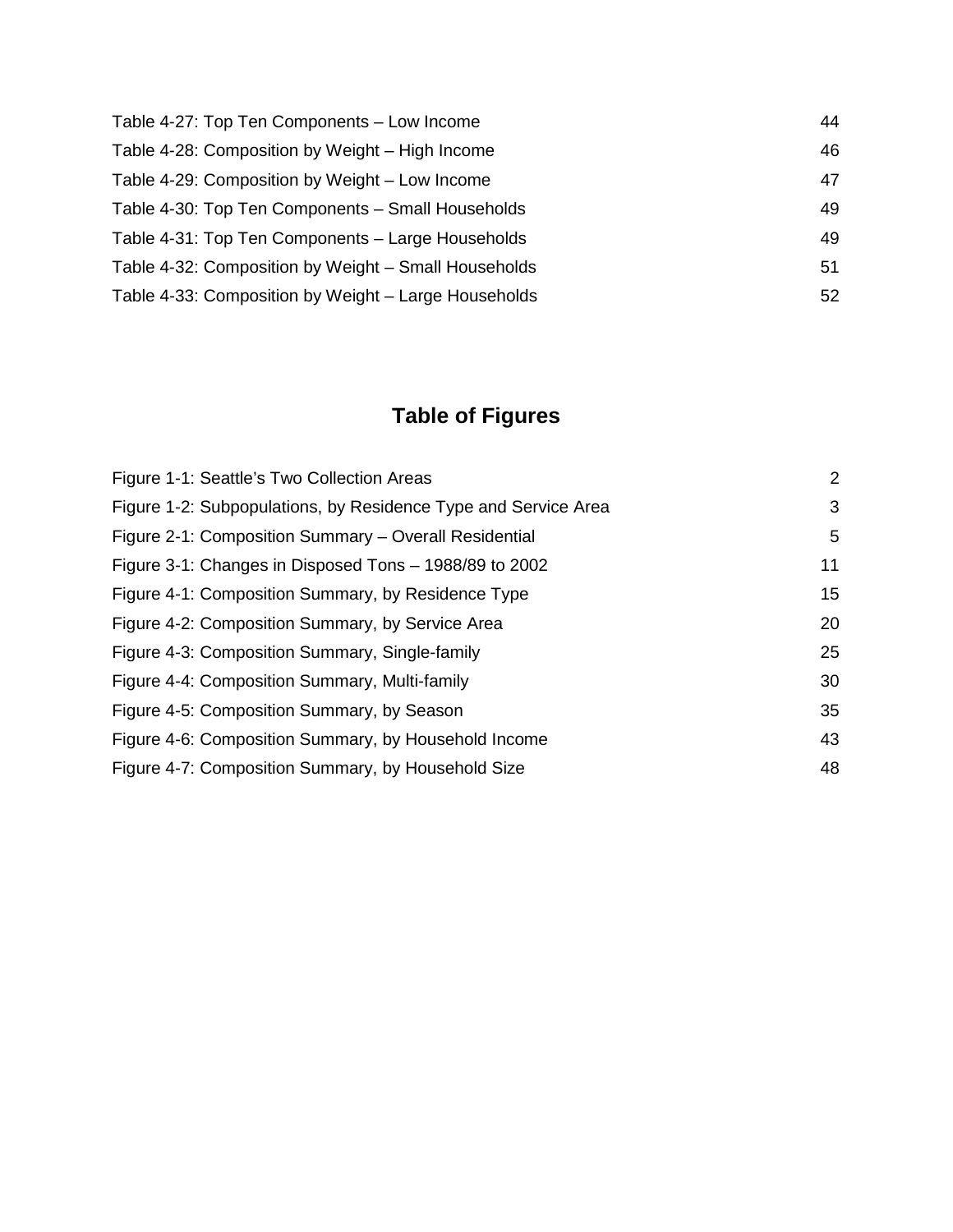Table 4-27: Top Ten Components – Low Income 44
Table 4-28: Composition by Weight – High Income 46
Table 4-29: Composition by Weight – Low Income 47
Table 4-30: Top Ten Components – Small Households 49
Table 4-31: Top Ten Components – Large Households 49
Table 4-32: Composition by Weight – Small Households 51
Table 4-33: Composition by Weight – Large Households 52

## Table of Figures

Figure 1-1: Seattle's Two Collection Areas 2
Figure 1-2: Subpopulations, by Residence Type and Service Area 3
Figure 2-1: Composition Summary – Overall Residential 5
Figure 3-1: Changes in Disposed Tons – 1988/89 to 2002 11
Figure 4-1: Composition Summary, by Residence Type 15
Figure 4-2: Composition Summary, by Service Area 20
Figure 4-3: Composition Summary, Single-family 25
Figure 4-4: Composition Summary, Multi-family 30
Figure 4-5: Composition Summary, by Season 35
Figure 4-6: Composition Summary, by Household Income 43
Figure 4-7: Composition Summary, by Household Size 48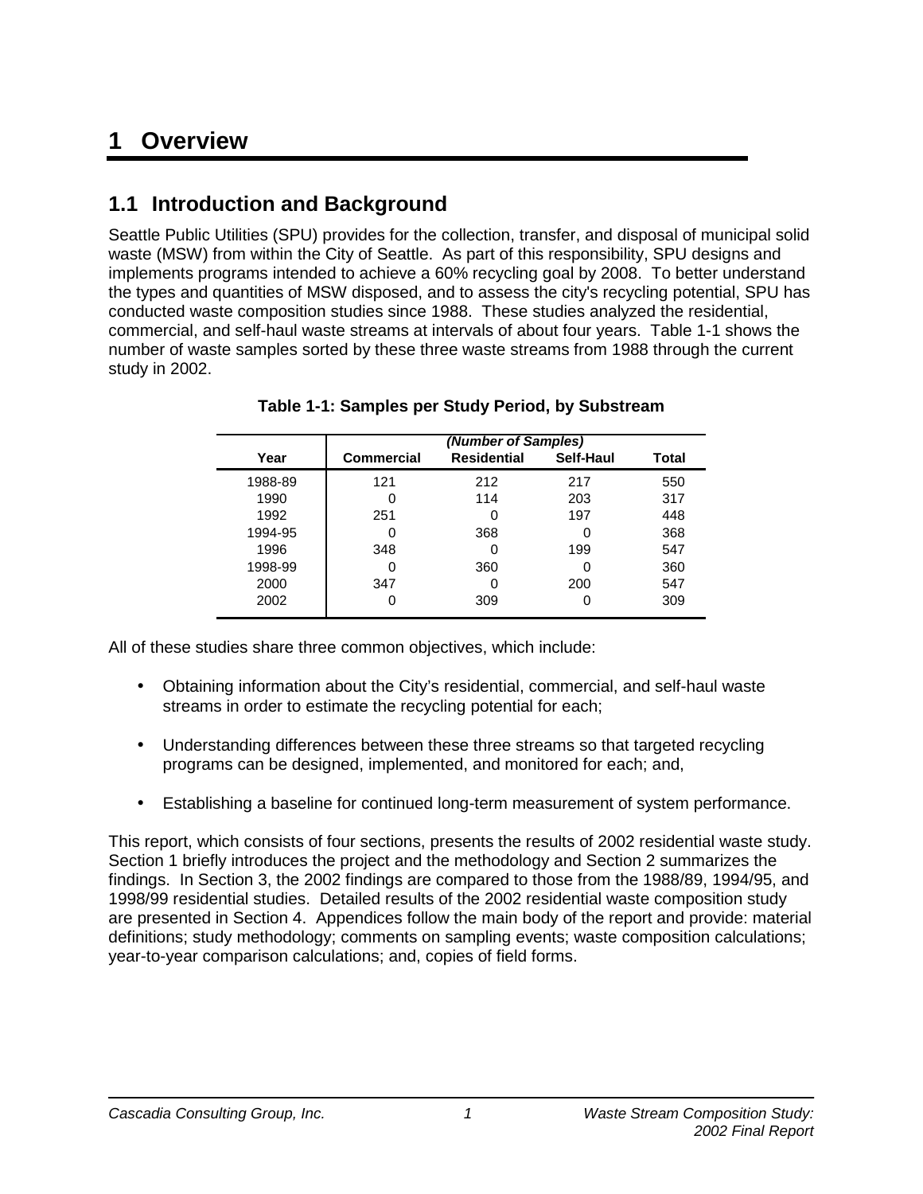# 1 Overview

## 1.1 Introduction and Background

Seattle Public Utilities (SPU) provides for the collection, transfer, and disposal of municipal solid waste (MSW) from within the City of Seattle. As part of this responsibility, SPU designs and implements programs intended to achieve a 60% recycling goal by 2008. To better understand the types and quantities of MSW disposed, and to assess the city's recycling potential, SPU has conducted waste composition studies since 1988. These studies analyzed the residential, commercial, and self-haul waste streams at intervals of about four years. Table 1-1 shows the number of waste samples sorted by these three waste streams from 1988 through the current study in 2002.

**Table 1-1: Samples per Study Period, by Substream**

| | *(Number of Samples)* | | | |
|---|---|---|---|---|
| **Year** | **Commercial** | **Residential** | **Self-Haul** | **Total** |
| 1988-89 | 121 | 212 | 217 | 550 |
| 1990 | 0 | 114 | 203 | 317 |
| 1992 | 251 | 0 | 197 | 448 |
| 1994-95 | 0 | 368 | 0 | 368 |
| 1996 | 348 | 0 | 199 | 547 |
| 1998-99 | 0 | 360 | 0 | 360 |
| 2000 | 347 | 0 | 200 | 547 |
| 2002 | 0 | 309 | 0 | 309 |

All of these studies share three common objectives, which include:

- Obtaining information about the City's residential, commercial, and self-haul waste streams in order to estimate the recycling potential for each;
- Understanding differences between these three streams so that targeted recycling programs can be designed, implemented, and monitored for each; and,
- Establishing a baseline for continued long-term measurement of system performance.

This report, which consists of four sections, presents the results of 2002 residential waste study. Section 1 briefly introduces the project and the methodology and Section 2 summarizes the findings. In Section 3, the 2002 findings are compared to those from the 1988/89, 1994/95, and 1998/99 residential studies. Detailed results of the 2002 residential waste composition study are presented in Section 4. Appendices follow the main body of the report and provide: material definitions; study methodology; comments on sampling events; waste composition calculations; year-to-year comparison calculations; and, copies of field forms.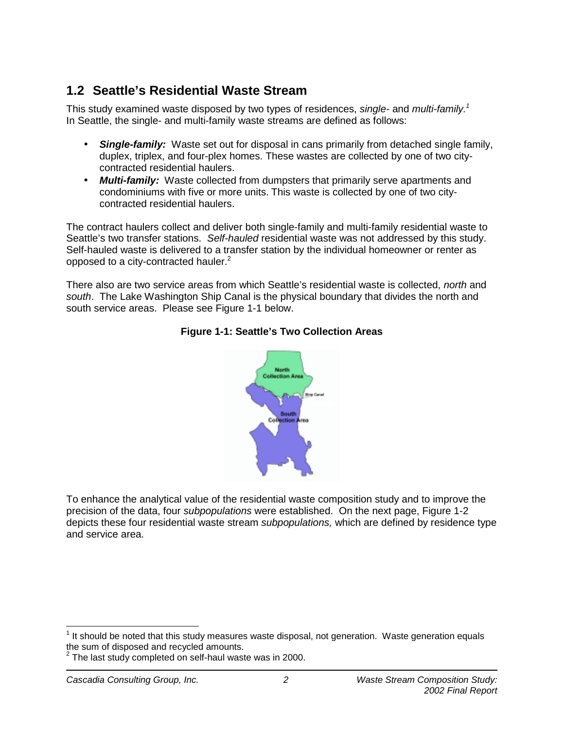## 1.2 Seattle's Residential Waste Stream

This study examined waste disposed by two types of residences, *single-* and *multi-family.*[1] In Seattle, the single- and multi-family waste streams are defined as follows:

- ***Single-family:*** Waste set out for disposal in cans primarily from detached single family, duplex, triplex, and four-plex homes. These wastes are collected by one of two city-contracted residential haulers.
- ***Multi-family:*** Waste collected from dumpsters that primarily serve apartments and condominiums with five or more units. This waste is collected by one of two city-contracted residential haulers.

The contract haulers collect and deliver both single-family and multi-family residential waste to Seattle's two transfer stations. *Self-hauled* residential waste was not addressed by this study. Self-hauled waste is delivered to a transfer station by the individual homeowner or renter as opposed to a city-contracted hauler.[2]

There also are two service areas from which Seattle's residential waste is collected, *north* and *south*. The Lake Washington Ship Canal is the physical boundary that divides the north and south service areas. Please see Figure 1-1 below.

**Figure 1-1: Seattle's Two Collection Areas**

To enhance the analytical value of the residential waste composition study and to improve the precision of the data, four *subpopulations* were established. On the next page, Figure 1-2 depicts these four residential waste stream *subpopulations,* which are defined by residence type and service area.

[1] It should be noted that this study measures waste disposal, not generation. Waste generation equals the sum of disposed and recycled amounts.

[2] The last study completed on self-haul waste was in 2000.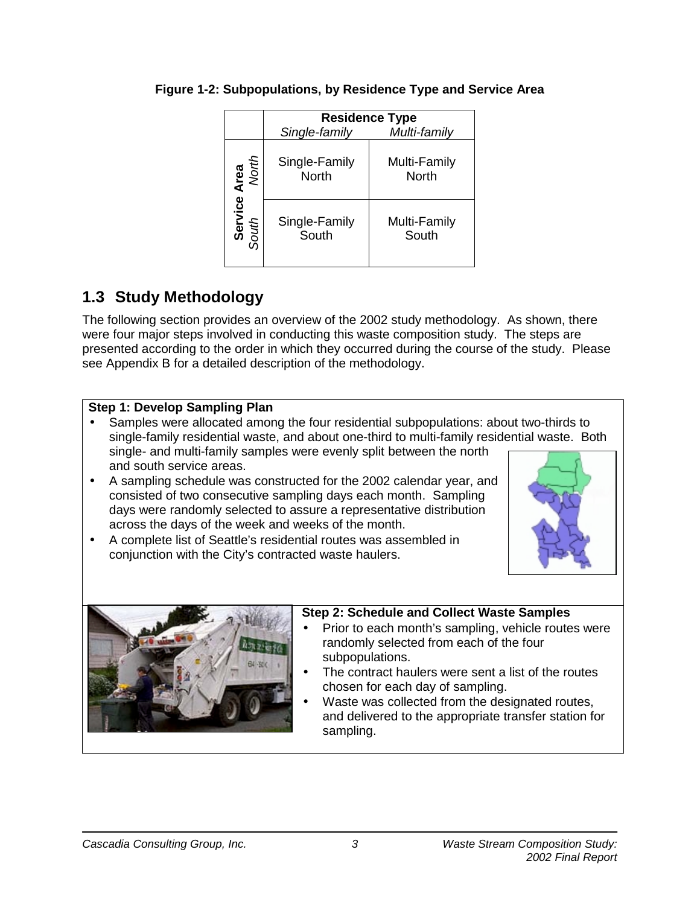**Figure 1-2: Subpopulations, by Residence Type and Service Area**

| Service Area | Residence Type: *Single-family* | Residence Type: *Multi-family* |
|---|---|---|
| *North* | Single-Family North | Multi-Family North |
| *South* | Single-Family South | Multi-Family South |

## 1.3 Study Methodology

The following section provides an overview of the 2002 study methodology. As shown, there were four major steps involved in conducting this waste composition study. The steps are presented according to the order in which they occurred during the course of the study. Please see Appendix B for a detailed description of the methodology.

**Step 1: Develop Sampling Plan**

- Samples were allocated among the four residential subpopulations: about two-thirds to single-family residential waste, and about one-third to multi-family residential waste. Both single- and multi-family samples were evenly split between the north and south service areas.
- A sampling schedule was constructed for the 2002 calendar year, and consisted of two consecutive sampling days each month. Sampling days were randomly selected to assure a representative distribution across the days of the week and weeks of the month.
- A complete list of Seattle's residential routes was assembled in conjunction with the City's contracted waste haulers.

**Step 2: Schedule and Collect Waste Samples**

- Prior to each month's sampling, vehicle routes were randomly selected from each of the four subpopulations.
- The contract haulers were sent a list of the routes chosen for each day of sampling.
- Waste was collected from the designated routes, and delivered to the appropriate transfer station for sampling.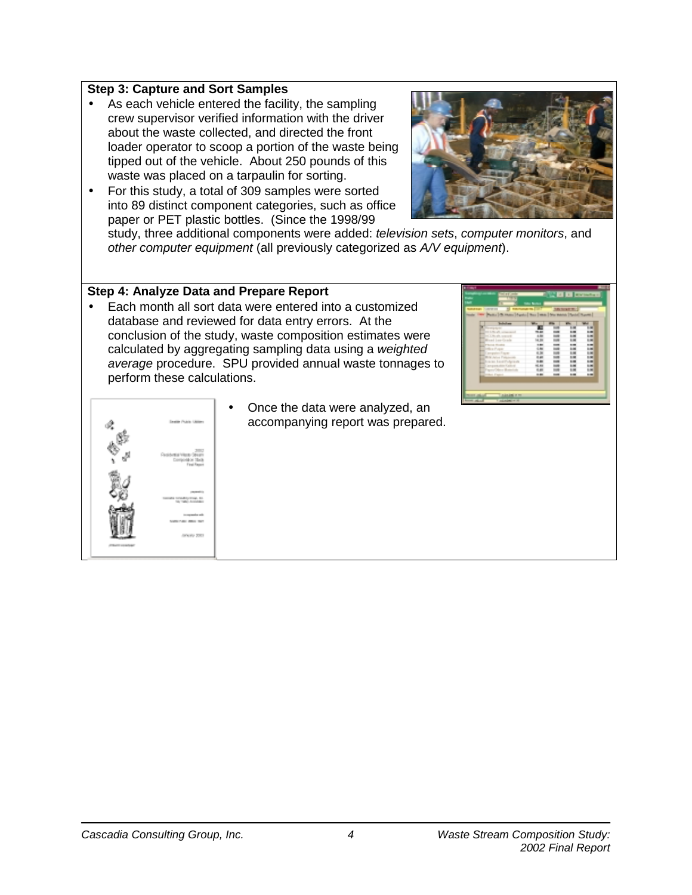**Step 3: Capture and Sort Samples**

- As each vehicle entered the facility, the sampling crew supervisor verified information with the driver about the waste collected, and directed the front loader operator to scoop a portion of the waste being tipped out of the vehicle. About 250 pounds of this waste was placed on a tarpaulin for sorting.
- For this study, a total of 309 samples were sorted into 89 distinct component categories, such as office paper or PET plastic bottles. (Since the 1998/99 study, three additional components were added: *television sets*, *computer monitors*, and *other computer equipment* (all previously categorized as *A/V equipment*).

**Step 4: Analyze Data and Prepare Report**

- Each month all sort data were entered into a customized database and reviewed for data entry errors. At the conclusion of the study, waste composition estimates were calculated by aggregating sampling data using a *weighted average* procedure. SPU provided annual waste tonnages to perform these calculations.
- Once the data were analyzed, an accompanying report was prepared.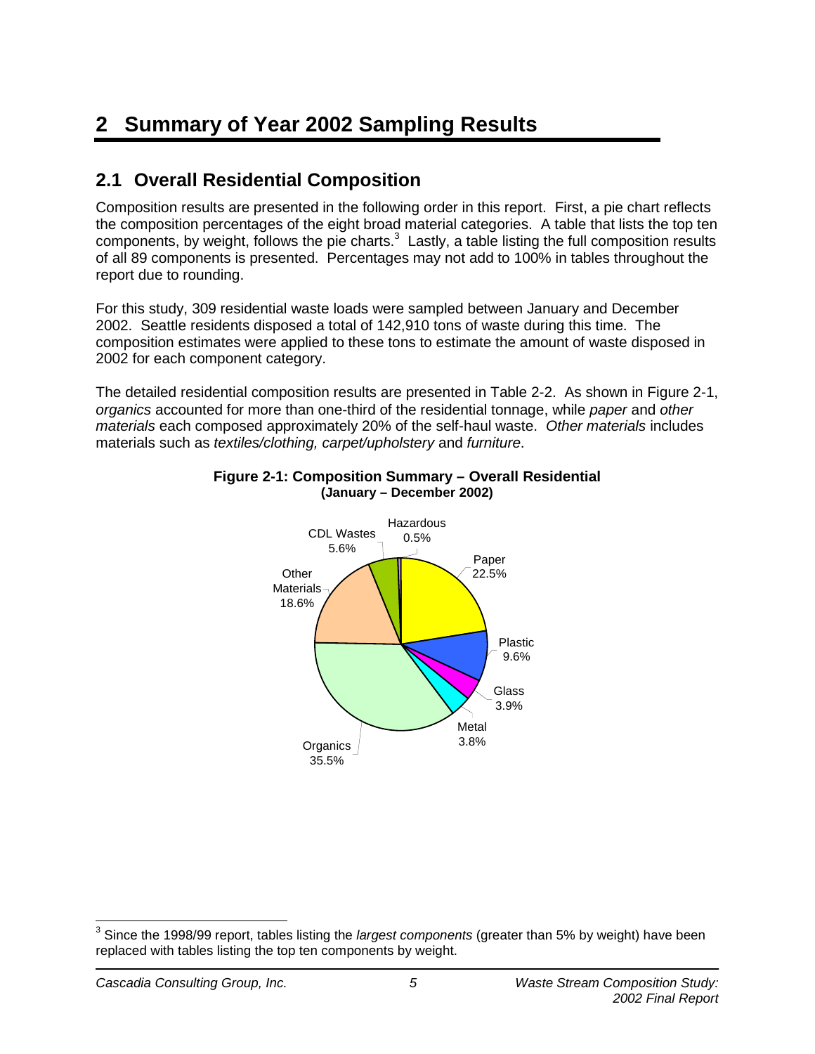// 2 Summary of Year 2002 Sampling Results

## 2.1 Overall Residential Composition

Composition results are presented in the following order in this report. First, a pie chart reflects the composition percentages of the eight broad material categories. A table that lists the top ten components, by weight, follows the pie charts.[3] Lastly, a table listing the full composition results of all 89 components is presented. Percentages may not add to 100% in tables throughout the report due to rounding.

For this study, 309 residential waste loads were sampled between January and December 2002. Seattle residents disposed a total of 142,910 tons of waste during this time. The composition estimates were applied to these tons to estimate the amount of waste disposed in 2002 for each component category.

The detailed residential composition results are presented in Table 2-2. As shown in Figure 2-1, *organics* accounted for more than one-third of the residential tonnage, while *paper* and *other materials* each composed approximately 20% of the self-haul waste. *Other materials* includes materials such as *textiles/clothing, carpet/upholstery* and *furniture*.

**Figure 2-1: Composition Summary – Overall Residential (January – December 2002)**

| Category | Percent |
|---|---|
| Paper | 22.5% |
| Plastic | 9.6% |
| Glass | 3.9% |
| Metal | 3.8% |
| Organics | 35.5% |
| Other Materials | 18.6% |
| CDL Wastes | 5.6% |
| Hazardous | 0.5% |

[3] Since the 1998/99 report, tables listing the *largest components* (greater than 5% by weight) have been replaced with tables listing the top ten components by weight.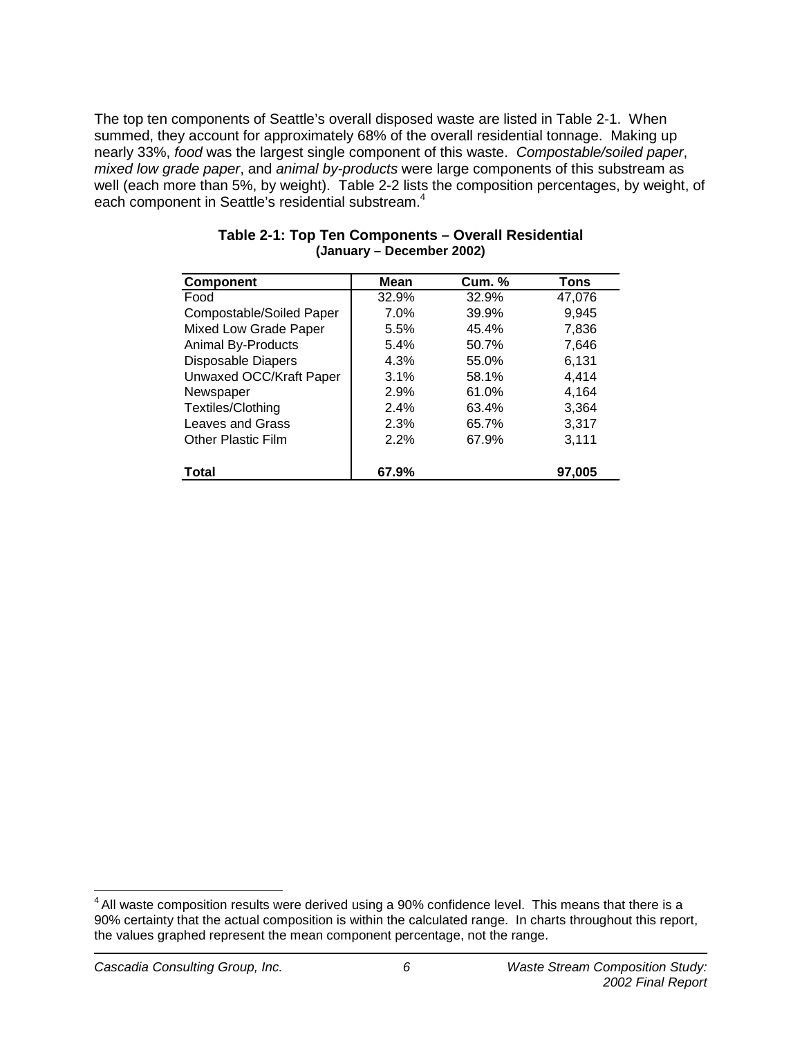The top ten components of Seattle's overall disposed waste are listed in Table 2-1. When summed, they account for approximately 68% of the overall residential tonnage. Making up nearly 33%, *food* was the largest single component of this waste. *Compostable/soiled paper*, *mixed low grade paper*, and *animal by-products* were large components of this substream as well (each more than 5%, by weight). Table 2-2 lists the composition percentages, by weight, of each component in Seattle's residential substream.[4]

**Table 2-1: Top Ten Components – Overall Residential**
**(January – December 2002)**

| Component | Mean | Cum. % | Tons |
|---|---|---|---|
| Food | 32.9% | 32.9% | 47,076 |
| Compostable/Soiled Paper | 7.0% | 39.9% | 9,945 |
| Mixed Low Grade Paper | 5.5% | 45.4% | 7,836 |
| Animal By-Products | 5.4% | 50.7% | 7,646 |
| Disposable Diapers | 4.3% | 55.0% | 6,131 |
| Unwaxed OCC/Kraft Paper | 3.1% | 58.1% | 4,414 |
| Newspaper | 2.9% | 61.0% | 4,164 |
| Textiles/Clothing | 2.4% | 63.4% | 3,364 |
| Leaves and Grass | 2.3% | 65.7% | 3,317 |
| Other Plastic Film | 2.2% | 67.9% | 3,111 |
| **Total** | **67.9%** | | **97,005** |

[4] All waste composition results were derived using a 90% confidence level. This means that there is a 90% certainty that the actual composition is within the calculated range. In charts throughout this report, the values graphed represent the mean component percentage, not the range.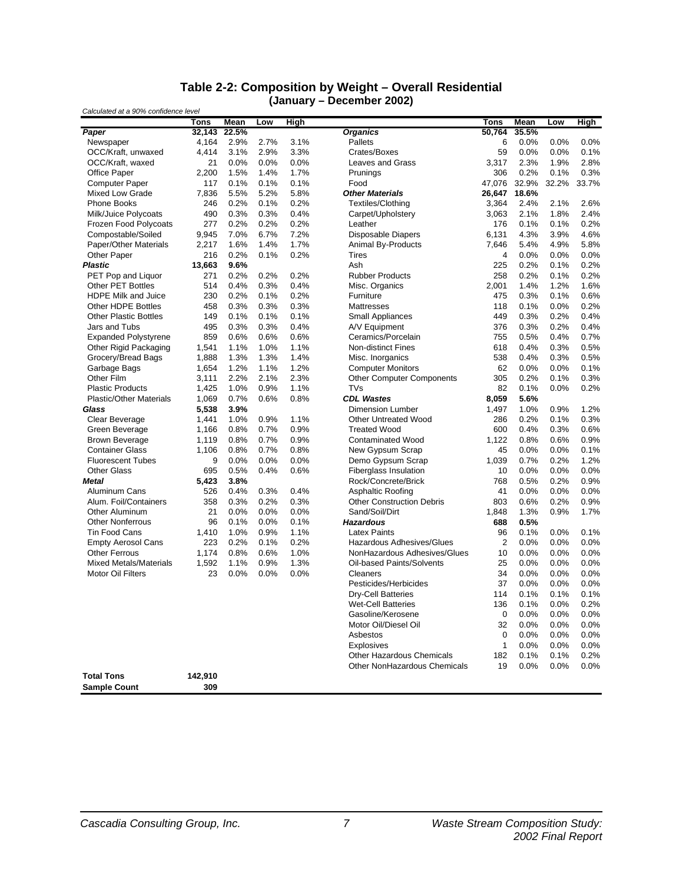## Table 2-2: Composition by Weight – Overall Residential
### (January – December 2002)

*Calculated at a 90% confidence level*

| | Tons | Mean | Low | High | | Tons | Mean | Low | High |
|---|---|---|---|---|---|---|---|---|---|
| ***Paper*** | **32,143** | **22.5%** | | | ***Organics*** | **50,764** | **35.5%** | | |
| Newspaper | 4,164 | 2.9% | 2.7% | 3.1% | Pallets | 6 | 0.0% | 0.0% | 0.0% |
| OCC/Kraft, unwaxed | 4,414 | 3.1% | 2.9% | 3.3% | Crates/Boxes | 59 | 0.0% | 0.0% | 0.1% |
| OCC/Kraft, waxed | 21 | 0.0% | 0.0% | 0.0% | Leaves and Grass | 3,317 | 2.3% | 1.9% | 2.8% |
| Office Paper | 2,200 | 1.5% | 1.4% | 1.7% | Prunings | 306 | 0.2% | 0.1% | 0.3% |
| Computer Paper | 117 | 0.1% | 0.1% | 0.1% | Food | 47,076 | 32.9% | 32.2% | 33.7% |
| Mixed Low Grade | 7,836 | 5.5% | 5.2% | 5.8% | ***Other Materials*** | **26,647** | **18.6%** | | |
| Phone Books | 246 | 0.2% | 0.1% | 0.2% | Textiles/Clothing | 3,364 | 2.4% | 2.1% | 2.6% |
| Milk/Juice Polycoats | 490 | 0.3% | 0.3% | 0.4% | Carpet/Upholstery | 3,063 | 2.1% | 1.8% | 2.4% |
| Frozen Food Polycoats | 277 | 0.2% | 0.2% | 0.2% | Leather | 176 | 0.1% | 0.1% | 0.2% |
| Compostable/Soiled | 9,945 | 7.0% | 6.7% | 7.2% | Disposable Diapers | 6,131 | 4.3% | 3.9% | 4.6% |
| Paper/Other Materials | 2,217 | 1.6% | 1.4% | 1.7% | Animal By-Products | 7,646 | 5.4% | 4.9% | 5.8% |
| Other Paper | 216 | 0.2% | 0.1% | 0.2% | Tires | 4 | 0.0% | 0.0% | 0.0% |
| ***Plastic*** | **13,663** | **9.6%** | | | Ash | 225 | 0.2% | 0.1% | 0.2% |
| PET Pop and Liquor | 271 | 0.2% | 0.2% | 0.2% | Rubber Products | 258 | 0.2% | 0.1% | 0.2% |
| Other PET Bottles | 514 | 0.4% | 0.3% | 0.4% | Misc. Organics | 2,001 | 1.4% | 1.2% | 1.6% |
| HDPE Milk and Juice | 230 | 0.2% | 0.1% | 0.2% | Furniture | 475 | 0.3% | 0.1% | 0.6% |
| Other HDPE Bottles | 458 | 0.3% | 0.3% | 0.3% | Mattresses | 118 | 0.1% | 0.0% | 0.2% |
| Other Plastic Bottles | 149 | 0.1% | 0.1% | 0.1% | Small Appliances | 449 | 0.3% | 0.2% | 0.4% |
| Jars and Tubs | 495 | 0.3% | 0.3% | 0.4% | A/V Equipment | 376 | 0.3% | 0.2% | 0.4% |
| Expanded Polystyrene | 859 | 0.6% | 0.6% | 0.6% | Ceramics/Porcelain | 755 | 0.5% | 0.4% | 0.7% |
| Other Rigid Packaging | 1,541 | 1.1% | 1.0% | 1.1% | Non-distinct Fines | 618 | 0.4% | 0.3% | 0.5% |
| Grocery/Bread Bags | 1,888 | 1.3% | 1.3% | 1.4% | Misc. Inorganics | 538 | 0.4% | 0.3% | 0.5% |
| Garbage Bags | 1,654 | 1.2% | 1.1% | 1.2% | Computer Monitors | 62 | 0.0% | 0.0% | 0.1% |
| Other Film | 3,111 | 2.2% | 2.1% | 2.3% | Other Computer Components | 305 | 0.2% | 0.1% | 0.3% |
| Plastic Products | 1,425 | 1.0% | 0.9% | 1.1% | TVs | 82 | 0.1% | 0.0% | 0.2% |
| Plastic/Other Materials | 1,069 | 0.7% | 0.6% | 0.8% | ***CDL Wastes*** | **8,059** | **5.6%** | | |
| ***Glass*** | **5,538** | **3.9%** | | | Dimension Lumber | 1,497 | 1.0% | 0.9% | 1.2% |
| Clear Beverage | 1,441 | 1.0% | 0.9% | 1.1% | Other Untreated Wood | 286 | 0.2% | 0.1% | 0.3% |
| Green Beverage | 1,166 | 0.8% | 0.7% | 0.9% | Treated Wood | 600 | 0.4% | 0.3% | 0.6% |
| Brown Beverage | 1,119 | 0.8% | 0.7% | 0.9% | Contaminated Wood | 1,122 | 0.8% | 0.6% | 0.9% |
| Container Glass | 1,106 | 0.8% | 0.7% | 0.8% | New Gypsum Scrap | 45 | 0.0% | 0.0% | 0.1% |
| Fluorescent Tubes | 9 | 0.0% | 0.0% | 0.0% | Demo Gypsum Scrap | 1,039 | 0.7% | 0.2% | 1.2% |
| Other Glass | 695 | 0.5% | 0.4% | 0.6% | Fiberglass Insulation | 10 | 0.0% | 0.0% | 0.0% |
| ***Metal*** | **5,423** | **3.8%** | | | Rock/Concrete/Brick | 768 | 0.5% | 0.2% | 0.9% |
| Aluminum Cans | 526 | 0.4% | 0.3% | 0.4% | Asphaltic Roofing | 41 | 0.0% | 0.0% | 0.0% |
| Alum. Foil/Containers | 358 | 0.3% | 0.2% | 0.3% | Other Construction Debris | 803 | 0.6% | 0.2% | 0.9% |
| Other Aluminum | 21 | 0.0% | 0.0% | 0.0% | Sand/Soil/Dirt | 1,848 | 1.3% | 0.9% | 1.7% |
| Other Nonferrous | 96 | 0.1% | 0.0% | 0.1% | ***Hazardous*** | **688** | **0.5%** | | |
| Tin Food Cans | 1,410 | 1.0% | 0.9% | 1.1% | Latex Paints | 96 | 0.1% | 0.0% | 0.1% |
| Empty Aerosol Cans | 223 | 0.2% | 0.1% | 0.2% | Hazardous Adhesives/Glues | 2 | 0.0% | 0.0% | 0.0% |
| Other Ferrous | 1,174 | 0.8% | 0.6% | 1.0% | NonHazardous Adhesives/Glues | 10 | 0.0% | 0.0% | 0.0% |
| Mixed Metals/Materials | 1,592 | 1.1% | 0.9% | 1.3% | Oil-based Paints/Solvents | 25 | 0.0% | 0.0% | 0.0% |
| Motor Oil Filters | 23 | 0.0% | 0.0% | 0.0% | Cleaners | 34 | 0.0% | 0.0% | 0.0% |
| | | | | | Pesticides/Herbicides | 37 | 0.0% | 0.0% | 0.0% |
| | | | | | Dry-Cell Batteries | 114 | 0.1% | 0.1% | 0.1% |
| | | | | | Wet-Cell Batteries | 136 | 0.1% | 0.0% | 0.2% |
| | | | | | Gasoline/Kerosene | 0 | 0.0% | 0.0% | 0.0% |
| | | | | | Motor Oil/Diesel Oil | 32 | 0.0% | 0.0% | 0.0% |
| | | | | | Asbestos | 0 | 0.0% | 0.0% | 0.0% |
| | | | | | Explosives | 1 | 0.0% | 0.0% | 0.0% |
| | | | | | Other Hazardous Chemicals | 182 | 0.1% | 0.1% | 0.2% |
| | | | | | Other NonHazardous Chemicals | 19 | 0.0% | 0.0% | 0.0% |
| **Total Tons** | **142,910** | | | | | | | | |
| **Sample Count** | **309** | | | | | | | | |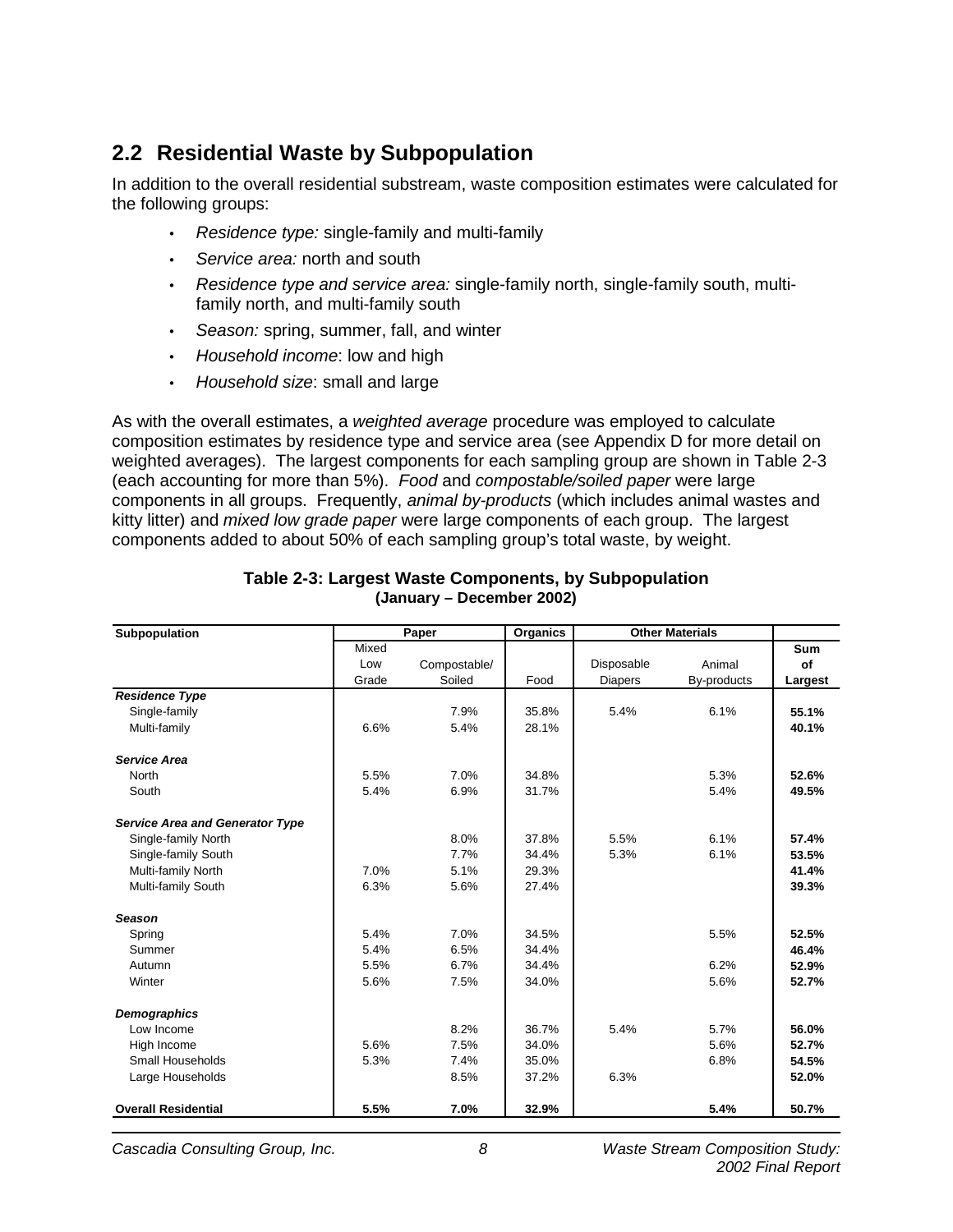## 2.2 Residential Waste by Subpopulation

In addition to the overall residential substream, waste composition estimates were calculated for the following groups:

- *Residence type:* single-family and multi-family
- *Service area:* north and south
- *Residence type and service area:* single-family north, single-family south, multi-family north, and multi-family south
- *Season:* spring, summer, fall, and winter
- *Household income*: low and high
- *Household size*: small and large

As with the overall estimates, a *weighted average* procedure was employed to calculate composition estimates by residence type and service area (see Appendix D for more detail on weighted averages). The largest components for each sampling group are shown in Table 2-3 (each accounting for more than 5%). *Food* and *compostable/soiled paper* were large components in all groups. Frequently, *animal by-products* (which includes animal wastes and kitty litter) and *mixed low grade paper* were large components of each group. The largest components added to about 50% of each sampling group's total waste, by weight.

**Table 2-3: Largest Waste Components, by Subpopulation (January – December 2002)**

| Subpopulation | Paper | | Organics | Other Materials | | |
|---|---|---|---|---|---|---|
| | Mixed Low Grade | Compostable/ Soiled | Food | Disposable Diapers | Animal By-products | Sum of Largest |
| ***Residence Type*** | | | | | | |
| Single-family | | 7.9% | 35.8% | 5.4% | 6.1% | **55.1%** |
| Multi-family | 6.6% | 5.4% | 28.1% | | | **40.1%** |
| ***Service Area*** | | | | | | |
| North | 5.5% | 7.0% | 34.8% | | 5.3% | **52.6%** |
| South | 5.4% | 6.9% | 31.7% | | 5.4% | **49.5%** |
| ***Service Area and Generator Type*** | | | | | | |
| Single-family North | | 8.0% | 37.8% | 5.5% | 6.1% | **57.4%** |
| Single-family South | | 7.7% | 34.4% | 5.3% | 6.1% | **53.5%** |
| Multi-family North | 7.0% | 5.1% | 29.3% | | | **41.4%** |
| Multi-family South | 6.3% | 5.6% | 27.4% | | | **39.3%** |
| ***Season*** | | | | | | |
| Spring | 5.4% | 7.0% | 34.5% | | 5.5% | **52.5%** |
| Summer | 5.4% | 6.5% | 34.4% | | | **46.4%** |
| Autumn | 5.5% | 6.7% | 34.4% | | 6.2% | **52.9%** |
| Winter | 5.6% | 7.5% | 34.0% | | 5.6% | **52.7%** |
| ***Demographics*** | | | | | | |
| Low Income | | 8.2% | 36.7% | 5.4% | 5.7% | **56.0%** |
| High Income | 5.6% | 7.5% | 34.0% | | 5.6% | **52.7%** |
| Small Households | 5.3% | 7.4% | 35.0% | | 6.8% | **54.5%** |
| Large Households | | 8.5% | 37.2% | 6.3% | | **52.0%** |
| **Overall Residential** | **5.5%** | **7.0%** | **32.9%** | | **5.4%** | **50.7%** |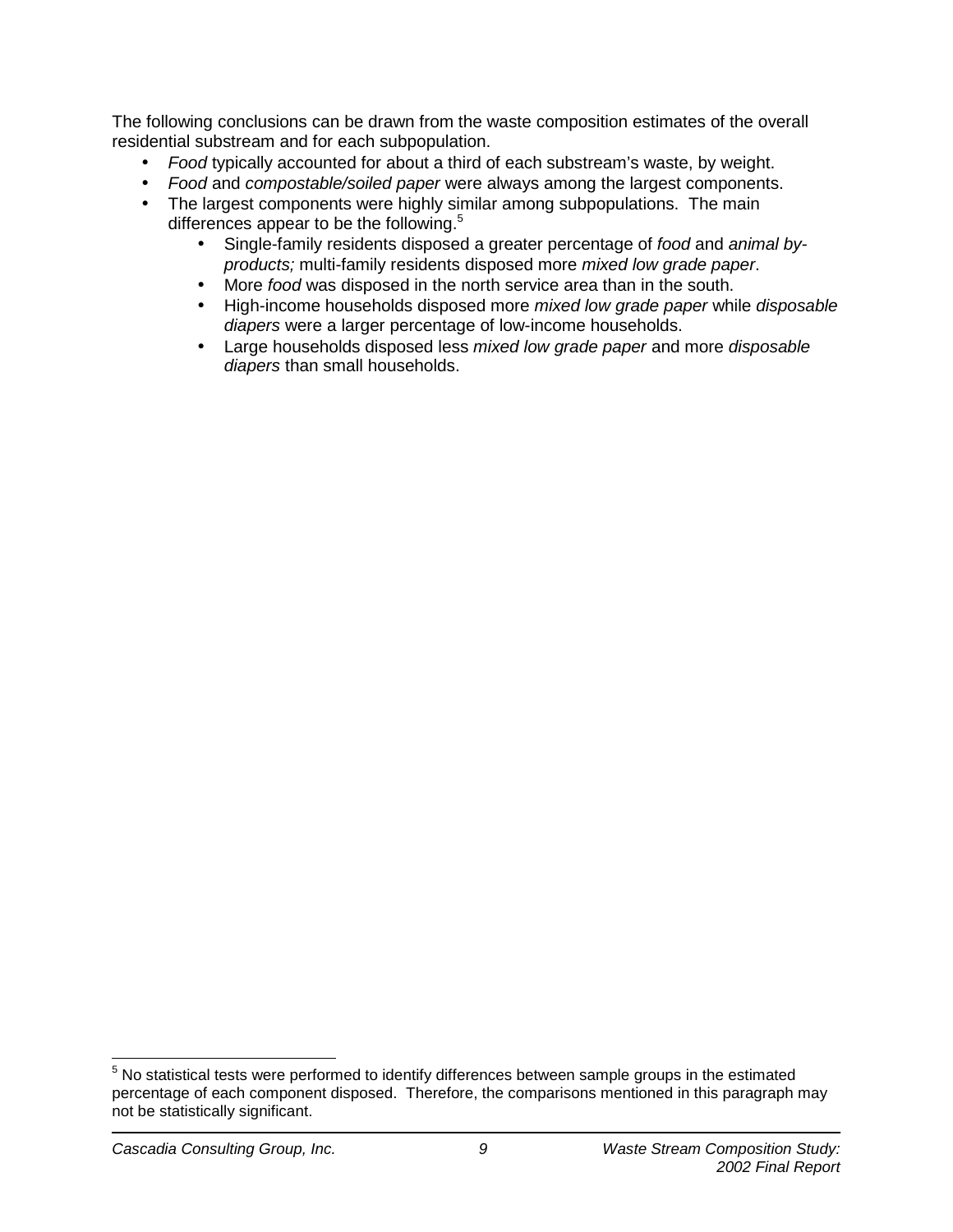The following conclusions can be drawn from the waste composition estimates of the overall residential substream and for each subpopulation.

- *Food* typically accounted for about a third of each substream's waste, by weight.
- *Food* and *compostable/soiled paper* were always among the largest components.
- The largest components were highly similar among subpopulations. The main differences appear to be the following.[5]
    - Single-family residents disposed a greater percentage of *food* and *animal by-products;* multi-family residents disposed more *mixed low grade paper*.
    - More *food* was disposed in the north service area than in the south.
    - High-income households disposed more *mixed low grade paper* while *disposable diapers* were a larger percentage of low-income households.
    - Large households disposed less *mixed low grade paper* and more *disposable diapers* than small households.

[5] No statistical tests were performed to identify differences between sample groups in the estimated percentage of each component disposed. Therefore, the comparisons mentioned in this paragraph may not be statistically significant.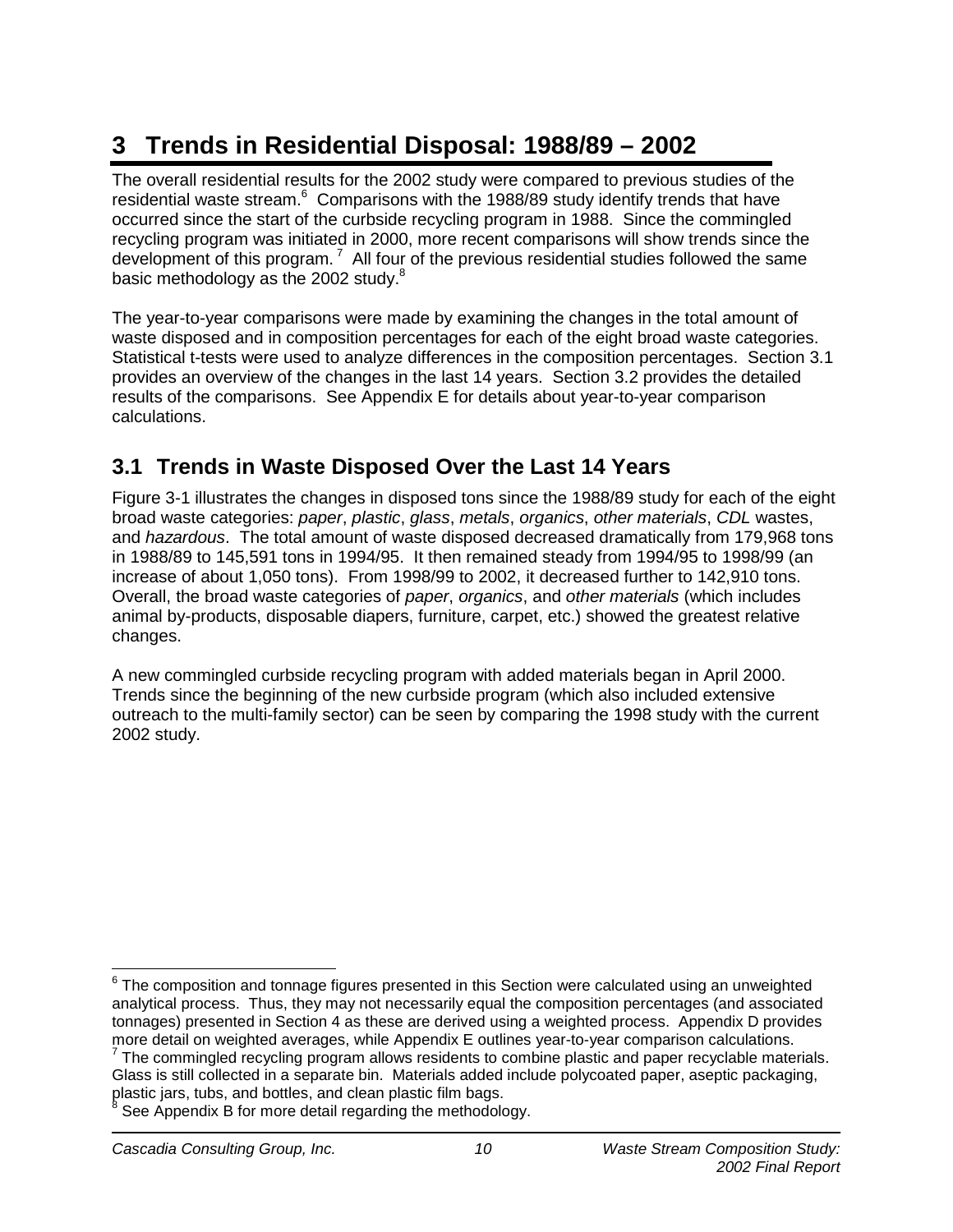# 3 Trends in Residential Disposal: 1988/89 – 2002

The overall residential results for the 2002 study were compared to previous studies of the residential waste stream.[6] Comparisons with the 1988/89 study identify trends that have occurred since the start of the curbside recycling program in 1988. Since the commingled recycling program was initiated in 2000, more recent comparisons will show trends since the development of this program.[7] All four of the previous residential studies followed the same basic methodology as the 2002 study.[8]

The year-to-year comparisons were made by examining the changes in the total amount of waste disposed and in composition percentages for each of the eight broad waste categories. Statistical t-tests were used to analyze differences in the composition percentages. Section 3.1 provides an overview of the changes in the last 14 years. Section 3.2 provides the detailed results of the comparisons. See Appendix E for details about year-to-year comparison calculations.

## 3.1 Trends in Waste Disposed Over the Last 14 Years

Figure 3-1 illustrates the changes in disposed tons since the 1988/89 study for each of the eight broad waste categories: *paper*, *plastic*, *glass*, *metals*, *organics*, *other materials*, *CDL* wastes, and *hazardous*. The total amount of waste disposed decreased dramatically from 179,968 tons in 1988/89 to 145,591 tons in 1994/95. It then remained steady from 1994/95 to 1998/99 (an increase of about 1,050 tons). From 1998/99 to 2002, it decreased further to 142,910 tons. Overall, the broad waste categories of *paper*, *organics*, and *other materials* (which includes animal by-products, disposable diapers, furniture, carpet, etc.) showed the greatest relative changes.

A new commingled curbside recycling program with added materials began in April 2000. Trends since the beginning of the new curbside program (which also included extensive outreach to the multi-family sector) can be seen by comparing the 1998 study with the current 2002 study.

---

[6] The composition and tonnage figures presented in this Section were calculated using an unweighted analytical process. Thus, they may not necessarily equal the composition percentages (and associated tonnages) presented in Section 4 as these are derived using a weighted process. Appendix D provides more detail on weighted averages, while Appendix E outlines year-to-year comparison calculations.

[7] The commingled recycling program allows residents to combine plastic and paper recyclable materials. Glass is still collected in a separate bin. Materials added include polycoated paper, aseptic packaging, plastic jars, tubs, and bottles, and clean plastic film bags.

[8] See Appendix B for more detail regarding the methodology.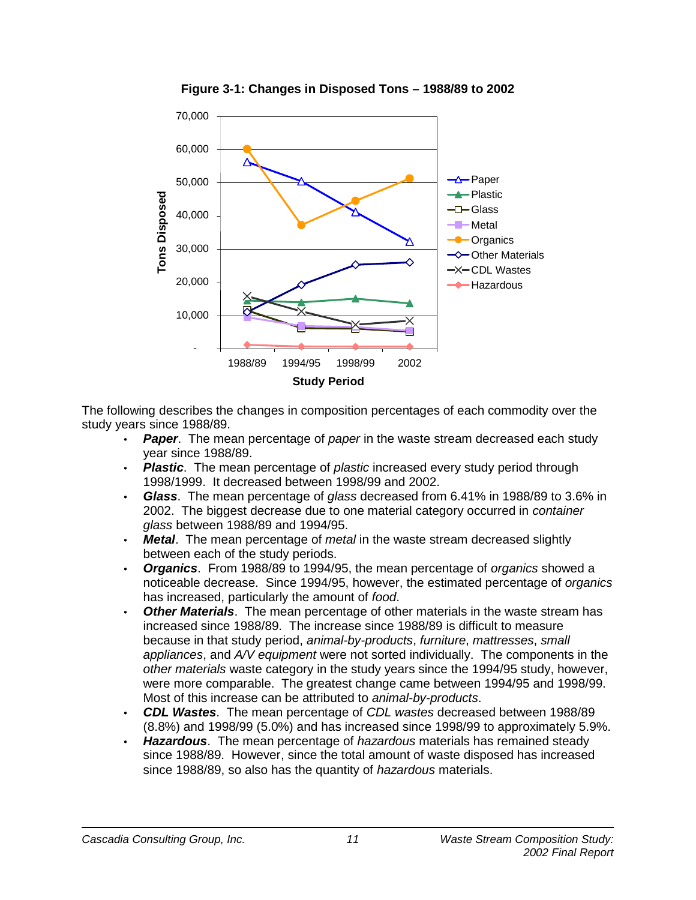**Figure 3-1: Changes in Disposed Tons – 1988/89 to 2002**

The following describes the changes in composition percentages of each commodity over the study years since 1988/89.

- ***Paper***. The mean percentage of *paper* in the waste stream decreased each study year since 1988/89.
- ***Plastic***. The mean percentage of *plastic* increased every study period through 1998/1999. It decreased between 1998/99 and 2002.
- ***Glass***. The mean percentage of *glass* decreased from 6.41% in 1988/89 to 3.6% in 2002. The biggest decrease due to one material category occurred in *container glass* between 1988/89 and 1994/95.
- ***Metal***. The mean percentage of *metal* in the waste stream decreased slightly between each of the study periods.
- ***Organics***. From 1988/89 to 1994/95, the mean percentage of *organics* showed a noticeable decrease. Since 1994/95, however, the estimated percentage of *organics* has increased, particularly the amount of *food*.
- ***Other Materials***. The mean percentage of other materials in the waste stream has increased since 1988/89. The increase since 1988/89 is difficult to measure because in that study period, *animal-by-products*, *furniture*, *mattresses*, *small appliances*, and *A/V equipment* were not sorted individually. The components in the *other materials* waste category in the study years since the 1994/95 study, however, were more comparable. The greatest change came between 1994/95 and 1998/99. Most of this increase can be attributed to *animal-by-products*.
- ***CDL Wastes***. The mean percentage of *CDL wastes* decreased between 1988/89 (8.8%) and 1998/99 (5.0%) and has increased since 1998/99 to approximately 5.9%.
- ***Hazardous***. The mean percentage of *hazardous* materials has remained steady since 1988/89. However, since the total amount of waste disposed has increased since 1988/89, so also has the quantity of *hazardous* materials.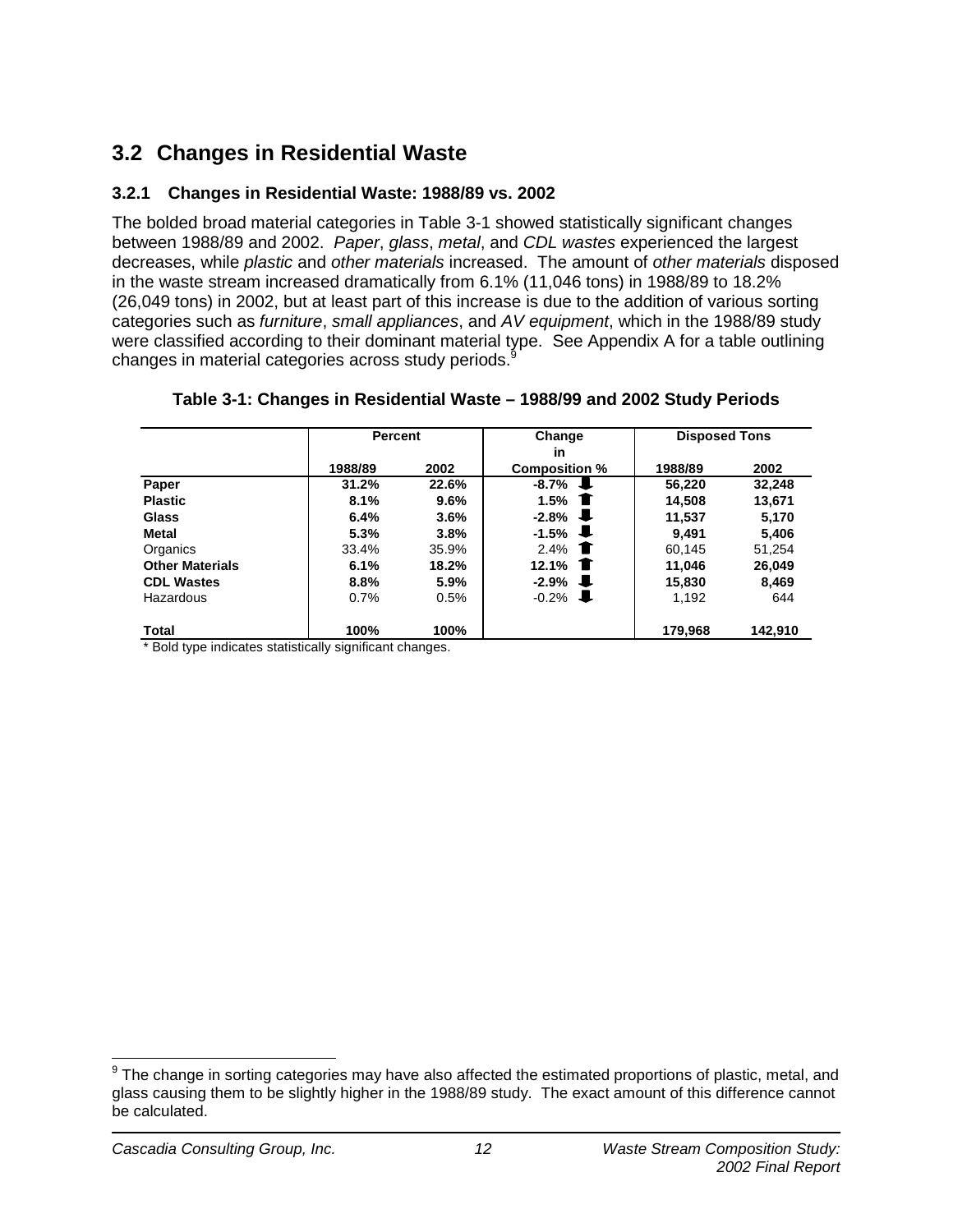## 3.2 Changes in Residential Waste

### 3.2.1 Changes in Residential Waste: 1988/89 vs. 2002

The bolded broad material categories in Table 3-1 showed statistically significant changes between 1988/89 and 2002. *Paper*, *glass*, *metal*, and *CDL wastes* experienced the largest decreases, while *plastic* and *other materials* increased. The amount of *other materials* disposed in the waste stream increased dramatically from 6.1% (11,046 tons) in 1988/89 to 18.2% (26,049 tons) in 2002, but at least part of this increase is due to the addition of various sorting categories such as *furniture*, *small appliances*, and *AV equipment*, which in the 1988/89 study were classified according to their dominant material type. See Appendix A for a table outlining changes in material categories across study periods.[9]

**Table 3-1: Changes in Residential Waste – 1988/99 and 2002 Study Periods**

| | Percent | | Change in | Disposed Tons | |
|---|---|---|---|---|---|
| | 1988/89 | 2002 | Composition % | 1988/89 | 2002 |
| **Paper** | **31.2%** | **22.6%** | **-8.7%** ⬇ | **56,220** | **32,248** |
| **Plastic** | **8.1%** | **9.6%** | **1.5%** ⬆ | **14,508** | **13,671** |
| **Glass** | **6.4%** | **3.6%** | **-2.8%** ⬇ | **11,537** | **5,170** |
| **Metal** | **5.3%** | **3.8%** | **-1.5%** ⬇ | **9,491** | **5,406** |
| Organics | 33.4% | 35.9% | 2.4% ⬆ | 60,145 | 51,254 |
| **Other Materials** | **6.1%** | **18.2%** | **12.1%** ⬆ | **11,046** | **26,049** |
| **CDL Wastes** | **8.8%** | **5.9%** | **-2.9%** ⬇ | **15,830** | **8,469** |
| Hazardous | 0.7% | 0.5% | -0.2% ⬇ | 1,192 | 644 |
| **Total** | **100%** | **100%** | | **179,968** | **142,910** |

\* Bold type indicates statistically significant changes.

[9] The change in sorting categories may have also affected the estimated proportions of plastic, metal, and glass causing them to be slightly higher in the 1988/89 study. The exact amount of this difference cannot be calculated.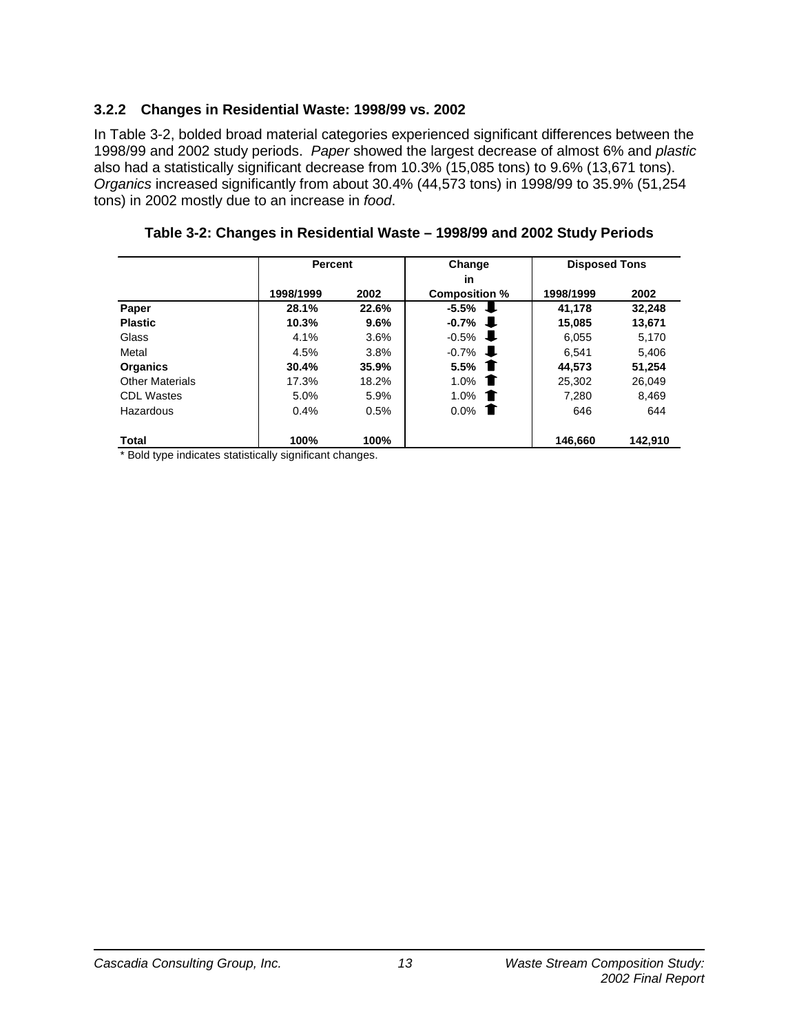### 3.2.2 Changes in Residential Waste: 1998/99 vs. 2002

In Table 3-2, bolded broad material categories experienced significant differences between the 1998/99 and 2002 study periods. *Paper* showed the largest decrease of almost 6% and *plastic* also had a statistically significant decrease from 10.3% (15,085 tons) to 9.6% (13,671 tons). *Organics* increased significantly from about 30.4% (44,573 tons) in 1998/99 to 35.9% (51,254 tons) in 2002 mostly due to an increase in *food*.

**Table 3-2: Changes in Residential Waste – 1998/99 and 2002 Study Periods**

| | Percent | | Change in | Disposed Tons | |
|---|---|---|---|---|---|
| | 1998/1999 | 2002 | Composition % | 1998/1999 | 2002 |
| **Paper** | **28.1%** | **22.6%** | **-5.5%** ⬇ | **41,178** | **32,248** |
| **Plastic** | **10.3%** | **9.6%** | **-0.7%** ⬇ | **15,085** | **13,671** |
| Glass | 4.1% | 3.6% | -0.5% ⬇ | 6,055 | 5,170 |
| Metal | 4.5% | 3.8% | -0.7% ⬇ | 6,541 | 5,406 |
| **Organics** | **30.4%** | **35.9%** | **5.5%** ⬆ | **44,573** | **51,254** |
| Other Materials | 17.3% | 18.2% | 1.0% ⬆ | 25,302 | 26,049 |
| CDL Wastes | 5.0% | 5.9% | 1.0% ⬆ | 7,280 | 8,469 |
| Hazardous | 0.4% | 0.5% | 0.0% ⬆ | 646 | 644 |
| **Total** | **100%** | **100%** | | **146,660** | **142,910** |

* Bold type indicates statistically significant changes.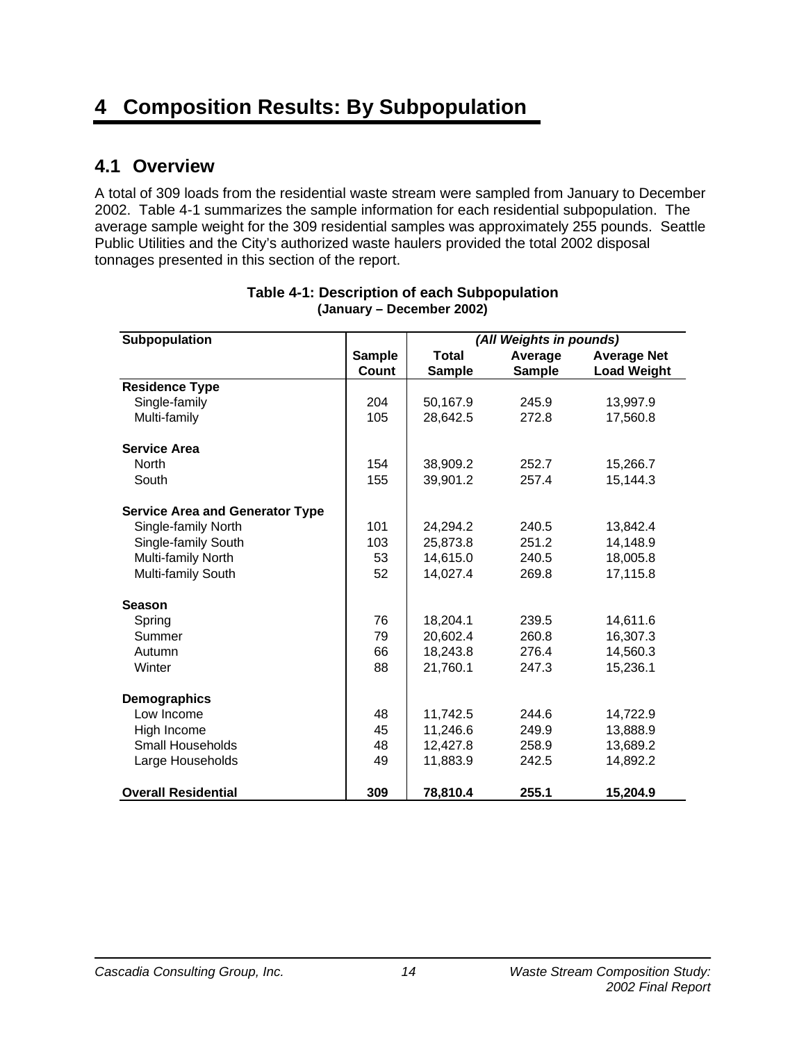# 4 Composition Results: By Subpopulation

## 4.1 Overview

A total of 309 loads from the residential waste stream were sampled from January to December 2002. Table 4-1 summarizes the sample information for each residential subpopulation. The average sample weight for the 309 residential samples was approximately 255 pounds. Seattle Public Utilities and the City's authorized waste haulers provided the total 2002 disposal tonnages presented in this section of the report.

**Table 4-1: Description of each Subpopulation**
**(January – December 2002)**

| Subpopulation | Sample Count | *(All Weights in pounds)* Total Sample | Average Sample | Average Net Load Weight |
|---|---|---|---|---|
| **Residence Type** | | | | |
| Single-family | 204 | 50,167.9 | 245.9 | 13,997.9 |
| Multi-family | 105 | 28,642.5 | 272.8 | 17,560.8 |
| **Service Area** | | | | |
| North | 154 | 38,909.2 | 252.7 | 15,266.7 |
| South | 155 | 39,901.2 | 257.4 | 15,144.3 |
| **Service Area and Generator Type** | | | | |
| Single-family North | 101 | 24,294.2 | 240.5 | 13,842.4 |
| Single-family South | 103 | 25,873.8 | 251.2 | 14,148.9 |
| Multi-family North | 53 | 14,615.0 | 240.5 | 18,005.8 |
| Multi-family South | 52 | 14,027.4 | 269.8 | 17,115.8 |
| **Season** | | | | |
| Spring | 76 | 18,204.1 | 239.5 | 14,611.6 |
| Summer | 79 | 20,602.4 | 260.8 | 16,307.3 |
| Autumn | 66 | 18,243.8 | 276.4 | 14,560.3 |
| Winter | 88 | 21,760.1 | 247.3 | 15,236.1 |
| **Demographics** | | | | |
| Low Income | 48 | 11,742.5 | 244.6 | 14,722.9 |
| High Income | 45 | 11,246.6 | 249.9 | 13,888.9 |
| Small Households | 48 | 12,427.8 | 258.9 | 13,689.2 |
| Large Households | 49 | 11,883.9 | 242.5 | 14,892.2 |
| **Overall Residential** | **309** | **78,810.4** | **255.1** | **15,204.9** |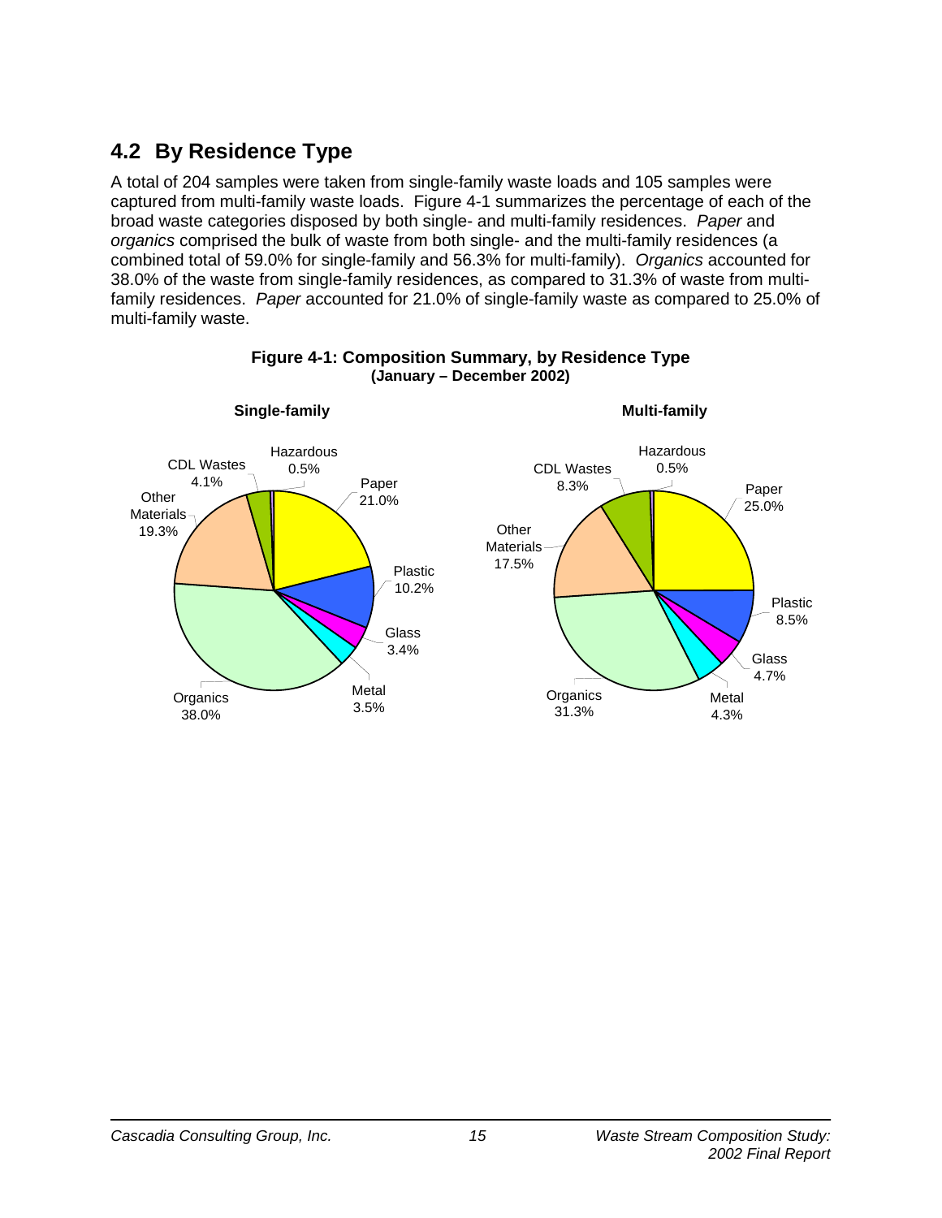## 4.2 By Residence Type

A total of 204 samples were taken from single-family waste loads and 105 samples were captured from multi-family waste loads. Figure 4-1 summarizes the percentage of each of the broad waste categories disposed by both single- and multi-family residences. *Paper* and *organics* comprised the bulk of waste from both single- and the multi-family residences (a combined total of 59.0% for single-family and 56.3% for multi-family). *Organics* accounted for 38.0% of the waste from single-family residences, as compared to 31.3% of waste from multi-family residences. *Paper* accounted for 21.0% of single-family waste as compared to 25.0% of multi-family waste.

**Figure 4-1: Composition Summary, by Residence Type**
**(January – December 2002)**

**Single-family**

| Category | Percent |
|---|---|
| Paper | 21.0% |
| Plastic | 10.2% |
| Glass | 3.4% |
| Metal | 3.5% |
| Organics | 38.0% |
| Other Materials | 19.3% |
| CDL Wastes | 4.1% |
| Hazardous | 0.5% |

**Multi-family**

| Category | Percent |
|---|---|
| Paper | 25.0% |
| Plastic | 8.5% |
| Glass | 4.7% |
| Metal | 4.3% |
| Organics | 31.3% |
| Other Materials | 17.5% |
| CDL Wastes | 8.3% |
| Hazardous | 0.5% |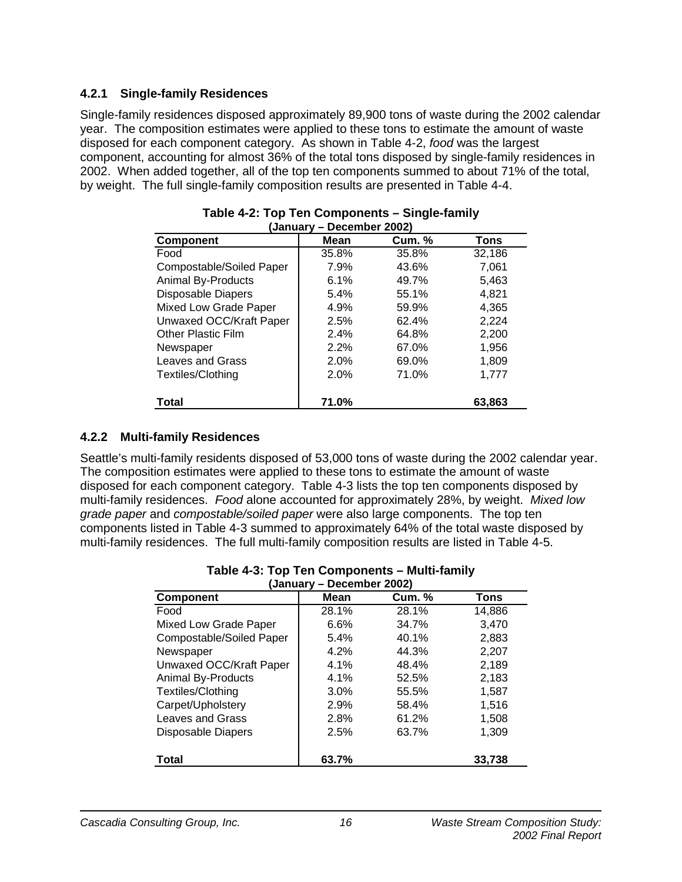### 4.2.1 Single-family Residences

Single-family residences disposed approximately 89,900 tons of waste during the 2002 calendar year. The composition estimates were applied to these tons to estimate the amount of waste disposed for each component category. As shown in Table 4-2, *food* was the largest component, accounting for almost 36% of the total tons disposed by single-family residences in 2002. When added together, all of the top ten components summed to about 71% of the total, by weight. The full single-family composition results are presented in Table 4-4.

**Table 4-2: Top Ten Components – Single-family (January – December 2002)**

| Component | Mean | Cum. % | Tons |
|---|---|---|---|
| Food | 35.8% | 35.8% | 32,186 |
| Compostable/Soiled Paper | 7.9% | 43.6% | 7,061 |
| Animal By-Products | 6.1% | 49.7% | 5,463 |
| Disposable Diapers | 5.4% | 55.1% | 4,821 |
| Mixed Low Grade Paper | 4.9% | 59.9% | 4,365 |
| Unwaxed OCC/Kraft Paper | 2.5% | 62.4% | 2,224 |
| Other Plastic Film | 2.4% | 64.8% | 2,200 |
| Newspaper | 2.2% | 67.0% | 1,956 |
| Leaves and Grass | 2.0% | 69.0% | 1,809 |
| Textiles/Clothing | 2.0% | 71.0% | 1,777 |
| **Total** | **71.0%** | | **63,863** |

### 4.2.2 Multi-family Residences

Seattle's multi-family residents disposed of 53,000 tons of waste during the 2002 calendar year. The composition estimates were applied to these tons to estimate the amount of waste disposed for each component category. Table 4-3 lists the top ten components disposed by multi-family residences. *Food* alone accounted for approximately 28%, by weight. *Mixed low grade paper* and *compostable/soiled paper* were also large components. The top ten components listed in Table 4-3 summed to approximately 64% of the total waste disposed by multi-family residences. The full multi-family composition results are listed in Table 4-5.

**Table 4-3: Top Ten Components – Multi-family (January – December 2002)**

| Component | Mean | Cum. % | Tons |
|---|---|---|---|
| Food | 28.1% | 28.1% | 14,886 |
| Mixed Low Grade Paper | 6.6% | 34.7% | 3,470 |
| Compostable/Soiled Paper | 5.4% | 40.1% | 2,883 |
| Newspaper | 4.2% | 44.3% | 2,207 |
| Unwaxed OCC/Kraft Paper | 4.1% | 48.4% | 2,189 |
| Animal By-Products | 4.1% | 52.5% | 2,183 |
| Textiles/Clothing | 3.0% | 55.5% | 1,587 |
| Carpet/Upholstery | 2.9% | 58.4% | 1,516 |
| Leaves and Grass | 2.8% | 61.2% | 1,508 |
| Disposable Diapers | 2.5% | 63.7% | 1,309 |
| **Total** | **63.7%** | | **33,738** |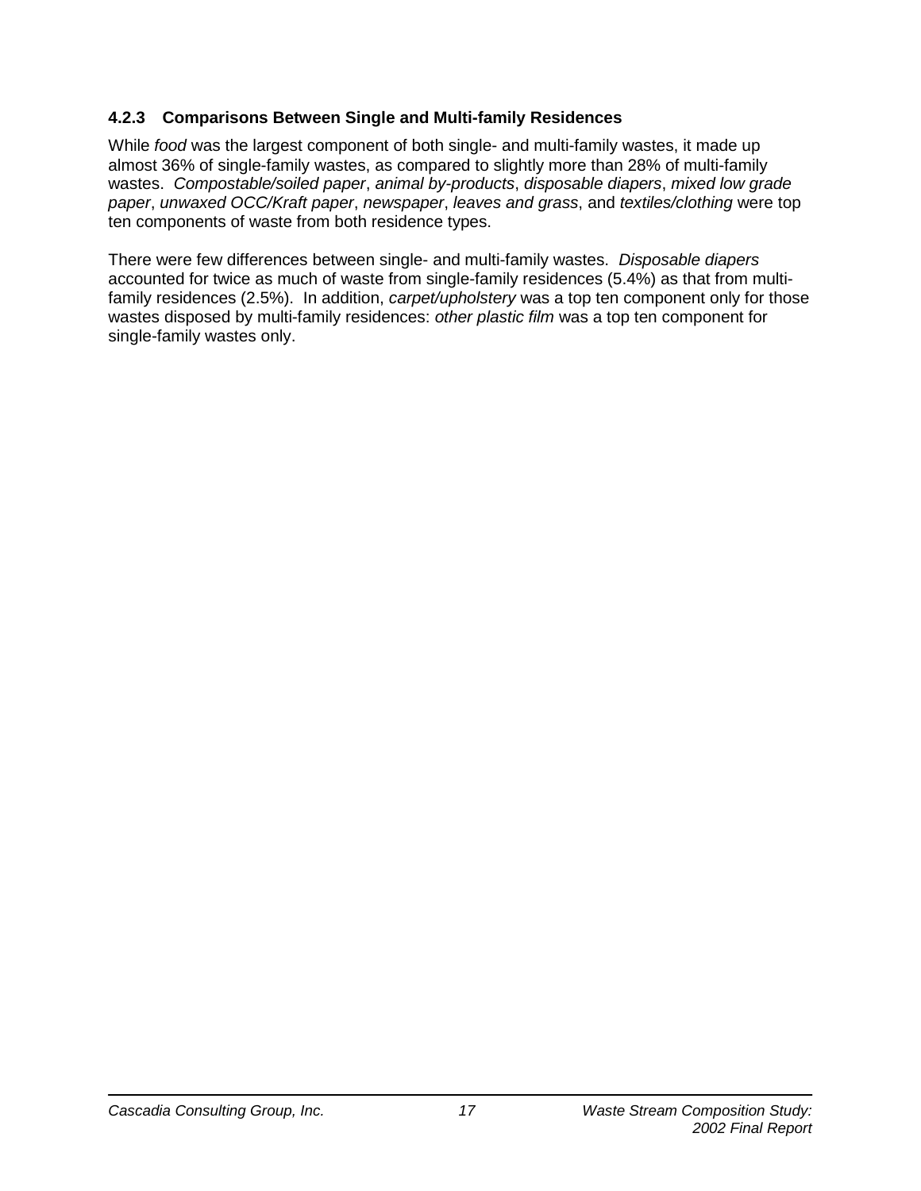### 4.2.3 Comparisons Between Single and Multi-family Residences

While *food* was the largest component of both single- and multi-family wastes, it made up almost 36% of single-family wastes, as compared to slightly more than 28% of multi-family wastes. *Compostable/soiled paper*, *animal by-products*, *disposable diapers*, *mixed low grade paper*, *unwaxed OCC/Kraft paper*, *newspaper*, *leaves and grass*, and *textiles/clothing* were top ten components of waste from both residence types.

There were few differences between single- and multi-family wastes. *Disposable diapers* accounted for twice as much of waste from single-family residences (5.4%) as that from multi-family residences (2.5%). In addition, *carpet/upholstery* was a top ten component only for those wastes disposed by multi-family residences: *other plastic film* was a top ten component for single-family wastes only.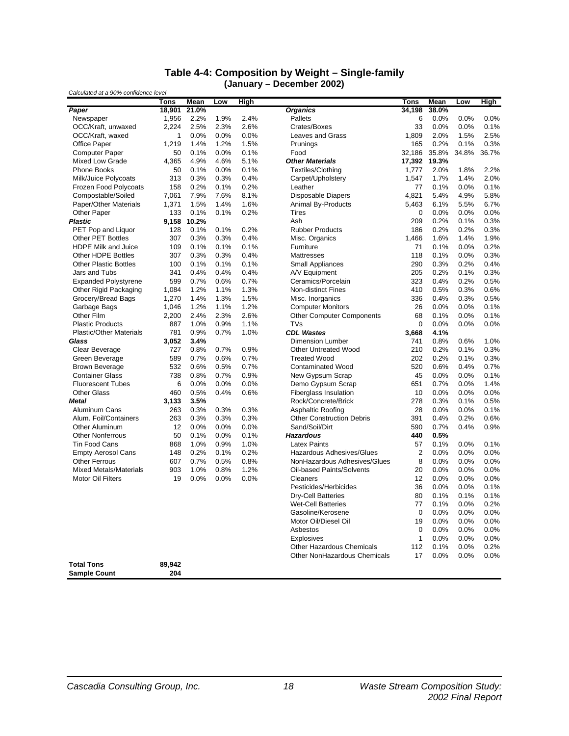## Table 4-4: Composition by Weight – Single-family (January – December 2002)

*Calculated at a 90% confidence level*

| | Tons | Mean | Low | High | | Tons | Mean | Low | High |
|---|---|---|---|---|---|---|---|---|---|
| ***Paper*** | **18,901** | **21.0%** | | | ***Organics*** | **34,198** | **38.0%** | | |
| Newspaper | 1,956 | 2.2% | 1.9% | 2.4% | Pallets | 6 | 0.0% | 0.0% | 0.0% |
| OCC/Kraft, unwaxed | 2,224 | 2.5% | 2.3% | 2.6% | Crates/Boxes | 33 | 0.0% | 0.0% | 0.1% |
| OCC/Kraft, waxed | 1 | 0.0% | 0.0% | 0.0% | Leaves and Grass | 1,809 | 2.0% | 1.5% | 2.5% |
| Office Paper | 1,219 | 1.4% | 1.2% | 1.5% | Prunings | 165 | 0.2% | 0.1% | 0.3% |
| Computer Paper | 50 | 0.1% | 0.0% | 0.1% | Food | 32,186 | 35.8% | 34.8% | 36.7% |
| Mixed Low Grade | 4,365 | 4.9% | 4.6% | 5.1% | ***Other Materials*** | **17,392** | **19.3%** | | |
| Phone Books | 50 | 0.1% | 0.0% | 0.1% | Textiles/Clothing | 1,777 | 2.0% | 1.8% | 2.2% |
| Milk/Juice Polycoats | 313 | 0.3% | 0.3% | 0.4% | Carpet/Upholstery | 1,547 | 1.7% | 1.4% | 2.0% |
| Frozen Food Polycoats | 158 | 0.2% | 0.1% | 0.2% | Leather | 77 | 0.1% | 0.0% | 0.1% |
| Compostable/Soiled | 7,061 | 7.9% | 7.6% | 8.1% | Disposable Diapers | 4,821 | 5.4% | 4.9% | 5.8% |
| Paper/Other Materials | 1,371 | 1.5% | 1.4% | 1.6% | Animal By-Products | 5,463 | 6.1% | 5.5% | 6.7% |
| Other Paper | 133 | 0.1% | 0.1% | 0.2% | Tires | 0 | 0.0% | 0.0% | 0.0% |
| ***Plastic*** | **9,158** | **10.2%** | | | Ash | 209 | 0.2% | 0.1% | 0.3% |
| PET Pop and Liquor | 128 | 0.1% | 0.1% | 0.2% | Rubber Products | 186 | 0.2% | 0.2% | 0.3% |
| Other PET Bottles | 307 | 0.3% | 0.3% | 0.4% | Misc. Organics | 1,466 | 1.6% | 1.4% | 1.9% |
| HDPE Milk and Juice | 109 | 0.1% | 0.1% | 0.1% | Furniture | 71 | 0.1% | 0.0% | 0.2% |
| Other HDPE Bottles | 307 | 0.3% | 0.3% | 0.4% | Mattresses | 118 | 0.1% | 0.0% | 0.3% |
| Other Plastic Bottles | 100 | 0.1% | 0.1% | 0.1% | Small Appliances | 290 | 0.3% | 0.2% | 0.4% |
| Jars and Tubs | 341 | 0.4% | 0.4% | 0.4% | A/V Equipment | 205 | 0.2% | 0.1% | 0.3% |
| Expanded Polystyrene | 599 | 0.7% | 0.6% | 0.7% | Ceramics/Porcelain | 323 | 0.4% | 0.2% | 0.5% |
| Other Rigid Packaging | 1,084 | 1.2% | 1.1% | 1.3% | Non-distinct Fines | 410 | 0.5% | 0.3% | 0.6% |
| Grocery/Bread Bags | 1,270 | 1.4% | 1.3% | 1.5% | Misc. Inorganics | 336 | 0.4% | 0.3% | 0.5% |
| Garbage Bags | 1,046 | 1.2% | 1.1% | 1.2% | Computer Monitors | 26 | 0.0% | 0.0% | 0.1% |
| Other Film | 2,200 | 2.4% | 2.3% | 2.6% | Other Computer Components | 68 | 0.1% | 0.0% | 0.1% |
| Plastic Products | 887 | 1.0% | 0.9% | 1.1% | TVs | 0 | 0.0% | 0.0% | 0.0% |
| Plastic/Other Materials | 781 | 0.9% | 0.7% | 1.0% | ***CDL Wastes*** | **3,668** | **4.1%** | | |
| ***Glass*** | **3,052** | **3.4%** | | | Dimension Lumber | 741 | 0.8% | 0.6% | 1.0% |
| Clear Beverage | 727 | 0.8% | 0.7% | 0.9% | Other Untreated Wood | 210 | 0.2% | 0.1% | 0.3% |
| Green Beverage | 589 | 0.7% | 0.6% | 0.7% | Treated Wood | 202 | 0.2% | 0.1% | 0.3% |
| Brown Beverage | 532 | 0.6% | 0.5% | 0.7% | Contaminated Wood | 520 | 0.6% | 0.4% | 0.7% |
| Container Glass | 738 | 0.8% | 0.7% | 0.9% | New Gypsum Scrap | 45 | 0.0% | 0.0% | 0.1% |
| Fluorescent Tubes | 6 | 0.0% | 0.0% | 0.0% | Demo Gypsum Scrap | 651 | 0.7% | 0.0% | 1.4% |
| Other Glass | 460 | 0.5% | 0.4% | 0.6% | Fiberglass Insulation | 10 | 0.0% | 0.0% | 0.0% |
| ***Metal*** | **3,133** | **3.5%** | | | Rock/Concrete/Brick | 278 | 0.3% | 0.1% | 0.5% |
| Aluminum Cans | 263 | 0.3% | 0.3% | 0.3% | Asphaltic Roofing | 28 | 0.0% | 0.0% | 0.1% |
| Alum. Foil/Containers | 263 | 0.3% | 0.3% | 0.3% | Other Construction Debris | 391 | 0.4% | 0.2% | 0.6% |
| Other Aluminum | 12 | 0.0% | 0.0% | 0.0% | Sand/Soil/Dirt | 590 | 0.7% | 0.4% | 0.9% |
| Other Nonferrous | 50 | 0.1% | 0.0% | 0.1% | ***Hazardous*** | **440** | **0.5%** | | |
| Tin Food Cans | 868 | 1.0% | 0.9% | 1.0% | Latex Paints | 57 | 0.1% | 0.0% | 0.1% |
| Empty Aerosol Cans | 148 | 0.2% | 0.1% | 0.2% | Hazardous Adhesives/Glues | 2 | 0.0% | 0.0% | 0.0% |
| Other Ferrous | 607 | 0.7% | 0.5% | 0.8% | NonHazardous Adhesives/Glues | 8 | 0.0% | 0.0% | 0.0% |
| Mixed Metals/Materials | 903 | 1.0% | 0.8% | 1.2% | Oil-based Paints/Solvents | 20 | 0.0% | 0.0% | 0.0% |
| Motor Oil Filters | 19 | 0.0% | 0.0% | 0.0% | Cleaners | 12 | 0.0% | 0.0% | 0.0% |
| | | | | | Pesticides/Herbicides | 36 | 0.0% | 0.0% | 0.1% |
| | | | | | Dry-Cell Batteries | 80 | 0.1% | 0.1% | 0.1% |
| | | | | | Wet-Cell Batteries | 77 | 0.1% | 0.0% | 0.2% |
| | | | | | Gasoline/Kerosene | 0 | 0.0% | 0.0% | 0.0% |
| | | | | | Motor Oil/Diesel Oil | 19 | 0.0% | 0.0% | 0.0% |
| | | | | | Asbestos | 0 | 0.0% | 0.0% | 0.0% |
| | | | | | Explosives | 1 | 0.0% | 0.0% | 0.0% |
| | | | | | Other Hazardous Chemicals | 112 | 0.1% | 0.0% | 0.2% |
| | | | | | Other NonHazardous Chemicals | 17 | 0.0% | 0.0% | 0.0% |
| **Total Tons** | **89,942** | | | | | | | | |
| **Sample Count** | **204** | | | | | | | | |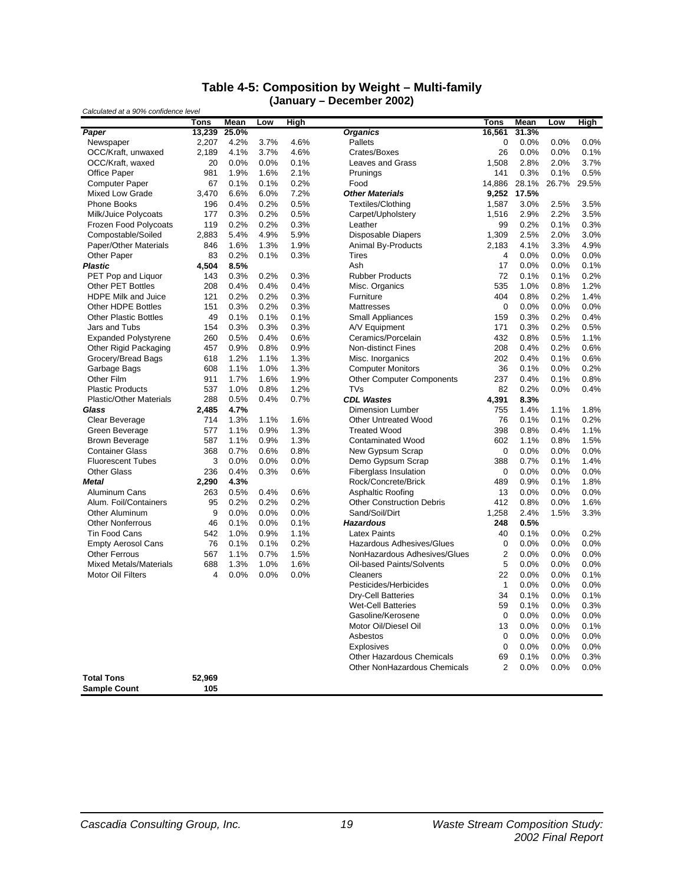## Table 4-5: Composition by Weight – Multi-family
### (January – December 2002)

*Calculated at a 90% confidence level*

| | Tons | Mean | Low | High | | Tons | Mean | Low | High |
|---|---|---|---|---|---|---|---|---|---|
| ***Paper*** | **13,239** | **25.0%** | | | ***Organics*** | **16,561** | **31.3%** | | |
| Newspaper | 2,207 | 4.2% | 3.7% | 4.6% | Pallets | 0 | 0.0% | 0.0% | 0.0% |
| OCC/Kraft, unwaxed | 2,189 | 4.1% | 3.7% | 4.6% | Crates/Boxes | 26 | 0.0% | 0.0% | 0.1% |
| OCC/Kraft, waxed | 20 | 0.0% | 0.0% | 0.1% | Leaves and Grass | 1,508 | 2.8% | 2.0% | 3.7% |
| Office Paper | 981 | 1.9% | 1.6% | 2.1% | Prunings | 141 | 0.3% | 0.1% | 0.5% |
| Computer Paper | 67 | 0.1% | 0.1% | 0.2% | Food | 14,886 | 28.1% | 26.7% | 29.5% |
| Mixed Low Grade | 3,470 | 6.6% | 6.0% | 7.2% | ***Other Materials*** | **9,252** | **17.5%** | | |
| Phone Books | 196 | 0.4% | 0.2% | 0.5% | Textiles/Clothing | 1,587 | 3.0% | 2.5% | 3.5% |
| Milk/Juice Polycoats | 177 | 0.3% | 0.2% | 0.5% | Carpet/Upholstery | 1,516 | 2.9% | 2.2% | 3.5% |
| Frozen Food Polycoats | 119 | 0.2% | 0.2% | 0.3% | Leather | 99 | 0.2% | 0.1% | 0.3% |
| Compostable/Soiled | 2,883 | 5.4% | 4.9% | 5.9% | Disposable Diapers | 1,309 | 2.5% | 2.0% | 3.0% |
| Paper/Other Materials | 846 | 1.6% | 1.3% | 1.9% | Animal By-Products | 2,183 | 4.1% | 3.3% | 4.9% |
| Other Paper | 83 | 0.2% | 0.1% | 0.3% | Tires | 4 | 0.0% | 0.0% | 0.0% |
| ***Plastic*** | **4,504** | **8.5%** | | | Ash | 17 | 0.0% | 0.0% | 0.1% |
| PET Pop and Liquor | 143 | 0.3% | 0.2% | 0.3% | Rubber Products | 72 | 0.1% | 0.1% | 0.2% |
| Other PET Bottles | 208 | 0.4% | 0.4% | 0.4% | Misc. Organics | 535 | 1.0% | 0.8% | 1.2% |
| HDPE Milk and Juice | 121 | 0.2% | 0.2% | 0.3% | Furniture | 404 | 0.8% | 0.2% | 1.4% |
| Other HDPE Bottles | 151 | 0.3% | 0.2% | 0.3% | Mattresses | 0 | 0.0% | 0.0% | 0.0% |
| Other Plastic Bottles | 49 | 0.1% | 0.1% | 0.1% | Small Appliances | 159 | 0.3% | 0.2% | 0.4% |
| Jars and Tubs | 154 | 0.3% | 0.3% | 0.3% | A/V Equipment | 171 | 0.3% | 0.2% | 0.5% |
| Expanded Polystyrene | 260 | 0.5% | 0.4% | 0.6% | Ceramics/Porcelain | 432 | 0.8% | 0.5% | 1.1% |
| Other Rigid Packaging | 457 | 0.9% | 0.8% | 0.9% | Non-distinct Fines | 208 | 0.4% | 0.2% | 0.6% |
| Grocery/Bread Bags | 618 | 1.2% | 1.1% | 1.3% | Misc. Inorganics | 202 | 0.4% | 0.1% | 0.6% |
| Garbage Bags | 608 | 1.1% | 1.0% | 1.3% | Computer Monitors | 36 | 0.1% | 0.0% | 0.2% |
| Other Film | 911 | 1.7% | 1.6% | 1.9% | Other Computer Components | 237 | 0.4% | 0.1% | 0.8% |
| Plastic Products | 537 | 1.0% | 0.8% | 1.2% | TVs | 82 | 0.2% | 0.0% | 0.4% |
| Plastic/Other Materials | 288 | 0.5% | 0.4% | 0.7% | ***CDL Wastes*** | **4,391** | **8.3%** | | |
| ***Glass*** | **2,485** | **4.7%** | | | Dimension Lumber | 755 | 1.4% | 1.1% | 1.8% |
| Clear Beverage | 714 | 1.3% | 1.1% | 1.6% | Other Untreated Wood | 76 | 0.1% | 0.1% | 0.2% |
| Green Beverage | 577 | 1.1% | 0.9% | 1.3% | Treated Wood | 398 | 0.8% | 0.4% | 1.1% |
| Brown Beverage | 587 | 1.1% | 0.9% | 1.3% | Contaminated Wood | 602 | 1.1% | 0.8% | 1.5% |
| Container Glass | 368 | 0.7% | 0.6% | 0.8% | New Gypsum Scrap | 0 | 0.0% | 0.0% | 0.0% |
| Fluorescent Tubes | 3 | 0.0% | 0.0% | 0.0% | Demo Gypsum Scrap | 388 | 0.7% | 0.1% | 1.4% |
| Other Glass | 236 | 0.4% | 0.3% | 0.6% | Fiberglass Insulation | 0 | 0.0% | 0.0% | 0.0% |
| ***Metal*** | **2,290** | **4.3%** | | | Rock/Concrete/Brick | 489 | 0.9% | 0.1% | 1.8% |
| Aluminum Cans | 263 | 0.5% | 0.4% | 0.6% | Asphaltic Roofing | 13 | 0.0% | 0.0% | 0.0% |
| Alum. Foil/Containers | 95 | 0.2% | 0.2% | 0.2% | Other Construction Debris | 412 | 0.8% | 0.0% | 1.6% |
| Other Aluminum | 9 | 0.0% | 0.0% | 0.0% | Sand/Soil/Dirt | 1,258 | 2.4% | 1.5% | 3.3% |
| Other Nonferrous | 46 | 0.1% | 0.0% | 0.1% | ***Hazardous*** | **248** | **0.5%** | | |
| Tin Food Cans | 542 | 1.0% | 0.9% | 1.1% | Latex Paints | 40 | 0.1% | 0.0% | 0.2% |
| Empty Aerosol Cans | 76 | 0.1% | 0.1% | 0.2% | Hazardous Adhesives/Glues | 0 | 0.0% | 0.0% | 0.0% |
| Other Ferrous | 567 | 1.1% | 0.7% | 1.5% | NonHazardous Adhesives/Glues | 2 | 0.0% | 0.0% | 0.0% |
| Mixed Metals/Materials | 688 | 1.3% | 1.0% | 1.6% | Oil-based Paints/Solvents | 5 | 0.0% | 0.0% | 0.0% |
| Motor Oil Filters | 4 | 0.0% | 0.0% | 0.0% | Cleaners | 22 | 0.0% | 0.0% | 0.1% |
| | | | | | Pesticides/Herbicides | 1 | 0.0% | 0.0% | 0.0% |
| | | | | | Dry-Cell Batteries | 34 | 0.1% | 0.0% | 0.1% |
| | | | | | Wet-Cell Batteries | 59 | 0.1% | 0.0% | 0.3% |
| | | | | | Gasoline/Kerosene | 0 | 0.0% | 0.0% | 0.0% |
| | | | | | Motor Oil/Diesel Oil | 13 | 0.0% | 0.0% | 0.1% |
| | | | | | Asbestos | 0 | 0.0% | 0.0% | 0.0% |
| | | | | | Explosives | 0 | 0.0% | 0.0% | 0.0% |
| | | | | | Other Hazardous Chemicals | 69 | 0.1% | 0.0% | 0.3% |
| | | | | | Other NonHazardous Chemicals | 2 | 0.0% | 0.0% | 0.0% |
| **Total Tons** | **52,969** | | | | | | | | |
| **Sample Count** | **105** | | | | | | | | |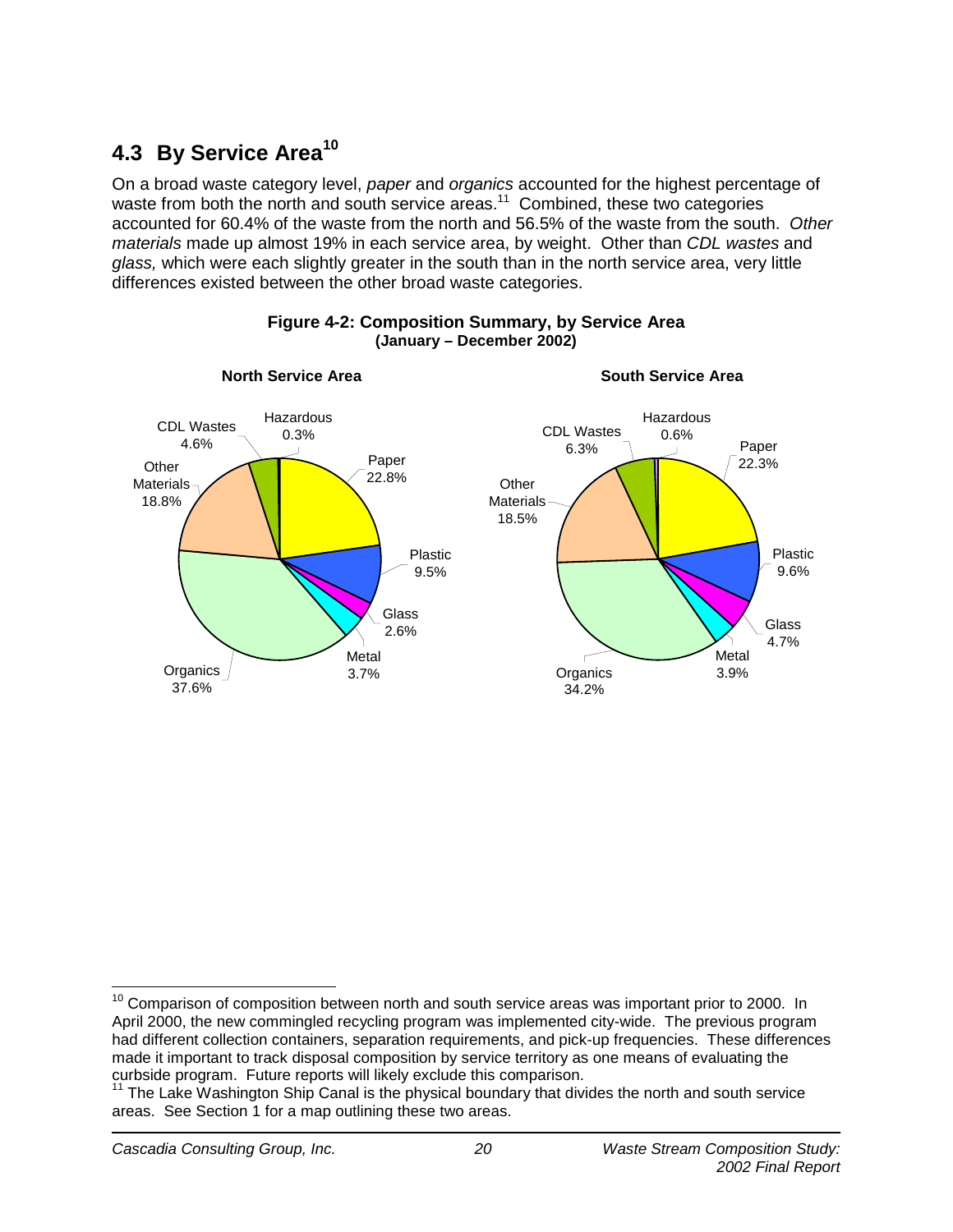## 4.3 By Service Area[10]

On a broad waste category level, *paper* and *organics* accounted for the highest percentage of waste from both the north and south service areas.[11] Combined, these two categories accounted for 60.4% of the waste from the north and 56.5% of the waste from the south. *Other materials* made up almost 19% in each service area, by weight. Other than *CDL wastes* and *glass,* which were each slightly greater in the south than in the north service area, very little differences existed between the other broad waste categories.

**Figure 4-2: Composition Summary, by Service Area**
**(January – December 2002)**

**North Service Area**

| Category | Percent |
|---|---|
| Paper | 22.8% |
| Plastic | 9.5% |
| Glass | 2.6% |
| Metal | 3.7% |
| Organics | 37.6% |
| Other Materials | 18.8% |
| CDL Wastes | 4.6% |
| Hazardous | 0.3% |

**South Service Area**

| Category | Percent |
|---|---|
| Paper | 22.3% |
| Plastic | 9.6% |
| Glass | 4.7% |
| Metal | 3.9% |
| Organics | 34.2% |
| Other Materials | 18.5% |
| CDL Wastes | 6.3% |
| Hazardous | 0.6% |

---

[10] Comparison of composition between north and south service areas was important prior to 2000. In April 2000, the new commingled recycling program was implemented city-wide. The previous program had different collection containers, separation requirements, and pick-up frequencies. These differences made it important to track disposal composition by service territory as one means of evaluating the curbside program. Future reports will likely exclude this comparison.

[11] The Lake Washington Ship Canal is the physical boundary that divides the north and south service areas. See Section 1 for a map outlining these two areas.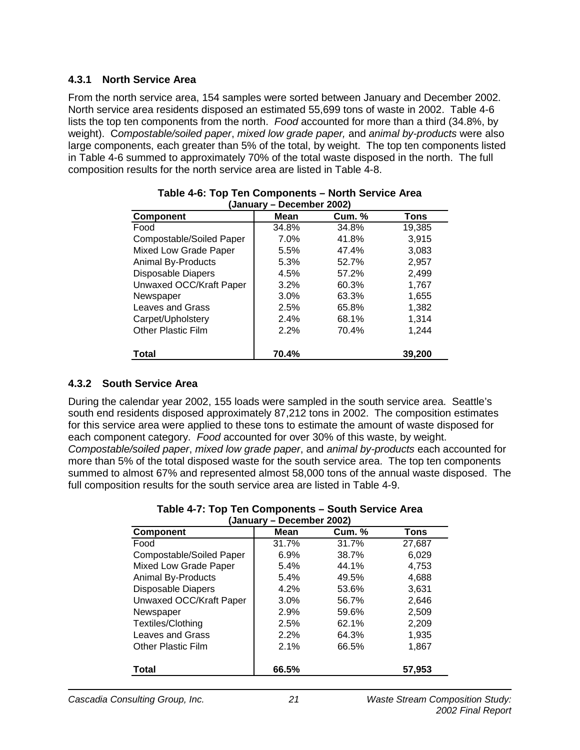### 4.3.1 North Service Area

From the north service area, 154 samples were sorted between January and December 2002. North service area residents disposed an estimated 55,699 tons of waste in 2002. Table 4-6 lists the top ten components from the north. *Food* accounted for more than a third (34.8%, by weight). C*ompostable/soiled paper*, *mixed low grade paper,* and *animal by-products* were also large components, each greater than 5% of the total, by weight. The top ten components listed in Table 4-6 summed to approximately 70% of the total waste disposed in the north. The full composition results for the north service area are listed in Table 4-8.

**Table 4-6: Top Ten Components – North Service Area (January – December 2002)**

| Component | Mean | Cum. % | Tons |
|---|---|---|---|
| Food | 34.8% | 34.8% | 19,385 |
| Compostable/Soiled Paper | 7.0% | 41.8% | 3,915 |
| Mixed Low Grade Paper | 5.5% | 47.4% | 3,083 |
| Animal By-Products | 5.3% | 52.7% | 2,957 |
| Disposable Diapers | 4.5% | 57.2% | 2,499 |
| Unwaxed OCC/Kraft Paper | 3.2% | 60.3% | 1,767 |
| Newspaper | 3.0% | 63.3% | 1,655 |
| Leaves and Grass | 2.5% | 65.8% | 1,382 |
| Carpet/Upholstery | 2.4% | 68.1% | 1,314 |
| Other Plastic Film | 2.2% | 70.4% | 1,244 |
| **Total** | **70.4%** | | **39,200** |

### 4.3.2 South Service Area

During the calendar year 2002, 155 loads were sampled in the south service area. Seattle's south end residents disposed approximately 87,212 tons in 2002. The composition estimates for this service area were applied to these tons to estimate the amount of waste disposed for each component category. *Food* accounted for over 30% of this waste, by weight. *Compostable/soiled paper*, *mixed low grade paper*, and *animal by-products* each accounted for more than 5% of the total disposed waste for the south service area. The top ten components summed to almost 67% and represented almost 58,000 tons of the annual waste disposed. The full composition results for the south service area are listed in Table 4-9.

**Table 4-7: Top Ten Components – South Service Area (January – December 2002)**

| Component | Mean | Cum. % | Tons |
|---|---|---|---|
| Food | 31.7% | 31.7% | 27,687 |
| Compostable/Soiled Paper | 6.9% | 38.7% | 6,029 |
| Mixed Low Grade Paper | 5.4% | 44.1% | 4,753 |
| Animal By-Products | 5.4% | 49.5% | 4,688 |
| Disposable Diapers | 4.2% | 53.6% | 3,631 |
| Unwaxed OCC/Kraft Paper | 3.0% | 56.7% | 2,646 |
| Newspaper | 2.9% | 59.6% | 2,509 |
| Textiles/Clothing | 2.5% | 62.1% | 2,209 |
| Leaves and Grass | 2.2% | 64.3% | 1,935 |
| Other Plastic Film | 2.1% | 66.5% | 1,867 |
| **Total** | **66.5%** | | **57,953** |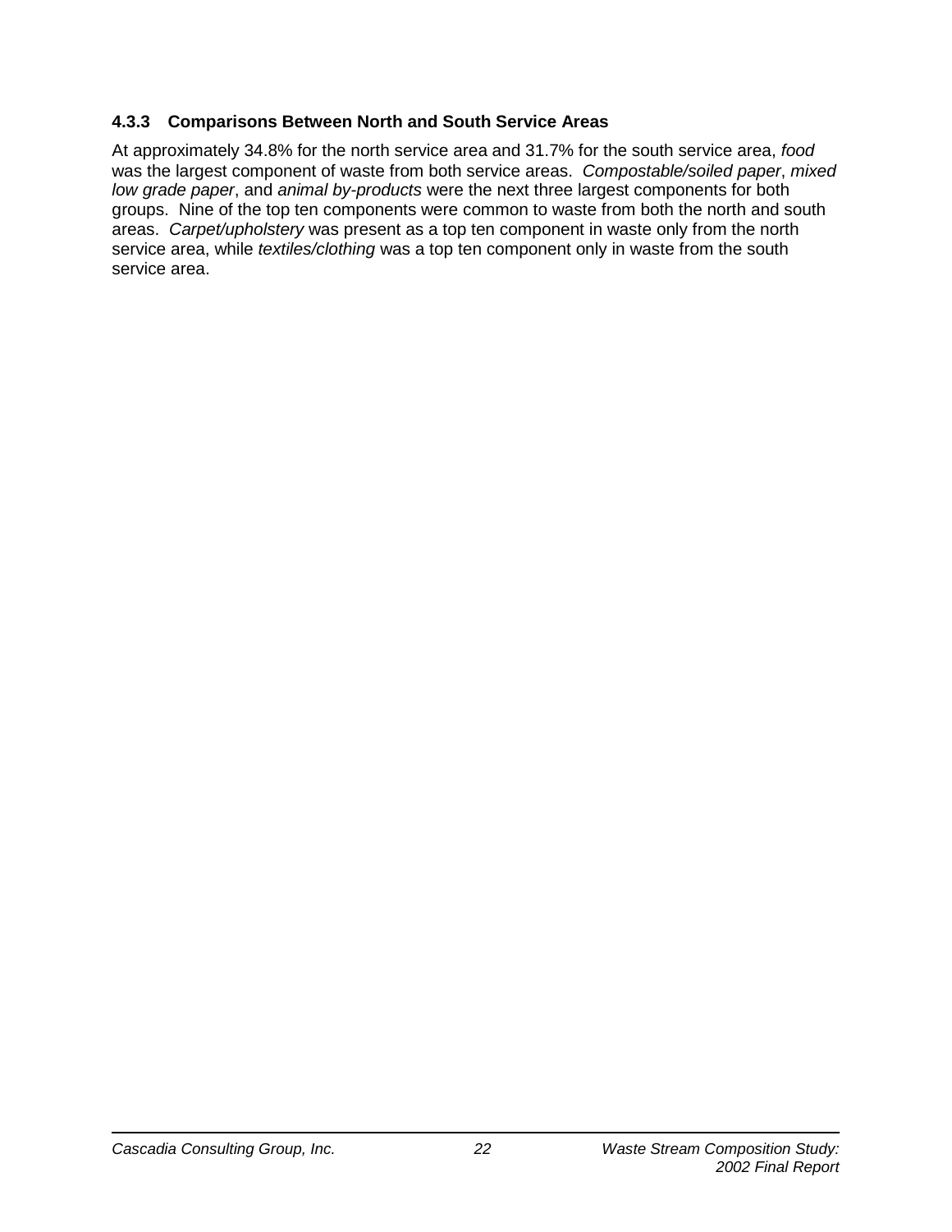### 4.3.3 Comparisons Between North and South Service Areas

At approximately 34.8% for the north service area and 31.7% for the south service area, *food* was the largest component of waste from both service areas. *Compostable/soiled paper*, *mixed low grade paper*, and *animal by-products* were the next three largest components for both groups. Nine of the top ten components were common to waste from both the north and south areas. *Carpet/upholstery* was present as a top ten component in waste only from the north service area, while *textiles/clothing* was a top ten component only in waste from the south service area.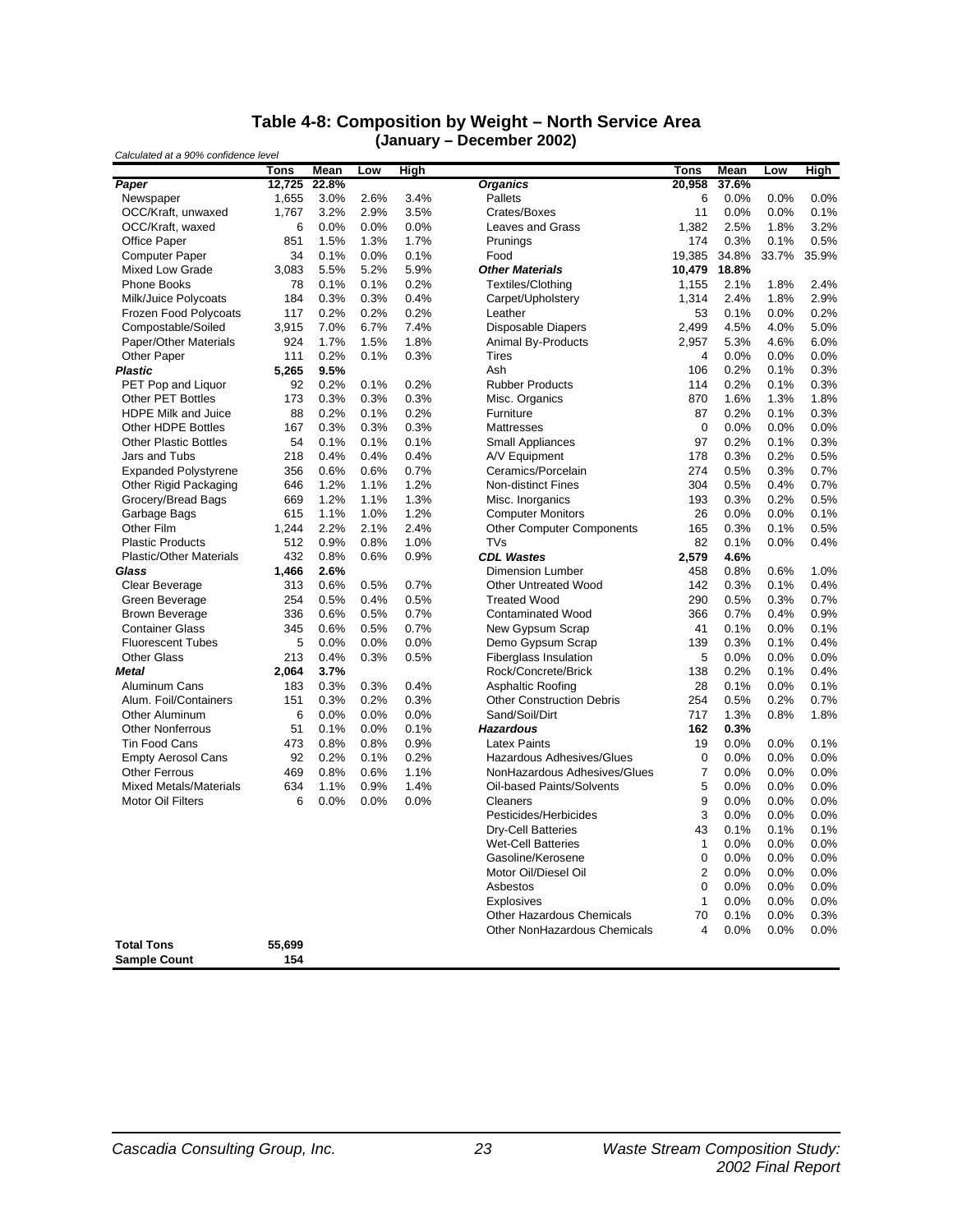## Table 4-8: Composition by Weight – North Service Area
### (January – December 2002)

*Calculated at a 90% confidence level*

| | Tons | Mean | Low | High | | Tons | Mean | Low | High |
|---|---|---|---|---|---|---|---|---|---|
| ***Paper*** | **12,725** | **22.8%** | | | ***Organics*** | **20,958** | **37.6%** | | |
| Newspaper | 1,655 | 3.0% | 2.6% | 3.4% | Pallets | 6 | 0.0% | 0.0% | 0.0% |
| OCC/Kraft, unwaxed | 1,767 | 3.2% | 2.9% | 3.5% | Crates/Boxes | 11 | 0.0% | 0.0% | 0.1% |
| OCC/Kraft, waxed | 6 | 0.0% | 0.0% | 0.0% | Leaves and Grass | 1,382 | 2.5% | 1.8% | 3.2% |
| Office Paper | 851 | 1.5% | 1.3% | 1.7% | Prunings | 174 | 0.3% | 0.1% | 0.5% |
| Computer Paper | 34 | 0.1% | 0.0% | 0.1% | Food | 19,385 | 34.8% | 33.7% | 35.9% |
| Mixed Low Grade | 3,083 | 5.5% | 5.2% | 5.9% | ***Other Materials*** | **10,479** | **18.8%** | | |
| Phone Books | 78 | 0.1% | 0.1% | 0.2% | Textiles/Clothing | 1,155 | 2.1% | 1.8% | 2.4% |
| Milk/Juice Polycoats | 184 | 0.3% | 0.3% | 0.4% | Carpet/Upholstery | 1,314 | 2.4% | 1.8% | 2.9% |
| Frozen Food Polycoats | 117 | 0.2% | 0.2% | 0.2% | Leather | 53 | 0.1% | 0.0% | 0.2% |
| Compostable/Soiled | 3,915 | 7.0% | 6.7% | 7.4% | Disposable Diapers | 2,499 | 4.5% | 4.0% | 5.0% |
| Paper/Other Materials | 924 | 1.7% | 1.5% | 1.8% | Animal By-Products | 2,957 | 5.3% | 4.6% | 6.0% |
| Other Paper | 111 | 0.2% | 0.1% | 0.3% | Tires | 4 | 0.0% | 0.0% | 0.0% |
| ***Plastic*** | **5,265** | **9.5%** | | | Ash | 106 | 0.2% | 0.1% | 0.3% |
| PET Pop and Liquor | 92 | 0.2% | 0.1% | 0.2% | Rubber Products | 114 | 0.2% | 0.1% | 0.3% |
| Other PET Bottles | 173 | 0.3% | 0.3% | 0.3% | Misc. Organics | 870 | 1.6% | 1.3% | 1.8% |
| HDPE Milk and Juice | 88 | 0.2% | 0.1% | 0.2% | Furniture | 87 | 0.2% | 0.1% | 0.3% |
| Other HDPE Bottles | 167 | 0.3% | 0.3% | 0.3% | Mattresses | 0 | 0.0% | 0.0% | 0.0% |
| Other Plastic Bottles | 54 | 0.1% | 0.1% | 0.1% | Small Appliances | 97 | 0.2% | 0.1% | 0.3% |
| Jars and Tubs | 218 | 0.4% | 0.4% | 0.4% | A/V Equipment | 178 | 0.3% | 0.2% | 0.5% |
| Expanded Polystyrene | 356 | 0.6% | 0.6% | 0.7% | Ceramics/Porcelain | 274 | 0.5% | 0.3% | 0.7% |
| Other Rigid Packaging | 646 | 1.2% | 1.1% | 1.2% | Non-distinct Fines | 304 | 0.5% | 0.4% | 0.7% |
| Grocery/Bread Bags | 669 | 1.2% | 1.1% | 1.3% | Misc. Inorganics | 193 | 0.3% | 0.2% | 0.5% |
| Garbage Bags | 615 | 1.1% | 1.0% | 1.2% | Computer Monitors | 26 | 0.0% | 0.0% | 0.1% |
| Other Film | 1,244 | 2.2% | 2.1% | 2.4% | Other Computer Components | 165 | 0.3% | 0.1% | 0.5% |
| Plastic Products | 512 | 0.9% | 0.8% | 1.0% | TVs | 82 | 0.1% | 0.0% | 0.4% |
| Plastic/Other Materials | 432 | 0.8% | 0.6% | 0.9% | ***CDL Wastes*** | **2,579** | **4.6%** | | |
| ***Glass*** | **1,466** | **2.6%** | | | Dimension Lumber | 458 | 0.8% | 0.6% | 1.0% |
| Clear Beverage | 313 | 0.6% | 0.5% | 0.7% | Other Untreated Wood | 142 | 0.3% | 0.1% | 0.4% |
| Green Beverage | 254 | 0.5% | 0.4% | 0.5% | Treated Wood | 290 | 0.5% | 0.3% | 0.7% |
| Brown Beverage | 336 | 0.6% | 0.5% | 0.7% | Contaminated Wood | 366 | 0.7% | 0.4% | 0.9% |
| Container Glass | 345 | 0.6% | 0.5% | 0.7% | New Gypsum Scrap | 41 | 0.1% | 0.0% | 0.1% |
| Fluorescent Tubes | 5 | 0.0% | 0.0% | 0.0% | Demo Gypsum Scrap | 139 | 0.3% | 0.1% | 0.4% |
| Other Glass | 213 | 0.4% | 0.3% | 0.5% | Fiberglass Insulation | 5 | 0.0% | 0.0% | 0.0% |
| ***Metal*** | **2,064** | **3.7%** | | | Rock/Concrete/Brick | 138 | 0.2% | 0.1% | 0.4% |
| Aluminum Cans | 183 | 0.3% | 0.3% | 0.4% | Asphaltic Roofing | 28 | 0.1% | 0.0% | 0.1% |
| Alum. Foil/Containers | 151 | 0.3% | 0.2% | 0.3% | Other Construction Debris | 254 | 0.5% | 0.2% | 0.7% |
| Other Aluminum | 6 | 0.0% | 0.0% | 0.0% | Sand/Soil/Dirt | 717 | 1.3% | 0.8% | 1.8% |
| Other Nonferrous | 51 | 0.1% | 0.0% | 0.1% | ***Hazardous*** | **162** | **0.3%** | | |
| Tin Food Cans | 473 | 0.8% | 0.8% | 0.9% | Latex Paints | 19 | 0.0% | 0.0% | 0.1% |
| Empty Aerosol Cans | 92 | 0.2% | 0.1% | 0.2% | Hazardous Adhesives/Glues | 0 | 0.0% | 0.0% | 0.0% |
| Other Ferrous | 469 | 0.8% | 0.6% | 1.1% | NonHazardous Adhesives/Glues | 7 | 0.0% | 0.0% | 0.0% |
| Mixed Metals/Materials | 634 | 1.1% | 0.9% | 1.4% | Oil-based Paints/Solvents | 5 | 0.0% | 0.0% | 0.0% |
| Motor Oil Filters | 6 | 0.0% | 0.0% | 0.0% | Cleaners | 9 | 0.0% | 0.0% | 0.0% |
| | | | | | Pesticides/Herbicides | 3 | 0.0% | 0.0% | 0.0% |
| | | | | | Dry-Cell Batteries | 43 | 0.1% | 0.1% | 0.1% |
| | | | | | Wet-Cell Batteries | 1 | 0.0% | 0.0% | 0.0% |
| | | | | | Gasoline/Kerosene | 0 | 0.0% | 0.0% | 0.0% |
| | | | | | Motor Oil/Diesel Oil | 2 | 0.0% | 0.0% | 0.0% |
| | | | | | Asbestos | 0 | 0.0% | 0.0% | 0.0% |
| | | | | | Explosives | 1 | 0.0% | 0.0% | 0.0% |
| | | | | | Other Hazardous Chemicals | 70 | 0.1% | 0.0% | 0.3% |
| | | | | | Other NonHazardous Chemicals | 4 | 0.0% | 0.0% | 0.0% |
| **Total Tons** | **55,699** | | | | | | | | |
| **Sample Count** | **154** | | | | | | | | |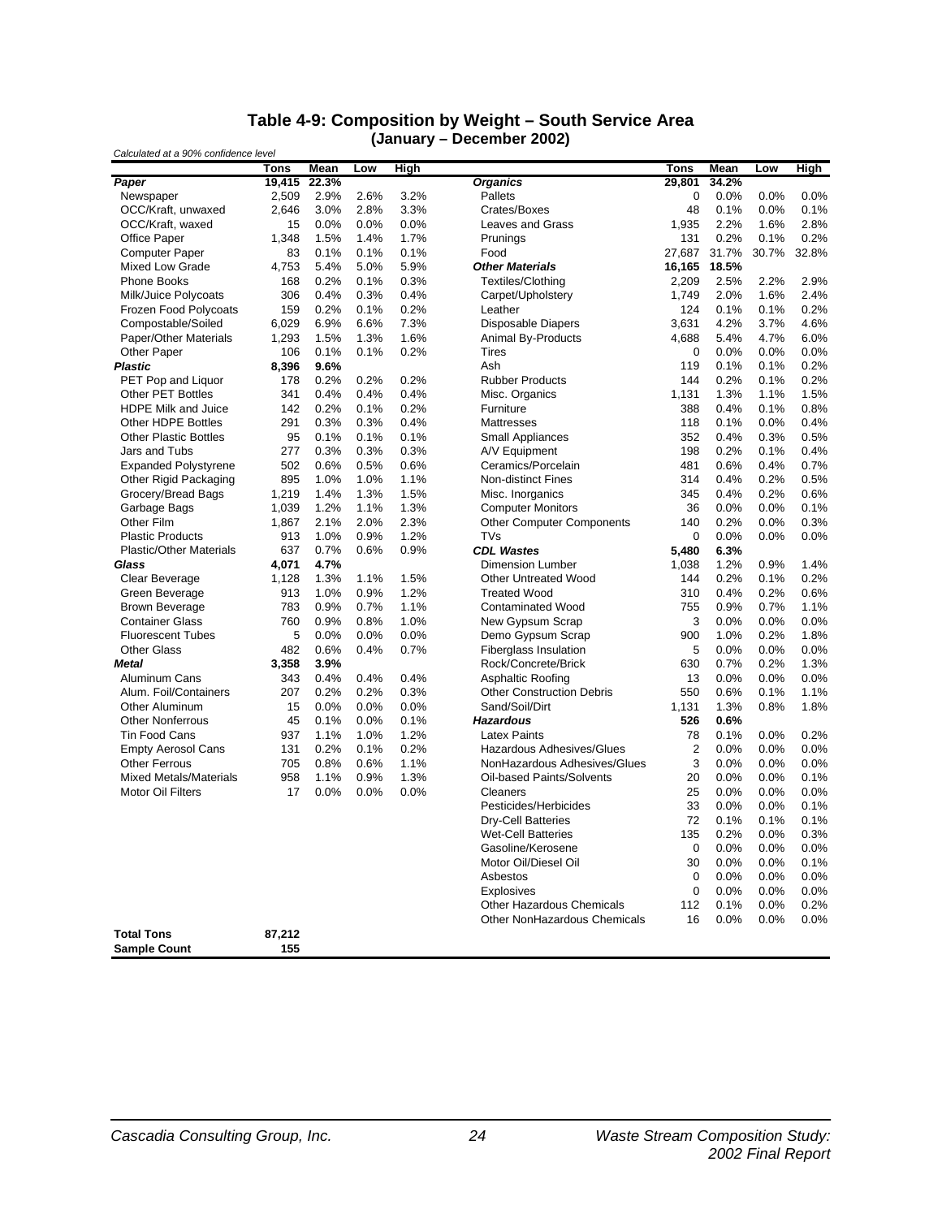## Table 4-9: Composition by Weight – South Service Area (January – December 2002)

*Calculated at a 90% confidence level*

| | Tons | Mean | Low | High | | Tons | Mean | Low | High |
|---|---|---|---|---|---|---|---|---|---|
| ***Paper*** | **19,415** | **22.3%** | | | ***Organics*** | **29,801** | **34.2%** | | |
| Newspaper | 2,509 | 2.9% | 2.6% | 3.2% | Pallets | 0 | 0.0% | 0.0% | 0.0% |
| OCC/Kraft, unwaxed | 2,646 | 3.0% | 2.8% | 3.3% | Crates/Boxes | 48 | 0.1% | 0.0% | 0.1% |
| OCC/Kraft, waxed | 15 | 0.0% | 0.0% | 0.0% | Leaves and Grass | 1,935 | 2.2% | 1.6% | 2.8% |
| Office Paper | 1,348 | 1.5% | 1.4% | 1.7% | Prunings | 131 | 0.2% | 0.1% | 0.2% |
| Computer Paper | 83 | 0.1% | 0.1% | 0.1% | Food | 27,687 | 31.7% | 30.7% | 32.8% |
| Mixed Low Grade | 4,753 | 5.4% | 5.0% | 5.9% | ***Other Materials*** | **16,165** | **18.5%** | | |
| Phone Books | 168 | 0.2% | 0.1% | 0.3% | Textiles/Clothing | 2,209 | 2.5% | 2.2% | 2.9% |
| Milk/Juice Polycoats | 306 | 0.4% | 0.3% | 0.4% | Carpet/Upholstery | 1,749 | 2.0% | 1.6% | 2.4% |
| Frozen Food Polycoats | 159 | 0.2% | 0.1% | 0.2% | Leather | 124 | 0.1% | 0.1% | 0.2% |
| Compostable/Soiled | 6,029 | 6.9% | 6.6% | 7.3% | Disposable Diapers | 3,631 | 4.2% | 3.7% | 4.6% |
| Paper/Other Materials | 1,293 | 1.5% | 1.3% | 1.6% | Animal By-Products | 4,688 | 5.4% | 4.7% | 6.0% |
| Other Paper | 106 | 0.1% | 0.1% | 0.2% | Tires | 0 | 0.0% | 0.0% | 0.0% |
| ***Plastic*** | **8,396** | **9.6%** | | | Ash | 119 | 0.1% | 0.1% | 0.2% |
| PET Pop and Liquor | 178 | 0.2% | 0.2% | 0.2% | Rubber Products | 144 | 0.2% | 0.1% | 0.2% |
| Other PET Bottles | 341 | 0.4% | 0.4% | 0.4% | Misc. Organics | 1,131 | 1.3% | 1.1% | 1.5% |
| HDPE Milk and Juice | 142 | 0.2% | 0.1% | 0.2% | Furniture | 388 | 0.4% | 0.1% | 0.8% |
| Other HDPE Bottles | 291 | 0.3% | 0.3% | 0.4% | Mattresses | 118 | 0.1% | 0.0% | 0.4% |
| Other Plastic Bottles | 95 | 0.1% | 0.1% | 0.1% | Small Appliances | 352 | 0.4% | 0.3% | 0.5% |
| Jars and Tubs | 277 | 0.3% | 0.3% | 0.3% | A/V Equipment | 198 | 0.2% | 0.1% | 0.4% |
| Expanded Polystyrene | 502 | 0.6% | 0.5% | 0.6% | Ceramics/Porcelain | 481 | 0.6% | 0.4% | 0.7% |
| Other Rigid Packaging | 895 | 1.0% | 1.0% | 1.1% | Non-distinct Fines | 314 | 0.4% | 0.2% | 0.5% |
| Grocery/Bread Bags | 1,219 | 1.4% | 1.3% | 1.5% | Misc. Inorganics | 345 | 0.4% | 0.2% | 0.6% |
| Garbage Bags | 1,039 | 1.2% | 1.1% | 1.3% | Computer Monitors | 36 | 0.0% | 0.0% | 0.1% |
| Other Film | 1,867 | 2.1% | 2.0% | 2.3% | Other Computer Components | 140 | 0.2% | 0.0% | 0.3% |
| Plastic Products | 913 | 1.0% | 0.9% | 1.2% | TVs | 0 | 0.0% | 0.0% | 0.0% |
| Plastic/Other Materials | 637 | 0.7% | 0.6% | 0.9% | ***CDL Wastes*** | **5,480** | **6.3%** | | |
| ***Glass*** | **4,071** | **4.7%** | | | Dimension Lumber | 1,038 | 1.2% | 0.9% | 1.4% |
| Clear Beverage | 1,128 | 1.3% | 1.1% | 1.5% | Other Untreated Wood | 144 | 0.2% | 0.1% | 0.2% |
| Green Beverage | 913 | 1.0% | 0.9% | 1.2% | Treated Wood | 310 | 0.4% | 0.2% | 0.6% |
| Brown Beverage | 783 | 0.9% | 0.7% | 1.1% | Contaminated Wood | 755 | 0.9% | 0.7% | 1.1% |
| Container Glass | 760 | 0.9% | 0.8% | 1.0% | New Gypsum Scrap | 3 | 0.0% | 0.0% | 0.0% |
| Fluorescent Tubes | 5 | 0.0% | 0.0% | 0.0% | Demo Gypsum Scrap | 900 | 1.0% | 0.2% | 1.8% |
| Other Glass | 482 | 0.6% | 0.4% | 0.7% | Fiberglass Insulation | 5 | 0.0% | 0.0% | 0.0% |
| ***Metal*** | **3,358** | **3.9%** | | | Rock/Concrete/Brick | 630 | 0.7% | 0.2% | 1.3% |
| Aluminum Cans | 343 | 0.4% | 0.4% | 0.4% | Asphaltic Roofing | 13 | 0.0% | 0.0% | 0.0% |
| Alum. Foil/Containers | 207 | 0.2% | 0.2% | 0.3% | Other Construction Debris | 550 | 0.6% | 0.1% | 1.1% |
| Other Aluminum | 15 | 0.0% | 0.0% | 0.0% | Sand/Soil/Dirt | 1,131 | 1.3% | 0.8% | 1.8% |
| Other Nonferrous | 45 | 0.1% | 0.0% | 0.1% | ***Hazardous*** | **526** | **0.6%** | | |
| Tin Food Cans | 937 | 1.1% | 1.0% | 1.2% | Latex Paints | 78 | 0.1% | 0.0% | 0.2% |
| Empty Aerosol Cans | 131 | 0.2% | 0.1% | 0.2% | Hazardous Adhesives/Glues | 2 | 0.0% | 0.0% | 0.0% |
| Other Ferrous | 705 | 0.8% | 0.6% | 1.1% | NonHazardous Adhesives/Glues | 3 | 0.0% | 0.0% | 0.0% |
| Mixed Metals/Materials | 958 | 1.1% | 0.9% | 1.3% | Oil-based Paints/Solvents | 20 | 0.0% | 0.0% | 0.1% |
| Motor Oil Filters | 17 | 0.0% | 0.0% | 0.0% | Cleaners | 25 | 0.0% | 0.0% | 0.0% |
| | | | | | Pesticides/Herbicides | 33 | 0.0% | 0.0% | 0.1% |
| | | | | | Dry-Cell Batteries | 72 | 0.1% | 0.1% | 0.1% |
| | | | | | Wet-Cell Batteries | 135 | 0.2% | 0.0% | 0.3% |
| | | | | | Gasoline/Kerosene | 0 | 0.0% | 0.0% | 0.0% |
| | | | | | Motor Oil/Diesel Oil | 30 | 0.0% | 0.0% | 0.1% |
| | | | | | Asbestos | 0 | 0.0% | 0.0% | 0.0% |
| | | | | | Explosives | 0 | 0.0% | 0.0% | 0.0% |
| | | | | | Other Hazardous Chemicals | 112 | 0.1% | 0.0% | 0.2% |
| | | | | | Other NonHazardous Chemicals | 16 | 0.0% | 0.0% | 0.0% |
| **Total Tons** | **87,212** | | | | | | | | |
| **Sample Count** | **155** | | | | | | | | |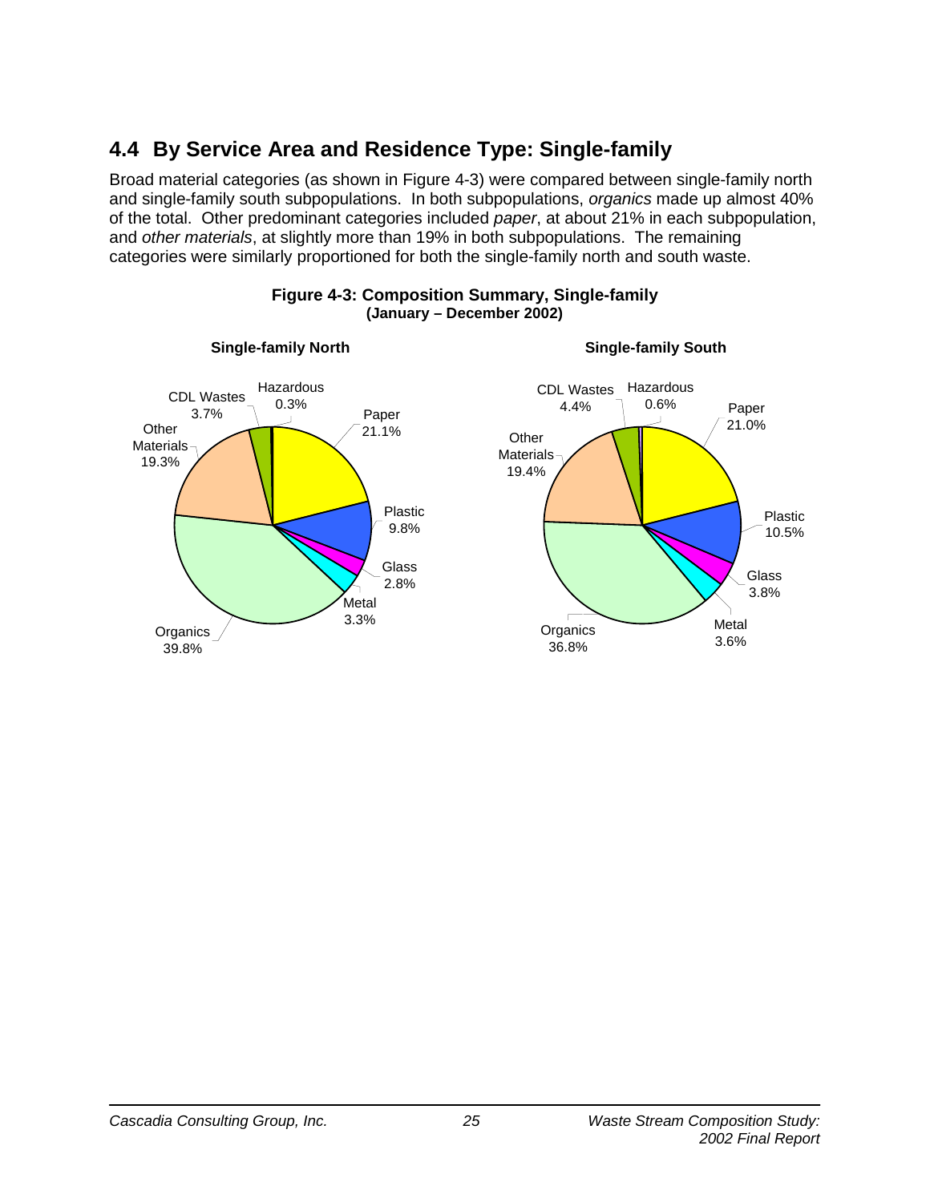## 4.4 By Service Area and Residence Type: Single-family

Broad material categories (as shown in Figure 4-3) were compared between single-family north and single-family south subpopulations. In both subpopulations, *organics* made up almost 40% of the total. Other predominant categories included *paper*, at about 21% in each subpopulation, and *other materials*, at slightly more than 19% in both subpopulations. The remaining categories were similarly proportioned for both the single-family north and south waste.

**Figure 4-3: Composition Summary, Single-family (January – December 2002)**

**Single-family North**

| Category | Percent |
| --- | --- |
| Paper | 21.1% |
| Plastic | 9.8% |
| Glass | 2.8% |
| Metal | 3.3% |
| Organics | 39.8% |
| Other Materials | 19.3% |
| CDL Wastes | 3.7% |
| Hazardous | 0.3% |

**Single-family South**

| Category | Percent |
| --- | --- |
| Paper | 21.0% |
| Plastic | 10.5% |
| Glass | 3.8% |
| Metal | 3.6% |
| Organics | 36.8% |
| Other Materials | 19.4% |
| CDL Wastes | 4.4% |
| Hazardous | 0.6% |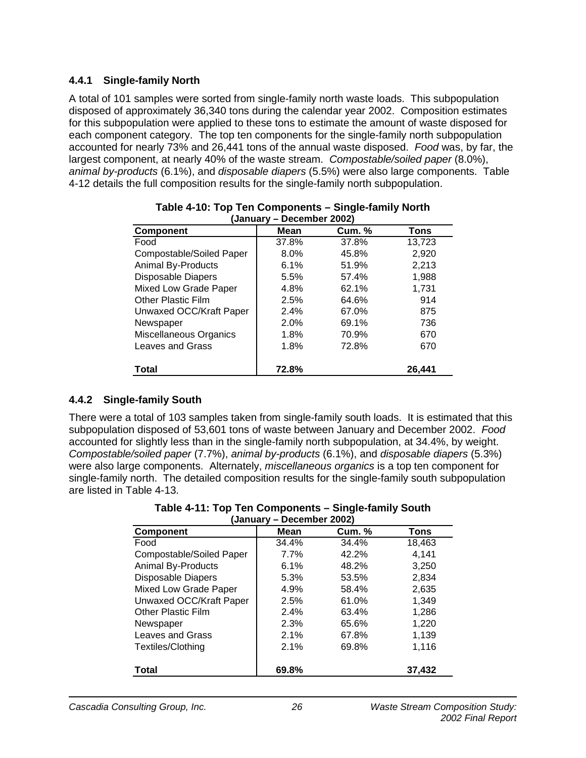### 4.4.1 Single-family North

A total of 101 samples were sorted from single-family north waste loads. This subpopulation disposed of approximately 36,340 tons during the calendar year 2002. Composition estimates for this subpopulation were applied to these tons to estimate the amount of waste disposed for each component category. The top ten components for the single-family north subpopulation accounted for nearly 73% and 26,441 tons of the annual waste disposed. *Food* was, by far, the largest component, at nearly 40% of the waste stream. *Compostable/soiled paper* (8.0%), *animal by-products* (6.1%), and *disposable diapers* (5.5%) were also large components. Table 4-12 details the full composition results for the single-family north subpopulation.

**Table 4-10: Top Ten Components – Single-family North (January – December 2002)**

| Component | Mean | Cum. % | Tons |
|---|---|---|---|
| Food | 37.8% | 37.8% | 13,723 |
| Compostable/Soiled Paper | 8.0% | 45.8% | 2,920 |
| Animal By-Products | 6.1% | 51.9% | 2,213 |
| Disposable Diapers | 5.5% | 57.4% | 1,988 |
| Mixed Low Grade Paper | 4.8% | 62.1% | 1,731 |
| Other Plastic Film | 2.5% | 64.6% | 914 |
| Unwaxed OCC/Kraft Paper | 2.4% | 67.0% | 875 |
| Newspaper | 2.0% | 69.1% | 736 |
| Miscellaneous Organics | 1.8% | 70.9% | 670 |
| Leaves and Grass | 1.8% | 72.8% | 670 |
| **Total** | **72.8%** | | **26,441** |

### 4.4.2 Single-family South

There were a total of 103 samples taken from single-family south loads. It is estimated that this subpopulation disposed of 53,601 tons of waste between January and December 2002. *Food* accounted for slightly less than in the single-family north subpopulation, at 34.4%, by weight. *Compostable/soiled paper* (7.7%), *animal by-products* (6.1%), and *disposable diapers* (5.3%) were also large components. Alternately, *miscellaneous organics* is a top ten component for single-family north. The detailed composition results for the single-family south subpopulation are listed in Table 4-13.

**Table 4-11: Top Ten Components – Single-family South (January – December 2002)**

| Component | Mean | Cum. % | Tons |
|---|---|---|---|
| Food | 34.4% | 34.4% | 18,463 |
| Compostable/Soiled Paper | 7.7% | 42.2% | 4,141 |
| Animal By-Products | 6.1% | 48.2% | 3,250 |
| Disposable Diapers | 5.3% | 53.5% | 2,834 |
| Mixed Low Grade Paper | 4.9% | 58.4% | 2,635 |
| Unwaxed OCC/Kraft Paper | 2.5% | 61.0% | 1,349 |
| Other Plastic Film | 2.4% | 63.4% | 1,286 |
| Newspaper | 2.3% | 65.6% | 1,220 |
| Leaves and Grass | 2.1% | 67.8% | 1,139 |
| Textiles/Clothing | 2.1% | 69.8% | 1,116 |
| **Total** | **69.8%** | | **37,432** |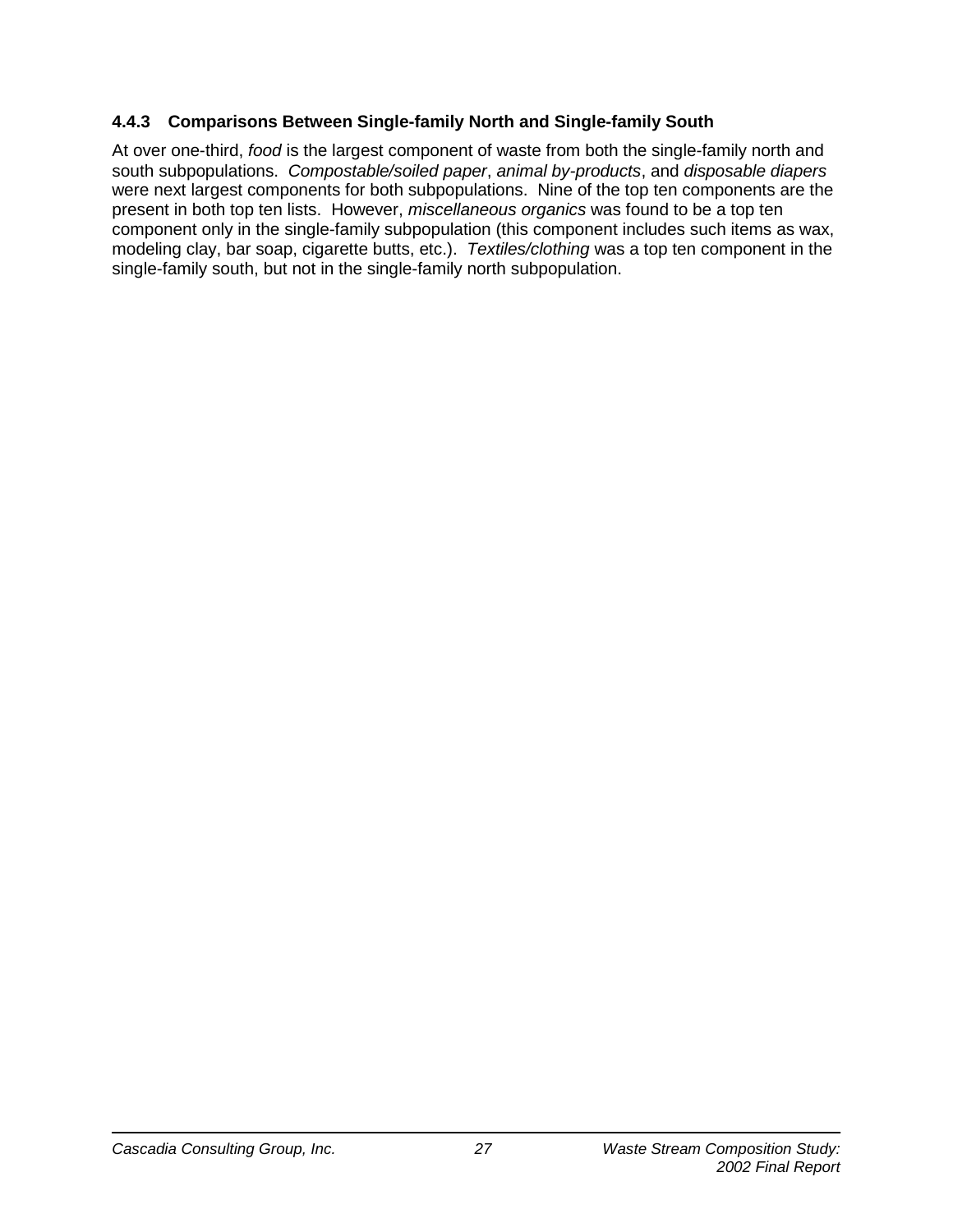### 4.4.3 Comparisons Between Single-family North and Single-family South

At over one-third, *food* is the largest component of waste from both the single-family north and south subpopulations. *Compostable/soiled paper*, *animal by-products*, and *disposable diapers* were next largest components for both subpopulations. Nine of the top ten components are the present in both top ten lists. However, *miscellaneous organics* was found to be a top ten component only in the single-family subpopulation (this component includes such items as wax, modeling clay, bar soap, cigarette butts, etc.). *Textiles/clothing* was a top ten component in the single-family south, but not in the single-family north subpopulation.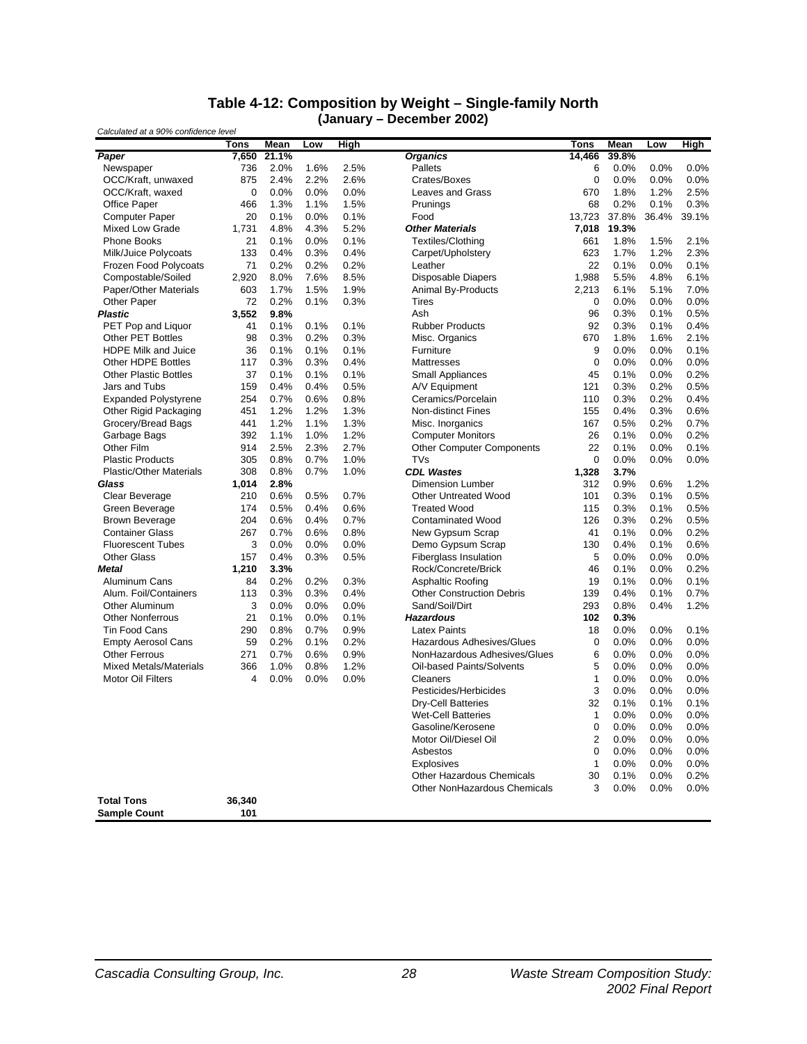# Table 4-12: Composition by Weight – Single-family North (January – December 2002)

*Calculated at a 90% confidence level*

| | Tons | Mean | Low | High | | Tons | Mean | Low | High |
|---|---|---|---|---|---|---|---|---|---|
| ***Paper*** | **7,650** | **21.1%** | | | ***Organics*** | **14,466** | **39.8%** | | |
| Newspaper | 736 | 2.0% | 1.6% | 2.5% | Pallets | 6 | 0.0% | 0.0% | 0.0% |
| OCC/Kraft, unwaxed | 875 | 2.4% | 2.2% | 2.6% | Crates/Boxes | 0 | 0.0% | 0.0% | 0.0% |
| OCC/Kraft, waxed | 0 | 0.0% | 0.0% | 0.0% | Leaves and Grass | 670 | 1.8% | 1.2% | 2.5% |
| Office Paper | 466 | 1.3% | 1.1% | 1.5% | Prunings | 68 | 0.2% | 0.1% | 0.3% |
| Computer Paper | 20 | 0.1% | 0.0% | 0.1% | Food | 13,723 | 37.8% | 36.4% | 39.1% |
| Mixed Low Grade | 1,731 | 4.8% | 4.3% | 5.2% | ***Other Materials*** | **7,018** | **19.3%** | | |
| Phone Books | 21 | 0.1% | 0.0% | 0.1% | Textiles/Clothing | 661 | 1.8% | 1.5% | 2.1% |
| Milk/Juice Polycoats | 133 | 0.4% | 0.3% | 0.4% | Carpet/Upholstery | 623 | 1.7% | 1.2% | 2.3% |
| Frozen Food Polycoats | 71 | 0.2% | 0.2% | 0.2% | Leather | 22 | 0.1% | 0.0% | 0.1% |
| Compostable/Soiled | 2,920 | 8.0% | 7.6% | 8.5% | Disposable Diapers | 1,988 | 5.5% | 4.8% | 6.1% |
| Paper/Other Materials | 603 | 1.7% | 1.5% | 1.9% | Animal By-Products | 2,213 | 6.1% | 5.1% | 7.0% |
| Other Paper | 72 | 0.2% | 0.1% | 0.3% | Tires | 0 | 0.0% | 0.0% | 0.0% |
| ***Plastic*** | **3,552** | **9.8%** | | | Ash | 96 | 0.3% | 0.1% | 0.5% |
| PET Pop and Liquor | 41 | 0.1% | 0.1% | 0.1% | Rubber Products | 92 | 0.3% | 0.1% | 0.4% |
| Other PET Bottles | 98 | 0.3% | 0.2% | 0.3% | Misc. Organics | 670 | 1.8% | 1.6% | 2.1% |
| HDPE Milk and Juice | 36 | 0.1% | 0.1% | 0.1% | Furniture | 9 | 0.0% | 0.0% | 0.1% |
| Other HDPE Bottles | 117 | 0.3% | 0.3% | 0.4% | Mattresses | 0 | 0.0% | 0.0% | 0.0% |
| Other Plastic Bottles | 37 | 0.1% | 0.1% | 0.1% | Small Appliances | 45 | 0.1% | 0.0% | 0.2% |
| Jars and Tubs | 159 | 0.4% | 0.4% | 0.5% | A/V Equipment | 121 | 0.3% | 0.2% | 0.5% |
| Expanded Polystyrene | 254 | 0.7% | 0.6% | 0.8% | Ceramics/Porcelain | 110 | 0.3% | 0.2% | 0.4% |
| Other Rigid Packaging | 451 | 1.2% | 1.2% | 1.3% | Non-distinct Fines | 155 | 0.4% | 0.3% | 0.6% |
| Grocery/Bread Bags | 441 | 1.2% | 1.1% | 1.3% | Misc. Inorganics | 167 | 0.5% | 0.2% | 0.7% |
| Garbage Bags | 392 | 1.1% | 1.0% | 1.2% | Computer Monitors | 26 | 0.1% | 0.0% | 0.2% |
| Other Film | 914 | 2.5% | 2.3% | 2.7% | Other Computer Components | 22 | 0.1% | 0.0% | 0.1% |
| Plastic Products | 305 | 0.8% | 0.7% | 1.0% | TVs | 0 | 0.0% | 0.0% | 0.0% |
| Plastic/Other Materials | 308 | 0.8% | 0.7% | 1.0% | ***CDL Wastes*** | **1,328** | **3.7%** | | |
| ***Glass*** | **1,014** | **2.8%** | | | Dimension Lumber | 312 | 0.9% | 0.6% | 1.2% |
| Clear Beverage | 210 | 0.6% | 0.5% | 0.7% | Other Untreated Wood | 101 | 0.3% | 0.1% | 0.5% |
| Green Beverage | 174 | 0.5% | 0.4% | 0.6% | Treated Wood | 115 | 0.3% | 0.1% | 0.5% |
| Brown Beverage | 204 | 0.6% | 0.4% | 0.7% | Contaminated Wood | 126 | 0.3% | 0.2% | 0.5% |
| Container Glass | 267 | 0.7% | 0.6% | 0.8% | New Gypsum Scrap | 41 | 0.1% | 0.0% | 0.2% |
| Fluorescent Tubes | 3 | 0.0% | 0.0% | 0.0% | Demo Gypsum Scrap | 130 | 0.4% | 0.1% | 0.6% |
| Other Glass | 157 | 0.4% | 0.3% | 0.5% | Fiberglass Insulation | 5 | 0.0% | 0.0% | 0.0% |
| ***Metal*** | **1,210** | **3.3%** | | | Rock/Concrete/Brick | 46 | 0.1% | 0.0% | 0.2% |
| Aluminum Cans | 84 | 0.2% | 0.2% | 0.3% | Asphaltic Roofing | 19 | 0.1% | 0.0% | 0.1% |
| Alum. Foil/Containers | 113 | 0.3% | 0.3% | 0.4% | Other Construction Debris | 139 | 0.4% | 0.1% | 0.7% |
| Other Aluminum | 3 | 0.0% | 0.0% | 0.0% | Sand/Soil/Dirt | 293 | 0.8% | 0.4% | 1.2% |
| Other Nonferrous | 21 | 0.1% | 0.0% | 0.1% | ***Hazardous*** | **102** | **0.3%** | | |
| Tin Food Cans | 290 | 0.8% | 0.7% | 0.9% | Latex Paints | 18 | 0.0% | 0.0% | 0.1% |
| Empty Aerosol Cans | 59 | 0.2% | 0.1% | 0.2% | Hazardous Adhesives/Glues | 0 | 0.0% | 0.0% | 0.0% |
| Other Ferrous | 271 | 0.7% | 0.6% | 0.9% | NonHazardous Adhesives/Glues | 6 | 0.0% | 0.0% | 0.0% |
| Mixed Metals/Materials | 366 | 1.0% | 0.8% | 1.2% | Oil-based Paints/Solvents | 5 | 0.0% | 0.0% | 0.0% |
| Motor Oil Filters | 4 | 0.0% | 0.0% | 0.0% | Cleaners | 1 | 0.0% | 0.0% | 0.0% |
| | | | | | Pesticides/Herbicides | 3 | 0.0% | 0.0% | 0.0% |
| | | | | | Dry-Cell Batteries | 32 | 0.1% | 0.1% | 0.1% |
| | | | | | Wet-Cell Batteries | 1 | 0.0% | 0.0% | 0.0% |
| | | | | | Gasoline/Kerosene | 0 | 0.0% | 0.0% | 0.0% |
| | | | | | Motor Oil/Diesel Oil | 2 | 0.0% | 0.0% | 0.0% |
| | | | | | Asbestos | 0 | 0.0% | 0.0% | 0.0% |
| | | | | | Explosives | 1 | 0.0% | 0.0% | 0.0% |
| | | | | | Other Hazardous Chemicals | 30 | 0.1% | 0.0% | 0.2% |
| | | | | | Other NonHazardous Chemicals | 3 | 0.0% | 0.0% | 0.0% |
| **Total Tons** | **36,340** | | | | | | | | |
| **Sample Count** | **101** | | | | | | | | |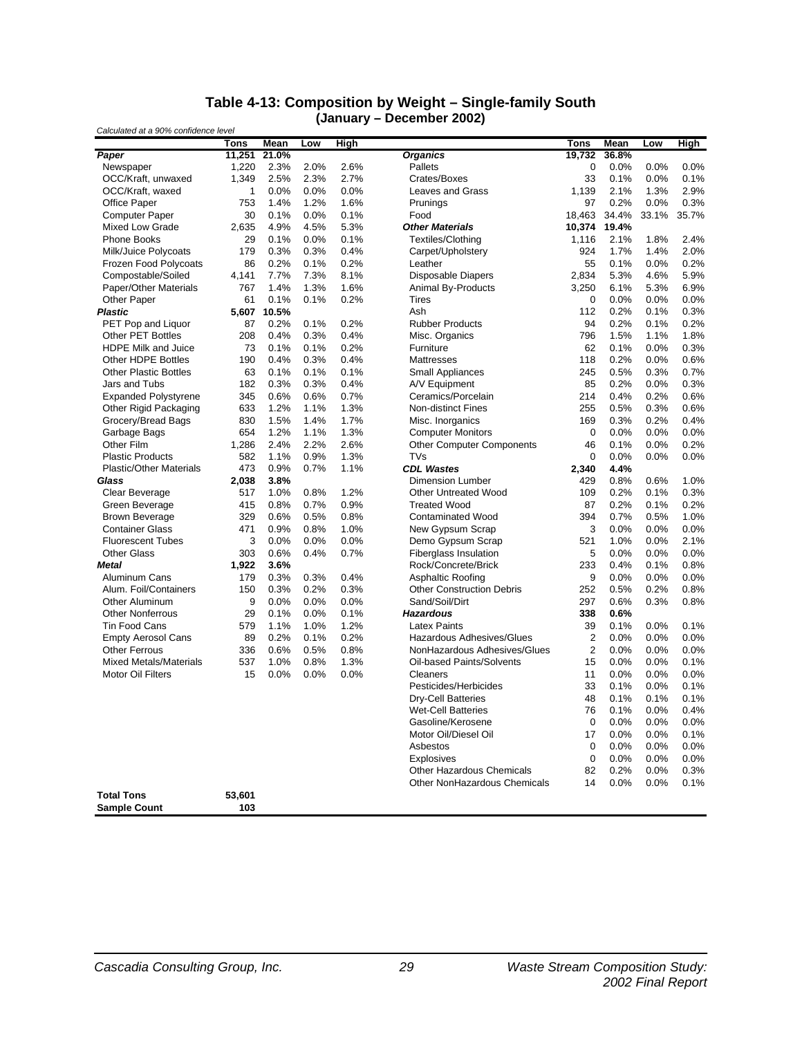## Table 4-13: Composition by Weight – Single-family South (January – December 2002)

*Calculated at a 90% confidence level*

| | Tons | Mean | Low | High | | Tons | Mean | Low | High |
|---|---|---|---|---|---|---|---|---|---|
| ***Paper*** | **11,251** | **21.0%** | | | ***Organics*** | **19,732** | **36.8%** | | |
| Newspaper | 1,220 | 2.3% | 2.0% | 2.6% | Pallets | 0 | 0.0% | 0.0% | 0.0% |
| OCC/Kraft, unwaxed | 1,349 | 2.5% | 2.3% | 2.7% | Crates/Boxes | 33 | 0.1% | 0.0% | 0.1% |
| OCC/Kraft, waxed | 1 | 0.0% | 0.0% | 0.0% | Leaves and Grass | 1,139 | 2.1% | 1.3% | 2.9% |
| Office Paper | 753 | 1.4% | 1.2% | 1.6% | Prunings | 97 | 0.2% | 0.0% | 0.3% |
| Computer Paper | 30 | 0.1% | 0.0% | 0.1% | Food | 18,463 | 34.4% | 33.1% | 35.7% |
| Mixed Low Grade | 2,635 | 4.9% | 4.5% | 5.3% | ***Other Materials*** | **10,374** | **19.4%** | | |
| Phone Books | 29 | 0.1% | 0.0% | 0.1% | Textiles/Clothing | 1,116 | 2.1% | 1.8% | 2.4% |
| Milk/Juice Polycoats | 179 | 0.3% | 0.3% | 0.4% | Carpet/Upholstery | 924 | 1.7% | 1.4% | 2.0% |
| Frozen Food Polycoats | 86 | 0.2% | 0.1% | 0.2% | Leather | 55 | 0.1% | 0.0% | 0.2% |
| Compostable/Soiled | 4,141 | 7.7% | 7.3% | 8.1% | Disposable Diapers | 2,834 | 5.3% | 4.6% | 5.9% |
| Paper/Other Materials | 767 | 1.4% | 1.3% | 1.6% | Animal By-Products | 3,250 | 6.1% | 5.3% | 6.9% |
| Other Paper | 61 | 0.1% | 0.1% | 0.2% | Tires | 0 | 0.0% | 0.0% | 0.0% |
| ***Plastic*** | **5,607** | **10.5%** | | | Ash | 112 | 0.2% | 0.1% | 0.3% |
| PET Pop and Liquor | 87 | 0.2% | 0.1% | 0.2% | Rubber Products | 94 | 0.2% | 0.1% | 0.2% |
| Other PET Bottles | 208 | 0.4% | 0.3% | 0.4% | Misc. Organics | 796 | 1.5% | 1.1% | 1.8% |
| HDPE Milk and Juice | 73 | 0.1% | 0.1% | 0.2% | Furniture | 62 | 0.1% | 0.0% | 0.3% |
| Other HDPE Bottles | 190 | 0.4% | 0.3% | 0.4% | Mattresses | 118 | 0.2% | 0.0% | 0.6% |
| Other Plastic Bottles | 63 | 0.1% | 0.1% | 0.1% | Small Appliances | 245 | 0.5% | 0.3% | 0.7% |
| Jars and Tubs | 182 | 0.3% | 0.3% | 0.4% | A/V Equipment | 85 | 0.2% | 0.0% | 0.3% |
| Expanded Polystyrene | 345 | 0.6% | 0.6% | 0.7% | Ceramics/Porcelain | 214 | 0.4% | 0.2% | 0.6% |
| Other Rigid Packaging | 633 | 1.2% | 1.1% | 1.3% | Non-distinct Fines | 255 | 0.5% | 0.3% | 0.6% |
| Grocery/Bread Bags | 830 | 1.5% | 1.4% | 1.7% | Misc. Inorganics | 169 | 0.3% | 0.2% | 0.4% |
| Garbage Bags | 654 | 1.2% | 1.1% | 1.3% | Computer Monitors | 0 | 0.0% | 0.0% | 0.0% |
| Other Film | 1,286 | 2.4% | 2.2% | 2.6% | Other Computer Components | 46 | 0.1% | 0.0% | 0.2% |
| Plastic Products | 582 | 1.1% | 0.9% | 1.3% | TVs | 0 | 0.0% | 0.0% | 0.0% |
| Plastic/Other Materials | 473 | 0.9% | 0.7% | 1.1% | ***CDL Wastes*** | **2,340** | **4.4%** | | |
| ***Glass*** | **2,038** | **3.8%** | | | Dimension Lumber | 429 | 0.8% | 0.6% | 1.0% |
| Clear Beverage | 517 | 1.0% | 0.8% | 1.2% | Other Untreated Wood | 109 | 0.2% | 0.1% | 0.3% |
| Green Beverage | 415 | 0.8% | 0.7% | 0.9% | Treated Wood | 87 | 0.2% | 0.1% | 0.2% |
| Brown Beverage | 329 | 0.6% | 0.5% | 0.8% | Contaminated Wood | 394 | 0.7% | 0.5% | 1.0% |
| Container Glass | 471 | 0.9% | 0.8% | 1.0% | New Gypsum Scrap | 3 | 0.0% | 0.0% | 0.0% |
| Fluorescent Tubes | 3 | 0.0% | 0.0% | 0.0% | Demo Gypsum Scrap | 521 | 1.0% | 0.0% | 2.1% |
| Other Glass | 303 | 0.6% | 0.4% | 0.7% | Fiberglass Insulation | 5 | 0.0% | 0.0% | 0.0% |
| ***Metal*** | **1,922** | **3.6%** | | | Rock/Concrete/Brick | 233 | 0.4% | 0.1% | 0.8% |
| Aluminum Cans | 179 | 0.3% | 0.3% | 0.4% | Asphaltic Roofing | 9 | 0.0% | 0.0% | 0.0% |
| Alum. Foil/Containers | 150 | 0.3% | 0.2% | 0.3% | Other Construction Debris | 252 | 0.5% | 0.2% | 0.8% |
| Other Aluminum | 9 | 0.0% | 0.0% | 0.0% | Sand/Soil/Dirt | 297 | 0.6% | 0.3% | 0.8% |
| Other Nonferrous | 29 | 0.1% | 0.0% | 0.1% | ***Hazardous*** | **338** | **0.6%** | | |
| Tin Food Cans | 579 | 1.1% | 1.0% | 1.2% | Latex Paints | 39 | 0.1% | 0.0% | 0.1% |
| Empty Aerosol Cans | 89 | 0.2% | 0.1% | 0.2% | Hazardous Adhesives/Glues | 2 | 0.0% | 0.0% | 0.0% |
| Other Ferrous | 336 | 0.6% | 0.5% | 0.8% | NonHazardous Adhesives/Glues | 2 | 0.0% | 0.0% | 0.0% |
| Mixed Metals/Materials | 537 | 1.0% | 0.8% | 1.3% | Oil-based Paints/Solvents | 15 | 0.0% | 0.0% | 0.1% |
| Motor Oil Filters | 15 | 0.0% | 0.0% | 0.0% | Cleaners | 11 | 0.0% | 0.0% | 0.0% |
| | | | | | Pesticides/Herbicides | 33 | 0.1% | 0.0% | 0.1% |
| | | | | | Dry-Cell Batteries | 48 | 0.1% | 0.1% | 0.1% |
| | | | | | Wet-Cell Batteries | 76 | 0.1% | 0.0% | 0.4% |
| | | | | | Gasoline/Kerosene | 0 | 0.0% | 0.0% | 0.0% |
| | | | | | Motor Oil/Diesel Oil | 17 | 0.0% | 0.0% | 0.1% |
| | | | | | Asbestos | 0 | 0.0% | 0.0% | 0.0% |
| | | | | | Explosives | 0 | 0.0% | 0.0% | 0.0% |
| | | | | | Other Hazardous Chemicals | 82 | 0.2% | 0.0% | 0.3% |
| | | | | | Other NonHazardous Chemicals | 14 | 0.0% | 0.0% | 0.1% |
| **Total Tons** | **53,601** | | | | | | | | |
| **Sample Count** | **103** | | | | | | | | |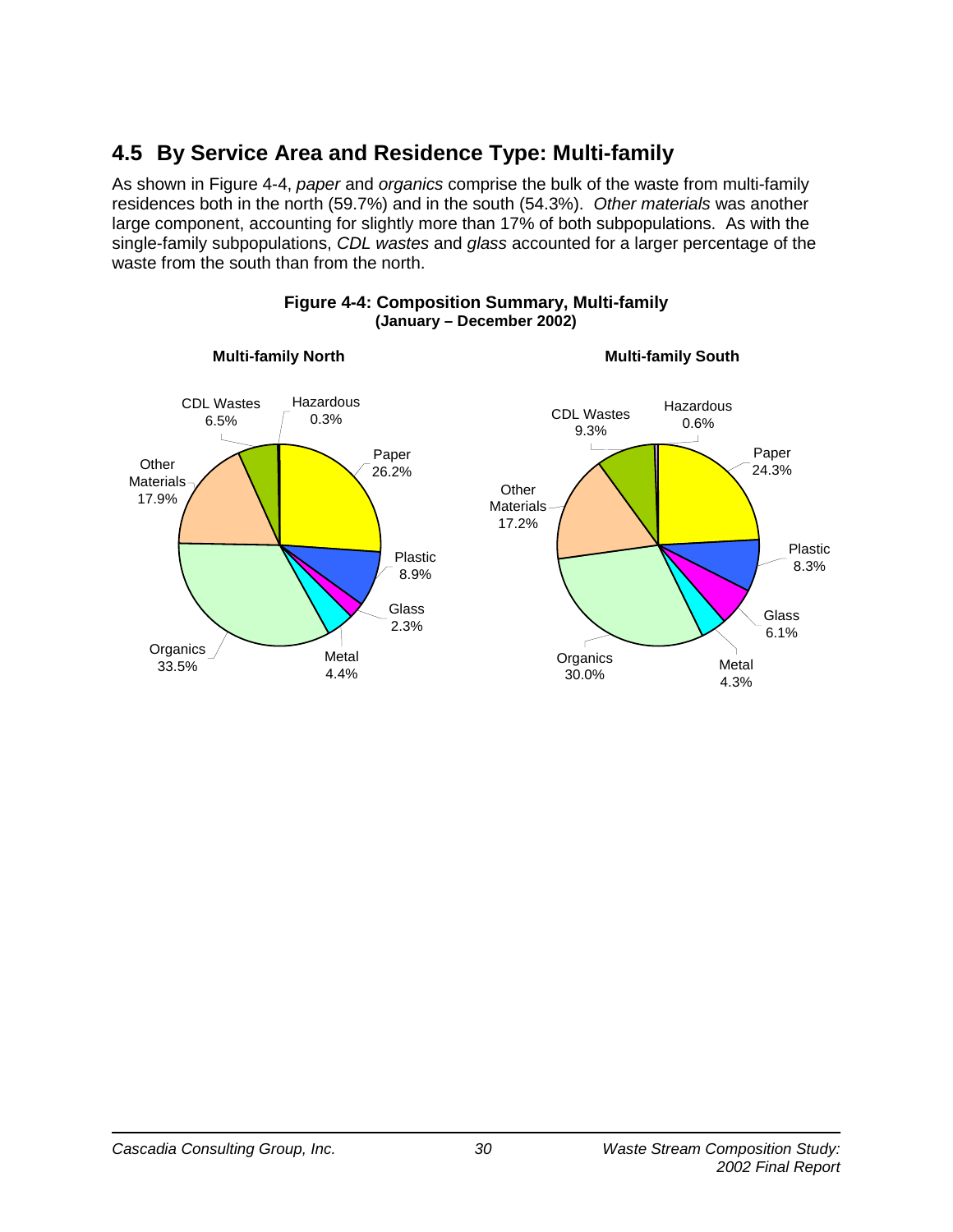## 4.5 By Service Area and Residence Type: Multi-family

As shown in Figure 4-4, *paper* and *organics* comprise the bulk of the waste from multi-family residences both in the north (59.7%) and in the south (54.3%). *Other materials* was another large component, accounting for slightly more than 17% of both subpopulations. As with the single-family subpopulations, *CDL wastes* and *glass* accounted for a larger percentage of the waste from the south than from the north.

**Figure 4-4: Composition Summary, Multi-family (January – December 2002)**

**Multi-family North**

| Material | Percent |
|---|---|
| Paper | 26.2% |
| Plastic | 8.9% |
| Glass | 2.3% |
| Metal | 4.4% |
| Organics | 33.5% |
| Other Materials | 17.9% |
| CDL Wastes | 6.5% |
| Hazardous | 0.3% |

**Multi-family South**

| Material | Percent |
|---|---|
| Paper | 24.3% |
| Plastic | 8.3% |
| Glass | 6.1% |
| Metal | 4.3% |
| Organics | 30.0% |
| Other Materials | 17.2% |
| CDL Wastes | 9.3% |
| Hazardous | 0.6% |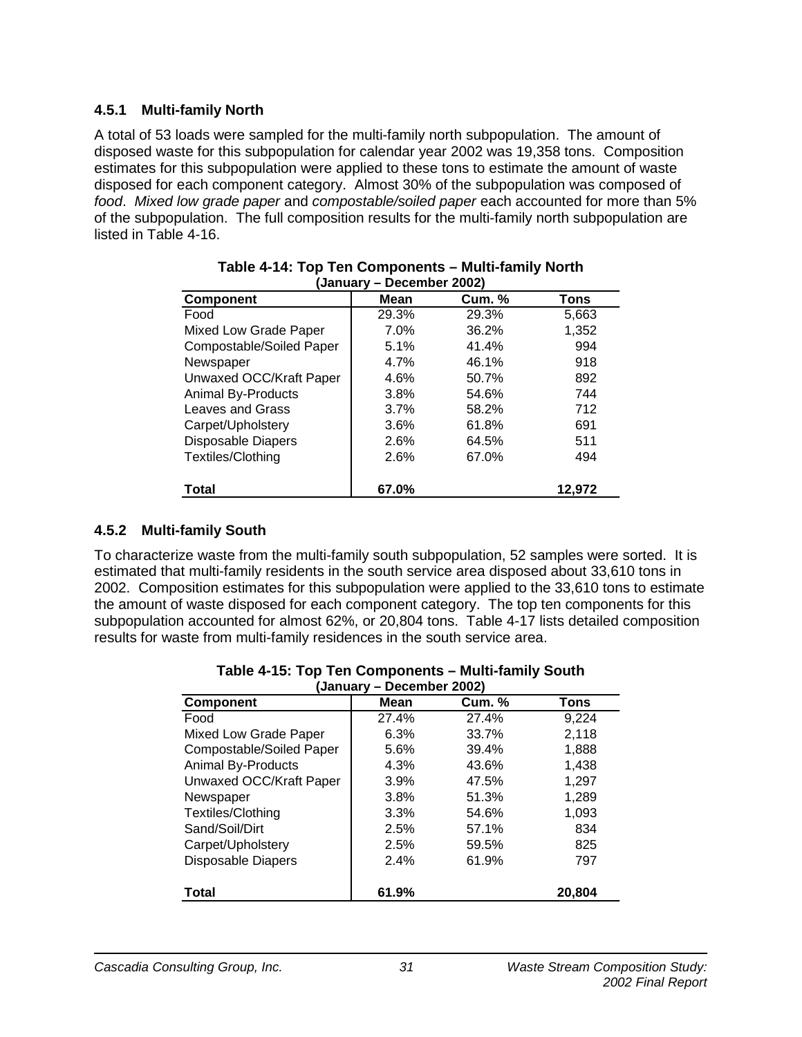### 4.5.1 Multi-family North

A total of 53 loads were sampled for the multi-family north subpopulation. The amount of disposed waste for this subpopulation for calendar year 2002 was 19,358 tons. Composition estimates for this subpopulation were applied to these tons to estimate the amount of waste disposed for each component category. Almost 30% of the subpopulation was composed of *food*. *Mixed low grade paper* and *compostable/soiled paper* each accounted for more than 5% of the subpopulation. The full composition results for the multi-family north subpopulation are listed in Table 4-16.

**Table 4-14: Top Ten Components – Multi-family North (January – December 2002)**

| Component | Mean | Cum. % | Tons |
|---|---|---|---|
| Food | 29.3% | 29.3% | 5,663 |
| Mixed Low Grade Paper | 7.0% | 36.2% | 1,352 |
| Compostable/Soiled Paper | 5.1% | 41.4% | 994 |
| Newspaper | 4.7% | 46.1% | 918 |
| Unwaxed OCC/Kraft Paper | 4.6% | 50.7% | 892 |
| Animal By-Products | 3.8% | 54.6% | 744 |
| Leaves and Grass | 3.7% | 58.2% | 712 |
| Carpet/Upholstery | 3.6% | 61.8% | 691 |
| Disposable Diapers | 2.6% | 64.5% | 511 |
| Textiles/Clothing | 2.6% | 67.0% | 494 |
| **Total** | **67.0%** | | **12,972** |

### 4.5.2 Multi-family South

To characterize waste from the multi-family south subpopulation, 52 samples were sorted. It is estimated that multi-family residents in the south service area disposed about 33,610 tons in 2002. Composition estimates for this subpopulation were applied to the 33,610 tons to estimate the amount of waste disposed for each component category. The top ten components for this subpopulation accounted for almost 62%, or 20,804 tons. Table 4-17 lists detailed composition results for waste from multi-family residences in the south service area.

**Table 4-15: Top Ten Components – Multi-family South (January – December 2002)**

| Component | Mean | Cum. % | Tons |
|---|---|---|---|
| Food | 27.4% | 27.4% | 9,224 |
| Mixed Low Grade Paper | 6.3% | 33.7% | 2,118 |
| Compostable/Soiled Paper | 5.6% | 39.4% | 1,888 |
| Animal By-Products | 4.3% | 43.6% | 1,438 |
| Unwaxed OCC/Kraft Paper | 3.9% | 47.5% | 1,297 |
| Newspaper | 3.8% | 51.3% | 1,289 |
| Textiles/Clothing | 3.3% | 54.6% | 1,093 |
| Sand/Soil/Dirt | 2.5% | 57.1% | 834 |
| Carpet/Upholstery | 2.5% | 59.5% | 825 |
| Disposable Diapers | 2.4% | 61.9% | 797 |
| **Total** | **61.9%** | | **20,804** |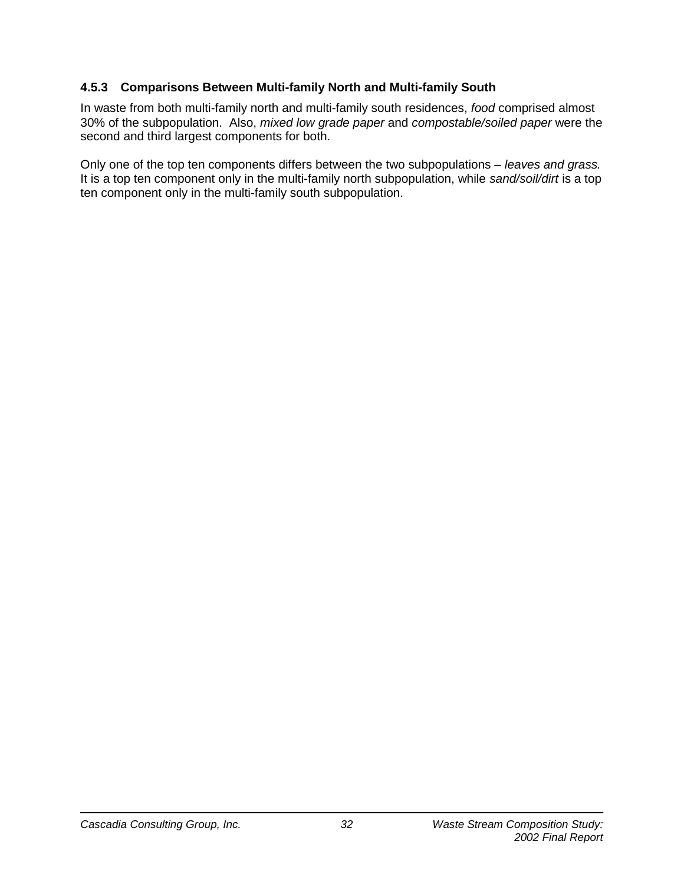### 4.5.3 Comparisons Between Multi-family North and Multi-family South

In waste from both multi-family north and multi-family south residences, *food* comprised almost 30% of the subpopulation. Also, *mixed low grade paper* and *compostable/soiled paper* were the second and third largest components for both.

Only one of the top ten components differs between the two subpopulations – *leaves and grass.* It is a top ten component only in the multi-family north subpopulation, while *sand/soil/dirt* is a top ten component only in the multi-family south subpopulation.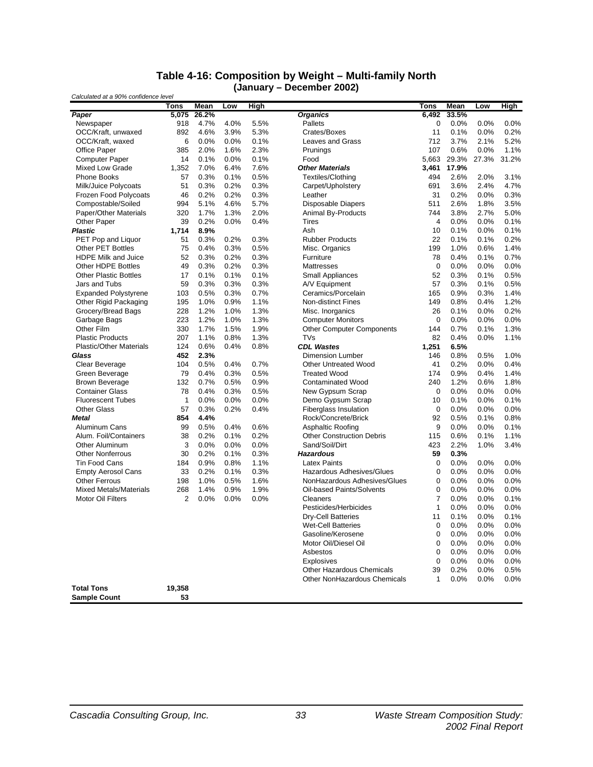## Table 4-16: Composition by Weight – Multi-family North
### (January – December 2002)

*Calculated at a 90% confidence level*

| | Tons | Mean | Low | High | | Tons | Mean | Low | High |
|---|---|---|---|---|---|---|---|---|---|
| ***Paper*** | **5,075** | **26.2%** | | | ***Organics*** | **6,492** | **33.5%** | | |
| Newspaper | 918 | 4.7% | 4.0% | 5.5% | Pallets | 0 | 0.0% | 0.0% | 0.0% |
| OCC/Kraft, unwaxed | 892 | 4.6% | 3.9% | 5.3% | Crates/Boxes | 11 | 0.1% | 0.0% | 0.2% |
| OCC/Kraft, waxed | 6 | 0.0% | 0.0% | 0.1% | Leaves and Grass | 712 | 3.7% | 2.1% | 5.2% |
| Office Paper | 385 | 2.0% | 1.6% | 2.3% | Prunings | 107 | 0.6% | 0.0% | 1.1% |
| Computer Paper | 14 | 0.1% | 0.0% | 0.1% | Food | 5,663 | 29.3% | 27.3% | 31.2% |
| Mixed Low Grade | 1,352 | 7.0% | 6.4% | 7.6% | ***Other Materials*** | **3,461** | **17.9%** | | |
| Phone Books | 57 | 0.3% | 0.1% | 0.5% | Textiles/Clothing | 494 | 2.6% | 2.0% | 3.1% |
| Milk/Juice Polycoats | 51 | 0.3% | 0.2% | 0.3% | Carpet/Upholstery | 691 | 3.6% | 2.4% | 4.7% |
| Frozen Food Polycoats | 46 | 0.2% | 0.2% | 0.3% | Leather | 31 | 0.2% | 0.0% | 0.3% |
| Compostable/Soiled | 994 | 5.1% | 4.6% | 5.7% | Disposable Diapers | 511 | 2.6% | 1.8% | 3.5% |
| Paper/Other Materials | 320 | 1.7% | 1.3% | 2.0% | Animal By-Products | 744 | 3.8% | 2.7% | 5.0% |
| Other Paper | 39 | 0.2% | 0.0% | 0.4% | Tires | 4 | 0.0% | 0.0% | 0.1% |
| ***Plastic*** | **1,714** | **8.9%** | | | Ash | 10 | 0.1% | 0.0% | 0.1% |
| PET Pop and Liquor | 51 | 0.3% | 0.2% | 0.3% | Rubber Products | 22 | 0.1% | 0.1% | 0.2% |
| Other PET Bottles | 75 | 0.4% | 0.3% | 0.5% | Misc. Organics | 199 | 1.0% | 0.6% | 1.4% |
| HDPE Milk and Juice | 52 | 0.3% | 0.2% | 0.3% | Furniture | 78 | 0.4% | 0.1% | 0.7% |
| Other HDPE Bottles | 49 | 0.3% | 0.2% | 0.3% | Mattresses | 0 | 0.0% | 0.0% | 0.0% |
| Other Plastic Bottles | 17 | 0.1% | 0.1% | 0.1% | Small Appliances | 52 | 0.3% | 0.1% | 0.5% |
| Jars and Tubs | 59 | 0.3% | 0.3% | 0.3% | A/V Equipment | 57 | 0.3% | 0.1% | 0.5% |
| Expanded Polystyrene | 103 | 0.5% | 0.3% | 0.7% | Ceramics/Porcelain | 165 | 0.9% | 0.3% | 1.4% |
| Other Rigid Packaging | 195 | 1.0% | 0.9% | 1.1% | Non-distinct Fines | 149 | 0.8% | 0.4% | 1.2% |
| Grocery/Bread Bags | 228 | 1.2% | 1.0% | 1.3% | Misc. Inorganics | 26 | 0.1% | 0.0% | 0.2% |
| Garbage Bags | 223 | 1.2% | 1.0% | 1.3% | Computer Monitors | 0 | 0.0% | 0.0% | 0.0% |
| Other Film | 330 | 1.7% | 1.5% | 1.9% | Other Computer Components | 144 | 0.7% | 0.1% | 1.3% |
| Plastic Products | 207 | 1.1% | 0.8% | 1.3% | TVs | 82 | 0.4% | 0.0% | 1.1% |
| Plastic/Other Materials | 124 | 0.6% | 0.4% | 0.8% | ***CDL Wastes*** | **1,251** | **6.5%** | | |
| ***Glass*** | **452** | **2.3%** | | | Dimension Lumber | 146 | 0.8% | 0.5% | 1.0% |
| Clear Beverage | 104 | 0.5% | 0.4% | 0.7% | Other Untreated Wood | 41 | 0.2% | 0.0% | 0.4% |
| Green Beverage | 79 | 0.4% | 0.3% | 0.5% | Treated Wood | 174 | 0.9% | 0.4% | 1.4% |
| Brown Beverage | 132 | 0.7% | 0.5% | 0.9% | Contaminated Wood | 240 | 1.2% | 0.6% | 1.8% |
| Container Glass | 78 | 0.4% | 0.3% | 0.5% | New Gypsum Scrap | 0 | 0.0% | 0.0% | 0.0% |
| Fluorescent Tubes | 1 | 0.0% | 0.0% | 0.0% | Demo Gypsum Scrap | 10 | 0.1% | 0.0% | 0.1% |
| Other Glass | 57 | 0.3% | 0.2% | 0.4% | Fiberglass Insulation | 0 | 0.0% | 0.0% | 0.0% |
| ***Metal*** | **854** | **4.4%** | | | Rock/Concrete/Brick | 92 | 0.5% | 0.1% | 0.8% |
| Aluminum Cans | 99 | 0.5% | 0.4% | 0.6% | Asphaltic Roofing | 9 | 0.0% | 0.0% | 0.1% |
| Alum. Foil/Containers | 38 | 0.2% | 0.1% | 0.2% | Other Construction Debris | 115 | 0.6% | 0.1% | 1.1% |
| Other Aluminum | 3 | 0.0% | 0.0% | 0.0% | Sand/Soil/Dirt | 423 | 2.2% | 1.0% | 3.4% |
| Other Nonferrous | 30 | 0.2% | 0.1% | 0.3% | ***Hazardous*** | **59** | **0.3%** | | |
| Tin Food Cans | 184 | 0.9% | 0.8% | 1.1% | Latex Paints | 0 | 0.0% | 0.0% | 0.0% |
| Empty Aerosol Cans | 33 | 0.2% | 0.1% | 0.3% | Hazardous Adhesives/Glues | 0 | 0.0% | 0.0% | 0.0% |
| Other Ferrous | 198 | 1.0% | 0.5% | 1.6% | NonHazardous Adhesives/Glues | 0 | 0.0% | 0.0% | 0.0% |
| Mixed Metals/Materials | 268 | 1.4% | 0.9% | 1.9% | Oil-based Paints/Solvents | 0 | 0.0% | 0.0% | 0.0% |
| Motor Oil Filters | 2 | 0.0% | 0.0% | 0.0% | Cleaners | 7 | 0.0% | 0.0% | 0.1% |
| | | | | | Pesticides/Herbicides | 1 | 0.0% | 0.0% | 0.0% |
| | | | | | Dry-Cell Batteries | 11 | 0.1% | 0.0% | 0.1% |
| | | | | | Wet-Cell Batteries | 0 | 0.0% | 0.0% | 0.0% |
| | | | | | Gasoline/Kerosene | 0 | 0.0% | 0.0% | 0.0% |
| | | | | | Motor Oil/Diesel Oil | 0 | 0.0% | 0.0% | 0.0% |
| | | | | | Asbestos | 0 | 0.0% | 0.0% | 0.0% |
| | | | | | Explosives | 0 | 0.0% | 0.0% | 0.0% |
| | | | | | Other Hazardous Chemicals | 39 | 0.2% | 0.0% | 0.5% |
| | | | | | Other NonHazardous Chemicals | 1 | 0.0% | 0.0% | 0.0% |
| **Total Tons** | **19,358** | | | | | | | | |
| **Sample Count** | **53** | | | | | | | | |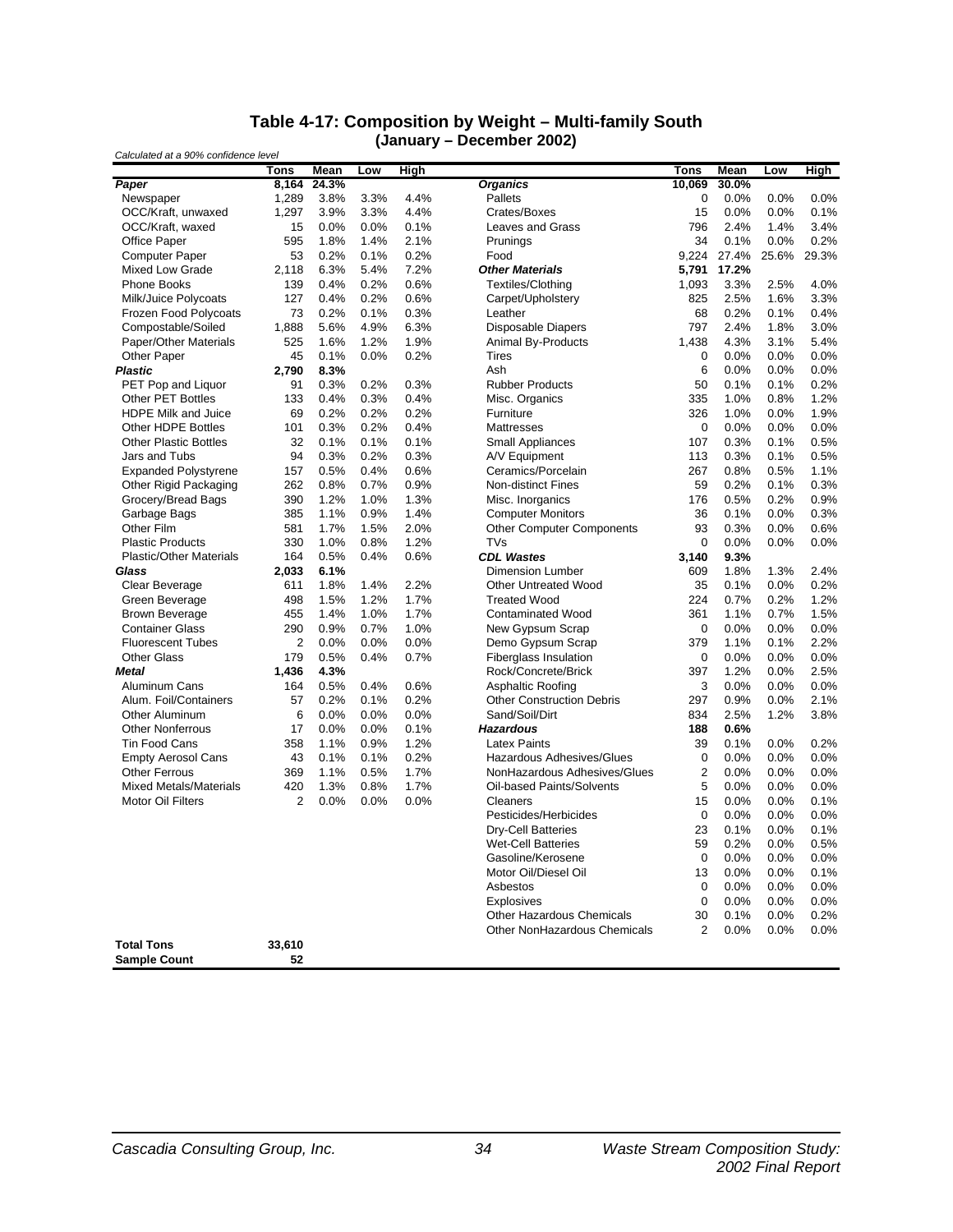## Table 4-17: Composition by Weight – Multi-family South (January – December 2002)

*Calculated at a 90% confidence level*

| | Tons | Mean | Low | High | | Tons | Mean | Low | High |
|---|---|---|---|---|---|---|---|---|---|
| ***Paper*** | **8,164** | **24.3%** | | | ***Organics*** | **10,069** | **30.0%** | | |
| Newspaper | 1,289 | 3.8% | 3.3% | 4.4% | Pallets | 0 | 0.0% | 0.0% | 0.0% |
| OCC/Kraft, unwaxed | 1,297 | 3.9% | 3.3% | 4.4% | Crates/Boxes | 15 | 0.0% | 0.0% | 0.1% |
| OCC/Kraft, waxed | 15 | 0.0% | 0.0% | 0.1% | Leaves and Grass | 796 | 2.4% | 1.4% | 3.4% |
| Office Paper | 595 | 1.8% | 1.4% | 2.1% | Prunings | 34 | 0.1% | 0.0% | 0.2% |
| Computer Paper | 53 | 0.2% | 0.1% | 0.2% | Food | 9,224 | 27.4% | 25.6% | 29.3% |
| Mixed Low Grade | 2,118 | 6.3% | 5.4% | 7.2% | ***Other Materials*** | **5,791** | **17.2%** | | |
| Phone Books | 139 | 0.4% | 0.2% | 0.6% | Textiles/Clothing | 1,093 | 3.3% | 2.5% | 4.0% |
| Milk/Juice Polycoats | 127 | 0.4% | 0.2% | 0.6% | Carpet/Upholstery | 825 | 2.5% | 1.6% | 3.3% |
| Frozen Food Polycoats | 73 | 0.2% | 0.1% | 0.3% | Leather | 68 | 0.2% | 0.1% | 0.4% |
| Compostable/Soiled | 1,888 | 5.6% | 4.9% | 6.3% | Disposable Diapers | 797 | 2.4% | 1.8% | 3.0% |
| Paper/Other Materials | 525 | 1.6% | 1.2% | 1.9% | Animal By-Products | 1,438 | 4.3% | 3.1% | 5.4% |
| Other Paper | 45 | 0.1% | 0.0% | 0.2% | Tires | 0 | 0.0% | 0.0% | 0.0% |
| ***Plastic*** | **2,790** | **8.3%** | | | Ash | 6 | 0.0% | 0.0% | 0.0% |
| PET Pop and Liquor | 91 | 0.3% | 0.2% | 0.3% | Rubber Products | 50 | 0.1% | 0.1% | 0.2% |
| Other PET Bottles | 133 | 0.4% | 0.3% | 0.4% | Misc. Organics | 335 | 1.0% | 0.8% | 1.2% |
| HDPE Milk and Juice | 69 | 0.2% | 0.2% | 0.2% | Furniture | 326 | 1.0% | 0.0% | 1.9% |
| Other HDPE Bottles | 101 | 0.3% | 0.2% | 0.4% | Mattresses | 0 | 0.0% | 0.0% | 0.0% |
| Other Plastic Bottles | 32 | 0.1% | 0.1% | 0.1% | Small Appliances | 107 | 0.3% | 0.1% | 0.5% |
| Jars and Tubs | 94 | 0.3% | 0.2% | 0.3% | A/V Equipment | 113 | 0.3% | 0.1% | 0.5% |
| Expanded Polystyrene | 157 | 0.5% | 0.4% | 0.6% | Ceramics/Porcelain | 267 | 0.8% | 0.5% | 1.1% |
| Other Rigid Packaging | 262 | 0.8% | 0.7% | 0.9% | Non-distinct Fines | 59 | 0.2% | 0.1% | 0.3% |
| Grocery/Bread Bags | 390 | 1.2% | 1.0% | 1.3% | Misc. Inorganics | 176 | 0.5% | 0.2% | 0.9% |
| Garbage Bags | 385 | 1.1% | 0.9% | 1.4% | Computer Monitors | 36 | 0.1% | 0.0% | 0.3% |
| Other Film | 581 | 1.7% | 1.5% | 2.0% | Other Computer Components | 93 | 0.3% | 0.0% | 0.6% |
| Plastic Products | 330 | 1.0% | 0.8% | 1.2% | TVs | 0 | 0.0% | 0.0% | 0.0% |
| Plastic/Other Materials | 164 | 0.5% | 0.4% | 0.6% | ***CDL Wastes*** | **3,140** | **9.3%** | | |
| ***Glass*** | **2,033** | **6.1%** | | | Dimension Lumber | 609 | 1.8% | 1.3% | 2.4% |
| Clear Beverage | 611 | 1.8% | 1.4% | 2.2% | Other Untreated Wood | 35 | 0.1% | 0.0% | 0.2% |
| Green Beverage | 498 | 1.5% | 1.2% | 1.7% | Treated Wood | 224 | 0.7% | 0.2% | 1.2% |
| Brown Beverage | 455 | 1.4% | 1.0% | 1.7% | Contaminated Wood | 361 | 1.1% | 0.7% | 1.5% |
| Container Glass | 290 | 0.9% | 0.7% | 1.0% | New Gypsum Scrap | 0 | 0.0% | 0.0% | 0.0% |
| Fluorescent Tubes | 2 | 0.0% | 0.0% | 0.0% | Demo Gypsum Scrap | 379 | 1.1% | 0.1% | 2.2% |
| Other Glass | 179 | 0.5% | 0.4% | 0.7% | Fiberglass Insulation | 0 | 0.0% | 0.0% | 0.0% |
| ***Metal*** | **1,436** | **4.3%** | | | Rock/Concrete/Brick | 397 | 1.2% | 0.0% | 2.5% |
| Aluminum Cans | 164 | 0.5% | 0.4% | 0.6% | Asphaltic Roofing | 3 | 0.0% | 0.0% | 0.0% |
| Alum. Foil/Containers | 57 | 0.2% | 0.1% | 0.2% | Other Construction Debris | 297 | 0.9% | 0.0% | 2.1% |
| Other Aluminum | 6 | 0.0% | 0.0% | 0.0% | Sand/Soil/Dirt | 834 | 2.5% | 1.2% | 3.8% |
| Other Nonferrous | 17 | 0.0% | 0.0% | 0.1% | ***Hazardous*** | **188** | **0.6%** | | |
| Tin Food Cans | 358 | 1.1% | 0.9% | 1.2% | Latex Paints | 39 | 0.1% | 0.0% | 0.2% |
| Empty Aerosol Cans | 43 | 0.1% | 0.1% | 0.2% | Hazardous Adhesives/Glues | 0 | 0.0% | 0.0% | 0.0% |
| Other Ferrous | 369 | 1.1% | 0.5% | 1.7% | NonHazardous Adhesives/Glues | 2 | 0.0% | 0.0% | 0.0% |
| Mixed Metals/Materials | 420 | 1.3% | 0.8% | 1.7% | Oil-based Paints/Solvents | 5 | 0.0% | 0.0% | 0.0% |
| Motor Oil Filters | 2 | 0.0% | 0.0% | 0.0% | Cleaners | 15 | 0.0% | 0.0% | 0.1% |
| | | | | | Pesticides/Herbicides | 0 | 0.0% | 0.0% | 0.0% |
| | | | | | Dry-Cell Batteries | 23 | 0.1% | 0.0% | 0.1% |
| | | | | | Wet-Cell Batteries | 59 | 0.2% | 0.0% | 0.5% |
| | | | | | Gasoline/Kerosene | 0 | 0.0% | 0.0% | 0.0% |
| | | | | | Motor Oil/Diesel Oil | 13 | 0.0% | 0.0% | 0.1% |
| | | | | | Asbestos | 0 | 0.0% | 0.0% | 0.0% |
| | | | | | Explosives | 0 | 0.0% | 0.0% | 0.0% |
| | | | | | Other Hazardous Chemicals | 30 | 0.1% | 0.0% | 0.2% |
| | | | | | Other NonHazardous Chemicals | 2 | 0.0% | 0.0% | 0.0% |
| **Total Tons** | **33,610** | | | | | | | | |
| **Sample Count** | **52** | | | | | | | | |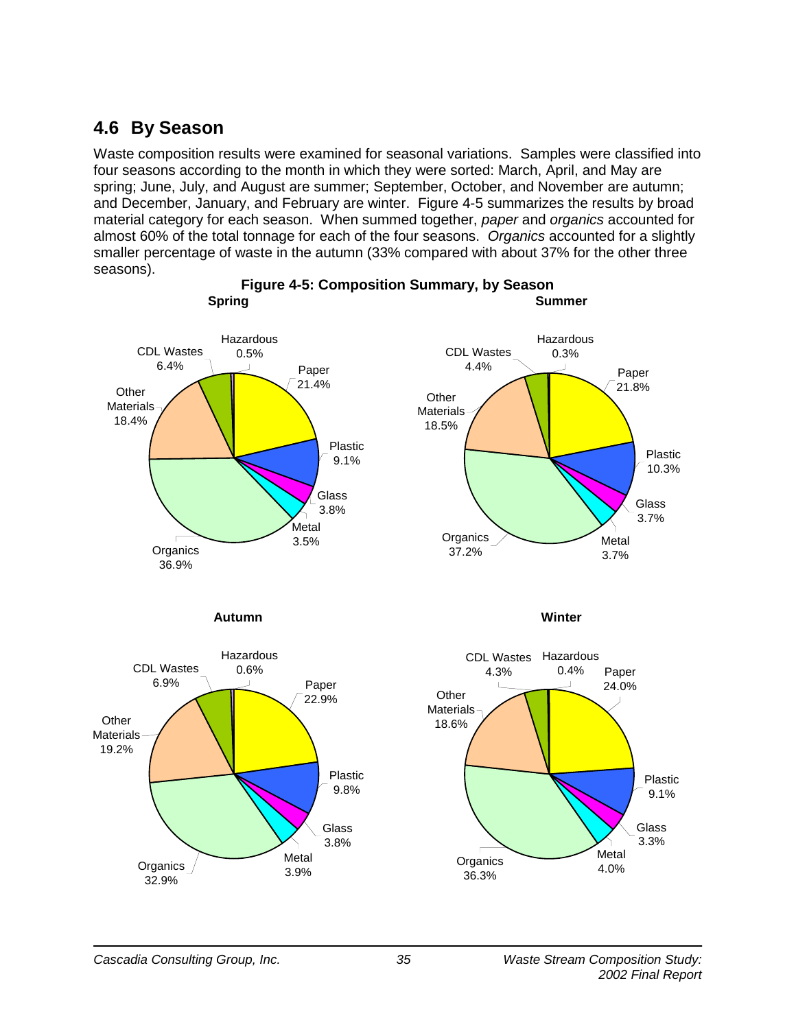## 4.6 By Season

Waste composition results were examined for seasonal variations. Samples were classified into four seasons according to the month in which they were sorted: March, April, and May are spring; June, July, and August are summer; September, October, and November are autumn; and December, January, and February are winter. Figure 4-5 summarizes the results by broad material category for each season. When summed together, *paper* and *organics* accounted for almost 60% of the total tonnage for each of the four seasons. *Organics* accounted for a slightly smaller percentage of waste in the autumn (33% compared with about 37% for the other three seasons).

**Figure 4-5: Composition Summary, by Season**

**Spring**

| Material | Percent |
|---|---|
| Paper | 21.4% |
| Plastic | 9.1% |
| Glass | 3.8% |
| Metal | 3.5% |
| Organics | 36.9% |
| Other Materials | 18.4% |
| CDL Wastes | 6.4% |
| Hazardous | 0.5% |

**Summer**

| Material | Percent |
|---|---|
| Paper | 21.8% |
| Plastic | 10.3% |
| Glass | 3.7% |
| Metal | 3.7% |
| Organics | 37.2% |
| Other Materials | 18.5% |
| CDL Wastes | 4.4% |
| Hazardous | 0.3% |

**Autumn**

| Material | Percent |
|---|---|
| Paper | 22.9% |
| Plastic | 9.8% |
| Glass | 3.8% |
| Metal | 3.9% |
| Organics | 32.9% |
| Other Materials | 19.2% |
| CDL Wastes | 6.9% |
| Hazardous | 0.6% |

**Winter**

| Material | Percent |
|---|---|
| Paper | 24.0% |
| Plastic | 9.1% |
| Glass | 3.3% |
| Metal | 4.0% |
| Organics | 36.3% |
| Other Materials | 18.6% |
| CDL Wastes | 4.3% |
| Hazardous | 0.4% |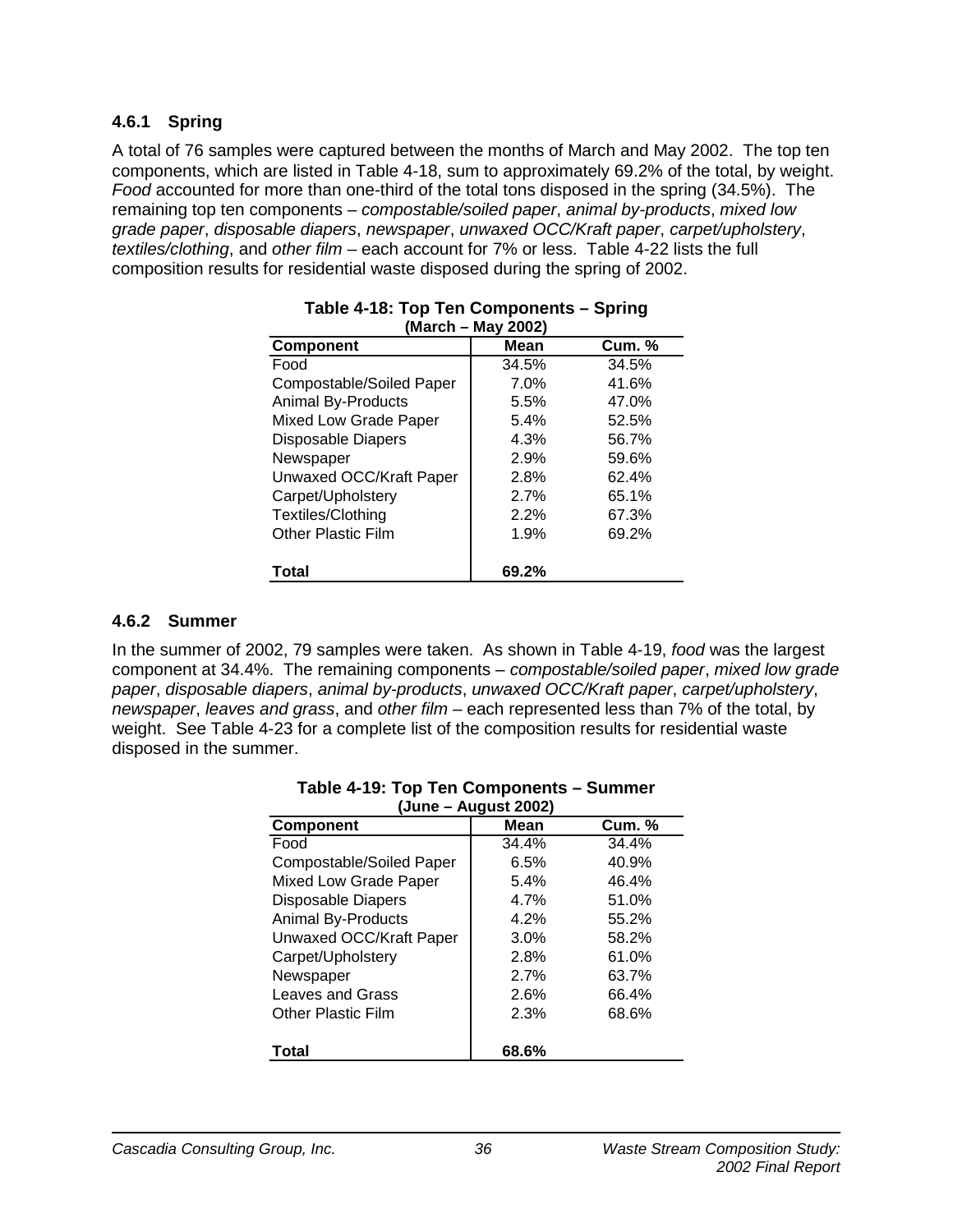### 4.6.1 Spring

A total of 76 samples were captured between the months of March and May 2002. The top ten components, which are listed in Table 4-18, sum to approximately 69.2% of the total, by weight. *Food* accounted for more than one-third of the total tons disposed in the spring (34.5%). The remaining top ten components – *compostable/soiled paper*, *animal by-products*, *mixed low grade paper*, *disposable diapers*, *newspaper*, *unwaxed OCC/Kraft paper*, *carpet/upholstery*, *textiles/clothing*, and *other film* – each account for 7% or less. Table 4-22 lists the full composition results for residential waste disposed during the spring of 2002.

**Table 4-18: Top Ten Components – Spring (March – May 2002)**

| Component | Mean | Cum. % |
|---|---|---|
| Food | 34.5% | 34.5% |
| Compostable/Soiled Paper | 7.0% | 41.6% |
| Animal By-Products | 5.5% | 47.0% |
| Mixed Low Grade Paper | 5.4% | 52.5% |
| Disposable Diapers | 4.3% | 56.7% |
| Newspaper | 2.9% | 59.6% |
| Unwaxed OCC/Kraft Paper | 2.8% | 62.4% |
| Carpet/Upholstery | 2.7% | 65.1% |
| Textiles/Clothing | 2.2% | 67.3% |
| Other Plastic Film | 1.9% | 69.2% |
| **Total** | **69.2%** | |

### 4.6.2 Summer

In the summer of 2002, 79 samples were taken. As shown in Table 4-19, *food* was the largest component at 34.4%. The remaining components – *compostable/soiled paper*, *mixed low grade paper*, *disposable diapers*, *animal by-products*, *unwaxed OCC/Kraft paper*, *carpet/upholstery*, *newspaper*, *leaves and grass*, and *other film* – each represented less than 7% of the total, by weight. See Table 4-23 for a complete list of the composition results for residential waste disposed in the summer.

**Table 4-19: Top Ten Components – Summer (June – August 2002)**

| Component | Mean | Cum. % |
|---|---|---|
| Food | 34.4% | 34.4% |
| Compostable/Soiled Paper | 6.5% | 40.9% |
| Mixed Low Grade Paper | 5.4% | 46.4% |
| Disposable Diapers | 4.7% | 51.0% |
| Animal By-Products | 4.2% | 55.2% |
| Unwaxed OCC/Kraft Paper | 3.0% | 58.2% |
| Carpet/Upholstery | 2.8% | 61.0% |
| Newspaper | 2.7% | 63.7% |
| Leaves and Grass | 2.6% | 66.4% |
| Other Plastic Film | 2.3% | 68.6% |
| **Total** | **68.6%** | |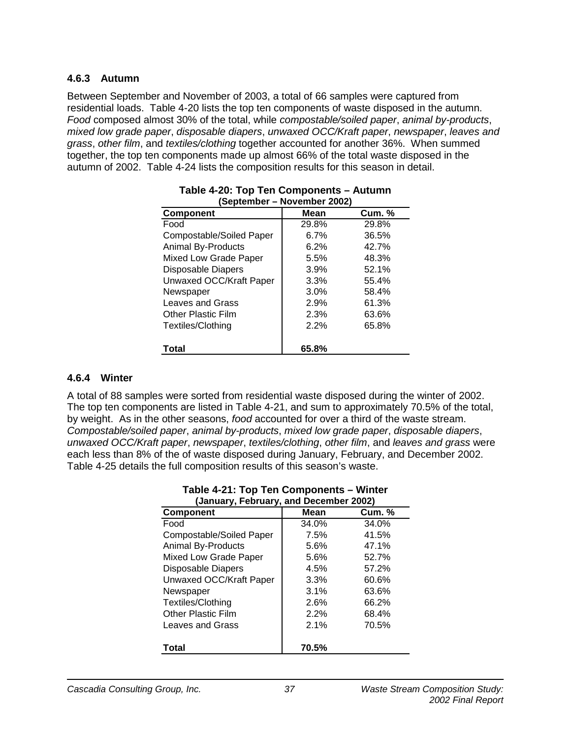### 4.6.3 Autumn

Between September and November of 2003, a total of 66 samples were captured from residential loads. Table 4-20 lists the top ten components of waste disposed in the autumn. *Food* composed almost 30% of the total, while *compostable/soiled paper*, *animal by-products*, *mixed low grade paper*, *disposable diapers*, *unwaxed OCC/Kraft paper*, *newspaper*, *leaves and grass*, *other film*, and *textiles/clothing* together accounted for another 36%. When summed together, the top ten components made up almost 66% of the total waste disposed in the autumn of 2002. Table 4-24 lists the composition results for this season in detail.

**Table 4-20: Top Ten Components – Autumn (September – November 2002)**

| Component | Mean | Cum. % |
|---|---|---|
| Food | 29.8% | 29.8% |
| Compostable/Soiled Paper | 6.7% | 36.5% |
| Animal By-Products | 6.2% | 42.7% |
| Mixed Low Grade Paper | 5.5% | 48.3% |
| Disposable Diapers | 3.9% | 52.1% |
| Unwaxed OCC/Kraft Paper | 3.3% | 55.4% |
| Newspaper | 3.0% | 58.4% |
| Leaves and Grass | 2.9% | 61.3% |
| Other Plastic Film | 2.3% | 63.6% |
| Textiles/Clothing | 2.2% | 65.8% |
| **Total** | **65.8%** | |

### 4.6.4 Winter

A total of 88 samples were sorted from residential waste disposed during the winter of 2002. The top ten components are listed in Table 4-21, and sum to approximately 70.5% of the total, by weight. As in the other seasons, *food* accounted for over a third of the waste stream. *Compostable/soiled paper*, *animal by-products*, *mixed low grade paper*, *disposable diapers*, *unwaxed OCC/Kraft paper*, *newspaper*, *textiles/clothing*, *other film*, and *leaves and grass* were each less than 8% of the of waste disposed during January, February, and December 2002. Table 4-25 details the full composition results of this season's waste.

**Table 4-21: Top Ten Components – Winter (January, February, and December 2002)**

| Component | Mean | Cum. % |
|---|---|---|
| Food | 34.0% | 34.0% |
| Compostable/Soiled Paper | 7.5% | 41.5% |
| Animal By-Products | 5.6% | 47.1% |
| Mixed Low Grade Paper | 5.6% | 52.7% |
| Disposable Diapers | 4.5% | 57.2% |
| Unwaxed OCC/Kraft Paper | 3.3% | 60.6% |
| Newspaper | 3.1% | 63.6% |
| Textiles/Clothing | 2.6% | 66.2% |
| Other Plastic Film | 2.2% | 68.4% |
| Leaves and Grass | 2.1% | 70.5% |
| **Total** | **70.5%** | |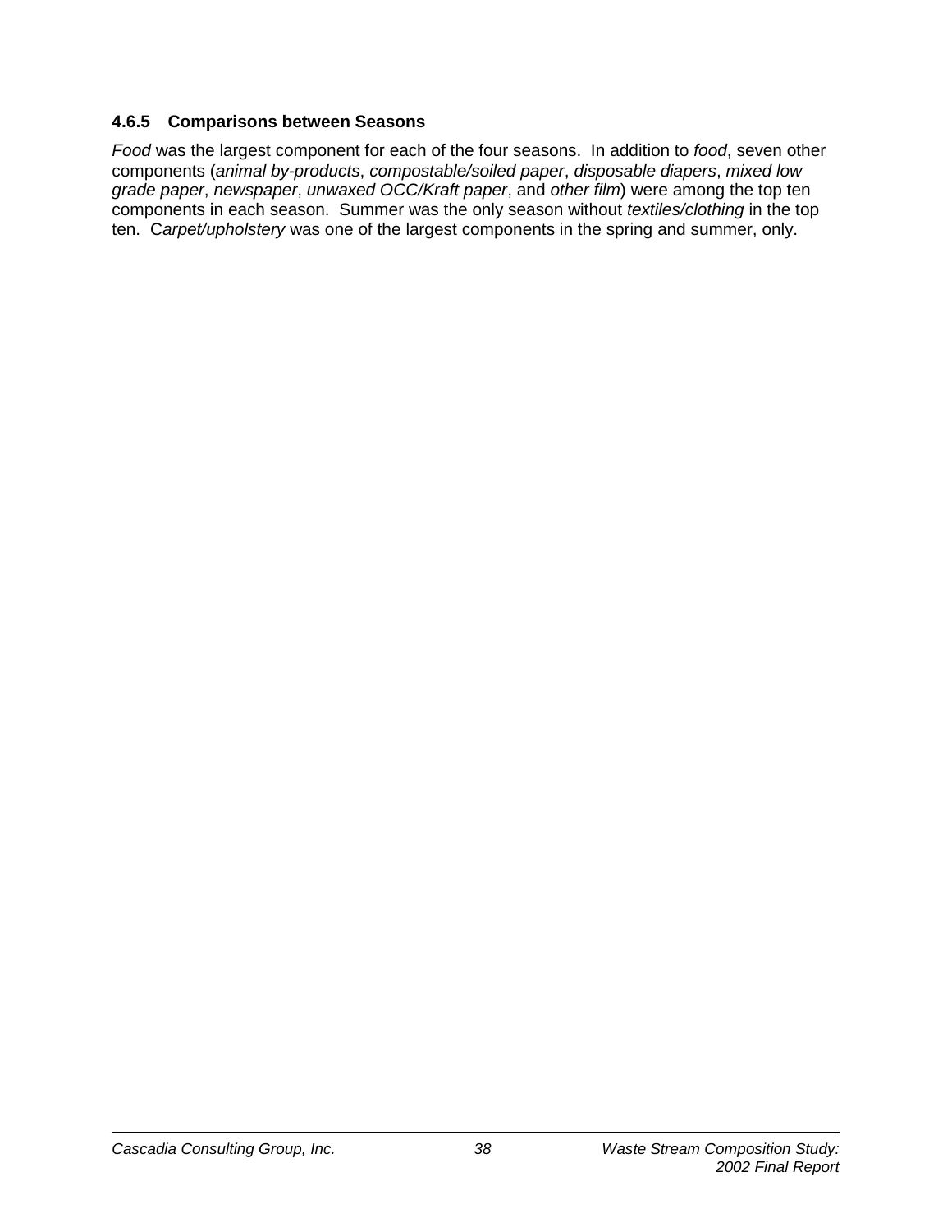#### 4.6.5 Comparisons between Seasons

*Food* was the largest component for each of the four seasons. In addition to *food*, seven other components (*animal by-products*, *compostable/soiled paper*, *disposable diapers*, *mixed low grade paper*, *newspaper*, *unwaxed OCC/Kraft paper*, and *other film*) were among the top ten components in each season. Summer was the only season without *textiles/clothing* in the top ten. C*arpet/upholstery* was one of the largest components in the spring and summer, only.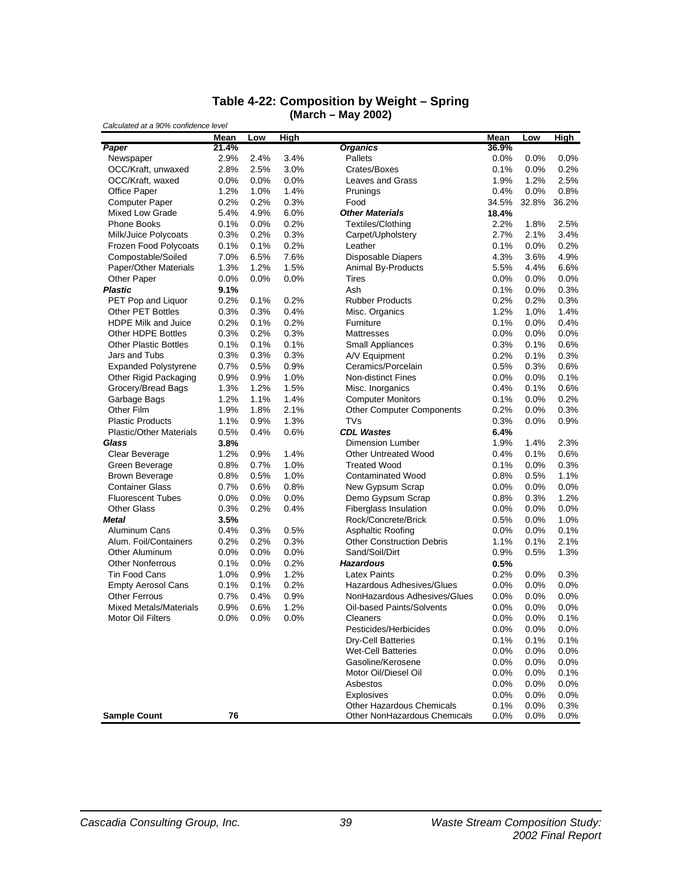## Table 4-22: Composition by Weight – Spring
### (March – May 2002)

*Calculated at a 90% confidence level*

| | Mean | Low | High | | Mean | Low | High |
|---|---|---|---|---|---|---|---|
| ***Paper*** | **21.4%** | | | ***Organics*** | **36.9%** | | |
| Newspaper | 2.9% | 2.4% | 3.4% | Pallets | 0.0% | 0.0% | 0.0% |
| OCC/Kraft, unwaxed | 2.8% | 2.5% | 3.0% | Crates/Boxes | 0.1% | 0.0% | 0.2% |
| OCC/Kraft, waxed | 0.0% | 0.0% | 0.0% | Leaves and Grass | 1.9% | 1.2% | 2.5% |
| Office Paper | 1.2% | 1.0% | 1.4% | Prunings | 0.4% | 0.0% | 0.8% |
| Computer Paper | 0.2% | 0.2% | 0.3% | Food | 34.5% | 32.8% | 36.2% |
| Mixed Low Grade | 5.4% | 4.9% | 6.0% | ***Other Materials*** | **18.4%** | | |
| Phone Books | 0.1% | 0.0% | 0.2% | Textiles/Clothing | 2.2% | 1.8% | 2.5% |
| Milk/Juice Polycoats | 0.3% | 0.2% | 0.3% | Carpet/Upholstery | 2.7% | 2.1% | 3.4% |
| Frozen Food Polycoats | 0.1% | 0.1% | 0.2% | Leather | 0.1% | 0.0% | 0.2% |
| Compostable/Soiled | 7.0% | 6.5% | 7.6% | Disposable Diapers | 4.3% | 3.6% | 4.9% |
| Paper/Other Materials | 1.3% | 1.2% | 1.5% | Animal By-Products | 5.5% | 4.4% | 6.6% |
| Other Paper | 0.0% | 0.0% | 0.0% | Tires | 0.0% | 0.0% | 0.0% |
| ***Plastic*** | **9.1%** | | | Ash | 0.1% | 0.0% | 0.3% |
| PET Pop and Liquor | 0.2% | 0.1% | 0.2% | Rubber Products | 0.2% | 0.2% | 0.3% |
| Other PET Bottles | 0.3% | 0.3% | 0.4% | Misc. Organics | 1.2% | 1.0% | 1.4% |
| HDPE Milk and Juice | 0.2% | 0.1% | 0.2% | Furniture | 0.1% | 0.0% | 0.4% |
| Other HDPE Bottles | 0.3% | 0.2% | 0.3% | Mattresses | 0.0% | 0.0% | 0.0% |
| Other Plastic Bottles | 0.1% | 0.1% | 0.1% | Small Appliances | 0.3% | 0.1% | 0.6% |
| Jars and Tubs | 0.3% | 0.3% | 0.3% | A/V Equipment | 0.2% | 0.1% | 0.3% |
| Expanded Polystyrene | 0.7% | 0.5% | 0.9% | Ceramics/Porcelain | 0.5% | 0.3% | 0.6% |
| Other Rigid Packaging | 0.9% | 0.9% | 1.0% | Non-distinct Fines | 0.0% | 0.0% | 0.1% |
| Grocery/Bread Bags | 1.3% | 1.2% | 1.5% | Misc. Inorganics | 0.4% | 0.1% | 0.6% |
| Garbage Bags | 1.2% | 1.1% | 1.4% | Computer Monitors | 0.1% | 0.0% | 0.2% |
| Other Film | 1.9% | 1.8% | 2.1% | Other Computer Components | 0.2% | 0.0% | 0.3% |
| Plastic Products | 1.1% | 0.9% | 1.3% | TVs | 0.3% | 0.0% | 0.9% |
| Plastic/Other Materials | 0.5% | 0.4% | 0.6% | ***CDL Wastes*** | **6.4%** | | |
| ***Glass*** | **3.8%** | | | Dimension Lumber | 1.9% | 1.4% | 2.3% |
| Clear Beverage | 1.2% | 0.9% | 1.4% | Other Untreated Wood | 0.4% | 0.1% | 0.6% |
| Green Beverage | 0.8% | 0.7% | 1.0% | Treated Wood | 0.1% | 0.0% | 0.3% |
| Brown Beverage | 0.8% | 0.5% | 1.0% | Contaminated Wood | 0.8% | 0.5% | 1.1% |
| Container Glass | 0.7% | 0.6% | 0.8% | New Gypsum Scrap | 0.0% | 0.0% | 0.0% |
| Fluorescent Tubes | 0.0% | 0.0% | 0.0% | Demo Gypsum Scrap | 0.8% | 0.3% | 1.2% |
| Other Glass | 0.3% | 0.2% | 0.4% | Fiberglass Insulation | 0.0% | 0.0% | 0.0% |
| ***Metal*** | **3.5%** | | | Rock/Concrete/Brick | 0.5% | 0.0% | 1.0% |
| Aluminum Cans | 0.4% | 0.3% | 0.5% | Asphaltic Roofing | 0.0% | 0.0% | 0.1% |
| Alum. Foil/Containers | 0.2% | 0.2% | 0.3% | Other Construction Debris | 1.1% | 0.1% | 2.1% |
| Other Aluminum | 0.0% | 0.0% | 0.0% | Sand/Soil/Dirt | 0.9% | 0.5% | 1.3% |
| Other Nonferrous | 0.1% | 0.0% | 0.2% | ***Hazardous*** | **0.5%** | | |
| Tin Food Cans | 1.0% | 0.9% | 1.2% | Latex Paints | 0.2% | 0.0% | 0.3% |
| Empty Aerosol Cans | 0.1% | 0.1% | 0.2% | Hazardous Adhesives/Glues | 0.0% | 0.0% | 0.0% |
| Other Ferrous | 0.7% | 0.4% | 0.9% | NonHazardous Adhesives/Glues | 0.0% | 0.0% | 0.0% |
| Mixed Metals/Materials | 0.9% | 0.6% | 1.2% | Oil-based Paints/Solvents | 0.0% | 0.0% | 0.0% |
| Motor Oil Filters | 0.0% | 0.0% | 0.0% | Cleaners | 0.0% | 0.0% | 0.1% |
| | | | | Pesticides/Herbicides | 0.0% | 0.0% | 0.0% |
| | | | | Dry-Cell Batteries | 0.1% | 0.1% | 0.1% |
| | | | | Wet-Cell Batteries | 0.0% | 0.0% | 0.0% |
| | | | | Gasoline/Kerosene | 0.0% | 0.0% | 0.0% |
| | | | | Motor Oil/Diesel Oil | 0.0% | 0.0% | 0.1% |
| | | | | Asbestos | 0.0% | 0.0% | 0.0% |
| | | | | Explosives | 0.0% | 0.0% | 0.0% |
| | | | | Other Hazardous Chemicals | 0.1% | 0.0% | 0.3% |
| **Sample Count** | **76** | | | Other NonHazardous Chemicals | 0.0% | 0.0% | 0.0% |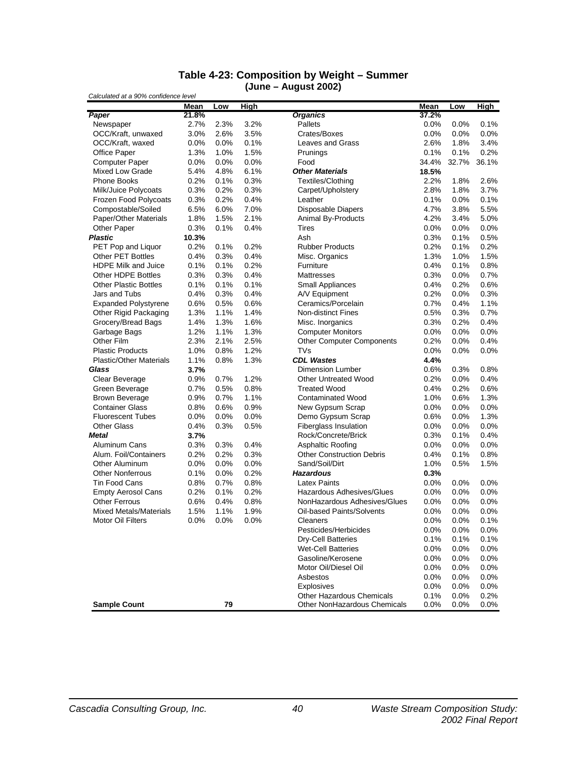## Table 4-23: Composition by Weight – Summer
### (June – August 2002)

*Calculated at a 90% confidence level*

| | Mean | Low | High | | Mean | Low | High |
|---|---|---|---|---|---|---|---|
| ***Paper*** | **21.8%** | | | ***Organics*** | **37.2%** | | |
| Newspaper | 2.7% | 2.3% | 3.2% | Pallets | 0.0% | 0.0% | 0.1% |
| OCC/Kraft, unwaxed | 3.0% | 2.6% | 3.5% | Crates/Boxes | 0.0% | 0.0% | 0.0% |
| OCC/Kraft, waxed | 0.0% | 0.0% | 0.1% | Leaves and Grass | 2.6% | 1.8% | 3.4% |
| Office Paper | 1.3% | 1.0% | 1.5% | Prunings | 0.1% | 0.1% | 0.2% |
| Computer Paper | 0.0% | 0.0% | 0.0% | Food | 34.4% | 32.7% | 36.1% |
| Mixed Low Grade | 5.4% | 4.8% | 6.1% | ***Other Materials*** | **18.5%** | | |
| Phone Books | 0.2% | 0.1% | 0.3% | Textiles/Clothing | 2.2% | 1.8% | 2.6% |
| Milk/Juice Polycoats | 0.3% | 0.2% | 0.3% | Carpet/Upholstery | 2.8% | 1.8% | 3.7% |
| Frozen Food Polycoats | 0.3% | 0.2% | 0.4% | Leather | 0.1% | 0.0% | 0.1% |
| Compostable/Soiled | 6.5% | 6.0% | 7.0% | Disposable Diapers | 4.7% | 3.8% | 5.5% |
| Paper/Other Materials | 1.8% | 1.5% | 2.1% | Animal By-Products | 4.2% | 3.4% | 5.0% |
| Other Paper | 0.3% | 0.1% | 0.4% | Tires | 0.0% | 0.0% | 0.0% |
| ***Plastic*** | **10.3%** | | | Ash | 0.3% | 0.1% | 0.5% |
| PET Pop and Liquor | 0.2% | 0.1% | 0.2% | Rubber Products | 0.2% | 0.1% | 0.2% |
| Other PET Bottles | 0.4% | 0.3% | 0.4% | Misc. Organics | 1.3% | 1.0% | 1.5% |
| HDPE Milk and Juice | 0.1% | 0.1% | 0.2% | Furniture | 0.4% | 0.1% | 0.8% |
| Other HDPE Bottles | 0.3% | 0.3% | 0.4% | Mattresses | 0.3% | 0.0% | 0.7% |
| Other Plastic Bottles | 0.1% | 0.1% | 0.1% | Small Appliances | 0.4% | 0.2% | 0.6% |
| Jars and Tubs | 0.4% | 0.3% | 0.4% | A/V Equipment | 0.2% | 0.0% | 0.3% |
| Expanded Polystyrene | 0.6% | 0.5% | 0.6% | Ceramics/Porcelain | 0.7% | 0.4% | 1.1% |
| Other Rigid Packaging | 1.3% | 1.1% | 1.4% | Non-distinct Fines | 0.5% | 0.3% | 0.7% |
| Grocery/Bread Bags | 1.4% | 1.3% | 1.6% | Misc. Inorganics | 0.3% | 0.2% | 0.4% |
| Garbage Bags | 1.2% | 1.1% | 1.3% | Computer Monitors | 0.0% | 0.0% | 0.0% |
| Other Film | 2.3% | 2.1% | 2.5% | Other Computer Components | 0.2% | 0.0% | 0.4% |
| Plastic Products | 1.0% | 0.8% | 1.2% | TVs | 0.0% | 0.0% | 0.0% |
| Plastic/Other Materials | 1.1% | 0.8% | 1.3% | ***CDL Wastes*** | **4.4%** | | |
| ***Glass*** | **3.7%** | | | Dimension Lumber | 0.6% | 0.3% | 0.8% |
| Clear Beverage | 0.9% | 0.7% | 1.2% | Other Untreated Wood | 0.2% | 0.0% | 0.4% |
| Green Beverage | 0.7% | 0.5% | 0.8% | Treated Wood | 0.4% | 0.2% | 0.6% |
| Brown Beverage | 0.9% | 0.7% | 1.1% | Contaminated Wood | 1.0% | 0.6% | 1.3% |
| Container Glass | 0.8% | 0.6% | 0.9% | New Gypsum Scrap | 0.0% | 0.0% | 0.0% |
| Fluorescent Tubes | 0.0% | 0.0% | 0.0% | Demo Gypsum Scrap | 0.6% | 0.0% | 1.3% |
| Other Glass | 0.4% | 0.3% | 0.5% | Fiberglass Insulation | 0.0% | 0.0% | 0.0% |
| ***Metal*** | **3.7%** | | | Rock/Concrete/Brick | 0.3% | 0.1% | 0.4% |
| Aluminum Cans | 0.3% | 0.3% | 0.4% | Asphaltic Roofing | 0.0% | 0.0% | 0.0% |
| Alum. Foil/Containers | 0.2% | 0.2% | 0.3% | Other Construction Debris | 0.4% | 0.1% | 0.8% |
| Other Aluminum | 0.0% | 0.0% | 0.0% | Sand/Soil/Dirt | 1.0% | 0.5% | 1.5% |
| Other Nonferrous | 0.1% | 0.0% | 0.2% | ***Hazardous*** | **0.3%** | | |
| Tin Food Cans | 0.8% | 0.7% | 0.8% | Latex Paints | 0.0% | 0.0% | 0.0% |
| Empty Aerosol Cans | 0.2% | 0.1% | 0.2% | Hazardous Adhesives/Glues | 0.0% | 0.0% | 0.0% |
| Other Ferrous | 0.6% | 0.4% | 0.8% | NonHazardous Adhesives/Glues | 0.0% | 0.0% | 0.0% |
| Mixed Metals/Materials | 1.5% | 1.1% | 1.9% | Oil-based Paints/Solvents | 0.0% | 0.0% | 0.0% |
| Motor Oil Filters | 0.0% | 0.0% | 0.0% | Cleaners | 0.0% | 0.0% | 0.1% |
| | | | | Pesticides/Herbicides | 0.0% | 0.0% | 0.0% |
| | | | | Dry-Cell Batteries | 0.1% | 0.1% | 0.1% |
| | | | | Wet-Cell Batteries | 0.0% | 0.0% | 0.0% |
| | | | | Gasoline/Kerosene | 0.0% | 0.0% | 0.0% |
| | | | | Motor Oil/Diesel Oil | 0.0% | 0.0% | 0.0% |
| | | | | Asbestos | 0.0% | 0.0% | 0.0% |
| | | | | Explosives | 0.0% | 0.0% | 0.0% |
| | | | | Other Hazardous Chemicals | 0.1% | 0.0% | 0.2% |
| **Sample Count** | | **79** | | Other NonHazardous Chemicals | 0.0% | 0.0% | 0.0% |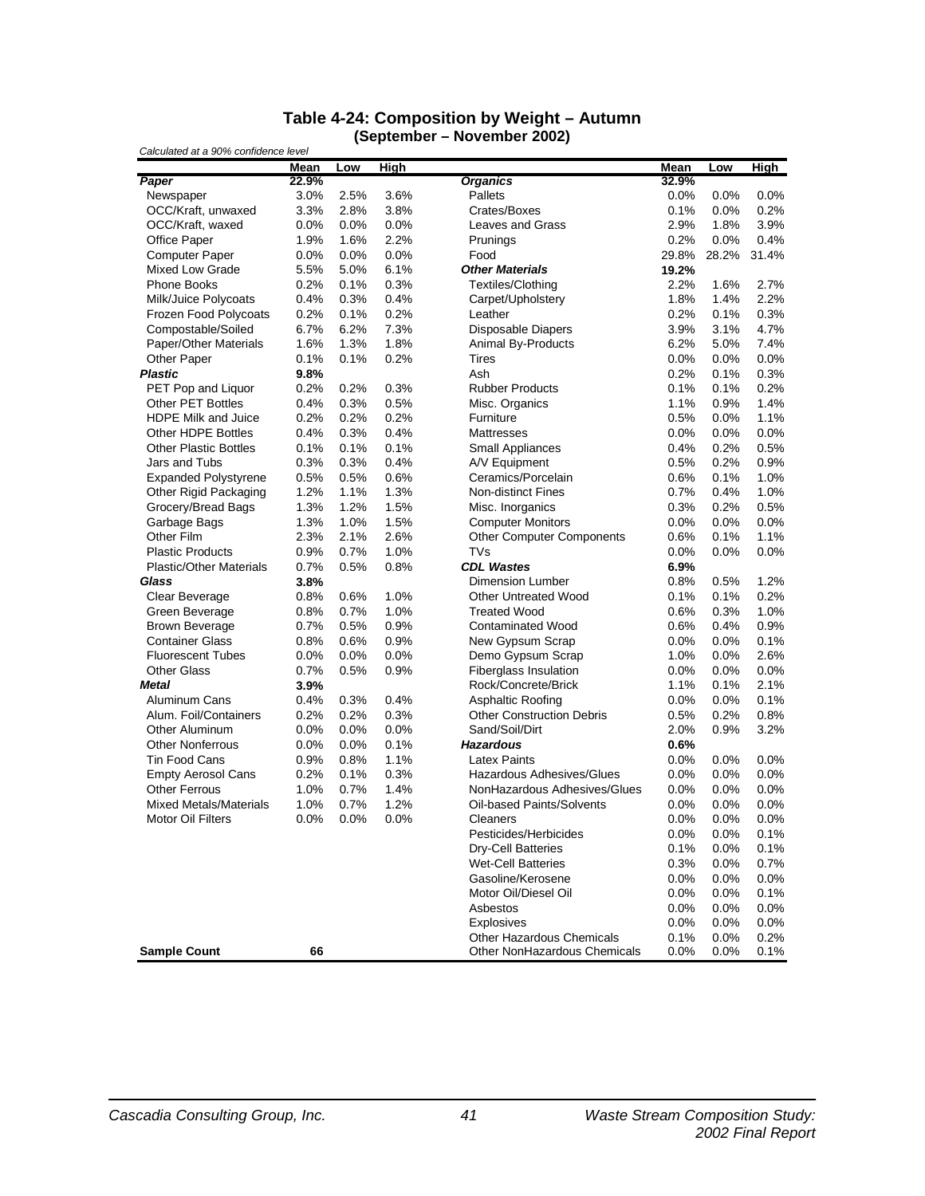## Table 4-24: Composition by Weight – Autumn
### (September – November 2002)

*Calculated at a 90% confidence level*

| | Mean | Low | High | | Mean | Low | High |
|---|---|---|---|---|---|---|---|
| ***Paper*** | **22.9%** | | | ***Organics*** | **32.9%** | | |
| Newspaper | 3.0% | 2.5% | 3.6% | Pallets | 0.0% | 0.0% | 0.0% |
| OCC/Kraft, unwaxed | 3.3% | 2.8% | 3.8% | Crates/Boxes | 0.1% | 0.0% | 0.2% |
| OCC/Kraft, waxed | 0.0% | 0.0% | 0.0% | Leaves and Grass | 2.9% | 1.8% | 3.9% |
| Office Paper | 1.9% | 1.6% | 2.2% | Prunings | 0.2% | 0.0% | 0.4% |
| Computer Paper | 0.0% | 0.0% | 0.0% | Food | 29.8% | 28.2% | 31.4% |
| Mixed Low Grade | 5.5% | 5.0% | 6.1% | ***Other Materials*** | **19.2%** | | |
| Phone Books | 0.2% | 0.1% | 0.3% | Textiles/Clothing | 2.2% | 1.6% | 2.7% |
| Milk/Juice Polycoats | 0.4% | 0.3% | 0.4% | Carpet/Upholstery | 1.8% | 1.4% | 2.2% |
| Frozen Food Polycoats | 0.2% | 0.1% | 0.2% | Leather | 0.2% | 0.1% | 0.3% |
| Compostable/Soiled | 6.7% | 6.2% | 7.3% | Disposable Diapers | 3.9% | 3.1% | 4.7% |
| Paper/Other Materials | 1.6% | 1.3% | 1.8% | Animal By-Products | 6.2% | 5.0% | 7.4% |
| Other Paper | 0.1% | 0.1% | 0.2% | Tires | 0.0% | 0.0% | 0.0% |
| ***Plastic*** | **9.8%** | | | Ash | 0.2% | 0.1% | 0.3% |
| PET Pop and Liquor | 0.2% | 0.2% | 0.3% | Rubber Products | 0.1% | 0.1% | 0.2% |
| Other PET Bottles | 0.4% | 0.3% | 0.5% | Misc. Organics | 1.1% | 0.9% | 1.4% |
| HDPE Milk and Juice | 0.2% | 0.2% | 0.2% | Furniture | 0.5% | 0.0% | 1.1% |
| Other HDPE Bottles | 0.4% | 0.3% | 0.4% | Mattresses | 0.0% | 0.0% | 0.0% |
| Other Plastic Bottles | 0.1% | 0.1% | 0.1% | Small Appliances | 0.4% | 0.2% | 0.5% |
| Jars and Tubs | 0.3% | 0.3% | 0.4% | A/V Equipment | 0.5% | 0.2% | 0.9% |
| Expanded Polystyrene | 0.5% | 0.5% | 0.6% | Ceramics/Porcelain | 0.6% | 0.1% | 1.0% |
| Other Rigid Packaging | 1.2% | 1.1% | 1.3% | Non-distinct Fines | 0.7% | 0.4% | 1.0% |
| Grocery/Bread Bags | 1.3% | 1.2% | 1.5% | Misc. Inorganics | 0.3% | 0.2% | 0.5% |
| Garbage Bags | 1.3% | 1.0% | 1.5% | Computer Monitors | 0.0% | 0.0% | 0.0% |
| Other Film | 2.3% | 2.1% | 2.6% | Other Computer Components | 0.6% | 0.1% | 1.1% |
| Plastic Products | 0.9% | 0.7% | 1.0% | TVs | 0.0% | 0.0% | 0.0% |
| Plastic/Other Materials | 0.7% | 0.5% | 0.8% | ***CDL Wastes*** | **6.9%** | | |
| ***Glass*** | **3.8%** | | | Dimension Lumber | 0.8% | 0.5% | 1.2% |
| Clear Beverage | 0.8% | 0.6% | 1.0% | Other Untreated Wood | 0.1% | 0.1% | 0.2% |
| Green Beverage | 0.8% | 0.7% | 1.0% | Treated Wood | 0.6% | 0.3% | 1.0% |
| Brown Beverage | 0.7% | 0.5% | 0.9% | Contaminated Wood | 0.6% | 0.4% | 0.9% |
| Container Glass | 0.8% | 0.6% | 0.9% | New Gypsum Scrap | 0.0% | 0.0% | 0.1% |
| Fluorescent Tubes | 0.0% | 0.0% | 0.0% | Demo Gypsum Scrap | 1.0% | 0.0% | 2.6% |
| Other Glass | 0.7% | 0.5% | 0.9% | Fiberglass Insulation | 0.0% | 0.0% | 0.0% |
| ***Metal*** | **3.9%** | | | Rock/Concrete/Brick | 1.1% | 0.1% | 2.1% |
| Aluminum Cans | 0.4% | 0.3% | 0.4% | Asphaltic Roofing | 0.0% | 0.0% | 0.1% |
| Alum. Foil/Containers | 0.2% | 0.2% | 0.3% | Other Construction Debris | 0.5% | 0.2% | 0.8% |
| Other Aluminum | 0.0% | 0.0% | 0.0% | Sand/Soil/Dirt | 2.0% | 0.9% | 3.2% |
| Other Nonferrous | 0.0% | 0.0% | 0.1% | ***Hazardous*** | **0.6%** | | |
| Tin Food Cans | 0.9% | 0.8% | 1.1% | Latex Paints | 0.0% | 0.0% | 0.0% |
| Empty Aerosol Cans | 0.2% | 0.1% | 0.3% | Hazardous Adhesives/Glues | 0.0% | 0.0% | 0.0% |
| Other Ferrous | 1.0% | 0.7% | 1.4% | NonHazardous Adhesives/Glues | 0.0% | 0.0% | 0.0% |
| Mixed Metals/Materials | 1.0% | 0.7% | 1.2% | Oil-based Paints/Solvents | 0.0% | 0.0% | 0.0% |
| Motor Oil Filters | 0.0% | 0.0% | 0.0% | Cleaners | 0.0% | 0.0% | 0.0% |
| | | | | Pesticides/Herbicides | 0.0% | 0.0% | 0.1% |
| | | | | Dry-Cell Batteries | 0.1% | 0.0% | 0.1% |
| | | | | Wet-Cell Batteries | 0.3% | 0.0% | 0.7% |
| | | | | Gasoline/Kerosene | 0.0% | 0.0% | 0.0% |
| | | | | Motor Oil/Diesel Oil | 0.0% | 0.0% | 0.1% |
| | | | | Asbestos | 0.0% | 0.0% | 0.0% |
| | | | | Explosives | 0.0% | 0.0% | 0.0% |
| | | | | Other Hazardous Chemicals | 0.1% | 0.0% | 0.2% |
| **Sample Count** | **66** | | | Other NonHazardous Chemicals | 0.0% | 0.0% | 0.1% |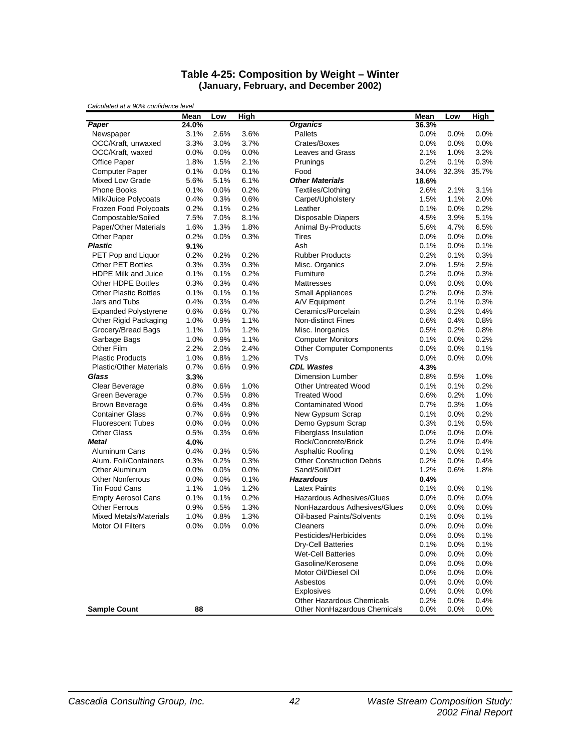# Table 4-25: Composition by Weight – Winter
## (January, February, and December 2002)

*Calculated at a 90% confidence level*

| | Mean | Low | High | | Mean | Low | High |
|---|---|---|---|---|---|---|---|
| ***Paper*** | **24.0%** | | | ***Organics*** | **36.3%** | | |
| Newspaper | 3.1% | 2.6% | 3.6% | Pallets | 0.0% | 0.0% | 0.0% |
| OCC/Kraft, unwaxed | 3.3% | 3.0% | 3.7% | Crates/Boxes | 0.0% | 0.0% | 0.0% |
| OCC/Kraft, waxed | 0.0% | 0.0% | 0.0% | Leaves and Grass | 2.1% | 1.0% | 3.2% |
| Office Paper | 1.8% | 1.5% | 2.1% | Prunings | 0.2% | 0.1% | 0.3% |
| Computer Paper | 0.1% | 0.0% | 0.1% | Food | 34.0% | 32.3% | 35.7% |
| Mixed Low Grade | 5.6% | 5.1% | 6.1% | ***Other Materials*** | **18.6%** | | |
| Phone Books | 0.1% | 0.0% | 0.2% | Textiles/Clothing | 2.6% | 2.1% | 3.1% |
| Milk/Juice Polycoats | 0.4% | 0.3% | 0.6% | Carpet/Upholstery | 1.5% | 1.1% | 2.0% |
| Frozen Food Polycoats | 0.2% | 0.1% | 0.2% | Leather | 0.1% | 0.0% | 0.2% |
| Compostable/Soiled | 7.5% | 7.0% | 8.1% | Disposable Diapers | 4.5% | 3.9% | 5.1% |
| Paper/Other Materials | 1.6% | 1.3% | 1.8% | Animal By-Products | 5.6% | 4.7% | 6.5% |
| Other Paper | 0.2% | 0.0% | 0.3% | Tires | 0.0% | 0.0% | 0.0% |
| ***Plastic*** | **9.1%** | | | Ash | 0.1% | 0.0% | 0.1% |
| PET Pop and Liquor | 0.2% | 0.2% | 0.2% | Rubber Products | 0.2% | 0.1% | 0.3% |
| Other PET Bottles | 0.3% | 0.3% | 0.3% | Misc. Organics | 2.0% | 1.5% | 2.5% |
| HDPE Milk and Juice | 0.1% | 0.1% | 0.2% | Furniture | 0.2% | 0.0% | 0.3% |
| Other HDPE Bottles | 0.3% | 0.3% | 0.4% | Mattresses | 0.0% | 0.0% | 0.0% |
| Other Plastic Bottles | 0.1% | 0.1% | 0.1% | Small Appliances | 0.2% | 0.0% | 0.3% |
| Jars and Tubs | 0.4% | 0.3% | 0.4% | A/V Equipment | 0.2% | 0.1% | 0.3% |
| Expanded Polystyrene | 0.6% | 0.6% | 0.7% | Ceramics/Porcelain | 0.3% | 0.2% | 0.4% |
| Other Rigid Packaging | 1.0% | 0.9% | 1.1% | Non-distinct Fines | 0.6% | 0.4% | 0.8% |
| Grocery/Bread Bags | 1.1% | 1.0% | 1.2% | Misc. Inorganics | 0.5% | 0.2% | 0.8% |
| Garbage Bags | 1.0% | 0.9% | 1.1% | Computer Monitors | 0.1% | 0.0% | 0.2% |
| Other Film | 2.2% | 2.0% | 2.4% | Other Computer Components | 0.0% | 0.0% | 0.1% |
| Plastic Products | 1.0% | 0.8% | 1.2% | TVs | 0.0% | 0.0% | 0.0% |
| Plastic/Other Materials | 0.7% | 0.6% | 0.9% | ***CDL Wastes*** | **4.3%** | | |
| ***Glass*** | **3.3%** | | | Dimension Lumber | 0.8% | 0.5% | 1.0% |
| Clear Beverage | 0.8% | 0.6% | 1.0% | Other Untreated Wood | 0.1% | 0.1% | 0.2% |
| Green Beverage | 0.7% | 0.5% | 0.8% | Treated Wood | 0.6% | 0.2% | 1.0% |
| Brown Beverage | 0.6% | 0.4% | 0.8% | Contaminated Wood | 0.7% | 0.3% | 1.0% |
| Container Glass | 0.7% | 0.6% | 0.9% | New Gypsum Scrap | 0.1% | 0.0% | 0.2% |
| Fluorescent Tubes | 0.0% | 0.0% | 0.0% | Demo Gypsum Scrap | 0.3% | 0.1% | 0.5% |
| Other Glass | 0.5% | 0.3% | 0.6% | Fiberglass Insulation | 0.0% | 0.0% | 0.0% |
| ***Metal*** | **4.0%** | | | Rock/Concrete/Brick | 0.2% | 0.0% | 0.4% |
| Aluminum Cans | 0.4% | 0.3% | 0.5% | Asphaltic Roofing | 0.1% | 0.0% | 0.1% |
| Alum. Foil/Containers | 0.3% | 0.2% | 0.3% | Other Construction Debris | 0.2% | 0.0% | 0.4% |
| Other Aluminum | 0.0% | 0.0% | 0.0% | Sand/Soil/Dirt | 1.2% | 0.6% | 1.8% |
| Other Nonferrous | 0.0% | 0.0% | 0.1% | ***Hazardous*** | **0.4%** | | |
| Tin Food Cans | 1.1% | 1.0% | 1.2% | Latex Paints | 0.1% | 0.0% | 0.1% |
| Empty Aerosol Cans | 0.1% | 0.1% | 0.2% | Hazardous Adhesives/Glues | 0.0% | 0.0% | 0.0% |
| Other Ferrous | 0.9% | 0.5% | 1.3% | NonHazardous Adhesives/Glues | 0.0% | 0.0% | 0.0% |
| Mixed Metals/Materials | 1.0% | 0.8% | 1.3% | Oil-based Paints/Solvents | 0.1% | 0.0% | 0.1% |
| Motor Oil Filters | 0.0% | 0.0% | 0.0% | Cleaners | 0.0% | 0.0% | 0.0% |
| | | | | Pesticides/Herbicides | 0.0% | 0.0% | 0.1% |
| | | | | Dry-Cell Batteries | 0.1% | 0.0% | 0.1% |
| | | | | Wet-Cell Batteries | 0.0% | 0.0% | 0.0% |
| | | | | Gasoline/Kerosene | 0.0% | 0.0% | 0.0% |
| | | | | Motor Oil/Diesel Oil | 0.0% | 0.0% | 0.0% |
| | | | | Asbestos | 0.0% | 0.0% | 0.0% |
| | | | | Explosives | 0.0% | 0.0% | 0.0% |
| | | | | Other Hazardous Chemicals | 0.2% | 0.0% | 0.4% |
| **Sample Count** | **88** | | | Other NonHazardous Chemicals | 0.0% | 0.0% | 0.0% |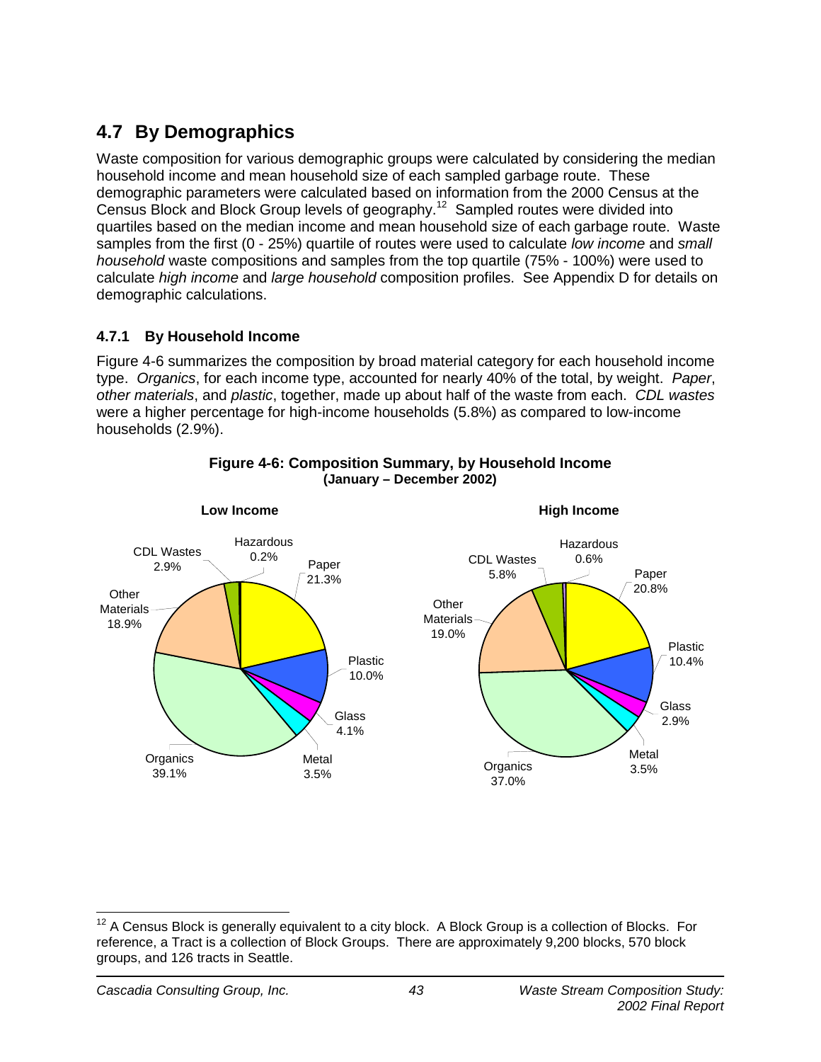## 4.7 By Demographics

Waste composition for various demographic groups were calculated by considering the median household income and mean household size of each sampled garbage route. These demographic parameters were calculated based on information from the 2000 Census at the Census Block and Block Group levels of geography.[12] Sampled routes were divided into quartiles based on the median income and mean household size of each garbage route. Waste samples from the first (0 - 25%) quartile of routes were used to calculate *low income* and *small household* waste compositions and samples from the top quartile (75% - 100%) were used to calculate *high income* and *large household* composition profiles. See Appendix D for details on demographic calculations.

### 4.7.1 By Household Income

Figure 4-6 summarizes the composition by broad material category for each household income type. *Organics*, for each income type, accounted for nearly 40% of the total, by weight. *Paper*, *other materials*, and *plastic*, together, made up about half of the waste from each. *CDL wastes* were a higher percentage for high-income households (5.8%) as compared to low-income households (2.9%).

**Figure 4-6: Composition Summary, by Household Income (January – December 2002)**

**Low Income**

| Category | Percent |
|---|---|
| Paper | 21.3% |
| Plastic | 10.0% |
| Glass | 4.1% |
| Metal | 3.5% |
| Organics | 39.1% |
| Other Materials | 18.9% |
| CDL Wastes | 2.9% |
| Hazardous | 0.2% |

**High Income**

| Category | Percent |
|---|---|
| Paper | 20.8% |
| Plastic | 10.4% |
| Glass | 2.9% |
| Metal | 3.5% |
| Organics | 37.0% |
| Other Materials | 19.0% |
| CDL Wastes | 5.8% |
| Hazardous | 0.6% |

[12] A Census Block is generally equivalent to a city block. A Block Group is a collection of Blocks. For reference, a Tract is a collection of Block Groups. There are approximately 9,200 blocks, 570 block groups, and 126 tracts in Seattle.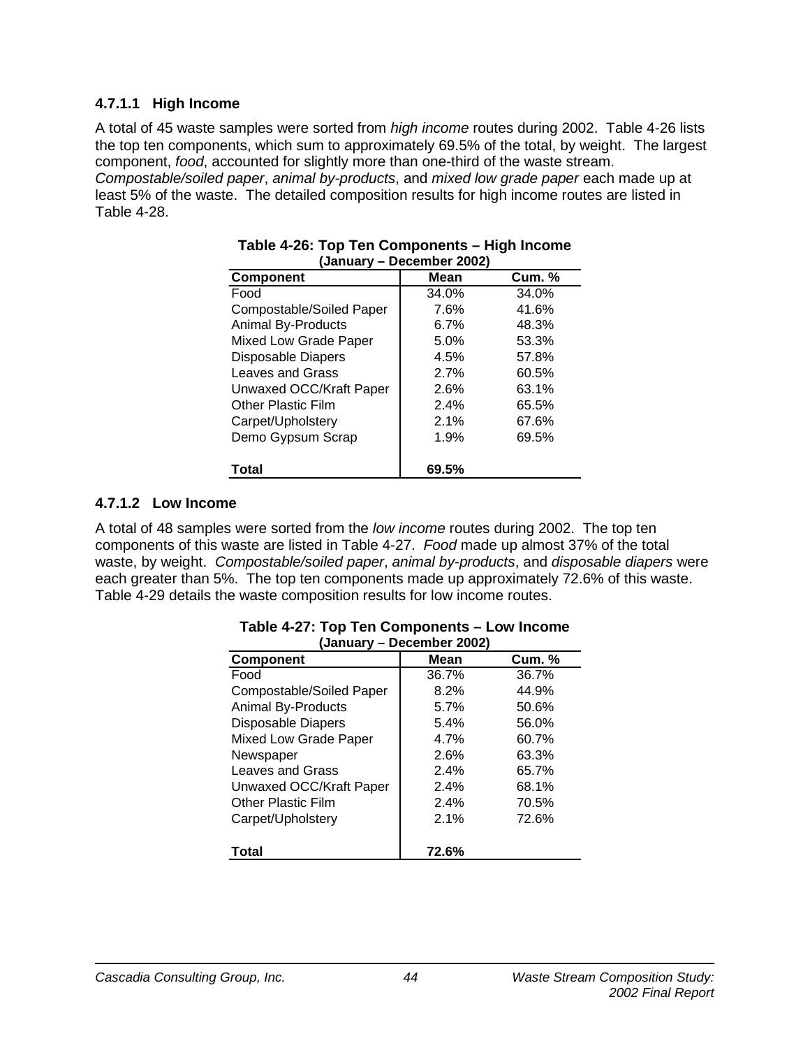#### 4.7.1.1 High Income

A total of 45 waste samples were sorted from *high income* routes during 2002. Table 4-26 lists the top ten components, which sum to approximately 69.5% of the total, by weight. The largest component, *food*, accounted for slightly more than one-third of the waste stream. *Compostable/soiled paper*, *animal by-products*, and *mixed low grade paper* each made up at least 5% of the waste. The detailed composition results for high income routes are listed in Table 4-28.

**Table 4-26: Top Ten Components – High Income (January – December 2002)**

| Component | Mean | Cum. % |
|---|---|---|
| Food | 34.0% | 34.0% |
| Compostable/Soiled Paper | 7.6% | 41.6% |
| Animal By-Products | 6.7% | 48.3% |
| Mixed Low Grade Paper | 5.0% | 53.3% |
| Disposable Diapers | 4.5% | 57.8% |
| Leaves and Grass | 2.7% | 60.5% |
| Unwaxed OCC/Kraft Paper | 2.6% | 63.1% |
| Other Plastic Film | 2.4% | 65.5% |
| Carpet/Upholstery | 2.1% | 67.6% |
| Demo Gypsum Scrap | 1.9% | 69.5% |
| **Total** | **69.5%** | |

#### 4.7.1.2 Low Income

A total of 48 samples were sorted from the *low income* routes during 2002. The top ten components of this waste are listed in Table 4-27. *Food* made up almost 37% of the total waste, by weight. *Compostable/soiled paper*, *animal by-products*, and *disposable diapers* were each greater than 5%. The top ten components made up approximately 72.6% of this waste. Table 4-29 details the waste composition results for low income routes.

**Table 4-27: Top Ten Components – Low Income (January – December 2002)**

| Component | Mean | Cum. % |
|---|---|---|
| Food | 36.7% | 36.7% |
| Compostable/Soiled Paper | 8.2% | 44.9% |
| Animal By-Products | 5.7% | 50.6% |
| Disposable Diapers | 5.4% | 56.0% |
| Mixed Low Grade Paper | 4.7% | 60.7% |
| Newspaper | 2.6% | 63.3% |
| Leaves and Grass | 2.4% | 65.7% |
| Unwaxed OCC/Kraft Paper | 2.4% | 68.1% |
| Other Plastic Film | 2.4% | 70.5% |
| Carpet/Upholstery | 2.1% | 72.6% |
| **Total** | **72.6%** | |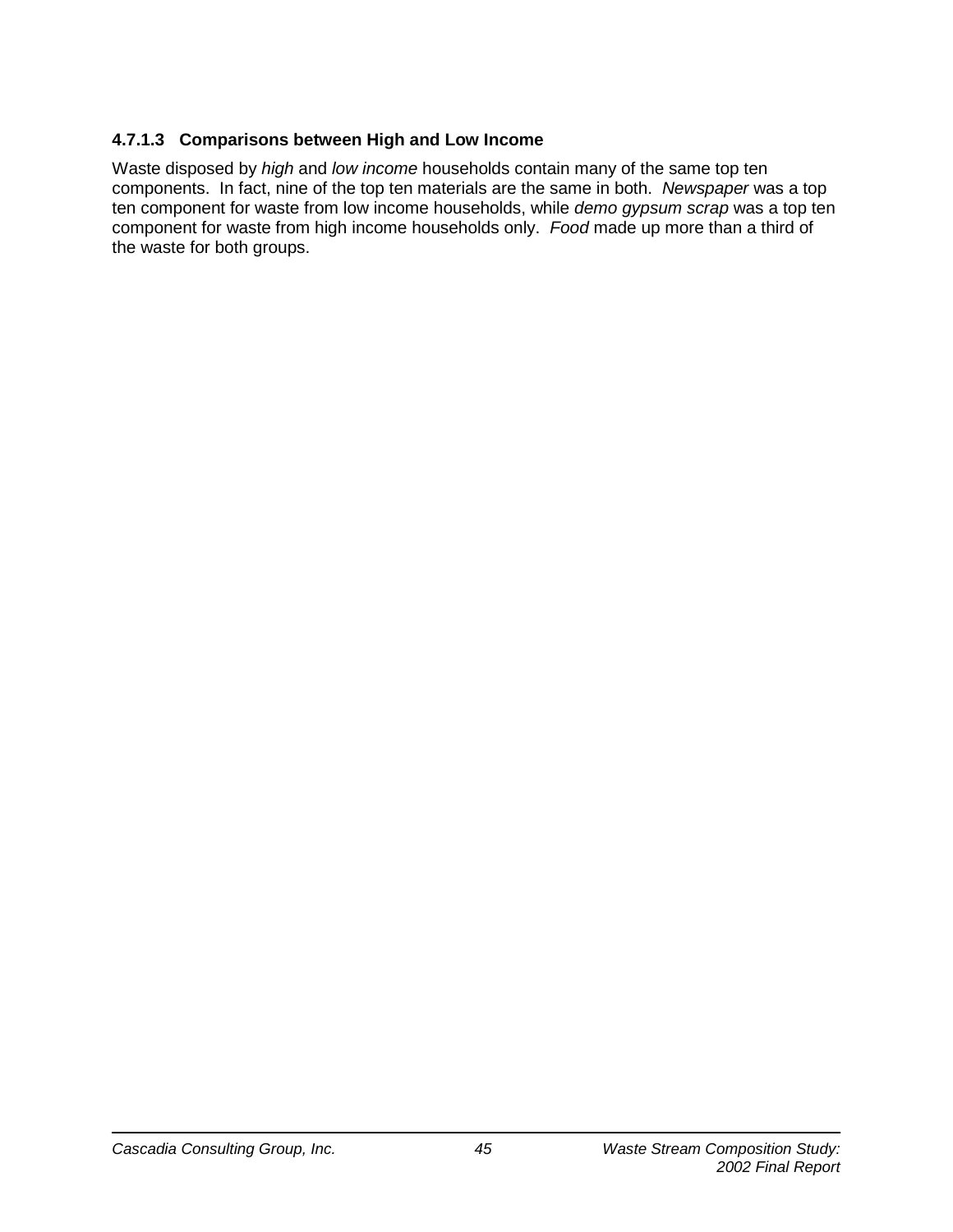#### 4.7.1.3 Comparisons between High and Low Income

Waste disposed by *high* and *low income* households contain many of the same top ten components. In fact, nine of the top ten materials are the same in both. *Newspaper* was a top ten component for waste from low income households, while *demo gypsum scrap* was a top ten component for waste from high income households only. *Food* made up more than a third of the waste for both groups.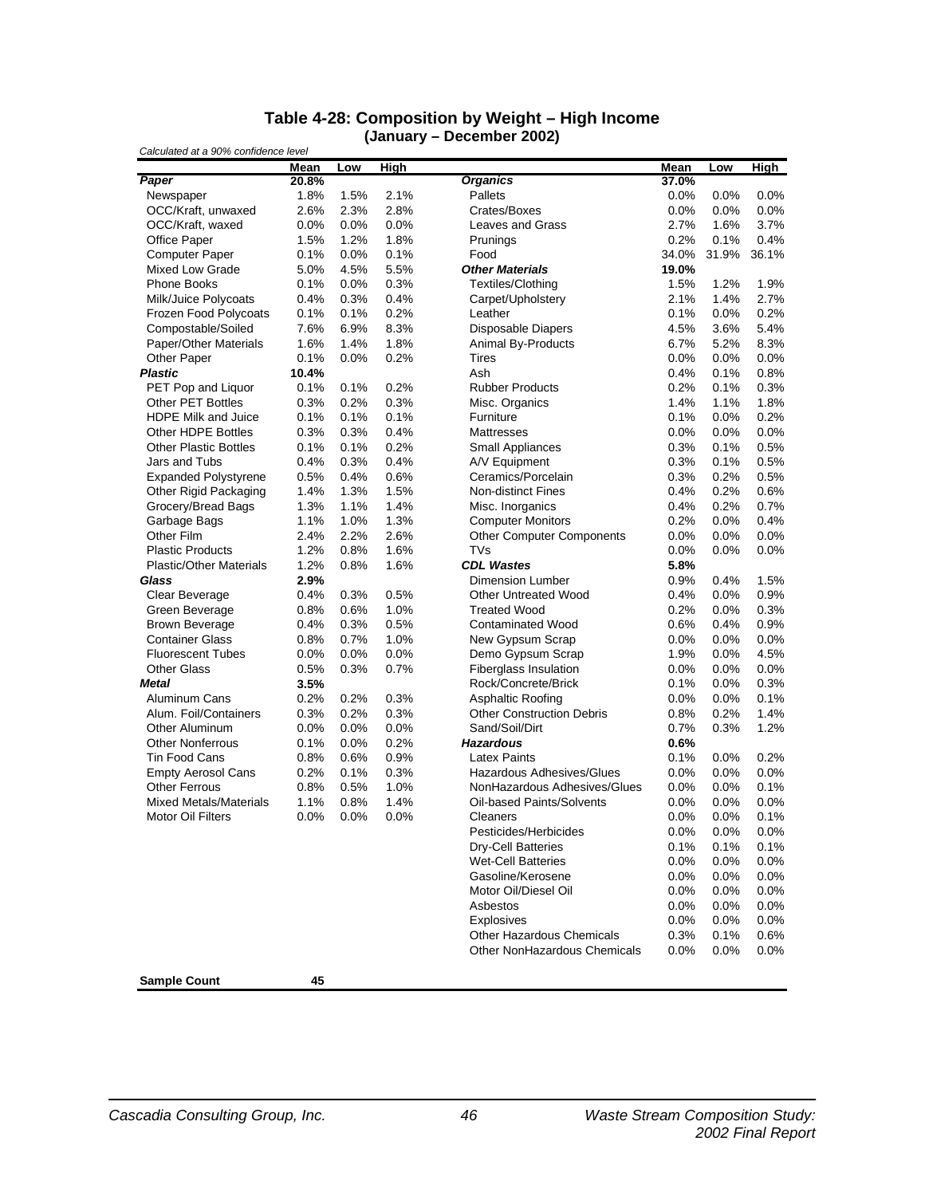**Table 4-28: Composition by Weight – High Income**
**(January – December 2002)**

*Calculated at a 90% confidence level*

| | Mean | Low | High | | Mean | Low | High |
|---|---|---|---|---|---|---|---|
| ***Paper*** | **20.8%** | | | ***Organics*** | **37.0%** | | |
| Newspaper | 1.8% | 1.5% | 2.1% | Pallets | 0.0% | 0.0% | 0.0% |
| OCC/Kraft, unwaxed | 2.6% | 2.3% | 2.8% | Crates/Boxes | 0.0% | 0.0% | 0.0% |
| OCC/Kraft, waxed | 0.0% | 0.0% | 0.0% | Leaves and Grass | 2.7% | 1.6% | 3.7% |
| Office Paper | 1.5% | 1.2% | 1.8% | Prunings | 0.2% | 0.1% | 0.4% |
| Computer Paper | 0.1% | 0.0% | 0.1% | Food | 34.0% | 31.9% | 36.1% |
| Mixed Low Grade | 5.0% | 4.5% | 5.5% | ***Other Materials*** | **19.0%** | | |
| Phone Books | 0.1% | 0.0% | 0.3% | Textiles/Clothing | 1.5% | 1.2% | 1.9% |
| Milk/Juice Polycoats | 0.4% | 0.3% | 0.4% | Carpet/Upholstery | 2.1% | 1.4% | 2.7% |
| Frozen Food Polycoats | 0.1% | 0.1% | 0.2% | Leather | 0.1% | 0.0% | 0.2% |
| Compostable/Soiled | 7.6% | 6.9% | 8.3% | Disposable Diapers | 4.5% | 3.6% | 5.4% |
| Paper/Other Materials | 1.6% | 1.4% | 1.8% | Animal By-Products | 6.7% | 5.2% | 8.3% |
| Other Paper | 0.1% | 0.0% | 0.2% | Tires | 0.0% | 0.0% | 0.0% |
| ***Plastic*** | **10.4%** | | | Ash | 0.4% | 0.1% | 0.8% |
| PET Pop and Liquor | 0.1% | 0.1% | 0.2% | Rubber Products | 0.2% | 0.1% | 0.3% |
| Other PET Bottles | 0.3% | 0.2% | 0.3% | Misc. Organics | 1.4% | 1.1% | 1.8% |
| HDPE Milk and Juice | 0.1% | 0.1% | 0.1% | Furniture | 0.1% | 0.0% | 0.2% |
| Other HDPE Bottles | 0.3% | 0.3% | 0.4% | Mattresses | 0.0% | 0.0% | 0.0% |
| Other Plastic Bottles | 0.1% | 0.1% | 0.2% | Small Appliances | 0.3% | 0.1% | 0.5% |
| Jars and Tubs | 0.4% | 0.3% | 0.4% | A/V Equipment | 0.3% | 0.1% | 0.5% |
| Expanded Polystyrene | 0.5% | 0.4% | 0.6% | Ceramics/Porcelain | 0.3% | 0.2% | 0.5% |
| Other Rigid Packaging | 1.4% | 1.3% | 1.5% | Non-distinct Fines | 0.4% | 0.2% | 0.6% |
| Grocery/Bread Bags | 1.3% | 1.1% | 1.4% | Misc. Inorganics | 0.4% | 0.2% | 0.7% |
| Garbage Bags | 1.1% | 1.0% | 1.3% | Computer Monitors | 0.2% | 0.0% | 0.4% |
| Other Film | 2.4% | 2.2% | 2.6% | Other Computer Components | 0.0% | 0.0% | 0.0% |
| Plastic Products | 1.2% | 0.8% | 1.6% | TVs | 0.0% | 0.0% | 0.0% |
| Plastic/Other Materials | 1.2% | 0.8% | 1.6% | ***CDL Wastes*** | **5.8%** | | |
| ***Glass*** | **2.9%** | | | Dimension Lumber | 0.9% | 0.4% | 1.5% |
| Clear Beverage | 0.4% | 0.3% | 0.5% | Other Untreated Wood | 0.4% | 0.0% | 0.9% |
| Green Beverage | 0.8% | 0.6% | 1.0% | Treated Wood | 0.2% | 0.0% | 0.3% |
| Brown Beverage | 0.4% | 0.3% | 0.5% | Contaminated Wood | 0.6% | 0.4% | 0.9% |
| Container Glass | 0.8% | 0.7% | 1.0% | New Gypsum Scrap | 0.0% | 0.0% | 0.0% |
| Fluorescent Tubes | 0.0% | 0.0% | 0.0% | Demo Gypsum Scrap | 1.9% | 0.0% | 4.5% |
| Other Glass | 0.5% | 0.3% | 0.7% | Fiberglass Insulation | 0.0% | 0.0% | 0.0% |
| ***Metal*** | **3.5%** | | | Rock/Concrete/Brick | 0.1% | 0.0% | 0.3% |
| Aluminum Cans | 0.2% | 0.2% | 0.3% | Asphaltic Roofing | 0.0% | 0.0% | 0.1% |
| Alum. Foil/Containers | 0.3% | 0.2% | 0.3% | Other Construction Debris | 0.8% | 0.2% | 1.4% |
| Other Aluminum | 0.0% | 0.0% | 0.0% | Sand/Soil/Dirt | 0.7% | 0.3% | 1.2% |
| Other Nonferrous | 0.1% | 0.0% | 0.2% | ***Hazardous*** | **0.6%** | | |
| Tin Food Cans | 0.8% | 0.6% | 0.9% | Latex Paints | 0.1% | 0.0% | 0.2% |
| Empty Aerosol Cans | 0.2% | 0.1% | 0.3% | Hazardous Adhesives/Glues | 0.0% | 0.0% | 0.0% |
| Other Ferrous | 0.8% | 0.5% | 1.0% | NonHazardous Adhesives/Glues | 0.0% | 0.0% | 0.1% |
| Mixed Metals/Materials | 1.1% | 0.8% | 1.4% | Oil-based Paints/Solvents | 0.0% | 0.0% | 0.0% |
| Motor Oil Filters | 0.0% | 0.0% | 0.0% | Cleaners | 0.0% | 0.0% | 0.1% |
| | | | | Pesticides/Herbicides | 0.0% | 0.0% | 0.0% |
| | | | | Dry-Cell Batteries | 0.1% | 0.1% | 0.1% |
| | | | | Wet-Cell Batteries | 0.0% | 0.0% | 0.0% |
| | | | | Gasoline/Kerosene | 0.0% | 0.0% | 0.0% |
| | | | | Motor Oil/Diesel Oil | 0.0% | 0.0% | 0.0% |
| | | | | Asbestos | 0.0% | 0.0% | 0.0% |
| | | | | Explosives | 0.0% | 0.0% | 0.0% |
| | | | | Other Hazardous Chemicals | 0.3% | 0.1% | 0.6% |
| | | | | Other NonHazardous Chemicals | 0.0% | 0.0% | 0.0% |
| **Sample Count** | **45** | | | | | | |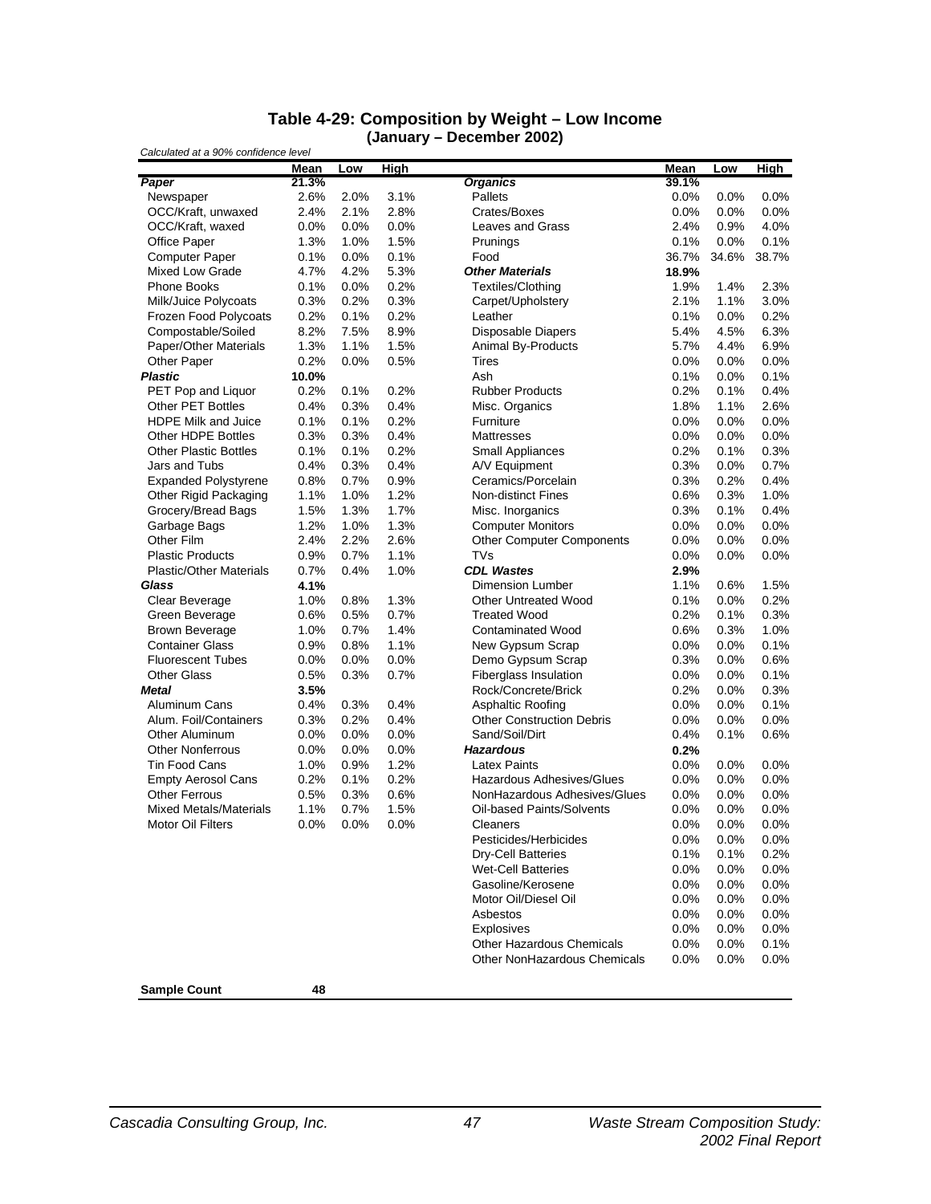## Table 4-29: Composition by Weight – Low Income
### (January – December 2002)

*Calculated at a 90% confidence level*

| | Mean | Low | High | | Mean | Low | High |
|---|---|---|---|---|---|---|---|
| ***Paper*** | **21.3%** | | | ***Organics*** | **39.1%** | | |
| Newspaper | 2.6% | 2.0% | 3.1% | Pallets | 0.0% | 0.0% | 0.0% |
| OCC/Kraft, unwaxed | 2.4% | 2.1% | 2.8% | Crates/Boxes | 0.0% | 0.0% | 0.0% |
| OCC/Kraft, waxed | 0.0% | 0.0% | 0.0% | Leaves and Grass | 2.4% | 0.9% | 4.0% |
| Office Paper | 1.3% | 1.0% | 1.5% | Prunings | 0.1% | 0.0% | 0.1% |
| Computer Paper | 0.1% | 0.0% | 0.1% | Food | 36.7% | 34.6% | 38.7% |
| Mixed Low Grade | 4.7% | 4.2% | 5.3% | ***Other Materials*** | **18.9%** | | |
| Phone Books | 0.1% | 0.0% | 0.2% | Textiles/Clothing | 1.9% | 1.4% | 2.3% |
| Milk/Juice Polycoats | 0.3% | 0.2% | 0.3% | Carpet/Upholstery | 2.1% | 1.1% | 3.0% |
| Frozen Food Polycoats | 0.2% | 0.1% | 0.2% | Leather | 0.1% | 0.0% | 0.2% |
| Compostable/Soiled | 8.2% | 7.5% | 8.9% | Disposable Diapers | 5.4% | 4.5% | 6.3% |
| Paper/Other Materials | 1.3% | 1.1% | 1.5% | Animal By-Products | 5.7% | 4.4% | 6.9% |
| Other Paper | 0.2% | 0.0% | 0.5% | Tires | 0.0% | 0.0% | 0.0% |
| ***Plastic*** | **10.0%** | | | Ash | 0.1% | 0.0% | 0.1% |
| PET Pop and Liquor | 0.2% | 0.1% | 0.2% | Rubber Products | 0.2% | 0.1% | 0.4% |
| Other PET Bottles | 0.4% | 0.3% | 0.4% | Misc. Organics | 1.8% | 1.1% | 2.6% |
| HDPE Milk and Juice | 0.1% | 0.1% | 0.2% | Furniture | 0.0% | 0.0% | 0.0% |
| Other HDPE Bottles | 0.3% | 0.3% | 0.4% | Mattresses | 0.0% | 0.0% | 0.0% |
| Other Plastic Bottles | 0.1% | 0.1% | 0.2% | Small Appliances | 0.2% | 0.1% | 0.3% |
| Jars and Tubs | 0.4% | 0.3% | 0.4% | A/V Equipment | 0.3% | 0.0% | 0.7% |
| Expanded Polystyrene | 0.8% | 0.7% | 0.9% | Ceramics/Porcelain | 0.3% | 0.2% | 0.4% |
| Other Rigid Packaging | 1.1% | 1.0% | 1.2% | Non-distinct Fines | 0.6% | 0.3% | 1.0% |
| Grocery/Bread Bags | 1.5% | 1.3% | 1.7% | Misc. Inorganics | 0.3% | 0.1% | 0.4% |
| Garbage Bags | 1.2% | 1.0% | 1.3% | Computer Monitors | 0.0% | 0.0% | 0.0% |
| Other Film | 2.4% | 2.2% | 2.6% | Other Computer Components | 0.0% | 0.0% | 0.0% |
| Plastic Products | 0.9% | 0.7% | 1.1% | TVs | 0.0% | 0.0% | 0.0% |
| Plastic/Other Materials | 0.7% | 0.4% | 1.0% | ***CDL Wastes*** | **2.9%** | | |
| ***Glass*** | **4.1%** | | | Dimension Lumber | 1.1% | 0.6% | 1.5% |
| Clear Beverage | 1.0% | 0.8% | 1.3% | Other Untreated Wood | 0.1% | 0.0% | 0.2% |
| Green Beverage | 0.6% | 0.5% | 0.7% | Treated Wood | 0.2% | 0.1% | 0.3% |
| Brown Beverage | 1.0% | 0.7% | 1.4% | Contaminated Wood | 0.6% | 0.3% | 1.0% |
| Container Glass | 0.9% | 0.8% | 1.1% | New Gypsum Scrap | 0.0% | 0.0% | 0.1% |
| Fluorescent Tubes | 0.0% | 0.0% | 0.0% | Demo Gypsum Scrap | 0.3% | 0.0% | 0.6% |
| Other Glass | 0.5% | 0.3% | 0.7% | Fiberglass Insulation | 0.0% | 0.0% | 0.1% |
| ***Metal*** | **3.5%** | | | Rock/Concrete/Brick | 0.2% | 0.0% | 0.3% |
| Aluminum Cans | 0.4% | 0.3% | 0.4% | Asphaltic Roofing | 0.0% | 0.0% | 0.1% |
| Alum. Foil/Containers | 0.3% | 0.2% | 0.4% | Other Construction Debris | 0.0% | 0.0% | 0.0% |
| Other Aluminum | 0.0% | 0.0% | 0.0% | Sand/Soil/Dirt | 0.4% | 0.1% | 0.6% |
| Other Nonferrous | 0.0% | 0.0% | 0.0% | ***Hazardous*** | **0.2%** | | |
| Tin Food Cans | 1.0% | 0.9% | 1.2% | Latex Paints | 0.0% | 0.0% | 0.0% |
| Empty Aerosol Cans | 0.2% | 0.1% | 0.2% | Hazardous Adhesives/Glues | 0.0% | 0.0% | 0.0% |
| Other Ferrous | 0.5% | 0.3% | 0.6% | NonHazardous Adhesives/Glues | 0.0% | 0.0% | 0.0% |
| Mixed Metals/Materials | 1.1% | 0.7% | 1.5% | Oil-based Paints/Solvents | 0.0% | 0.0% | 0.0% |
| Motor Oil Filters | 0.0% | 0.0% | 0.0% | Cleaners | 0.0% | 0.0% | 0.0% |
| | | | | Pesticides/Herbicides | 0.0% | 0.0% | 0.0% |
| | | | | Dry-Cell Batteries | 0.1% | 0.1% | 0.2% |
| | | | | Wet-Cell Batteries | 0.0% | 0.0% | 0.0% |
| | | | | Gasoline/Kerosene | 0.0% | 0.0% | 0.0% |
| | | | | Motor Oil/Diesel Oil | 0.0% | 0.0% | 0.0% |
| | | | | Asbestos | 0.0% | 0.0% | 0.0% |
| | | | | Explosives | 0.0% | 0.0% | 0.0% |
| | | | | Other Hazardous Chemicals | 0.0% | 0.0% | 0.1% |
| | | | | Other NonHazardous Chemicals | 0.0% | 0.0% | 0.0% |
| **Sample Count** | **48** | | | | | | |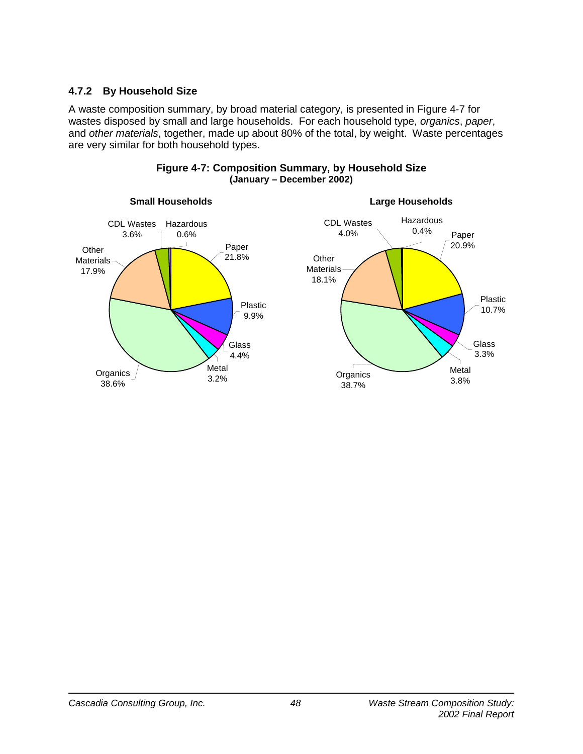### 4.7.2 By Household Size

A waste composition summary, by broad material category, is presented in Figure 4-7 for wastes disposed by small and large households. For each household type, *organics*, *paper*, and *other materials*, together, made up about 80% of the total, by weight. Waste percentages are very similar for both household types.

**Figure 4-7: Composition Summary, by Household Size**
**(January – December 2002)**

**Small Households**

CDL Wastes 3.6%
Hazardous 0.6%
Other Materials 17.9%
Paper 21.8%
Plastic 9.9%
Glass 4.4%
Metal 3.2%
Organics 38.6%

**Large Households**

CDL Wastes 4.0%
Hazardous 0.4%
Paper 20.9%
Other Materials 18.1%
Plastic 10.7%
Glass 3.3%
Metal 3.8%
Organics 38.7%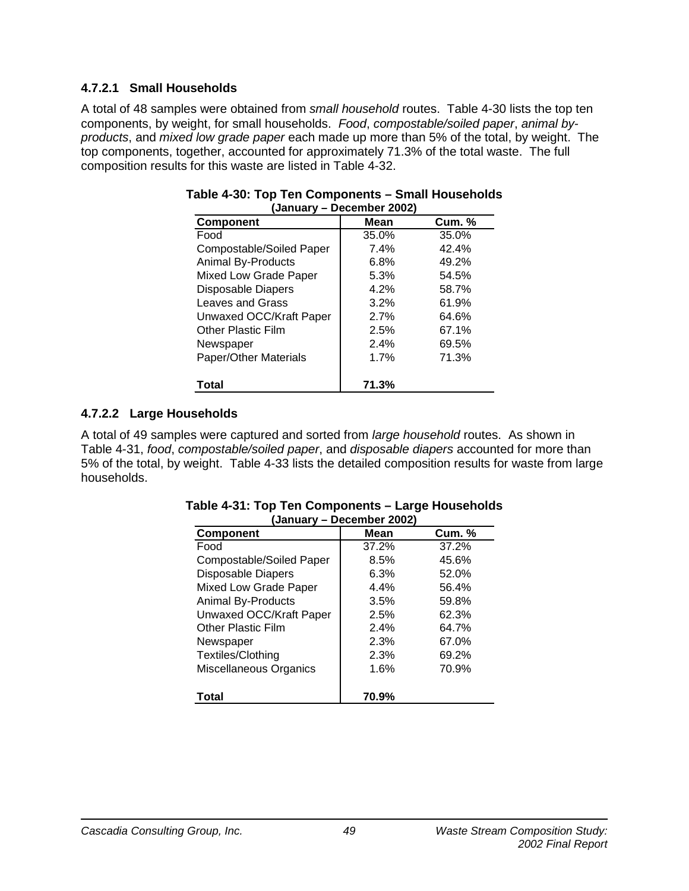#### 4.7.2.1 Small Households

A total of 48 samples were obtained from *small household* routes. Table 4-30 lists the top ten components, by weight, for small households. *Food*, *compostable/soiled paper*, *animal by-products*, and *mixed low grade paper* each made up more than 5% of the total, by weight. The top components, together, accounted for approximately 71.3% of the total waste. The full composition results for this waste are listed in Table 4-32.

**Table 4-30: Top Ten Components – Small Households**
**(January – December 2002)**

| Component | Mean | Cum. % |
|---|---|---|
| Food | 35.0% | 35.0% |
| Compostable/Soiled Paper | 7.4% | 42.4% |
| Animal By-Products | 6.8% | 49.2% |
| Mixed Low Grade Paper | 5.3% | 54.5% |
| Disposable Diapers | 4.2% | 58.7% |
| Leaves and Grass | 3.2% | 61.9% |
| Unwaxed OCC/Kraft Paper | 2.7% | 64.6% |
| Other Plastic Film | 2.5% | 67.1% |
| Newspaper | 2.4% | 69.5% |
| Paper/Other Materials | 1.7% | 71.3% |
| **Total** | **71.3%** | |

#### 4.7.2.2 Large Households

A total of 49 samples were captured and sorted from *large household* routes. As shown in Table 4-31, *food*, *compostable/soiled paper*, and *disposable diapers* accounted for more than 5% of the total, by weight. Table 4-33 lists the detailed composition results for waste from large households.

**Table 4-31: Top Ten Components – Large Households**
**(January – December 2002)**

| Component | Mean | Cum. % |
|---|---|---|
| Food | 37.2% | 37.2% |
| Compostable/Soiled Paper | 8.5% | 45.6% |
| Disposable Diapers | 6.3% | 52.0% |
| Mixed Low Grade Paper | 4.4% | 56.4% |
| Animal By-Products | 3.5% | 59.8% |
| Unwaxed OCC/Kraft Paper | 2.5% | 62.3% |
| Other Plastic Film | 2.4% | 64.7% |
| Newspaper | 2.3% | 67.0% |
| Textiles/Clothing | 2.3% | 69.2% |
| Miscellaneous Organics | 1.6% | 70.9% |
| **Total** | **70.9%** | |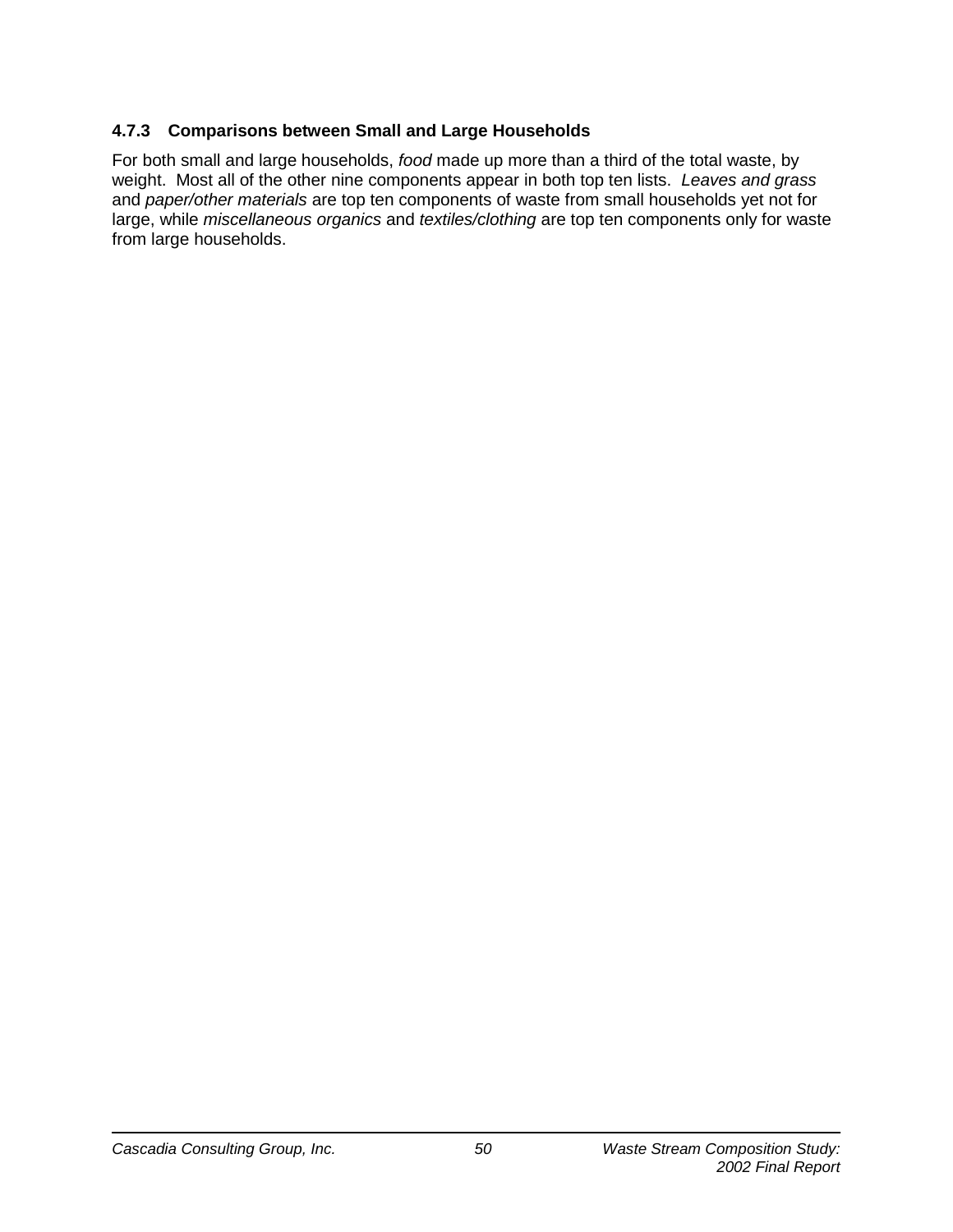#### 4.7.3 Comparisons between Small and Large Households

For both small and large households, *food* made up more than a third of the total waste, by weight. Most all of the other nine components appear in both top ten lists. *Leaves and grass* and *paper/other materials* are top ten components of waste from small households yet not for large, while *miscellaneous organics* and *textiles/clothing* are top ten components only for waste from large households.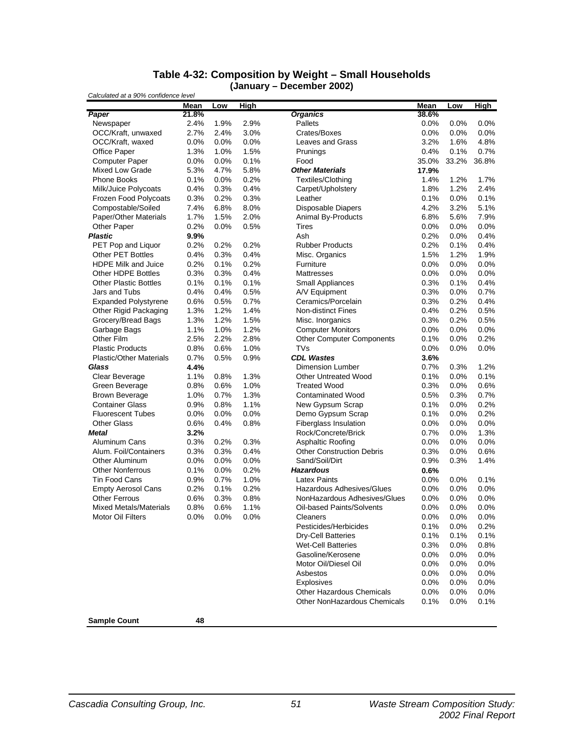**Table 4-32: Composition by Weight – Small Households**
**(January – December 2002)**

*Calculated at a 90% confidence level*

| | Mean | Low | High | | Mean | Low | High |
|---|---|---|---|---|---|---|---|
| ***Paper*** | **21.8%** | | | ***Organics*** | **38.6%** | | |
| Newspaper | 2.4% | 1.9% | 2.9% | Pallets | 0.0% | 0.0% | 0.0% |
| OCC/Kraft, unwaxed | 2.7% | 2.4% | 3.0% | Crates/Boxes | 0.0% | 0.0% | 0.0% |
| OCC/Kraft, waxed | 0.0% | 0.0% | 0.0% | Leaves and Grass | 3.2% | 1.6% | 4.8% |
| Office Paper | 1.3% | 1.0% | 1.5% | Prunings | 0.4% | 0.1% | 0.7% |
| Computer Paper | 0.0% | 0.0% | 0.1% | Food | 35.0% | 33.2% | 36.8% |
| Mixed Low Grade | 5.3% | 4.7% | 5.8% | ***Other Materials*** | **17.9%** | | |
| Phone Books | 0.1% | 0.0% | 0.2% | Textiles/Clothing | 1.4% | 1.2% | 1.7% |
| Milk/Juice Polycoats | 0.4% | 0.3% | 0.4% | Carpet/Upholstery | 1.8% | 1.2% | 2.4% |
| Frozen Food Polycoats | 0.3% | 0.2% | 0.3% | Leather | 0.1% | 0.0% | 0.1% |
| Compostable/Soiled | 7.4% | 6.8% | 8.0% | Disposable Diapers | 4.2% | 3.2% | 5.1% |
| Paper/Other Materials | 1.7% | 1.5% | 2.0% | Animal By-Products | 6.8% | 5.6% | 7.9% |
| Other Paper | 0.2% | 0.0% | 0.5% | Tires | 0.0% | 0.0% | 0.0% |
| ***Plastic*** | **9.9%** | | | Ash | 0.2% | 0.0% | 0.4% |
| PET Pop and Liquor | 0.2% | 0.2% | 0.2% | Rubber Products | 0.2% | 0.1% | 0.4% |
| Other PET Bottles | 0.4% | 0.3% | 0.4% | Misc. Organics | 1.5% | 1.2% | 1.9% |
| HDPE Milk and Juice | 0.2% | 0.1% | 0.2% | Furniture | 0.0% | 0.0% | 0.0% |
| Other HDPE Bottles | 0.3% | 0.3% | 0.4% | Mattresses | 0.0% | 0.0% | 0.0% |
| Other Plastic Bottles | 0.1% | 0.1% | 0.1% | Small Appliances | 0.3% | 0.1% | 0.4% |
| Jars and Tubs | 0.4% | 0.4% | 0.5% | A/V Equipment | 0.3% | 0.0% | 0.7% |
| Expanded Polystyrene | 0.6% | 0.5% | 0.7% | Ceramics/Porcelain | 0.3% | 0.2% | 0.4% |
| Other Rigid Packaging | 1.3% | 1.2% | 1.4% | Non-distinct Fines | 0.4% | 0.2% | 0.5% |
| Grocery/Bread Bags | 1.3% | 1.2% | 1.5% | Misc. Inorganics | 0.3% | 0.2% | 0.5% |
| Garbage Bags | 1.1% | 1.0% | 1.2% | Computer Monitors | 0.0% | 0.0% | 0.0% |
| Other Film | 2.5% | 2.2% | 2.8% | Other Computer Components | 0.1% | 0.0% | 0.2% |
| Plastic Products | 0.8% | 0.6% | 1.0% | TVs | 0.0% | 0.0% | 0.0% |
| Plastic/Other Materials | 0.7% | 0.5% | 0.9% | ***CDL Wastes*** | **3.6%** | | |
| ***Glass*** | **4.4%** | | | Dimension Lumber | 0.7% | 0.3% | 1.2% |
| Clear Beverage | 1.1% | 0.8% | 1.3% | Other Untreated Wood | 0.1% | 0.0% | 0.1% |
| Green Beverage | 0.8% | 0.6% | 1.0% | Treated Wood | 0.3% | 0.0% | 0.6% |
| Brown Beverage | 1.0% | 0.7% | 1.3% | Contaminated Wood | 0.5% | 0.3% | 0.7% |
| Container Glass | 0.9% | 0.8% | 1.1% | New Gypsum Scrap | 0.1% | 0.0% | 0.2% |
| Fluorescent Tubes | 0.0% | 0.0% | 0.0% | Demo Gypsum Scrap | 0.1% | 0.0% | 0.2% |
| Other Glass | 0.6% | 0.4% | 0.8% | Fiberglass Insulation | 0.0% | 0.0% | 0.0% |
| ***Metal*** | **3.2%** | | | Rock/Concrete/Brick | 0.7% | 0.0% | 1.3% |
| Aluminum Cans | 0.3% | 0.2% | 0.3% | Asphaltic Roofing | 0.0% | 0.0% | 0.0% |
| Alum. Foil/Containers | 0.3% | 0.3% | 0.4% | Other Construction Debris | 0.3% | 0.0% | 0.6% |
| Other Aluminum | 0.0% | 0.0% | 0.0% | Sand/Soil/Dirt | 0.9% | 0.3% | 1.4% |
| Other Nonferrous | 0.1% | 0.0% | 0.2% | ***Hazardous*** | **0.6%** | | |
| Tin Food Cans | 0.9% | 0.7% | 1.0% | Latex Paints | 0.0% | 0.0% | 0.1% |
| Empty Aerosol Cans | 0.2% | 0.1% | 0.2% | Hazardous Adhesives/Glues | 0.0% | 0.0% | 0.0% |
| Other Ferrous | 0.6% | 0.3% | 0.8% | NonHazardous Adhesives/Glues | 0.0% | 0.0% | 0.0% |
| Mixed Metals/Materials | 0.8% | 0.6% | 1.1% | Oil-based Paints/Solvents | 0.0% | 0.0% | 0.0% |
| Motor Oil Filters | 0.0% | 0.0% | 0.0% | Cleaners | 0.0% | 0.0% | 0.0% |
| | | | | Pesticides/Herbicides | 0.1% | 0.0% | 0.2% |
| | | | | Dry-Cell Batteries | 0.1% | 0.1% | 0.1% |
| | | | | Wet-Cell Batteries | 0.3% | 0.0% | 0.8% |
| | | | | Gasoline/Kerosene | 0.0% | 0.0% | 0.0% |
| | | | | Motor Oil/Diesel Oil | 0.0% | 0.0% | 0.0% |
| | | | | Asbestos | 0.0% | 0.0% | 0.0% |
| | | | | Explosives | 0.0% | 0.0% | 0.0% |
| | | | | Other Hazardous Chemicals | 0.0% | 0.0% | 0.0% |
| | | | | Other NonHazardous Chemicals | 0.1% | 0.0% | 0.1% |
| **Sample Count** | **48** | | | | | | |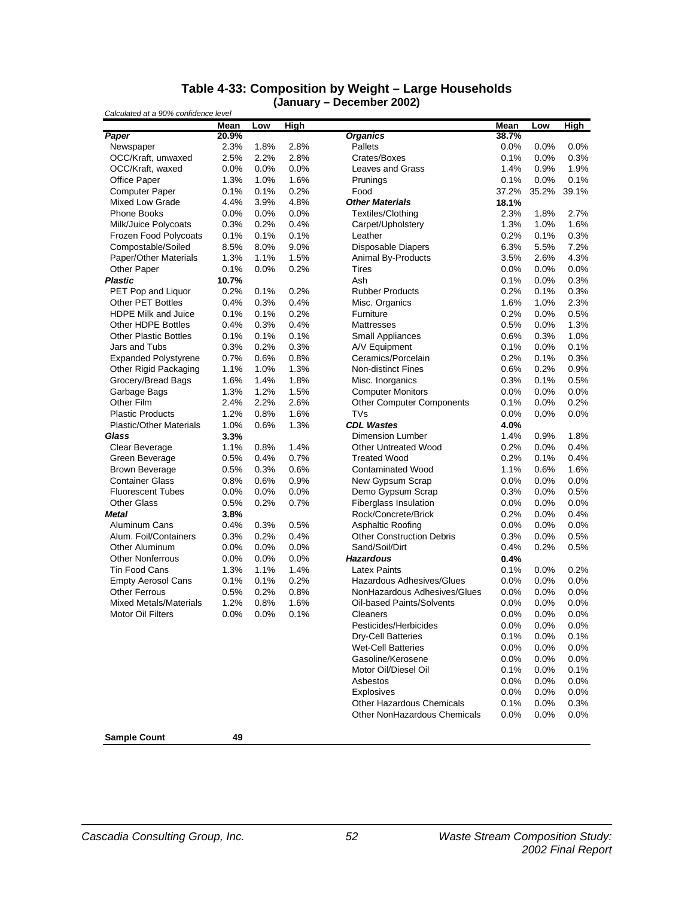## Table 4-33: Composition by Weight – Large Households
### (January – December 2002)

*Calculated at a 90% confidence level*

| | Mean | Low | High | | Mean | Low | High |
|---|---|---|---|---|---|---|---|
| ***Paper*** | **20.9%** | | | ***Organics*** | **38.7%** | | |
| Newspaper | 2.3% | 1.8% | 2.8% | Pallets | 0.0% | 0.0% | 0.0% |
| OCC/Kraft, unwaxed | 2.5% | 2.2% | 2.8% | Crates/Boxes | 0.1% | 0.0% | 0.3% |
| OCC/Kraft, waxed | 0.0% | 0.0% | 0.0% | Leaves and Grass | 1.4% | 0.9% | 1.9% |
| Office Paper | 1.3% | 1.0% | 1.6% | Prunings | 0.1% | 0.0% | 0.1% |
| Computer Paper | 0.1% | 0.1% | 0.2% | Food | 37.2% | 35.2% | 39.1% |
| Mixed Low Grade | 4.4% | 3.9% | 4.8% | ***Other Materials*** | **18.1%** | | |
| Phone Books | 0.0% | 0.0% | 0.0% | Textiles/Clothing | 2.3% | 1.8% | 2.7% |
| Milk/Juice Polycoats | 0.3% | 0.2% | 0.4% | Carpet/Upholstery | 1.3% | 1.0% | 1.6% |
| Frozen Food Polycoats | 0.1% | 0.1% | 0.1% | Leather | 0.2% | 0.1% | 0.3% |
| Compostable/Soiled | 8.5% | 8.0% | 9.0% | Disposable Diapers | 6.3% | 5.5% | 7.2% |
| Paper/Other Materials | 1.3% | 1.1% | 1.5% | Animal By-Products | 3.5% | 2.6% | 4.3% |
| Other Paper | 0.1% | 0.0% | 0.2% | Tires | 0.0% | 0.0% | 0.0% |
| ***Plastic*** | **10.7%** | | | Ash | 0.1% | 0.0% | 0.3% |
| PET Pop and Liquor | 0.2% | 0.1% | 0.2% | Rubber Products | 0.2% | 0.1% | 0.3% |
| Other PET Bottles | 0.4% | 0.3% | 0.4% | Misc. Organics | 1.6% | 1.0% | 2.3% |
| HDPE Milk and Juice | 0.1% | 0.1% | 0.2% | Furniture | 0.2% | 0.0% | 0.5% |
| Other HDPE Bottles | 0.4% | 0.3% | 0.4% | Mattresses | 0.5% | 0.0% | 1.3% |
| Other Plastic Bottles | 0.1% | 0.1% | 0.1% | Small Appliances | 0.6% | 0.3% | 1.0% |
| Jars and Tubs | 0.3% | 0.2% | 0.3% | A/V Equipment | 0.1% | 0.0% | 0.1% |
| Expanded Polystyrene | 0.7% | 0.6% | 0.8% | Ceramics/Porcelain | 0.2% | 0.1% | 0.3% |
| Other Rigid Packaging | 1.1% | 1.0% | 1.3% | Non-distinct Fines | 0.6% | 0.2% | 0.9% |
| Grocery/Bread Bags | 1.6% | 1.4% | 1.8% | Misc. Inorganics | 0.3% | 0.1% | 0.5% |
| Garbage Bags | 1.3% | 1.2% | 1.5% | Computer Monitors | 0.0% | 0.0% | 0.0% |
| Other Film | 2.4% | 2.2% | 2.6% | Other Computer Components | 0.1% | 0.0% | 0.2% |
| Plastic Products | 1.2% | 0.8% | 1.6% | TVs | 0.0% | 0.0% | 0.0% |
| Plastic/Other Materials | 1.0% | 0.6% | 1.3% | ***CDL Wastes*** | **4.0%** | | |
| ***Glass*** | **3.3%** | | | Dimension Lumber | 1.4% | 0.9% | 1.8% |
| Clear Beverage | 1.1% | 0.8% | 1.4% | Other Untreated Wood | 0.2% | 0.0% | 0.4% |
| Green Beverage | 0.5% | 0.4% | 0.7% | Treated Wood | 0.2% | 0.1% | 0.4% |
| Brown Beverage | 0.5% | 0.3% | 0.6% | Contaminated Wood | 1.1% | 0.6% | 1.6% |
| Container Glass | 0.8% | 0.6% | 0.9% | New Gypsum Scrap | 0.0% | 0.0% | 0.0% |
| Fluorescent Tubes | 0.0% | 0.0% | 0.0% | Demo Gypsum Scrap | 0.3% | 0.0% | 0.5% |
| Other Glass | 0.5% | 0.2% | 0.7% | Fiberglass Insulation | 0.0% | 0.0% | 0.0% |
| ***Metal*** | **3.8%** | | | Rock/Concrete/Brick | 0.2% | 0.0% | 0.4% |
| Aluminum Cans | 0.4% | 0.3% | 0.5% | Asphaltic Roofing | 0.0% | 0.0% | 0.0% |
| Alum. Foil/Containers | 0.3% | 0.2% | 0.4% | Other Construction Debris | 0.3% | 0.0% | 0.5% |
| Other Aluminum | 0.0% | 0.0% | 0.0% | Sand/Soil/Dirt | 0.4% | 0.2% | 0.5% |
| Other Nonferrous | 0.0% | 0.0% | 0.0% | ***Hazardous*** | **0.4%** | | |
| Tin Food Cans | 1.3% | 1.1% | 1.4% | Latex Paints | 0.1% | 0.0% | 0.2% |
| Empty Aerosol Cans | 0.1% | 0.1% | 0.2% | Hazardous Adhesives/Glues | 0.0% | 0.0% | 0.0% |
| Other Ferrous | 0.5% | 0.2% | 0.8% | NonHazardous Adhesives/Glues | 0.0% | 0.0% | 0.0% |
| Mixed Metals/Materials | 1.2% | 0.8% | 1.6% | Oil-based Paints/Solvents | 0.0% | 0.0% | 0.0% |
| Motor Oil Filters | 0.0% | 0.0% | 0.1% | Cleaners | 0.0% | 0.0% | 0.0% |
| | | | | Pesticides/Herbicides | 0.0% | 0.0% | 0.0% |
| | | | | Dry-Cell Batteries | 0.1% | 0.0% | 0.1% |
| | | | | Wet-Cell Batteries | 0.0% | 0.0% | 0.0% |
| | | | | Gasoline/Kerosene | 0.0% | 0.0% | 0.0% |
| | | | | Motor Oil/Diesel Oil | 0.1% | 0.0% | 0.1% |
| | | | | Asbestos | 0.0% | 0.0% | 0.0% |
| | | | | Explosives | 0.0% | 0.0% | 0.0% |
| | | | | Other Hazardous Chemicals | 0.1% | 0.0% | 0.3% |
| | | | | Other NonHazardous Chemicals | 0.0% | 0.0% | 0.0% |
| **Sample Count** | **49** | | | | | | |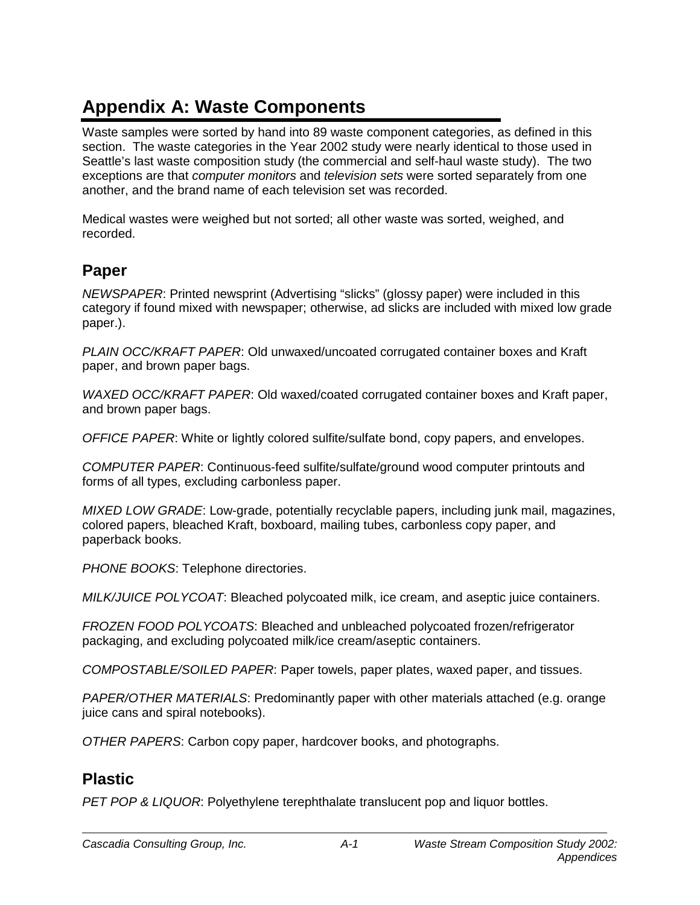# Appendix A: Waste Components

Waste samples were sorted by hand into 89 waste component categories, as defined in this section. The waste categories in the Year 2002 study were nearly identical to those used in Seattle's last waste composition study (the commercial and self-haul waste study). The two exceptions are that *computer monitors* and *television sets* were sorted separately from one another, and the brand name of each television set was recorded.

Medical wastes were weighed but not sorted; all other waste was sorted, weighed, and recorded.

## Paper

*NEWSPAPER*: Printed newsprint (Advertising "slicks" (glossy paper) were included in this category if found mixed with newspaper; otherwise, ad slicks are included with mixed low grade paper.).

*PLAIN OCC/KRAFT PAPER*: Old unwaxed/uncoated corrugated container boxes and Kraft paper, and brown paper bags.

*WAXED OCC/KRAFT PAPER*: Old waxed/coated corrugated container boxes and Kraft paper, and brown paper bags.

*OFFICE PAPER*: White or lightly colored sulfite/sulfate bond, copy papers, and envelopes.

*COMPUTER PAPER*: Continuous-feed sulfite/sulfate/ground wood computer printouts and forms of all types, excluding carbonless paper.

*MIXED LOW GRADE*: Low-grade, potentially recyclable papers, including junk mail, magazines, colored papers, bleached Kraft, boxboard, mailing tubes, carbonless copy paper, and paperback books.

*PHONE BOOKS*: Telephone directories.

*MILK/JUICE POLYCOAT*: Bleached polycoated milk, ice cream, and aseptic juice containers.

*FROZEN FOOD POLYCOATS*: Bleached and unbleached polycoated frozen/refrigerator packaging, and excluding polycoated milk/ice cream/aseptic containers.

*COMPOSTABLE/SOILED PAPER*: Paper towels, paper plates, waxed paper, and tissues.

*PAPER/OTHER MATERIALS*: Predominantly paper with other materials attached (e.g. orange juice cans and spiral notebooks).

*OTHER PAPERS*: Carbon copy paper, hardcover books, and photographs.

## Plastic

*PET POP & LIQUOR*: Polyethylene terephthalate translucent pop and liquor bottles.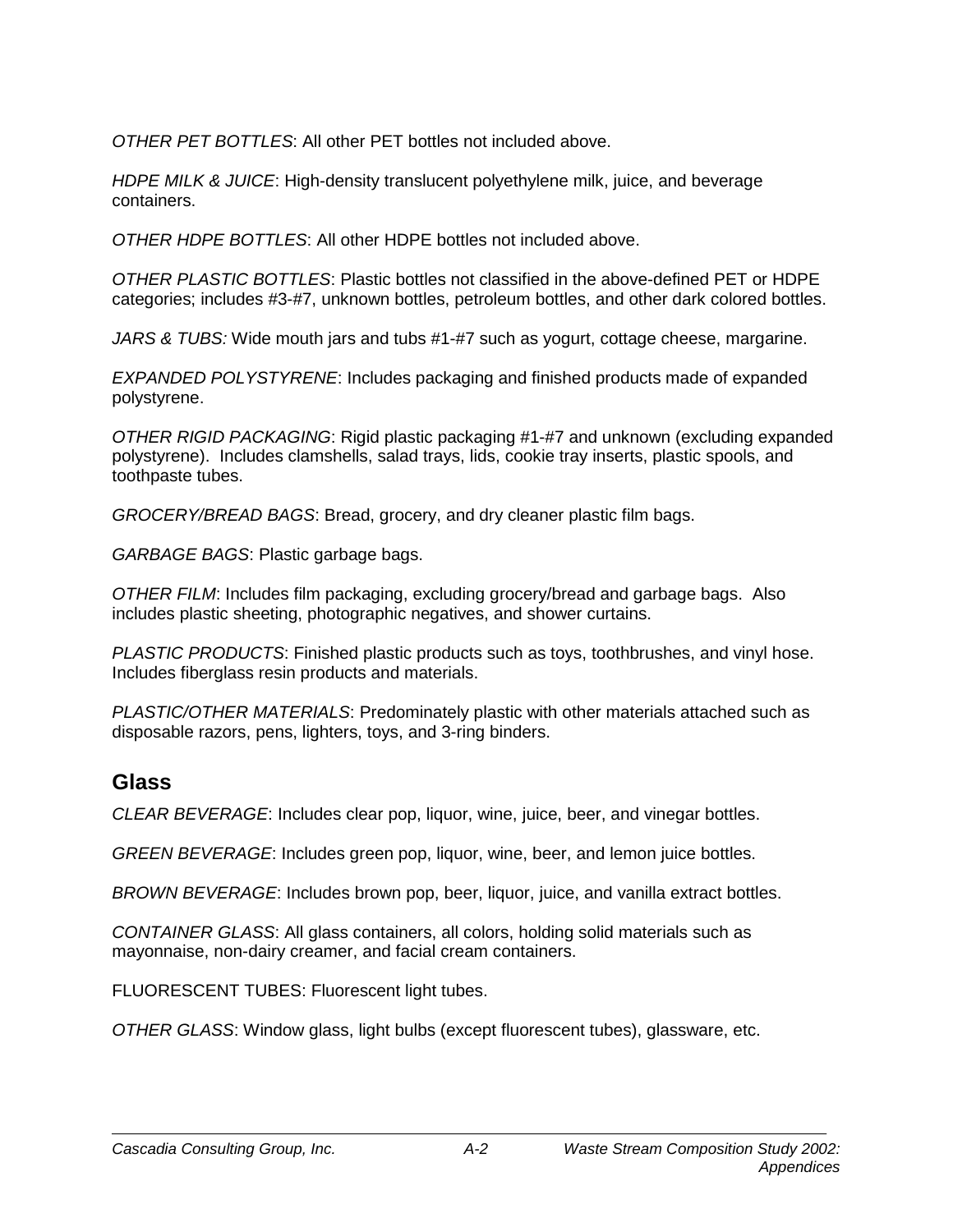*OTHER PET BOTTLES*: All other PET bottles not included above.

*HDPE MILK & JUICE*: High-density translucent polyethylene milk, juice, and beverage containers.

*OTHER HDPE BOTTLES*: All other HDPE bottles not included above.

*OTHER PLASTIC BOTTLES*: Plastic bottles not classified in the above-defined PET or HDPE categories; includes #3-#7, unknown bottles, petroleum bottles, and other dark colored bottles.

*JARS & TUBS:* Wide mouth jars and tubs #1-#7 such as yogurt, cottage cheese, margarine.

*EXPANDED POLYSTYRENE*: Includes packaging and finished products made of expanded polystyrene.

*OTHER RIGID PACKAGING*: Rigid plastic packaging #1-#7 and unknown (excluding expanded polystyrene). Includes clamshells, salad trays, lids, cookie tray inserts, plastic spools, and toothpaste tubes.

*GROCERY/BREAD BAGS*: Bread, grocery, and dry cleaner plastic film bags.

*GARBAGE BAGS*: Plastic garbage bags.

*OTHER FILM*: Includes film packaging, excluding grocery/bread and garbage bags. Also includes plastic sheeting, photographic negatives, and shower curtains.

*PLASTIC PRODUCTS*: Finished plastic products such as toys, toothbrushes, and vinyl hose. Includes fiberglass resin products and materials.

*PLASTIC/OTHER MATERIALS*: Predominately plastic with other materials attached such as disposable razors, pens, lighters, toys, and 3-ring binders.

## Glass

*CLEAR BEVERAGE*: Includes clear pop, liquor, wine, juice, beer, and vinegar bottles.

*GREEN BEVERAGE*: Includes green pop, liquor, wine, beer, and lemon juice bottles.

*BROWN BEVERAGE*: Includes brown pop, beer, liquor, juice, and vanilla extract bottles.

*CONTAINER GLASS*: All glass containers, all colors, holding solid materials such as mayonnaise, non-dairy creamer, and facial cream containers.

FLUORESCENT TUBES: Fluorescent light tubes.

*OTHER GLASS*: Window glass, light bulbs (except fluorescent tubes), glassware, etc.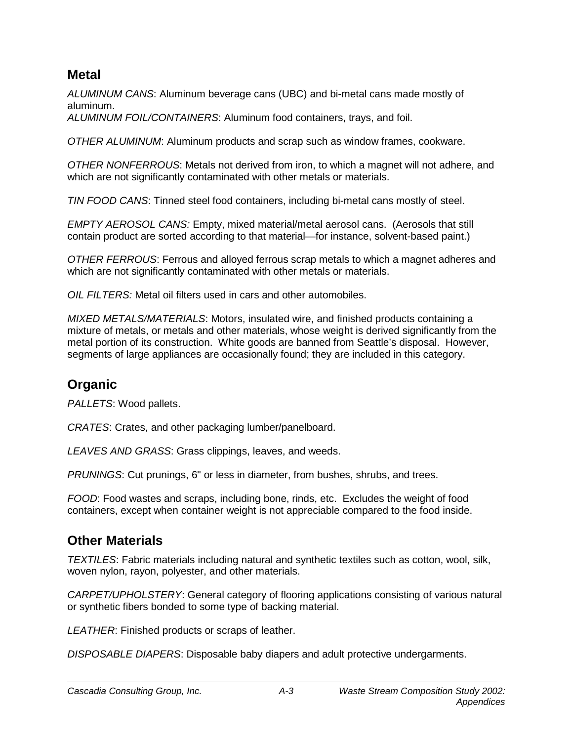## Metal

*ALUMINUM CANS*: Aluminum beverage cans (UBC) and bi-metal cans made mostly of aluminum.
*ALUMINUM FOIL/CONTAINERS*: Aluminum food containers, trays, and foil.

*OTHER ALUMINUM*: Aluminum products and scrap such as window frames, cookware.

*OTHER NONFERROUS*: Metals not derived from iron, to which a magnet will not adhere, and which are not significantly contaminated with other metals or materials.

*TIN FOOD CANS*: Tinned steel food containers, including bi-metal cans mostly of steel.

*EMPTY AEROSOL CANS:* Empty, mixed material/metal aerosol cans. (Aerosols that still contain product are sorted according to that material—for instance, solvent-based paint.)

*OTHER FERROUS*: Ferrous and alloyed ferrous scrap metals to which a magnet adheres and which are not significantly contaminated with other metals or materials.

*OIL FILTERS:* Metal oil filters used in cars and other automobiles.

*MIXED METALS/MATERIALS*: Motors, insulated wire, and finished products containing a mixture of metals, or metals and other materials, whose weight is derived significantly from the metal portion of its construction. White goods are banned from Seattle's disposal. However, segments of large appliances are occasionally found; they are included in this category.

## Organic

*PALLETS*: Wood pallets.

*CRATES*: Crates, and other packaging lumber/panelboard.

*LEAVES AND GRASS*: Grass clippings, leaves, and weeds.

*PRUNINGS*: Cut prunings, 6" or less in diameter, from bushes, shrubs, and trees.

*FOOD*: Food wastes and scraps, including bone, rinds, etc. Excludes the weight of food containers, except when container weight is not appreciable compared to the food inside.

## Other Materials

*TEXTILES*: Fabric materials including natural and synthetic textiles such as cotton, wool, silk, woven nylon, rayon, polyester, and other materials.

*CARPET/UPHOLSTERY*: General category of flooring applications consisting of various natural or synthetic fibers bonded to some type of backing material.

*LEATHER*: Finished products or scraps of leather.

*DISPOSABLE DIAPERS*: Disposable baby diapers and adult protective undergarments.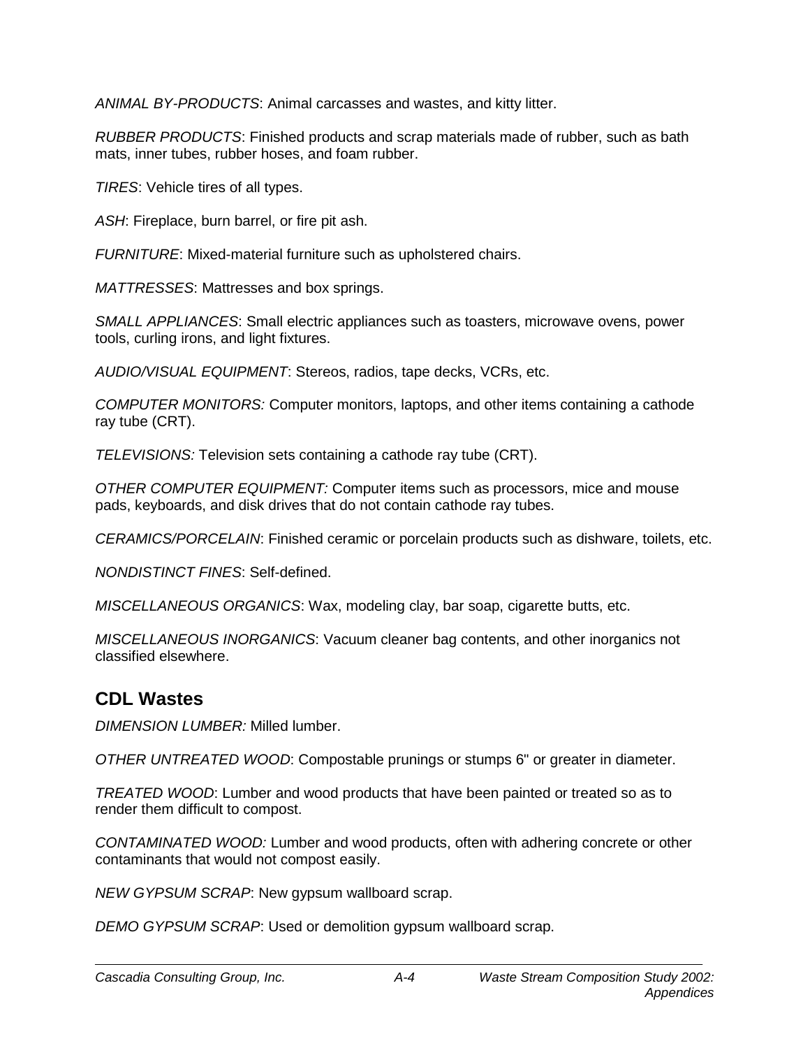*ANIMAL BY-PRODUCTS*: Animal carcasses and wastes, and kitty litter.

*RUBBER PRODUCTS*: Finished products and scrap materials made of rubber, such as bath mats, inner tubes, rubber hoses, and foam rubber.

*TIRES*: Vehicle tires of all types.

*ASH*: Fireplace, burn barrel, or fire pit ash.

*FURNITURE*: Mixed-material furniture such as upholstered chairs.

*MATTRESSES*: Mattresses and box springs.

*SMALL APPLIANCES*: Small electric appliances such as toasters, microwave ovens, power tools, curling irons, and light fixtures.

*AUDIO/VISUAL EQUIPMENT*: Stereos, radios, tape decks, VCRs, etc.

*COMPUTER MONITORS:* Computer monitors, laptops, and other items containing a cathode ray tube (CRT).

*TELEVISIONS:* Television sets containing a cathode ray tube (CRT).

*OTHER COMPUTER EQUIPMENT:* Computer items such as processors, mice and mouse pads, keyboards, and disk drives that do not contain cathode ray tubes.

*CERAMICS/PORCELAIN*: Finished ceramic or porcelain products such as dishware, toilets, etc.

*NONDISTINCT FINES*: Self-defined.

*MISCELLANEOUS ORGANICS*: Wax, modeling clay, bar soap, cigarette butts, etc.

*MISCELLANEOUS INORGANICS*: Vacuum cleaner bag contents, and other inorganics not classified elsewhere.

## CDL Wastes

*DIMENSION LUMBER:* Milled lumber.

*OTHER UNTREATED WOOD*: Compostable prunings or stumps 6" or greater in diameter.

*TREATED WOOD*: Lumber and wood products that have been painted or treated so as to render them difficult to compost.

*CONTAMINATED WOOD:* Lumber and wood products, often with adhering concrete or other contaminants that would not compost easily.

*NEW GYPSUM SCRAP*: New gypsum wallboard scrap.

*DEMO GYPSUM SCRAP*: Used or demolition gypsum wallboard scrap.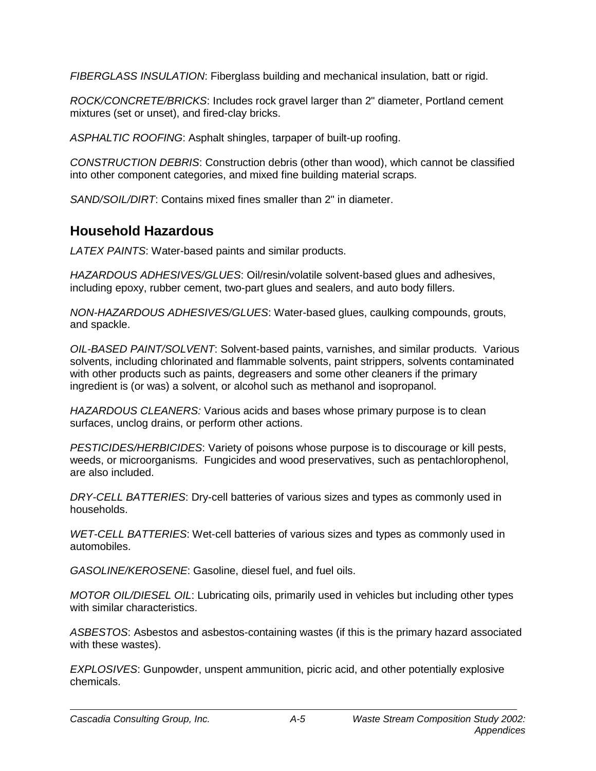*FIBERGLASS INSULATION*: Fiberglass building and mechanical insulation, batt or rigid.

*ROCK/CONCRETE/BRICKS*: Includes rock gravel larger than 2" diameter, Portland cement mixtures (set or unset), and fired-clay bricks.

*ASPHALTIC ROOFING*: Asphalt shingles, tarpaper of built-up roofing.

*CONSTRUCTION DEBRIS*: Construction debris (other than wood), which cannot be classified into other component categories, and mixed fine building material scraps.

*SAND/SOIL/DIRT*: Contains mixed fines smaller than 2" in diameter.

## Household Hazardous

*LATEX PAINTS*: Water-based paints and similar products.

*HAZARDOUS ADHESIVES/GLUES*: Oil/resin/volatile solvent-based glues and adhesives, including epoxy, rubber cement, two-part glues and sealers, and auto body fillers.

*NON-HAZARDOUS ADHESIVES/GLUES*: Water-based glues, caulking compounds, grouts, and spackle.

*OIL-BASED PAINT/SOLVENT*: Solvent-based paints, varnishes, and similar products. Various solvents, including chlorinated and flammable solvents, paint strippers, solvents contaminated with other products such as paints, degreasers and some other cleaners if the primary ingredient is (or was) a solvent, or alcohol such as methanol and isopropanol.

*HAZARDOUS CLEANERS:* Various acids and bases whose primary purpose is to clean surfaces, unclog drains, or perform other actions.

*PESTICIDES/HERBICIDES*: Variety of poisons whose purpose is to discourage or kill pests, weeds, or microorganisms. Fungicides and wood preservatives, such as pentachlorophenol, are also included.

*DRY-CELL BATTERIES*: Dry-cell batteries of various sizes and types as commonly used in households.

*WET-CELL BATTERIES*: Wet-cell batteries of various sizes and types as commonly used in automobiles.

*GASOLINE/KEROSENE*: Gasoline, diesel fuel, and fuel oils.

*MOTOR OIL/DIESEL OIL*: Lubricating oils, primarily used in vehicles but including other types with similar characteristics.

*ASBESTOS*: Asbestos and asbestos-containing wastes (if this is the primary hazard associated with these wastes).

*EXPLOSIVES*: Gunpowder, unspent ammunition, picric acid, and other potentially explosive chemicals.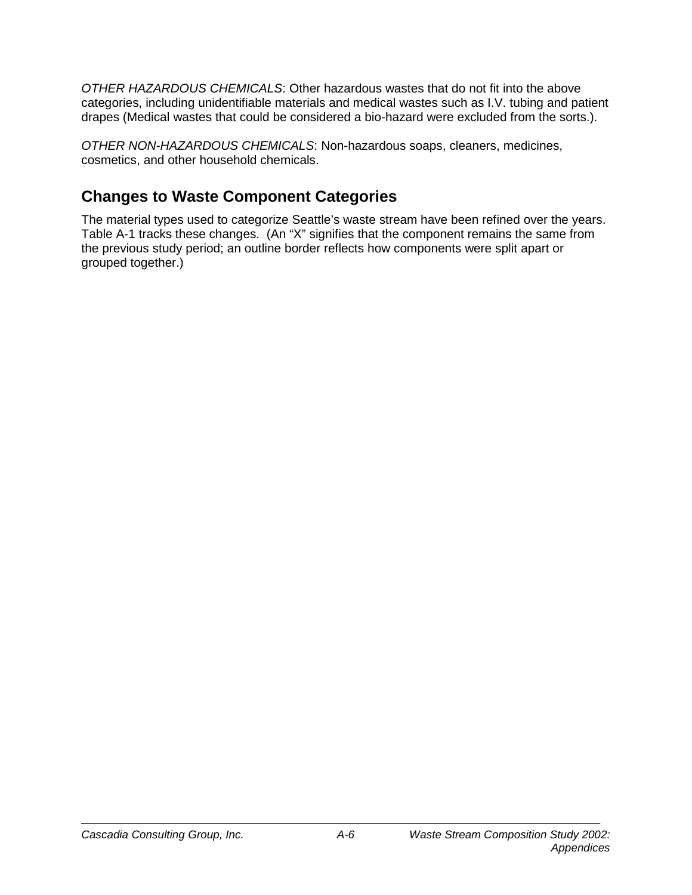*OTHER HAZARDOUS CHEMICALS*: Other hazardous wastes that do not fit into the above categories, including unidentifiable materials and medical wastes such as I.V. tubing and patient drapes (Medical wastes that could be considered a bio-hazard were excluded from the sorts.).

*OTHER NON-HAZARDOUS CHEMICALS*: Non-hazardous soaps, cleaners, medicines, cosmetics, and other household chemicals.

## Changes to Waste Component Categories

The material types used to categorize Seattle's waste stream have been refined over the years. Table A-1 tracks these changes. (An "X" signifies that the component remains the same from the previous study period; an outline border reflects how components were split apart or grouped together.)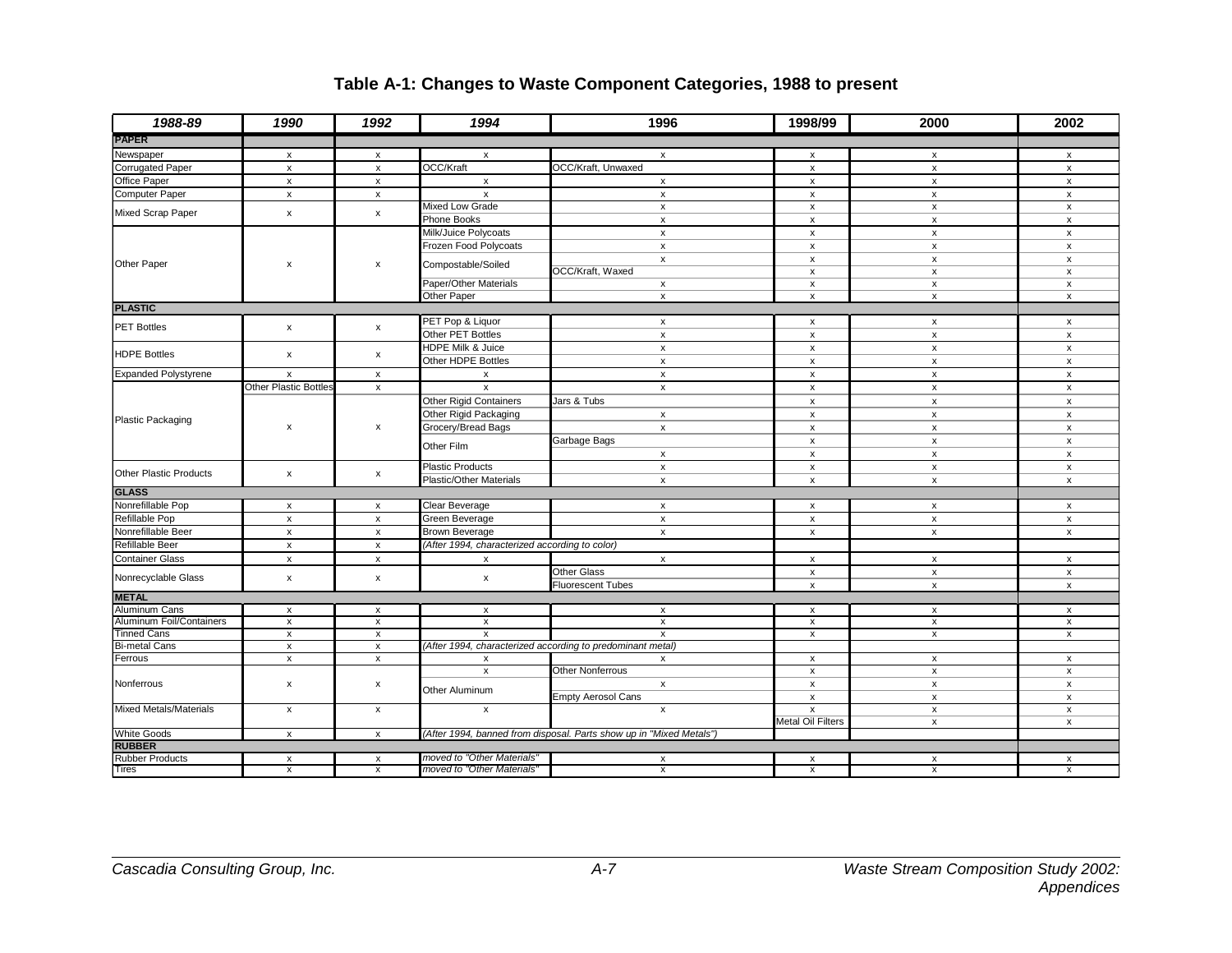# Table A-1: Changes to Waste Component Categories, 1988 to present

| 1988-89 | 1990 | 1992 | 1994 | 1996 | 1998/99 | 2000 | 2002 |
|---|---|---|---|---|---|---|---|
| **PAPER** | | | | | | | |
| Newspaper | x | x | x | x | x | x | x |
| Corrugated Paper | x | x | OCC/Kraft | OCC/Kraft, Unwaxed | x | x | x |
| Office Paper | x | x | x | x | x | x | x |
| Computer Paper | x | x | x | x | x | x | x |
| Mixed Scrap Paper | x | x | Mixed Low Grade | x | x | x | x |
| | | | Phone Books | x | x | x | x |
| Other Paper | x | x | Milk/Juice Polycoats | x | x | x | x |
| | | | Frozen Food Polycoats | x | x | x | x |
| | | | Compostable/Soiled | x | x | x | x |
| | | | | OCC/Kraft, Waxed | x | x | x |
| | | | Paper/Other Materials | x | x | x | x |
| | | | Other Paper | x | x | x | x |
| **PLASTIC** | | | | | | | |
| PET Bottles | x | x | PET Pop & Liquor | x | x | x | x |
| | | | Other PET Bottles | x | x | x | x |
| HDPE Bottles | x | x | HDPE Milk & Juice | x | x | x | x |
| | | | Other HDPE Bottles | x | x | x | x |
| Expanded Polystyrene | x | x | x | x | x | x | x |
| Plastic Packaging | Other Plastic Bottles | x | x | x | x | x | x |
| | x | x | Other Rigid Containers | Jars & Tubs | x | x | x |
| | | | Other Rigid Packaging | x | x | x | x |
| | | | Grocery/Bread Bags | x | x | x | x |
| | | | Other Film | Garbage Bags | x | x | x |
| | | | | x | x | x | x |
| Other Plastic Products | x | x | Plastic Products | x | x | x | x |
| | | | Plastic/Other Materials | x | x | x | x |
| **GLASS** | | | | | | | |
| Nonrefillable Pop | x | x | Clear Beverage | x | x | x | x |
| Refillable Pop | x | x | Green Beverage | x | x | x | x |
| Nonrefillable Beer | x | x | Brown Beverage | x | x | x | x |
| Refillable Beer | x | x | *(After 1994, characterized according to color)* | | | | |
| Container Glass | x | x | x | x | x | x | x |
| Nonrecyclable Glass | x | x | x | Other Glass | x | x | x |
| | | | | Fluorescent Tubes | x | x | x |
| **METAL** | | | | | | | |
| Aluminum Cans | x | x | x | x | x | x | x |
| Aluminum Foil/Containers | x | x | x | x | x | x | x |
| Tinned Cans | x | x | x | x | x | x | x |
| Bi-metal Cans | x | x | *(After 1994, characterized according to predominant metal)* | | | | |
| Ferrous | x | x | x | x | x | x | x |
| Nonferrous | x | x | x | Other Nonferrous | x | x | x |
| | | | Other Aluminum | x | x | x | x |
| | | | | Empty Aerosol Cans | x | x | x |
| Mixed Metals/Materials | x | x | x | x | x | x | x |
| | | | | | Metal Oil Filters | x | x |
| White Goods | x | x | *(After 1994, banned from disposal. Parts show up in "Mixed Metals")* | | | | |
| **RUBBER** | | | | | | | |
| Rubber Products | x | x | *moved to "Other Materials"* | x | x | x | x |
| Tires | x | x | *moved to "Other Materials"* | x | x | x | x |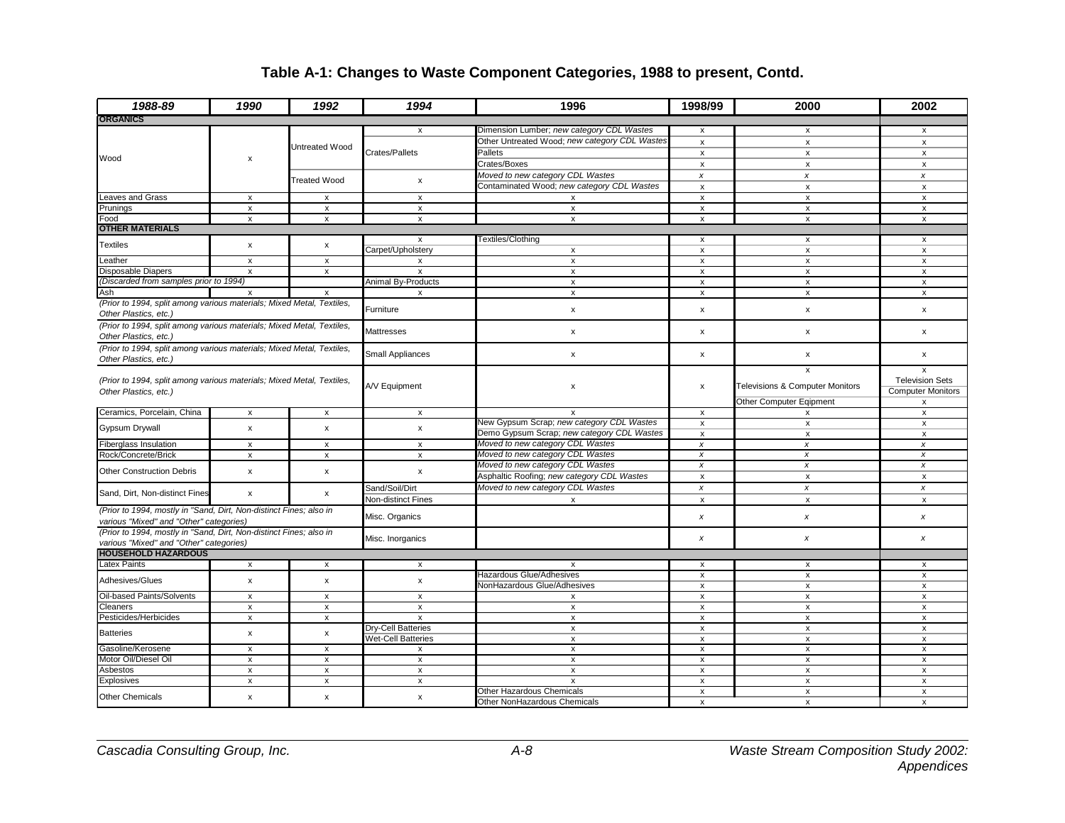# Table A-1: Changes to Waste Component Categories, 1988 to present, Contd.

| *1988-89* | *1990* | *1992* | *1994* | 1996 | 1998/99 | 2000 | 2002 |
|---|---|---|---|---|---|---|---|
| **ORGANICS** | | | | | | | |
| Wood | x | Untreated Wood | x | Dimension Lumber; *new category CDL Wastes* | x | x | x |
| | | | Crates/Pallets | Other Untreated Wood; *new category CDL Wastes* | x | x | x |
| | | | | Pallets | x | x | x |
| | | | | Crates/Boxes | x | x | x |
| | | Treated Wood | x | *Moved to new category CDL Wastes* | *x* | *x* | *x* |
| | | | | Contaminated Wood; *new category CDL Wastes* | x | x | x |
| Leaves and Grass | x | x | x | x | x | x | x |
| Prunings | x | x | x | x | x | x | x |
| Food | x | x | x | x | x | x | x |
| **OTHER MATERIALS** | | | | | | | |
| Textiles | x | x | x | Textiles/Clothing | x | x | x |
| | | | Carpet/Upholstery | x | x | x | x |
| Leather | x | x | x | x | x | x | x |
| Disposable Diapers | x | x | x | x | x | x | x |
| *(Discarded from samples prior to 1994)* | | | Animal By-Products | x | x | x | x |
| Ash | x | x | x | x | x | x | x |
| *(Prior to 1994, split among various materials; Mixed Metal, Textiles, Other Plastics, etc.)* | | | Furniture | x | x | x | x |
| *(Prior to 1994, split among various materials; Mixed Metal, Textiles, Other Plastics, etc.)* | | | Mattresses | x | x | x | x |
| *(Prior to 1994, split among various materials; Mixed Metal, Textiles, Other Plastics, etc.)* | | | Small Appliances | x | x | x | x |
| *(Prior to 1994, split among various materials; Mixed Metal, Textiles, Other Plastics, etc.)* | | | A/V Equipment | x | x | x | x |
| | | | | | | Televisions & Computer Monitors | Television Sets |
| | | | | | | | Computer Monitors |
| | | | | | | Other Computer Eqipment | x |
| Ceramics, Porcelain, China | x | x | x | x | x | x | x |
| Gypsum Drywall | x | x | x | New Gypsum Scrap; *new category CDL Wastes* | x | x | x |
| | | | | Demo Gypsum Scrap; *new category CDL Wastes* | x | x | x |
| Fiberglass Insulation | x | x | x | *Moved to new category CDL Wastes* | *x* | *x* | *x* |
| Rock/Concrete/Brick | x | x | x | *Moved to new category CDL Wastes* | *x* | *x* | *x* |
| Other Construction Debris | x | x | x | *Moved to new category CDL Wastes* | *x* | *x* | *x* |
| | | | | Asphaltic Roofing; *new category CDL Wastes* | x | x | x |
| Sand, Dirt, Non-distinct Fines | x | x | Sand/Soil/Dirt | *Moved to new category CDL Wastes* | *x* | *x* | *x* |
| | | | Non-distinct Fines | x | x | x | x |
| *(Prior to 1994, mostly in "Sand, Dirt, Non-distinct Fines; also in various "Mixed" and "Other" categories)* | | | Misc. Organics | | *x* | *x* | *x* |
| *(Prior to 1994, mostly in "Sand, Dirt, Non-distinct Fines; also in various "Mixed" and "Other" categories)* | | | Misc. Inorganics | | *x* | *x* | *x* |
| **HOUSEHOLD HAZARDOUS** | | | | | | | |
| Latex Paints | x | x | x | x | x | x | x |
| Adhesives/Glues | x | x | x | Hazardous Glue/Adhesives | x | x | x |
| | | | | NonHazardous Glue/Adhesives | x | x | x |
| Oil-based Paints/Solvents | x | x | x | x | x | x | x |
| Cleaners | x | x | x | x | x | x | x |
| Pesticides/Herbicides | x | x | x | x | x | x | x |
| Batteries | x | x | Dry-Cell Batteries | x | x | x | x |
| | | | Wet-Cell Batteries | x | x | x | x |
| Gasoline/Kerosene | x | x | x | x | x | x | x |
| Motor Oil/Diesel Oil | x | x | x | x | x | x | x |
| Asbestos | x | x | x | x | x | x | x |
| Explosives | x | x | x | x | x | x | x |
| Other Chemicals | x | x | x | Other Hazardous Chemicals | x | x | x |
| | | | | Other NonHazardous Chemicals | x | x | x |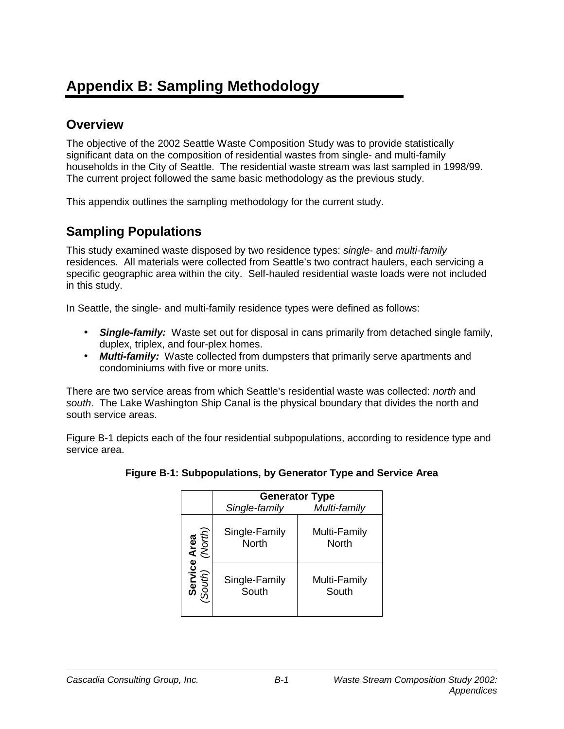# Appendix B: Sampling Methodology

## Overview

The objective of the 2002 Seattle Waste Composition Study was to provide statistically significant data on the composition of residential wastes from single- and multi-family households in the City of Seattle. The residential waste stream was last sampled in 1998/99. The current project followed the same basic methodology as the previous study.

This appendix outlines the sampling methodology for the current study.

## Sampling Populations

This study examined waste disposed by two residence types: *single*- and *multi-family* residences. All materials were collected from Seattle's two contract haulers, each servicing a specific geographic area within the city. Self-hauled residential waste loads were not included in this study.

In Seattle, the single- and multi-family residence types were defined as follows:

- ***Single-family:*** Waste set out for disposal in cans primarily from detached single family, duplex, triplex, and four-plex homes.
- ***Multi-family:*** Waste collected from dumpsters that primarily serve apartments and condominiums with five or more units.

There are two service areas from which Seattle's residential waste was collected: *north* and *south*. The Lake Washington Ship Canal is the physical boundary that divides the north and south service areas.

Figure B-1 depicts each of the four residential subpopulations, according to residence type and service area.

**Figure B-1: Subpopulations, by Generator Type and Service Area**

| | **Generator Type** | |
|---|---|---|
| **Service Area** | *Single-family* | *Multi-family* |
| *(North)* | Single-Family North | Multi-Family North |
| *(South)* | Single-Family South | Multi-Family South |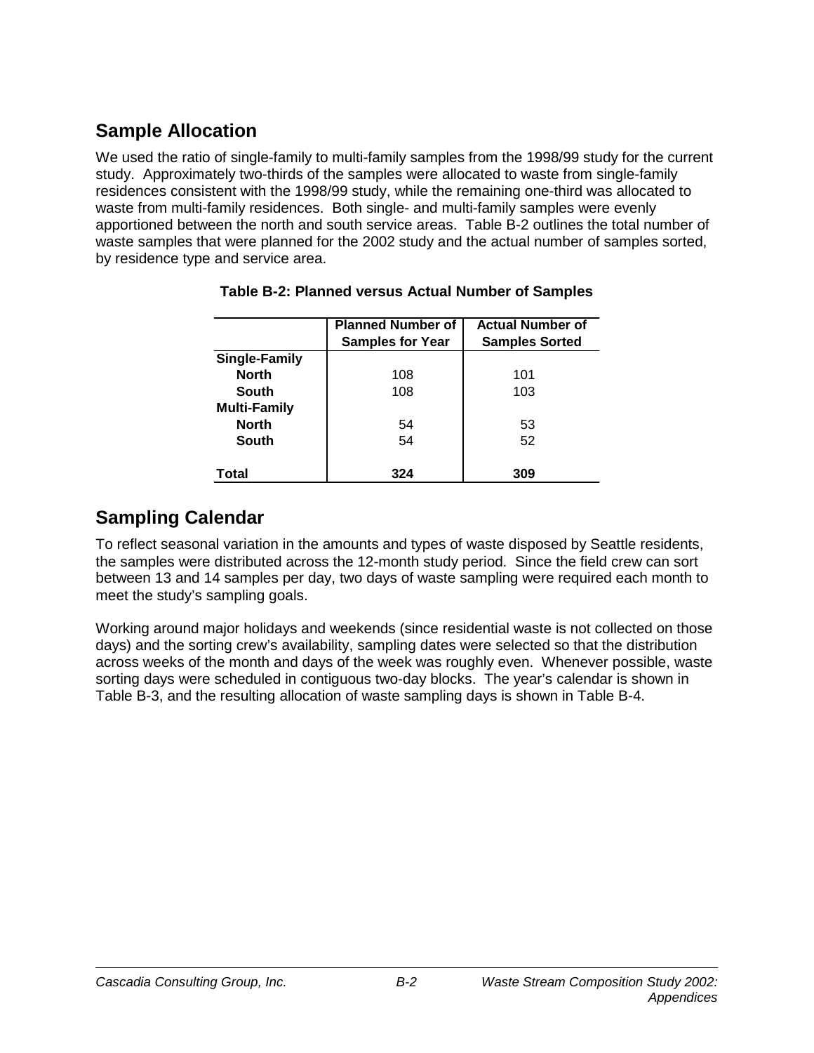## Sample Allocation

We used the ratio of single-family to multi-family samples from the 1998/99 study for the current study. Approximately two-thirds of the samples were allocated to waste from single-family residences consistent with the 1998/99 study, while the remaining one-third was allocated to waste from multi-family residences. Both single- and multi-family samples were evenly apportioned between the north and south service areas. Table B-2 outlines the total number of waste samples that were planned for the 2002 study and the actual number of samples sorted, by residence type and service area.

**Table B-2: Planned versus Actual Number of Samples**

| | Planned Number of Samples for Year | Actual Number of Samples Sorted |
|---|---|---|
| **Single-Family** | | |
| **North** | 108 | 101 |
| **South** | 108 | 103 |
| **Multi-Family** | | |
| **North** | 54 | 53 |
| **South** | 54 | 52 |
| **Total** | **324** | **309** |

## Sampling Calendar

To reflect seasonal variation in the amounts and types of waste disposed by Seattle residents, the samples were distributed across the 12-month study period. Since the field crew can sort between 13 and 14 samples per day, two days of waste sampling were required each month to meet the study's sampling goals.

Working around major holidays and weekends (since residential waste is not collected on those days) and the sorting crew's availability, sampling dates were selected so that the distribution across weeks of the month and days of the week was roughly even. Whenever possible, waste sorting days were scheduled in contiguous two-day blocks. The year's calendar is shown in Table B-3, and the resulting allocation of waste sampling days is shown in Table B-4.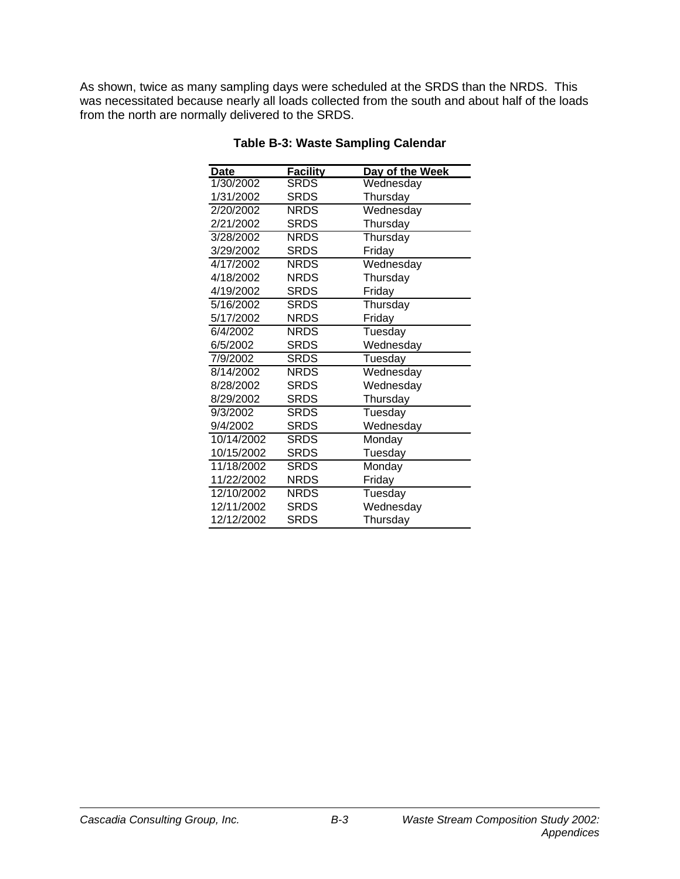As shown, twice as many sampling days were scheduled at the SRDS than the NRDS. This was necessitated because nearly all loads collected from the south and about half of the loads from the north are normally delivered to the SRDS.

**Table B-3: Waste Sampling Calendar**

| Date | Facility | Day of the Week |
|---|---|---|
| 1/30/2002 | SRDS | Wednesday |
| 1/31/2002 | SRDS | Thursday |
| 2/20/2002 | NRDS | Wednesday |
| 2/21/2002 | SRDS | Thursday |
| 3/28/2002 | NRDS | Thursday |
| 3/29/2002 | SRDS | Friday |
| 4/17/2002 | NRDS | Wednesday |
| 4/18/2002 | NRDS | Thursday |
| 4/19/2002 | SRDS | Friday |
| 5/16/2002 | SRDS | Thursday |
| 5/17/2002 | NRDS | Friday |
| 6/4/2002 | NRDS | Tuesday |
| 6/5/2002 | SRDS | Wednesday |
| 7/9/2002 | SRDS | Tuesday |
| 8/14/2002 | NRDS | Wednesday |
| 8/28/2002 | SRDS | Wednesday |
| 8/29/2002 | SRDS | Thursday |
| 9/3/2002 | SRDS | Tuesday |
| 9/4/2002 | SRDS | Wednesday |
| 10/14/2002 | SRDS | Monday |
| 10/15/2002 | SRDS | Tuesday |
| 11/18/2002 | SRDS | Monday |
| 11/22/2002 | NRDS | Friday |
| 12/10/2002 | NRDS | Tuesday |
| 12/11/2002 | SRDS | Wednesday |
| 12/12/2002 | SRDS | Thursday |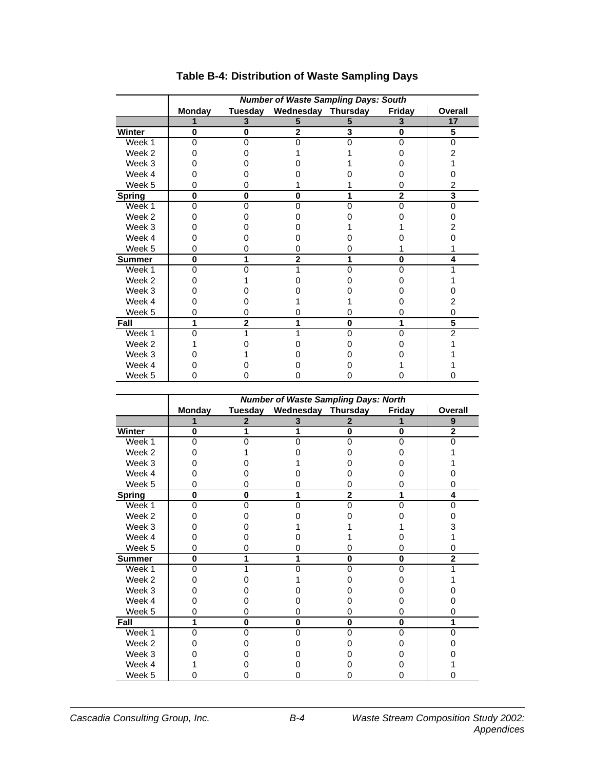**Table B-4: Distribution of Waste Sampling Days**

| | Number of Waste Sampling Days: South | | | | | |
|---|---|---|---|---|---|---|
| | Monday | Tuesday | Wednesday | Thursday | Friday | Overall |
| | 1 | 3 | 5 | 5 | 3 | 17 |
| **Winter** | **0** | **0** | **2** | **3** | **0** | **5** |
| Week 1 | 0 | 0 | 0 | 0 | 0 | 0 |
| Week 2 | 0 | 0 | 1 | 1 | 0 | 2 |
| Week 3 | 0 | 0 | 0 | 1 | 0 | 1 |
| Week 4 | 0 | 0 | 0 | 0 | 0 | 0 |
| Week 5 | 0 | 0 | 1 | 1 | 0 | 2 |
| **Spring** | **0** | **0** | **0** | **1** | **2** | **3** |
| Week 1 | 0 | 0 | 0 | 0 | 0 | 0 |
| Week 2 | 0 | 0 | 0 | 0 | 0 | 0 |
| Week 3 | 0 | 0 | 0 | 1 | 1 | 2 |
| Week 4 | 0 | 0 | 0 | 0 | 0 | 0 |
| Week 5 | 0 | 0 | 0 | 0 | 1 | 1 |
| **Summer** | **0** | **1** | **2** | **1** | **0** | **4** |
| Week 1 | 0 | 0 | 1 | 0 | 0 | 1 |
| Week 2 | 0 | 1 | 0 | 0 | 0 | 1 |
| Week 3 | 0 | 0 | 0 | 0 | 0 | 0 |
| Week 4 | 0 | 0 | 1 | 1 | 0 | 2 |
| Week 5 | 0 | 0 | 0 | 0 | 0 | 0 |
| **Fall** | **1** | **2** | **1** | **0** | **1** | **5** |
| Week 1 | 0 | 1 | 1 | 0 | 0 | 2 |
| Week 2 | 1 | 0 | 0 | 0 | 0 | 1 |
| Week 3 | 0 | 1 | 0 | 0 | 0 | 1 |
| Week 4 | 0 | 0 | 0 | 0 | 1 | 1 |
| Week 5 | 0 | 0 | 0 | 0 | 0 | 0 |

| | Number of Waste Sampling Days: North | | | | | |
|---|---|---|---|---|---|---|
| | Monday | Tuesday | Wednesday | Thursday | Friday | Overall |
| | 1 | 2 | 3 | 2 | 1 | 9 |
| **Winter** | **0** | **1** | **1** | **0** | **0** | **2** |
| Week 1 | 0 | 0 | 0 | 0 | 0 | 0 |
| Week 2 | 0 | 1 | 0 | 0 | 0 | 1 |
| Week 3 | 0 | 0 | 1 | 0 | 0 | 1 |
| Week 4 | 0 | 0 | 0 | 0 | 0 | 0 |
| Week 5 | 0 | 0 | 0 | 0 | 0 | 0 |
| **Spring** | **0** | **0** | **1** | **2** | **1** | **4** |
| Week 1 | 0 | 0 | 0 | 0 | 0 | 0 |
| Week 2 | 0 | 0 | 0 | 0 | 0 | 0 |
| Week 3 | 0 | 0 | 1 | 1 | 1 | 3 |
| Week 4 | 0 | 0 | 0 | 1 | 0 | 1 |
| Week 5 | 0 | 0 | 0 | 0 | 0 | 0 |
| **Summer** | **0** | **1** | **1** | **0** | **0** | **2** |
| Week 1 | 0 | 1 | 0 | 0 | 0 | 1 |
| Week 2 | 0 | 0 | 1 | 0 | 0 | 1 |
| Week 3 | 0 | 0 | 0 | 0 | 0 | 0 |
| Week 4 | 0 | 0 | 0 | 0 | 0 | 0 |
| Week 5 | 0 | 0 | 0 | 0 | 0 | 0 |
| **Fall** | **1** | **0** | **0** | **0** | **0** | **1** |
| Week 1 | 0 | 0 | 0 | 0 | 0 | 0 |
| Week 2 | 0 | 0 | 0 | 0 | 0 | 0 |
| Week 3 | 0 | 0 | 0 | 0 | 0 | 0 |
| Week 4 | 1 | 0 | 0 | 0 | 0 | 1 |
| Week 5 | 0 | 0 | 0 | 0 | 0 | 0 |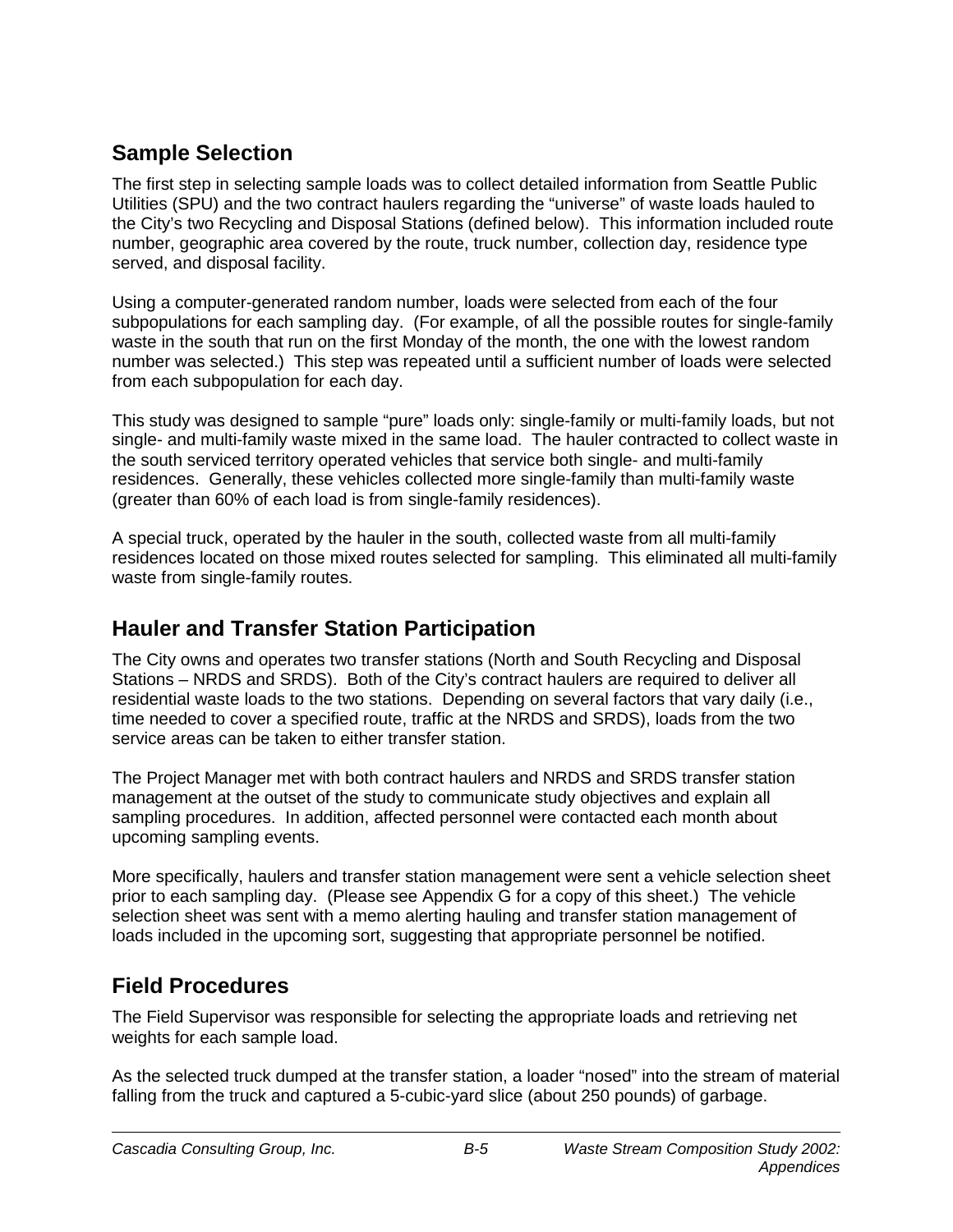## Sample Selection

The first step in selecting sample loads was to collect detailed information from Seattle Public Utilities (SPU) and the two contract haulers regarding the "universe" of waste loads hauled to the City's two Recycling and Disposal Stations (defined below). This information included route number, geographic area covered by the route, truck number, collection day, residence type served, and disposal facility.

Using a computer-generated random number, loads were selected from each of the four subpopulations for each sampling day. (For example, of all the possible routes for single-family waste in the south that run on the first Monday of the month, the one with the lowest random number was selected.) This step was repeated until a sufficient number of loads were selected from each subpopulation for each day.

This study was designed to sample "pure" loads only: single-family or multi-family loads, but not single- and multi-family waste mixed in the same load. The hauler contracted to collect waste in the south serviced territory operated vehicles that service both single- and multi-family residences. Generally, these vehicles collected more single-family than multi-family waste (greater than 60% of each load is from single-family residences).

A special truck, operated by the hauler in the south, collected waste from all multi-family residences located on those mixed routes selected for sampling. This eliminated all multi-family waste from single-family routes.

## Hauler and Transfer Station Participation

The City owns and operates two transfer stations (North and South Recycling and Disposal Stations – NRDS and SRDS). Both of the City's contract haulers are required to deliver all residential waste loads to the two stations. Depending on several factors that vary daily (i.e., time needed to cover a specified route, traffic at the NRDS and SRDS), loads from the two service areas can be taken to either transfer station.

The Project Manager met with both contract haulers and NRDS and SRDS transfer station management at the outset of the study to communicate study objectives and explain all sampling procedures. In addition, affected personnel were contacted each month about upcoming sampling events.

More specifically, haulers and transfer station management were sent a vehicle selection sheet prior to each sampling day. (Please see Appendix G for a copy of this sheet.) The vehicle selection sheet was sent with a memo alerting hauling and transfer station management of loads included in the upcoming sort, suggesting that appropriate personnel be notified.

## Field Procedures

The Field Supervisor was responsible for selecting the appropriate loads and retrieving net weights for each sample load.

As the selected truck dumped at the transfer station, a loader "nosed" into the stream of material falling from the truck and captured a 5-cubic-yard slice (about 250 pounds) of garbage.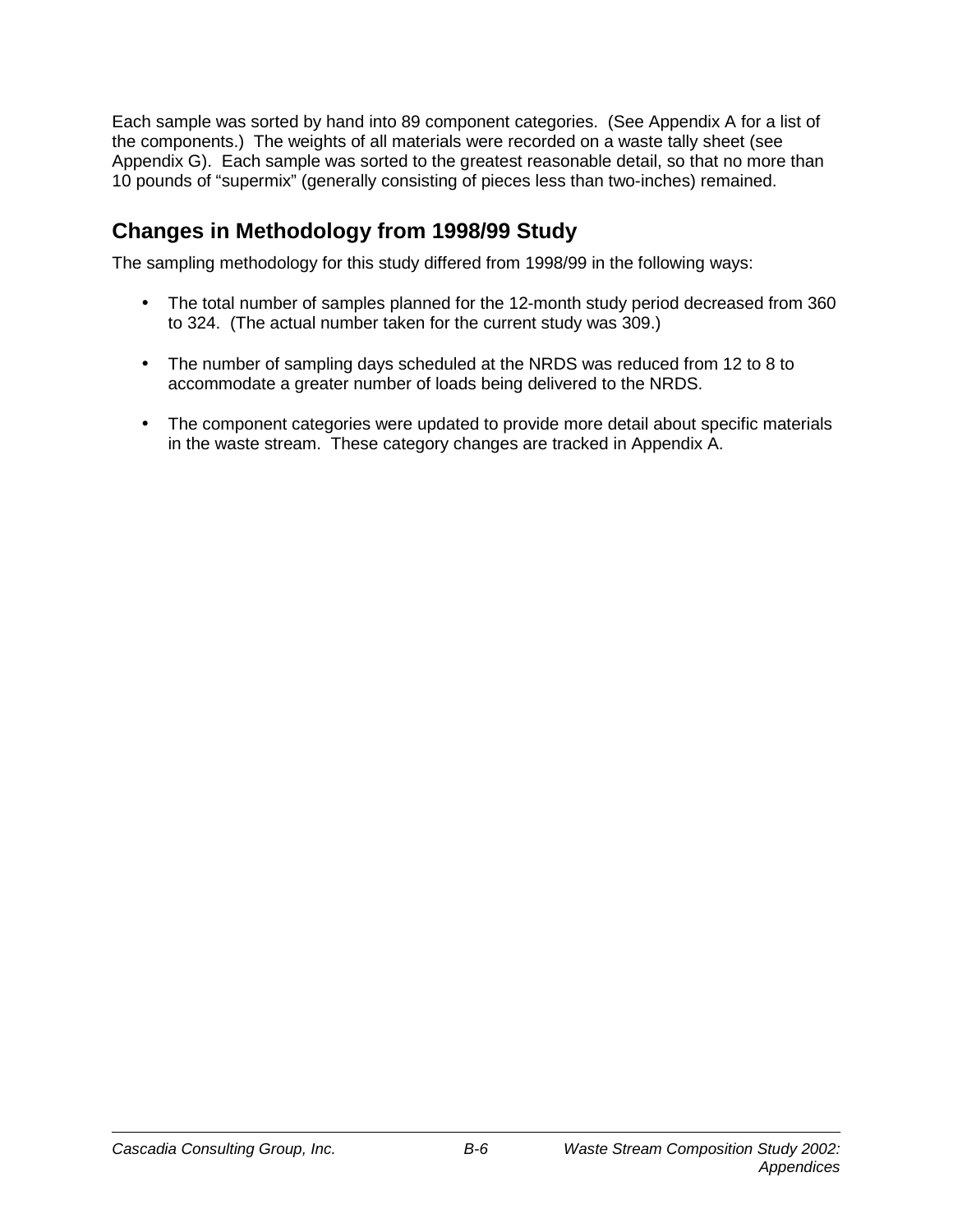Each sample was sorted by hand into 89 component categories. (See Appendix A for a list of the components.) The weights of all materials were recorded on a waste tally sheet (see Appendix G). Each sample was sorted to the greatest reasonable detail, so that no more than 10 pounds of "supermix" (generally consisting of pieces less than two-inches) remained.

## Changes in Methodology from 1998/99 Study

The sampling methodology for this study differed from 1998/99 in the following ways:

- The total number of samples planned for the 12-month study period decreased from 360 to 324. (The actual number taken for the current study was 309.)
- The number of sampling days scheduled at the NRDS was reduced from 12 to 8 to accommodate a greater number of loads being delivered to the NRDS.
- The component categories were updated to provide more detail about specific materials in the waste stream. These category changes are tracked in Appendix A.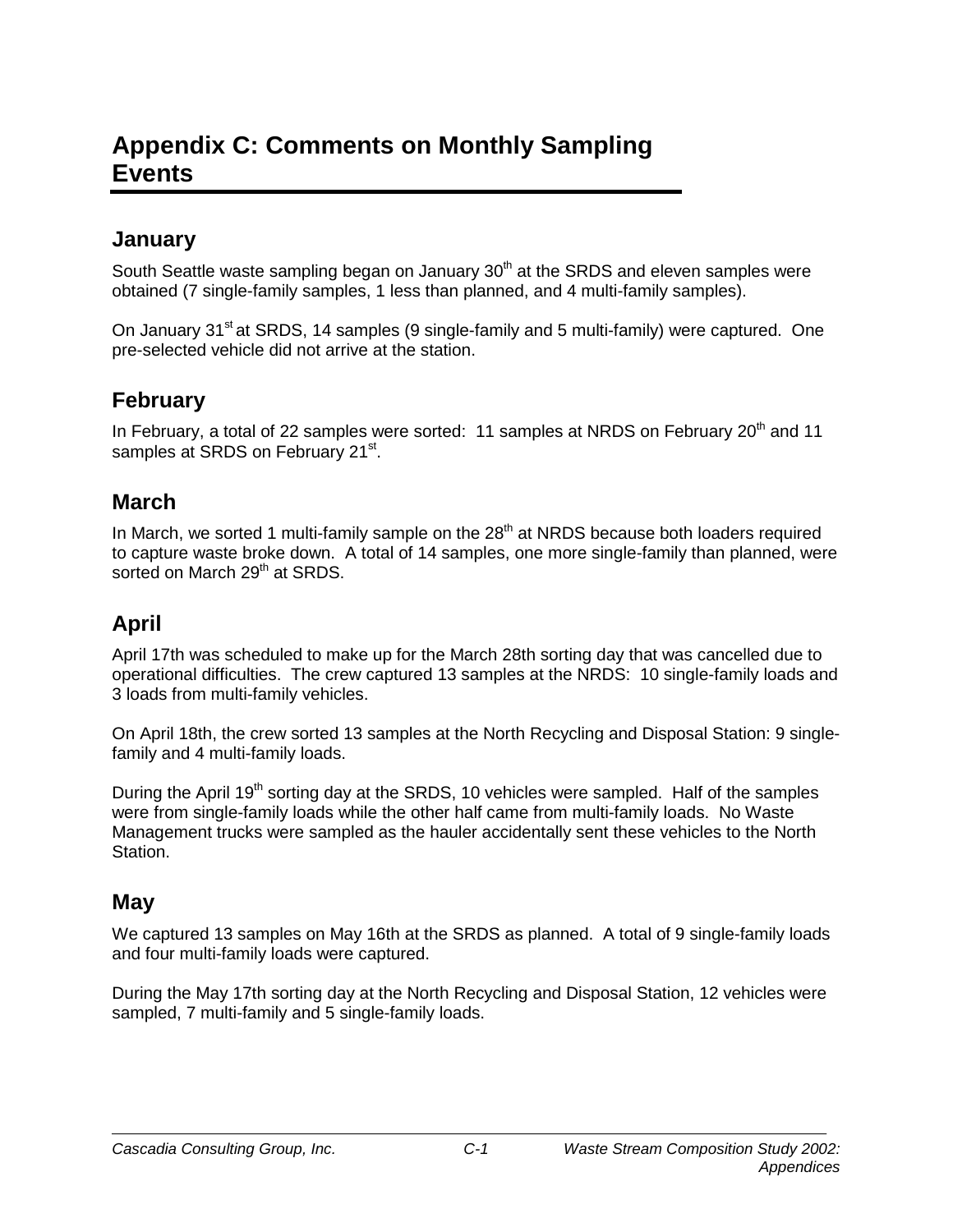# Appendix C: Comments on Monthly Sampling Events

## January

South Seattle waste sampling began on January 30th at the SRDS and eleven samples were obtained (7 single-family samples, 1 less than planned, and 4 multi-family samples).

On January 31st at SRDS, 14 samples (9 single-family and 5 multi-family) were captured. One pre-selected vehicle did not arrive at the station.

## February

In February, a total of 22 samples were sorted: 11 samples at NRDS on February 20th and 11 samples at SRDS on February 21st.

## March

In March, we sorted 1 multi-family sample on the 28th at NRDS because both loaders required to capture waste broke down. A total of 14 samples, one more single-family than planned, were sorted on March 29th at SRDS.

## April

April 17th was scheduled to make up for the March 28th sorting day that was cancelled due to operational difficulties. The crew captured 13 samples at the NRDS: 10 single-family loads and 3 loads from multi-family vehicles.

On April 18th, the crew sorted 13 samples at the North Recycling and Disposal Station: 9 single-family and 4 multi-family loads.

During the April 19th sorting day at the SRDS, 10 vehicles were sampled. Half of the samples were from single-family loads while the other half came from multi-family loads. No Waste Management trucks were sampled as the hauler accidentally sent these vehicles to the North Station.

## May

We captured 13 samples on May 16th at the SRDS as planned. A total of 9 single-family loads and four multi-family loads were captured.

During the May 17th sorting day at the North Recycling and Disposal Station, 12 vehicles were sampled, 7 multi-family and 5 single-family loads.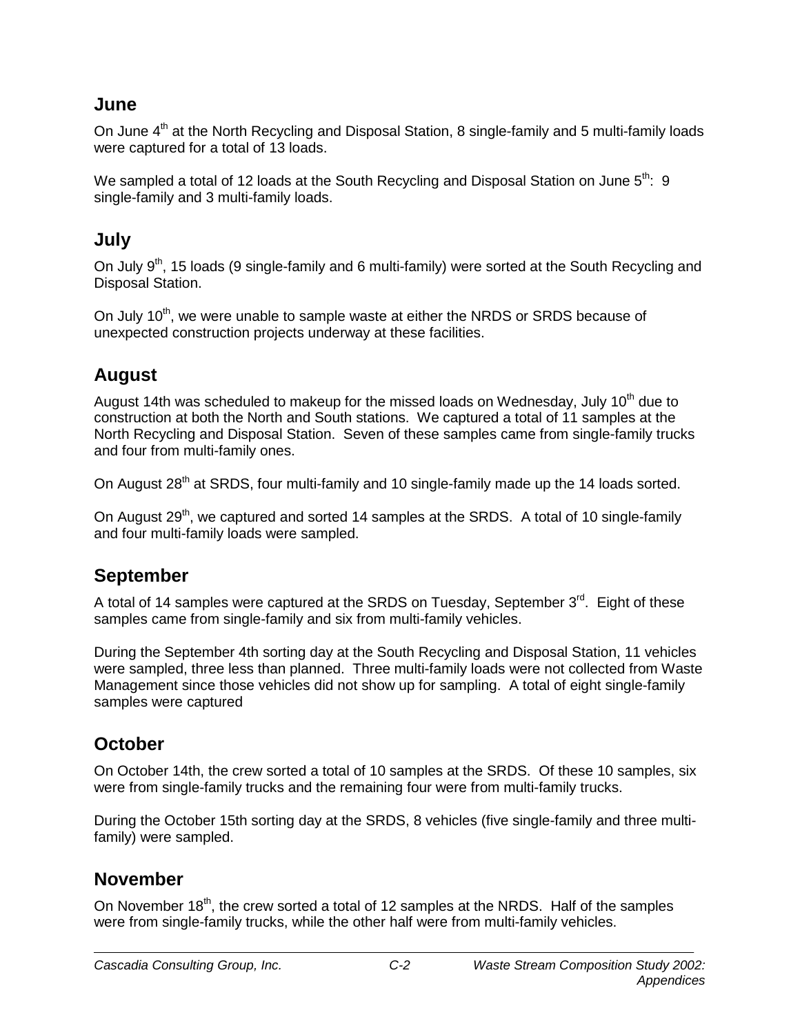## June

On June 4th at the North Recycling and Disposal Station, 8 single-family and 5 multi-family loads were captured for a total of 13 loads.

We sampled a total of 12 loads at the South Recycling and Disposal Station on June 5th: 9 single-family and 3 multi-family loads.

## July

On July 9th, 15 loads (9 single-family and 6 multi-family) were sorted at the South Recycling and Disposal Station.

On July 10th, we were unable to sample waste at either the NRDS or SRDS because of unexpected construction projects underway at these facilities.

## August

August 14th was scheduled to makeup for the missed loads on Wednesday, July 10th due to construction at both the North and South stations. We captured a total of 11 samples at the North Recycling and Disposal Station. Seven of these samples came from single-family trucks and four from multi-family ones.

On August 28th at SRDS, four multi-family and 10 single-family made up the 14 loads sorted.

On August 29th, we captured and sorted 14 samples at the SRDS. A total of 10 single-family and four multi-family loads were sampled.

## September

A total of 14 samples were captured at the SRDS on Tuesday, September 3rd. Eight of these samples came from single-family and six from multi-family vehicles.

During the September 4th sorting day at the South Recycling and Disposal Station, 11 vehicles were sampled, three less than planned. Three multi-family loads were not collected from Waste Management since those vehicles did not show up for sampling. A total of eight single-family samples were captured

## October

On October 14th, the crew sorted a total of 10 samples at the SRDS. Of these 10 samples, six were from single-family trucks and the remaining four were from multi-family trucks.

During the October 15th sorting day at the SRDS, 8 vehicles (five single-family and three multi-family) were sampled.

## November

On November 18th, the crew sorted a total of 12 samples at the NRDS. Half of the samples were from single-family trucks, while the other half were from multi-family vehicles.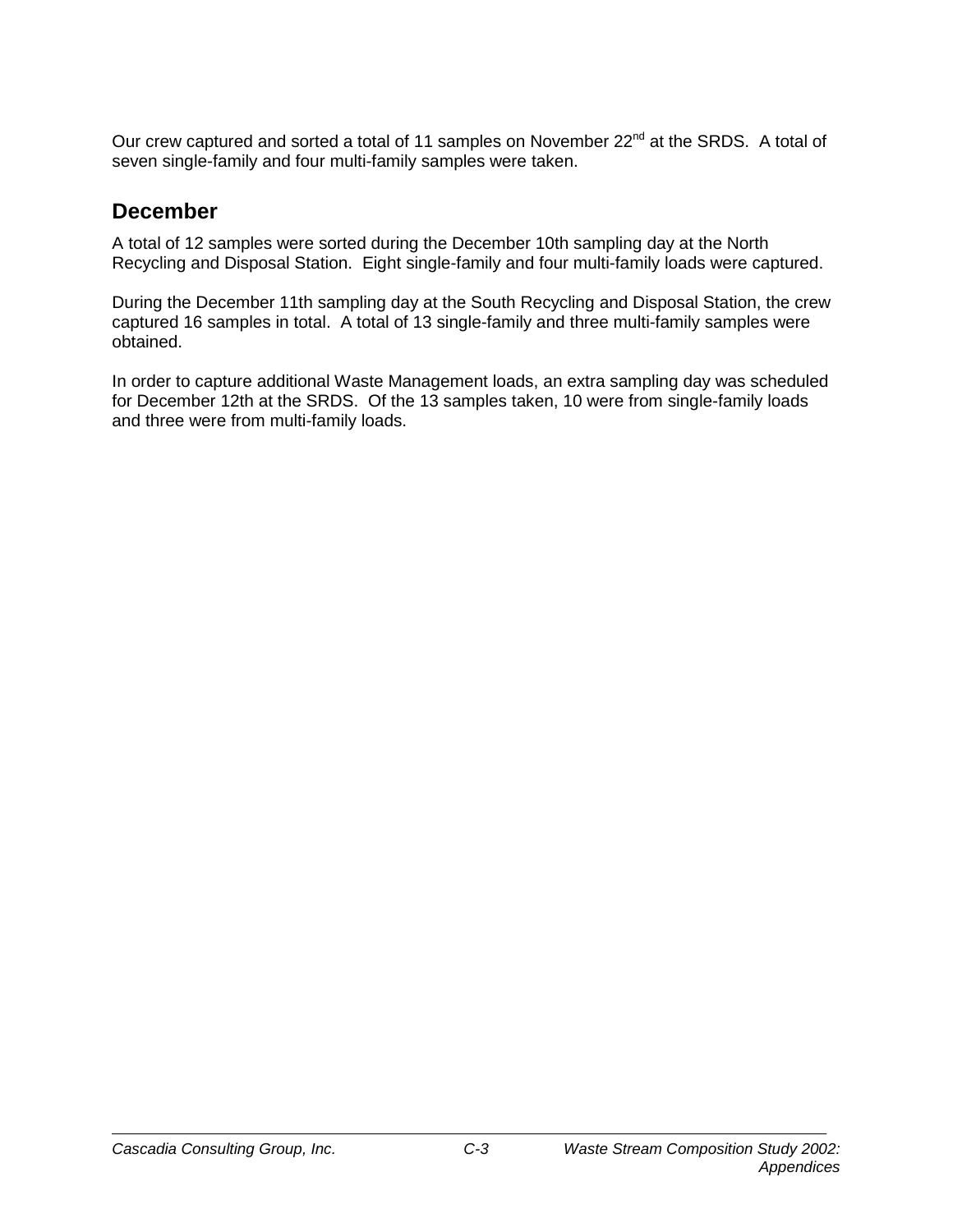Our crew captured and sorted a total of 11 samples on November 22nd at the SRDS. A total of seven single-family and four multi-family samples were taken.

## December

A total of 12 samples were sorted during the December 10th sampling day at the North Recycling and Disposal Station. Eight single-family and four multi-family loads were captured.

During the December 11th sampling day at the South Recycling and Disposal Station, the crew captured 16 samples in total. A total of 13 single-family and three multi-family samples were obtained.

In order to capture additional Waste Management loads, an extra sampling day was scheduled for December 12th at the SRDS. Of the 13 samples taken, 10 were from single-family loads and three were from multi-family loads.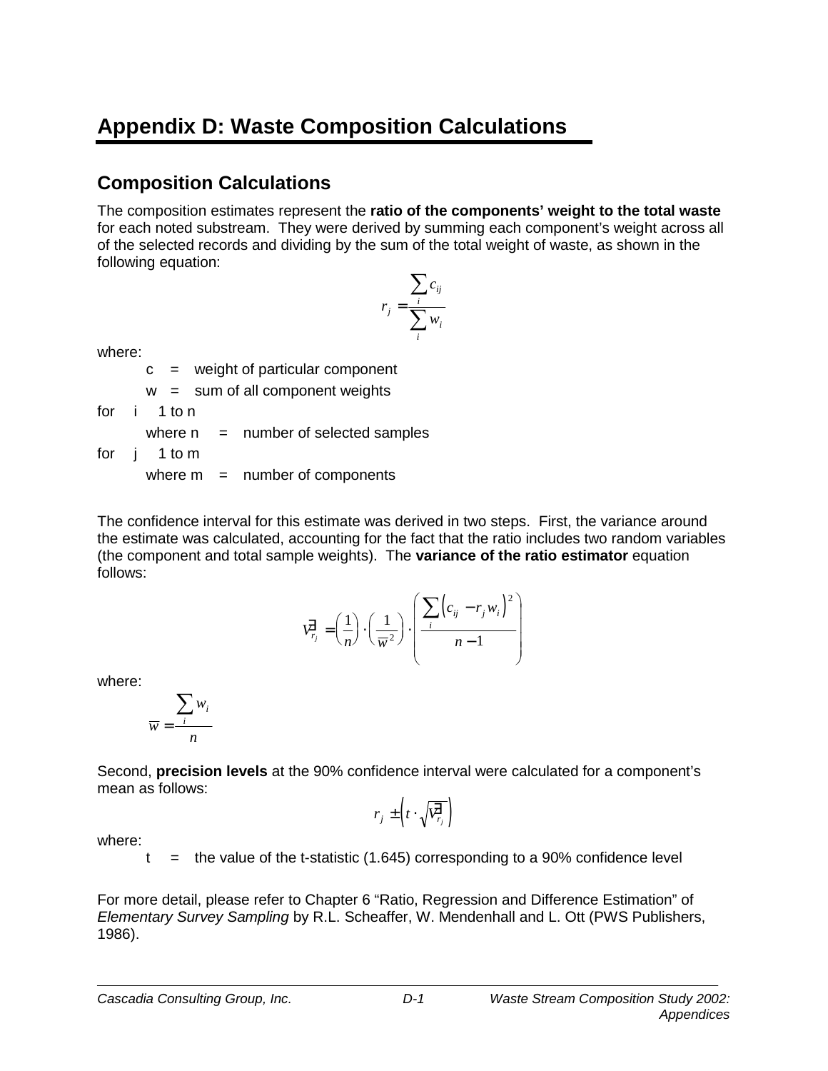# Appendix D: Waste Composition Calculations

## Composition Calculations

The composition estimates represent the **ratio of the components' weight to the total waste** for each noted substream. They were derived by summing each component's weight across all of the selected records and dividing by the sum of the total weight of waste, as shown in the following equation:

$$r_j = \frac{\sum_i c_{ij}}{\sum_i w_i}$$

where:

- c = weight of particular component
- w = sum of all component weights

for i 1 to n

- where n = number of selected samples

for j 1 to m

- where m = number of components

The confidence interval for this estimate was derived in two steps. First, the variance around the estimate was calculated, accounting for the fact that the ratio includes two random variables (the component and total sample weights). The **variance of the ratio estimator** equation follows:

$$\hat{V}_{r_j} = \left(\frac{1}{n}\right) \cdot \left(\frac{1}{\overline{w}^2}\right) \cdot \left(\frac{\sum_i \left(c_{ij} - r_j w_i\right)^2}{n-1}\right)$$

where:

$$\overline{w} = \frac{\sum_i w_i}{n}$$

Second, **precision levels** at the 90% confidence interval were calculated for a component's mean as follows:

$$r_j \pm \left(t \cdot \sqrt{\hat{V}_{r_j}}\right)$$

where:

- t = the value of the t-statistic (1.645) corresponding to a 90% confidence level

For more detail, please refer to Chapter 6 "Ratio, Regression and Difference Estimation" of *Elementary Survey Sampling* by R.L. Scheaffer, W. Mendenhall and L. Ott (PWS Publishers, 1986).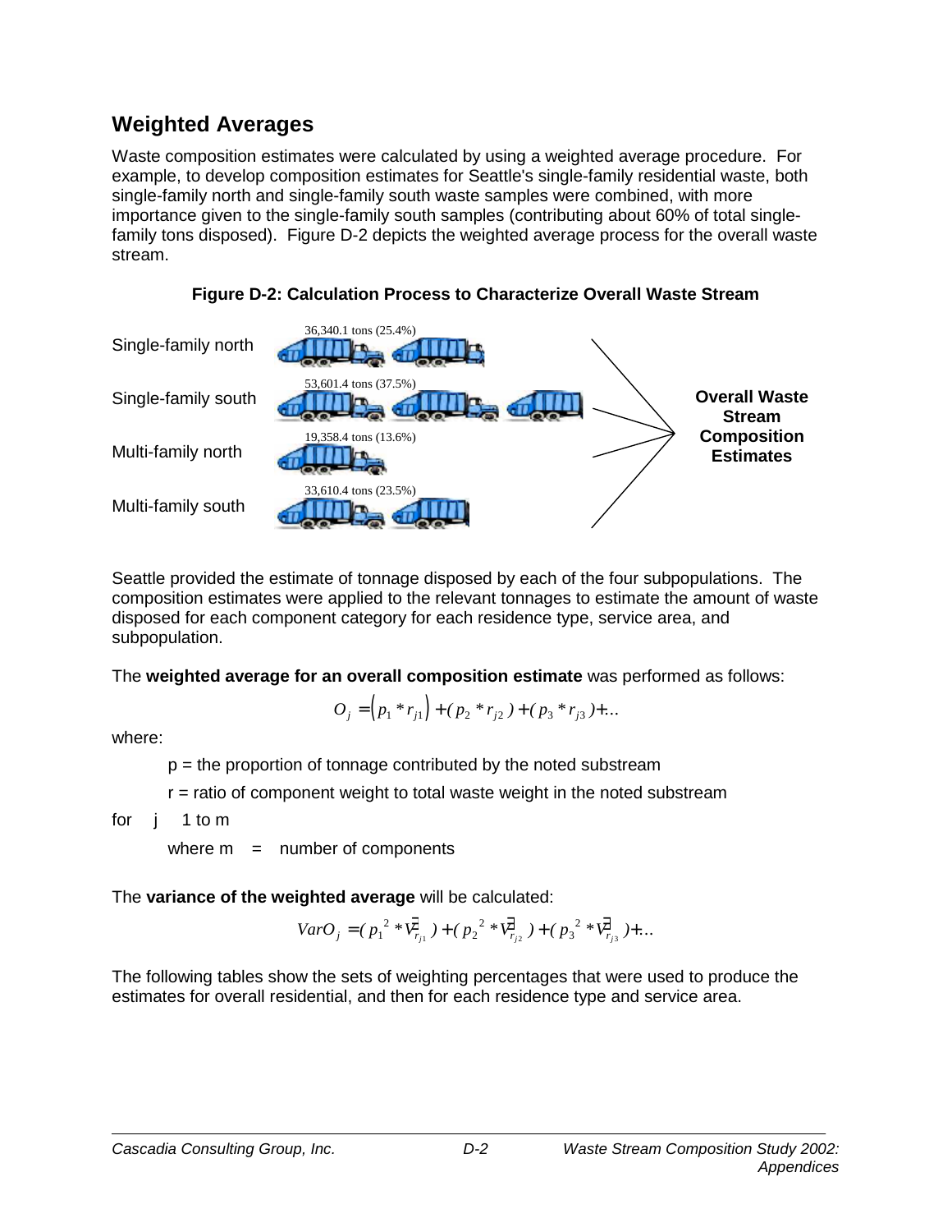## Weighted Averages

Waste composition estimates were calculated by using a weighted average procedure. For example, to develop composition estimates for Seattle's single-family residential waste, both single-family north and single-family south waste samples were combined, with more importance given to the single-family south samples (contributing about 60% of total single-family tons disposed). Figure D-2 depicts the weighted average process for the overall waste stream.

**Figure D-2: Calculation Process to Characterize Overall Waste Stream**

Single-family north — 36,340.1 tons (25.4%)

Single-family south — 53,601.4 tons (37.5%)

Multi-family north — 19,358.4 tons (13.6%)

Multi-family south — 33,610.4 tons (23.5%)

**Overall Waste Stream Composition Estimates**

Seattle provided the estimate of tonnage disposed by each of the four subpopulations. The composition estimates were applied to the relevant tonnages to estimate the amount of waste disposed for each component category for each residence type, service area, and subpopulation.

The **weighted average for an overall composition estimate** was performed as follows:

$$O_j = \left(p_1 * r_{j1}\right) + (p_2 * r_{j2}) + (p_3 * r_{j3}) + ...$$

where:

p = the proportion of tonnage contributed by the noted substream

r = ratio of component weight to total waste weight in the noted substream

for j 1 to m

where m = number of components

The **variance of the weighted average** will be calculated:

$$VarO_j = (p_1{}^2 * V\hat{}_{\bar{r}_{j1}}) + (p_2{}^2 * V\hat{}_{\bar{r}_{j2}}) + (p_3{}^2 * V\hat{}_{\bar{r}_{j3}}) + ...$$

The following tables show the sets of weighting percentages that were used to produce the estimates for overall residential, and then for each residence type and service area.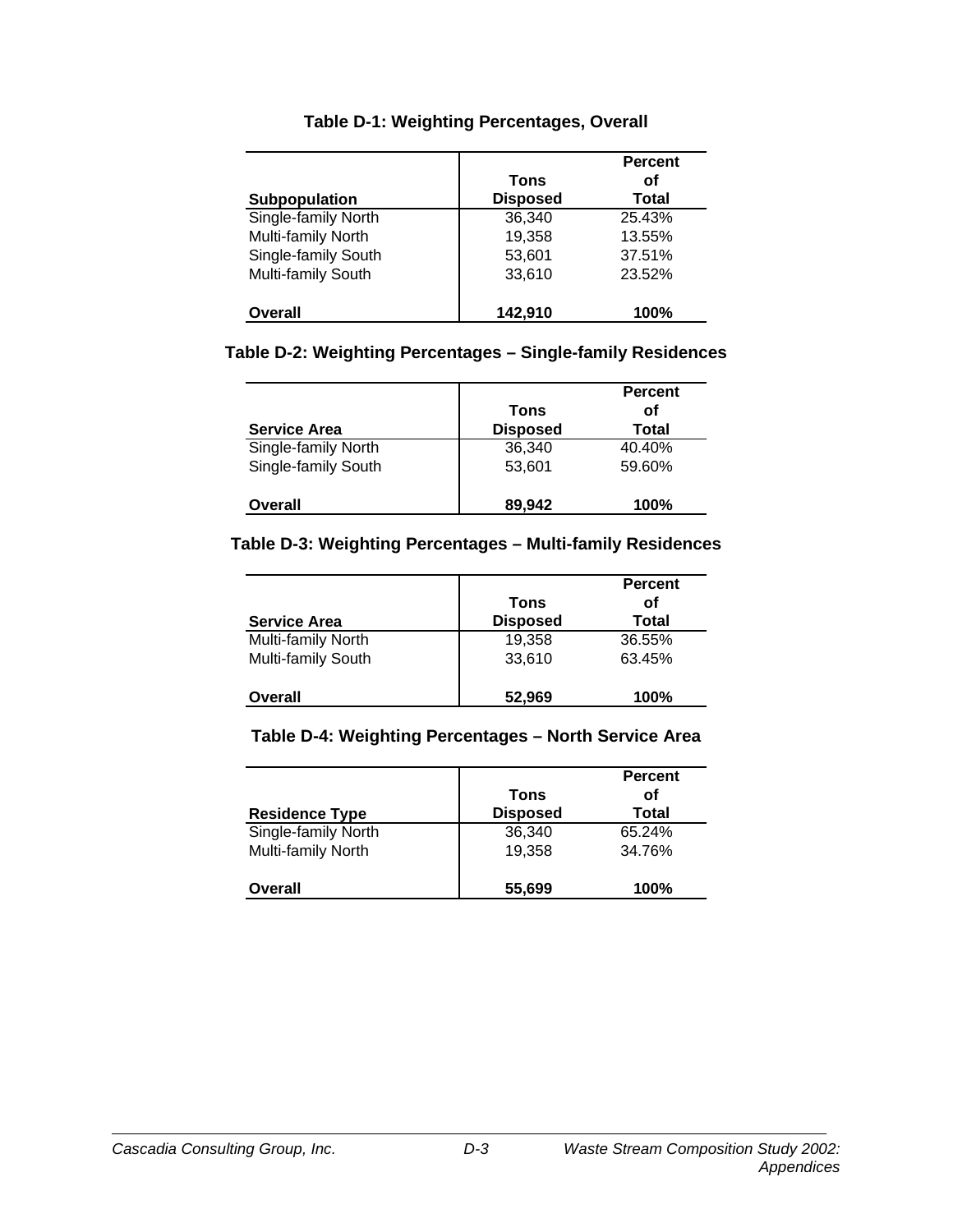**Table D-1: Weighting Percentages, Overall**

| Subpopulation | Tons Disposed | Percent of Total |
|---|---|---|
| Single-family North | 36,340 | 25.43% |
| Multi-family North | 19,358 | 13.55% |
| Single-family South | 53,601 | 37.51% |
| Multi-family South | 33,610 | 23.52% |
| **Overall** | **142,910** | **100%** |

**Table D-2: Weighting Percentages – Single-family Residences**

| Service Area | Tons Disposed | Percent of Total |
|---|---|---|
| Single-family North | 36,340 | 40.40% |
| Single-family South | 53,601 | 59.60% |
| **Overall** | **89,942** | **100%** |

**Table D-3: Weighting Percentages – Multi-family Residences**

| Service Area | Tons Disposed | Percent of Total |
|---|---|---|
| Multi-family North | 19,358 | 36.55% |
| Multi-family South | 33,610 | 63.45% |
| **Overall** | **52,969** | **100%** |

**Table D-4: Weighting Percentages – North Service Area**

| Residence Type | Tons Disposed | Percent of Total |
|---|---|---|
| Single-family North | 36,340 | 65.24% |
| Multi-family North | 19,358 | 34.76% |
| **Overall** | **55,699** | **100%** |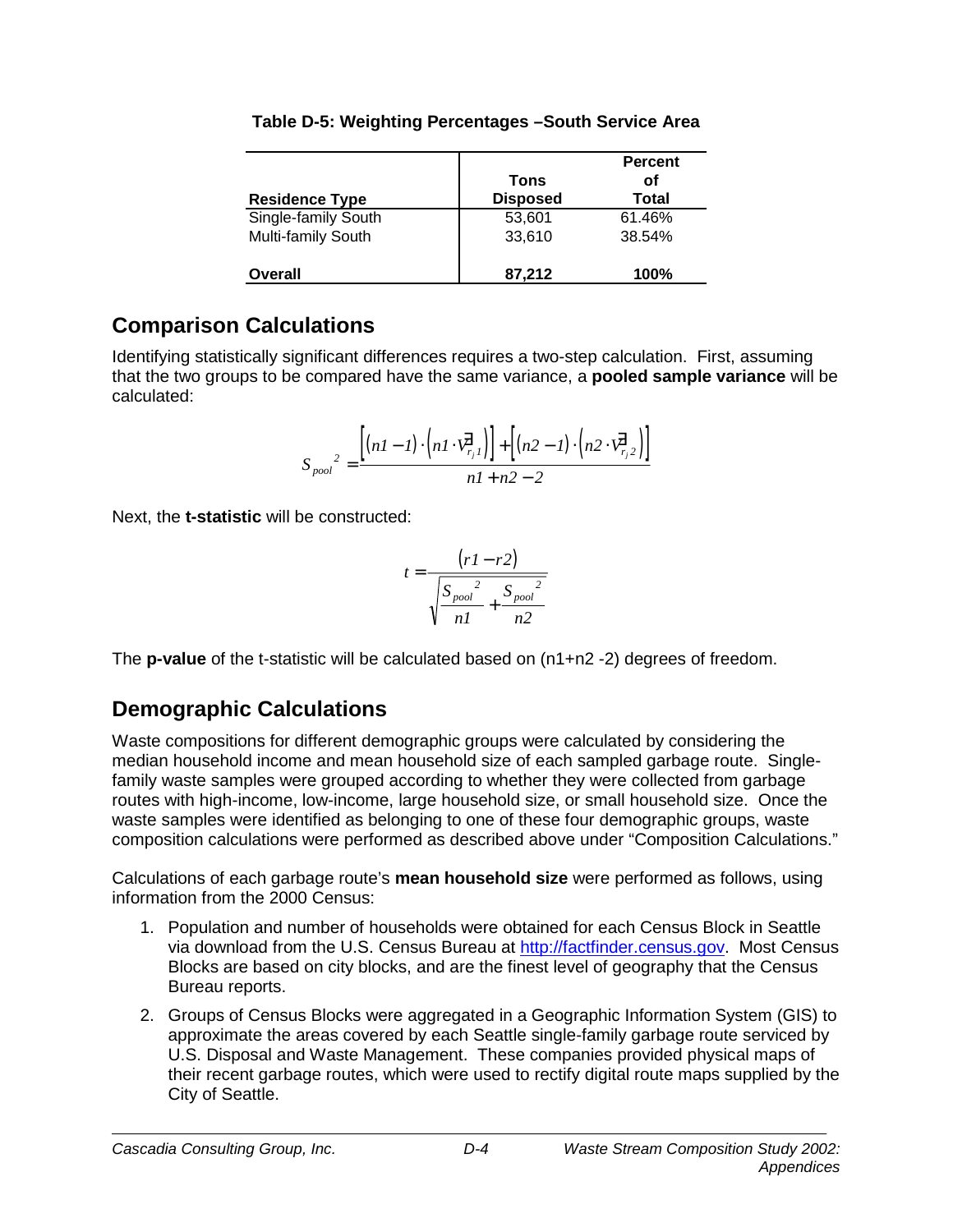**Table D-5: Weighting Percentages –South Service Area**

| Residence Type | Tons Disposed | Percent of Total |
|---|---|---|
| Single-family South | 53,601 | 61.46% |
| Multi-family South | 33,610 | 38.54% |
| **Overall** | **87,212** | **100%** |

## Comparison Calculations

Identifying statistically significant differences requires a two-step calculation. First, assuming that the two groups to be compared have the same variance, a **pooled sample variance** will be calculated:

$$S_{pool}^{\ 2} = \frac{\left[(n1-1)\cdot\left(n1\cdot \hat{V}_{r_j 1}\right)\right] + \left[(n2-1)\cdot\left(n2\cdot \hat{V}_{r_j 2}\right)\right]}{n1+n2-2}$$

Next, the **t-statistic** will be constructed:

$$t = \frac{(r1-r2)}{\sqrt{\dfrac{S_{pool}^{\ 2}}{n1} + \dfrac{S_{pool}^{\ 2}}{n2}}}$$

The **p-value** of the t-statistic will be calculated based on (n1+n2 -2) degrees of freedom.

## Demographic Calculations

Waste compositions for different demographic groups were calculated by considering the median household income and mean household size of each sampled garbage route. Single-family waste samples were grouped according to whether they were collected from garbage routes with high-income, low-income, large household size, or small household size. Once the waste samples were identified as belonging to one of these four demographic groups, waste composition calculations were performed as described above under "Composition Calculations."

Calculations of each garbage route's **mean household size** were performed as follows, using information from the 2000 Census:

1. Population and number of households were obtained for each Census Block in Seattle via download from the U.S. Census Bureau at http://factfinder.census.gov. Most Census Blocks are based on city blocks, and are the finest level of geography that the Census Bureau reports.
2. Groups of Census Blocks were aggregated in a Geographic Information System (GIS) to approximate the areas covered by each Seattle single-family garbage route serviced by U.S. Disposal and Waste Management. These companies provided physical maps of their recent garbage routes, which were used to rectify digital route maps supplied by the City of Seattle.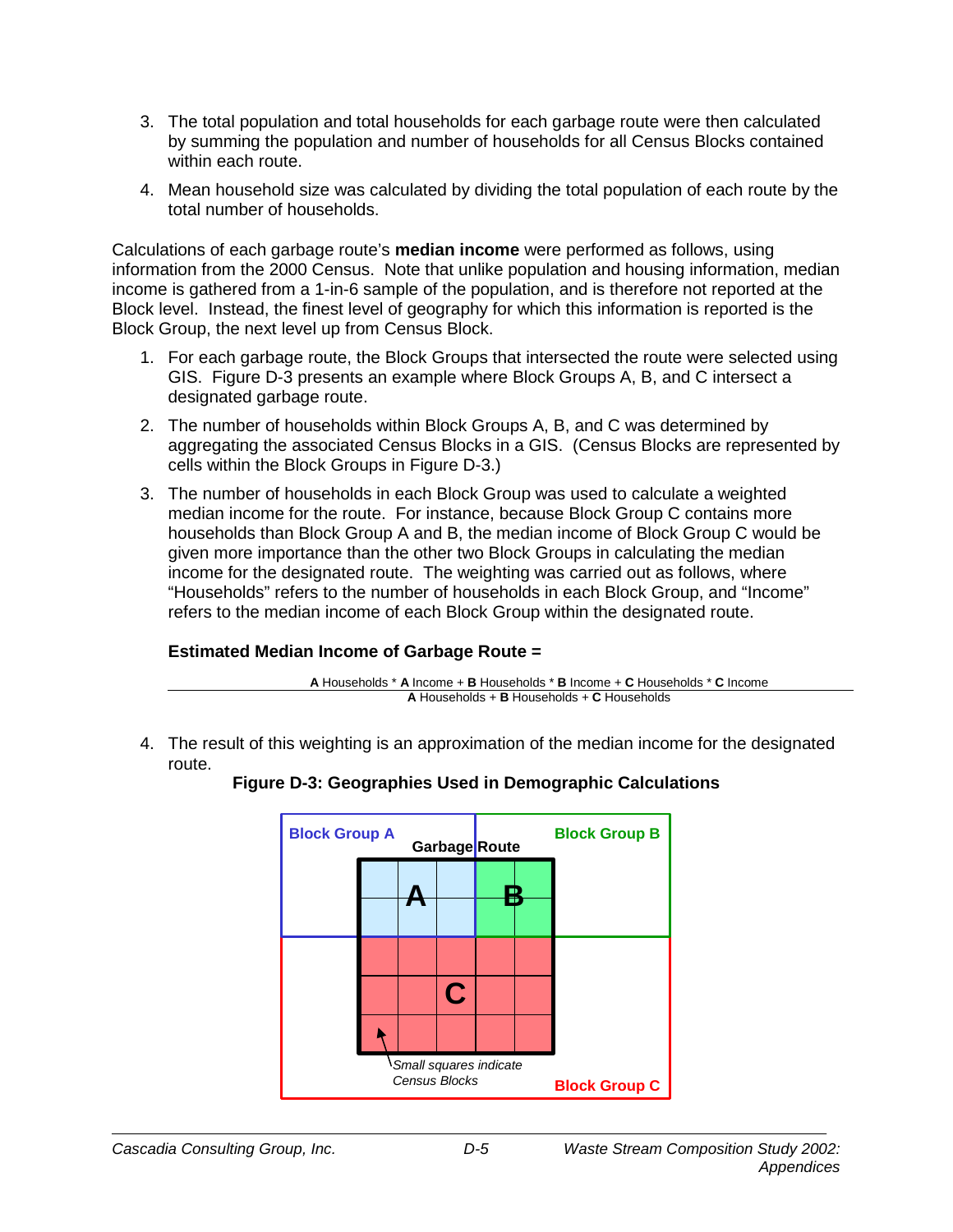3. The total population and total households for each garbage route were then calculated by summing the population and number of households for all Census Blocks contained within each route.

4. Mean household size was calculated by dividing the total population of each route by the total number of households.

Calculations of each garbage route's **median income** were performed as follows, using information from the 2000 Census. Note that unlike population and housing information, median income is gathered from a 1-in-6 sample of the population, and is therefore not reported at the Block level. Instead, the finest level of geography for which this information is reported is the Block Group, the next level up from Census Block.

1. For each garbage route, the Block Groups that intersected the route were selected using GIS. Figure D-3 presents an example where Block Groups A, B, and C intersect a designated garbage route.

2. The number of households within Block Groups A, B, and C was determined by aggregating the associated Census Blocks in a GIS. (Census Blocks are represented by cells within the Block Groups in Figure D-3.)

3. The number of households in each Block Group was used to calculate a weighted median income for the route. For instance, because Block Group C contains more households than Block Group A and B, the median income of Block Group C would be given more importance than the other two Block Groups in calculating the median income for the designated route. The weighting was carried out as follows, where "Households" refers to the number of households in each Block Group, and "Income" refers to the median income of each Block Group within the designated route.

**Estimated Median Income of Garbage Route =**

$$\frac{\textbf{A}\text{ Households} * \textbf{A}\text{ Income} + \textbf{B}\text{ Households} * \textbf{B}\text{ Income} + \textbf{C}\text{ Households} * \textbf{C}\text{ Income}}{\textbf{A}\text{ Households} + \textbf{B}\text{ Households} + \textbf{C}\text{ Households}}$$

4. The result of this weighting is an approximation of the median income for the designated route.

**Figure D-3: Geographies Used in Demographic Calculations**

Block Group A | Garbage Route | Block Group B | A | B | C | Block Group C

*Small squares indicate Census Blocks*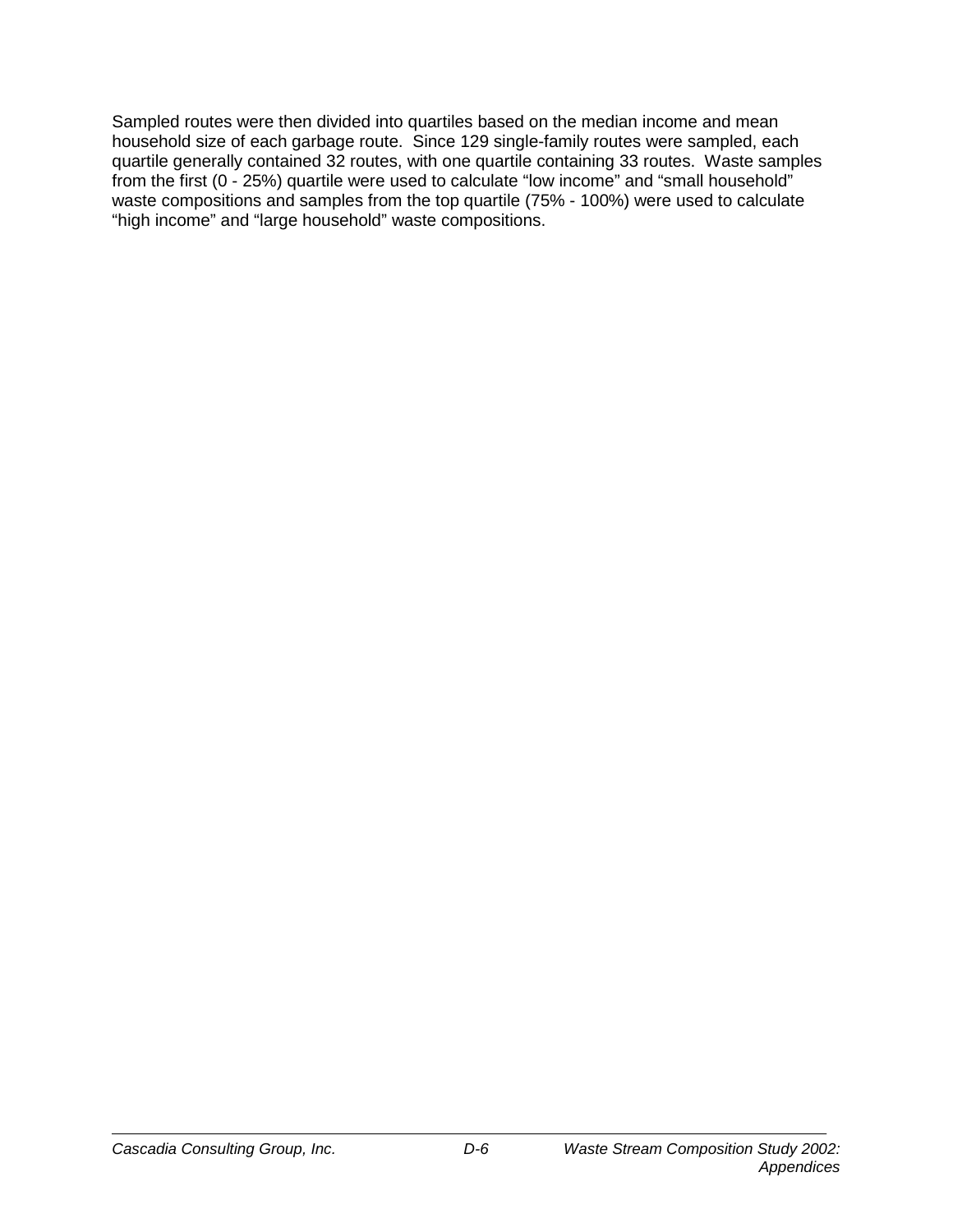Sampled routes were then divided into quartiles based on the median income and mean household size of each garbage route. Since 129 single-family routes were sampled, each quartile generally contained 32 routes, with one quartile containing 33 routes. Waste samples from the first (0 - 25%) quartile were used to calculate "low income" and "small household" waste compositions and samples from the top quartile (75% - 100%) were used to calculate "high income" and "large household" waste compositions.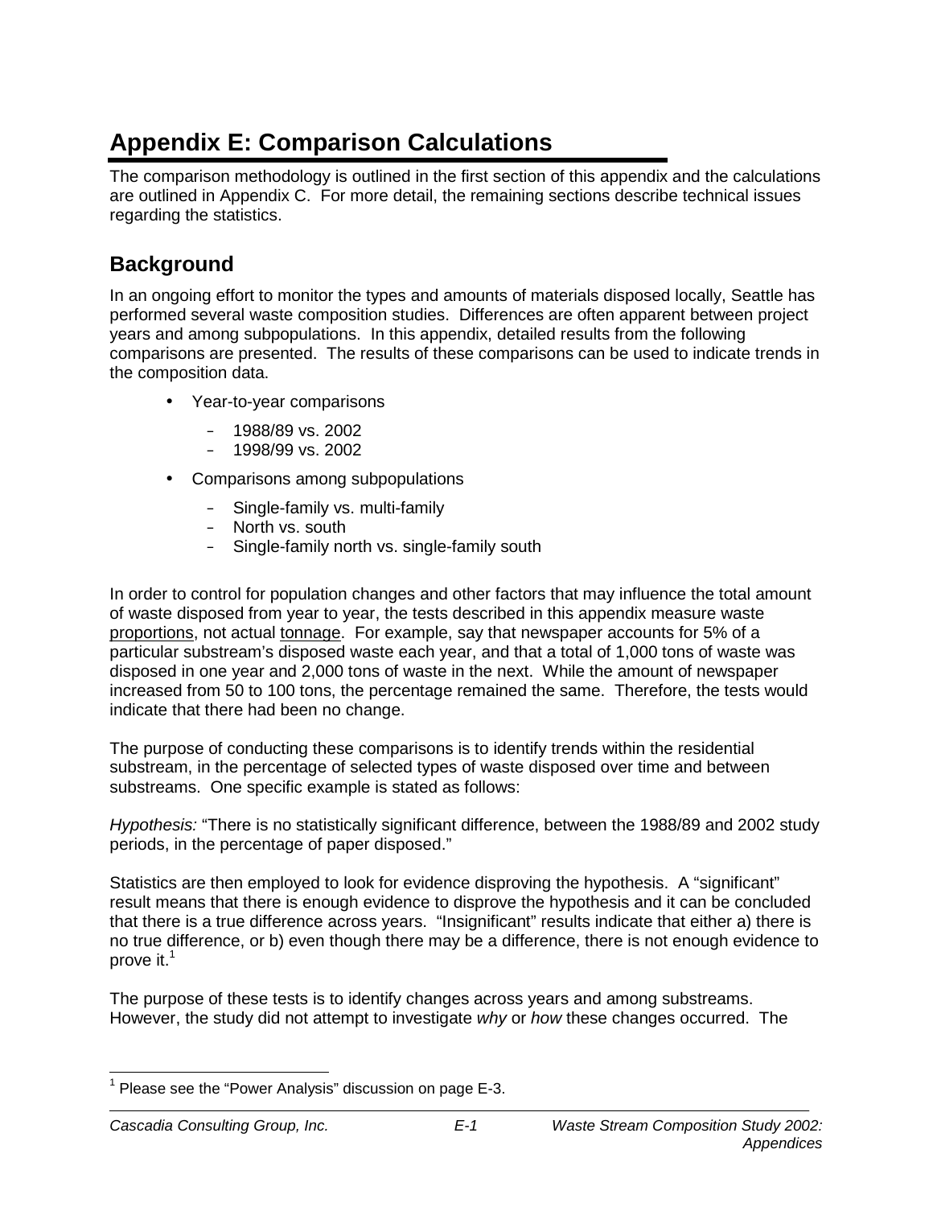# Appendix E: Comparison Calculations

The comparison methodology is outlined in the first section of this appendix and the calculations are outlined in Appendix C. For more detail, the remaining sections describe technical issues regarding the statistics.

## Background

In an ongoing effort to monitor the types and amounts of materials disposed locally, Seattle has performed several waste composition studies. Differences are often apparent between project years and among subpopulations. In this appendix, detailed results from the following comparisons are presented. The results of these comparisons can be used to indicate trends in the composition data.

- Year-to-year comparisons
  - 1988/89 vs. 2002
  - 1998/99 vs. 2002
- Comparisons among subpopulations
  - Single-family vs. multi-family
  - North vs. south
  - Single-family north vs. single-family south

In order to control for population changes and other factors that may influence the total amount of waste disposed from year to year, the tests described in this appendix measure waste <u>proportions</u>, not actual <u>tonnage</u>. For example, say that newspaper accounts for 5% of a particular substream's disposed waste each year, and that a total of 1,000 tons of waste was disposed in one year and 2,000 tons of waste in the next. While the amount of newspaper increased from 50 to 100 tons, the percentage remained the same. Therefore, the tests would indicate that there had been no change.

The purpose of conducting these comparisons is to identify trends within the residential substream, in the percentage of selected types of waste disposed over time and between substreams. One specific example is stated as follows:

*Hypothesis:* "There is no statistically significant difference, between the 1988/89 and 2002 study periods, in the percentage of paper disposed."

Statistics are then employed to look for evidence disproving the hypothesis. A "significant" result means that there is enough evidence to disprove the hypothesis and it can be concluded that there is a true difference across years. "Insignificant" results indicate that either a) there is no true difference, or b) even though there may be a difference, there is not enough evidence to prove it.[1]

The purpose of these tests is to identify changes across years and among substreams. However, the study did not attempt to investigate *why* or *how* these changes occurred. The

[1] Please see the "Power Analysis" discussion on page E-3.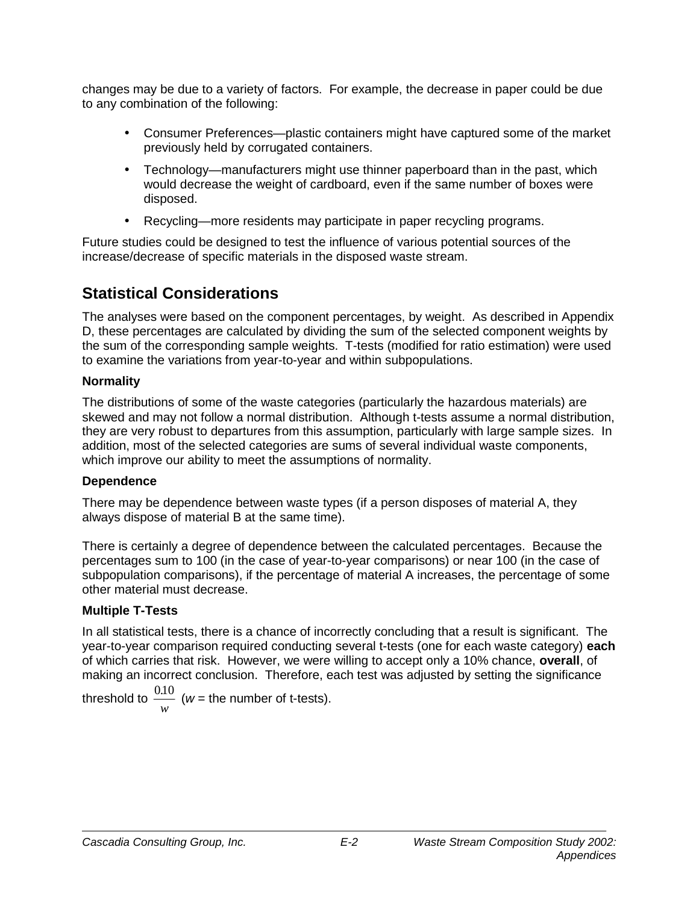changes may be due to a variety of factors. For example, the decrease in paper could be due to any combination of the following:

- Consumer Preferences—plastic containers might have captured some of the market previously held by corrugated containers.
- Technology—manufacturers might use thinner paperboard than in the past, which would decrease the weight of cardboard, even if the same number of boxes were disposed.
- Recycling—more residents may participate in paper recycling programs.

Future studies could be designed to test the influence of various potential sources of the increase/decrease of specific materials in the disposed waste stream.

## Statistical Considerations

The analyses were based on the component percentages, by weight. As described in Appendix D, these percentages are calculated by dividing the sum of the selected component weights by the sum of the corresponding sample weights. T-tests (modified for ratio estimation) were used to examine the variations from year-to-year and within subpopulations.

### Normality

The distributions of some of the waste categories (particularly the hazardous materials) are skewed and may not follow a normal distribution. Although t-tests assume a normal distribution, they are very robust to departures from this assumption, particularly with large sample sizes. In addition, most of the selected categories are sums of several individual waste components, which improve our ability to meet the assumptions of normality.

### Dependence

There may be dependence between waste types (if a person disposes of material A, they always dispose of material B at the same time).

There is certainly a degree of dependence between the calculated percentages. Because the percentages sum to 100 (in the case of year-to-year comparisons) or near 100 (in the case of subpopulation comparisons), if the percentage of material A increases, the percentage of some other material must decrease.

### Multiple T-Tests

In all statistical tests, there is a chance of incorrectly concluding that a result is significant. The year-to-year comparison required conducting several t-tests (one for each waste category) **each** of which carries that risk. However, we were willing to accept only a 10% chance, **overall**, of making an incorrect conclusion. Therefore, each test was adjusted by setting the significance threshold to $\frac{0.10}{w}$ ($w$ = the number of t-tests).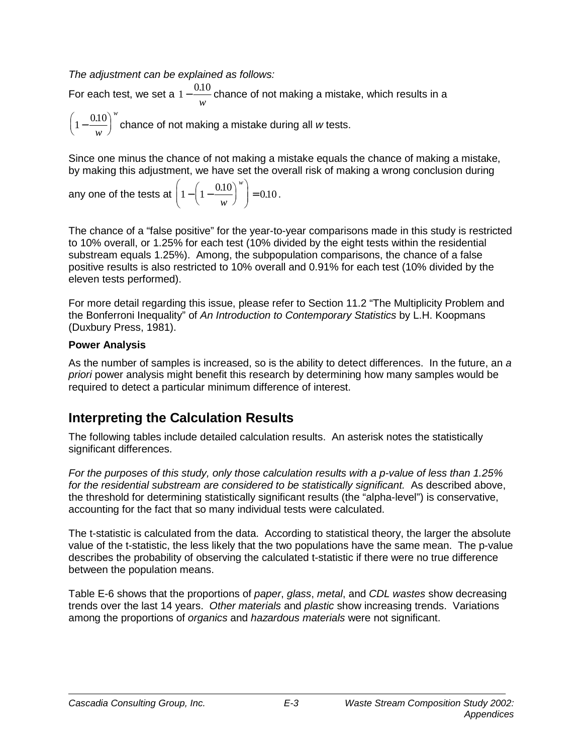*The adjustment can be explained as follows:*

For each test, we set a $1-\frac{0.10}{w}$ chance of not making a mistake, which results in a $\left(1-\frac{0.10}{w}\right)^w$ chance of not making a mistake during all *w* tests.

Since one minus the chance of not making a mistake equals the chance of making a mistake, by making this adjustment, we have set the overall risk of making a wrong conclusion during any one of the tests at $\left(1-\left(1-\frac{0.10}{w}\right)^w\right)=0.10$.

The chance of a "false positive" for the year-to-year comparisons made in this study is restricted to 10% overall, or 1.25% for each test (10% divided by the eight tests within the residential substream equals 1.25%). Among, the subpopulation comparisons, the chance of a false positive results is also restricted to 10% overall and 0.91% for each test (10% divided by the eleven tests performed).

For more detail regarding this issue, please refer to Section 11.2 "The Multiplicity Problem and the Bonferroni Inequality" of *An Introduction to Contemporary Statistics* by L.H. Koopmans (Duxbury Press, 1981).

**Power Analysis**

As the number of samples is increased, so is the ability to detect differences. In the future, an *a priori* power analysis might benefit this research by determining how many samples would be required to detect a particular minimum difference of interest.

## Interpreting the Calculation Results

The following tables include detailed calculation results. An asterisk notes the statistically significant differences.

*For the purposes of this study, only those calculation results with a p-value of less than 1.25% for the residential substream are considered to be statistically significant.* As described above, the threshold for determining statistically significant results (the "alpha-level") is conservative, accounting for the fact that so many individual tests were calculated.

The t-statistic is calculated from the data. According to statistical theory, the larger the absolute value of the t-statistic, the less likely that the two populations have the same mean. The p-value describes the probability of observing the calculated t-statistic if there were no true difference between the population means.

Table E-6 shows that the proportions of *paper*, *glass*, *metal*, and *CDL wastes* show decreasing trends over the last 14 years. *Other materials* and *plastic* show increasing trends. Variations among the proportions of *organics* and *hazardous materials* were not significant.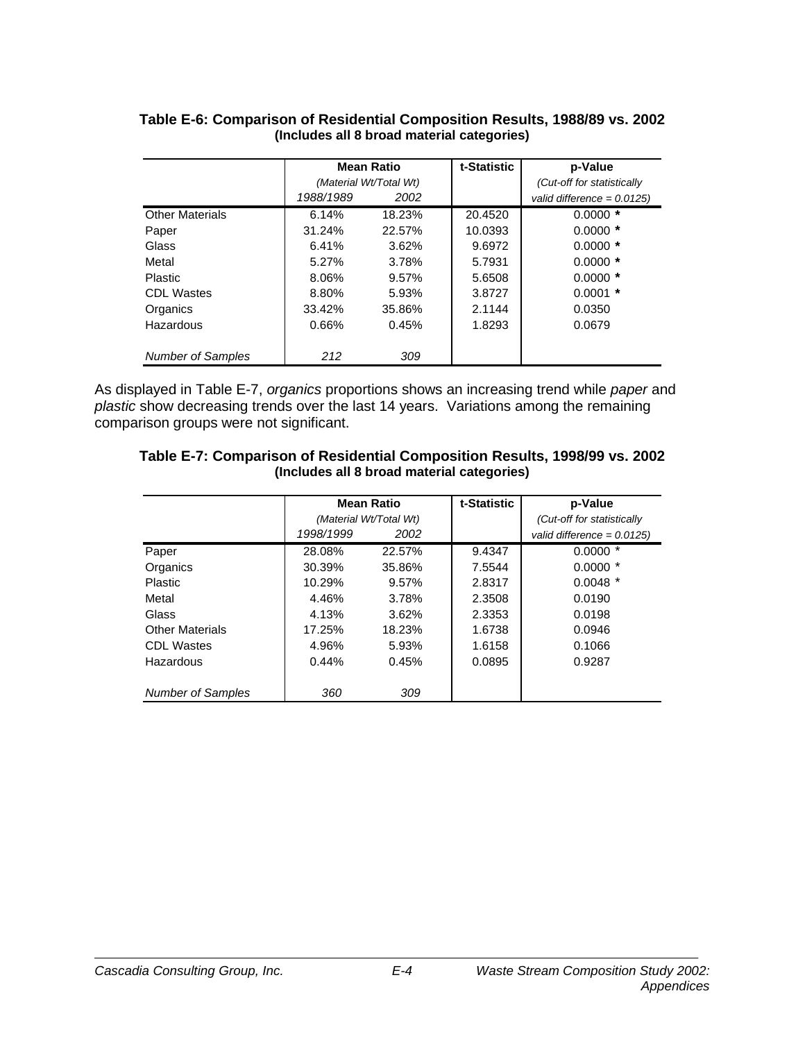**Table E-6: Comparison of Residential Composition Results, 1988/89 vs. 2002 (Includes all 8 broad material categories)**

| | Mean Ratio *(Material Wt/Total Wt)* | | t-Statistic | p-Value *(Cut-off for statistically valid difference = 0.0125)* |
|---|---|---|---|---|
| | *1988/1989* | *2002* | | |
| Other Materials | 6.14% | 18.23% | 20.4520 | 0.0000 * |
| Paper | 31.24% | 22.57% | 10.0393 | 0.0000 * |
| Glass | 6.41% | 3.62% | 9.6972 | 0.0000 * |
| Metal | 5.27% | 3.78% | 5.7931 | 0.0000 * |
| Plastic | 8.06% | 9.57% | 5.6508 | 0.0000 * |
| CDL Wastes | 8.80% | 5.93% | 3.8727 | 0.0001 * |
| Organics | 33.42% | 35.86% | 2.1144 | 0.0350 |
| Hazardous | 0.66% | 0.45% | 1.8293 | 0.0679 |
| *Number of Samples* | *212* | *309* | | |

As displayed in Table E-7, *organics* proportions shows an increasing trend while *paper* and *plastic* show decreasing trends over the last 14 years. Variations among the remaining comparison groups were not significant.

**Table E-7: Comparison of Residential Composition Results, 1998/99 vs. 2002 (Includes all 8 broad material categories)**

| | Mean Ratio *(Material Wt/Total Wt)* | | t-Statistic | p-Value *(Cut-off for statistically valid difference = 0.0125)* |
|---|---|---|---|---|
| | *1998/1999* | *2002* | | |
| Paper | 28.08% | 22.57% | 9.4347 | 0.0000 * |
| Organics | 30.39% | 35.86% | 7.5544 | 0.0000 * |
| Plastic | 10.29% | 9.57% | 2.8317 | 0.0048 * |
| Metal | 4.46% | 3.78% | 2.3508 | 0.0190 |
| Glass | 4.13% | 3.62% | 2.3353 | 0.0198 |
| Other Materials | 17.25% | 18.23% | 1.6738 | 0.0946 |
| CDL Wastes | 4.96% | 5.93% | 1.6158 | 0.1066 |
| Hazardous | 0.44% | 0.45% | 0.0895 | 0.9287 |
| *Number of Samples* | *360* | *309* | | |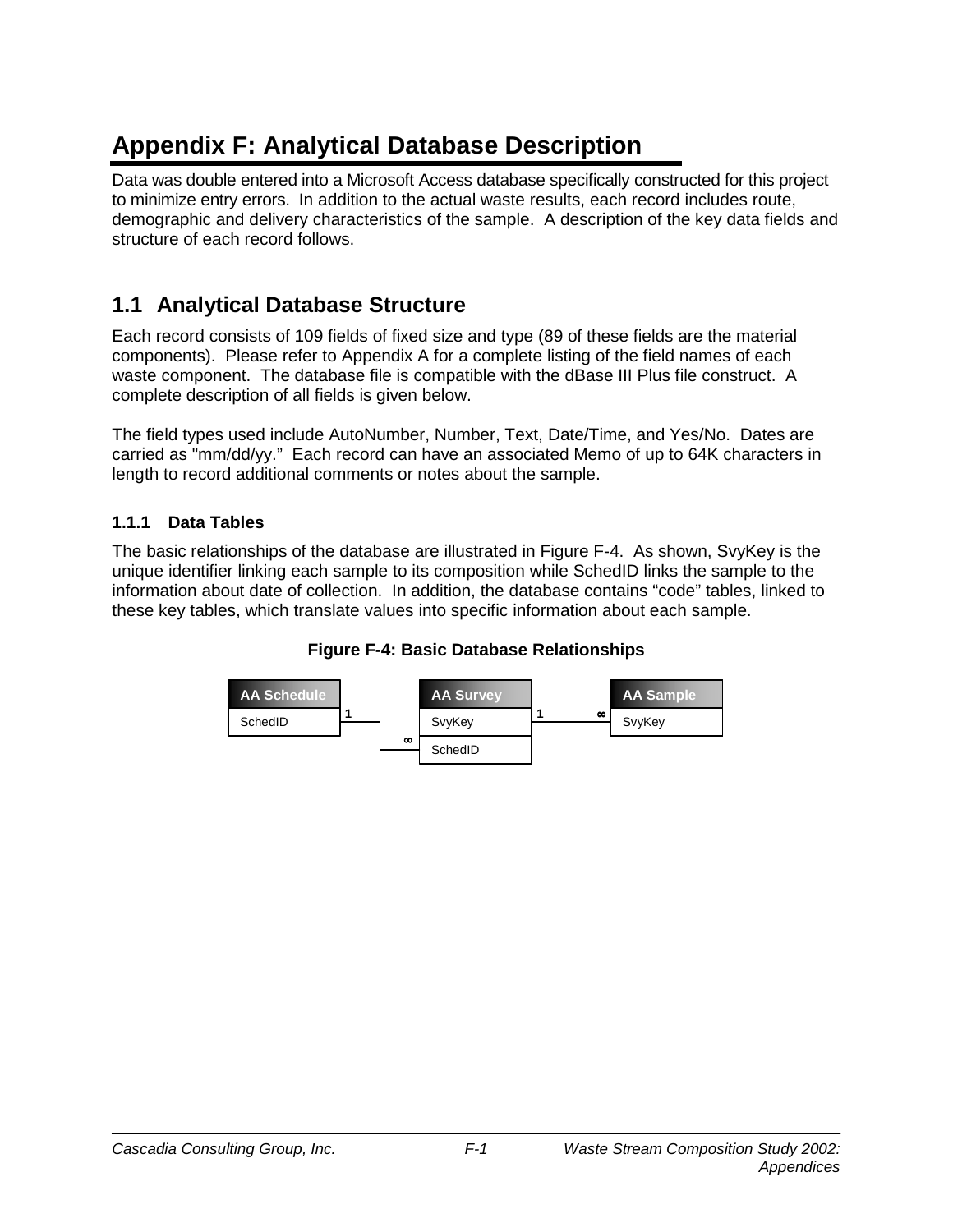# Appendix F: Analytical Database Description

Data was double entered into a Microsoft Access database specifically constructed for this project to minimize entry errors. In addition to the actual waste results, each record includes route, demographic and delivery characteristics of the sample. A description of the key data fields and structure of each record follows.

## 1.1 Analytical Database Structure

Each record consists of 109 fields of fixed size and type (89 of these fields are the material components). Please refer to Appendix A for a complete listing of the field names of each waste component. The database file is compatible with the dBase III Plus file construct. A complete description of all fields is given below.

The field types used include AutoNumber, Number, Text, Date/Time, and Yes/No. Dates are carried as "mm/dd/yy." Each record can have an associated Memo of up to 64K characters in length to record additional comments or notes about the sample.

### 1.1.1 Data Tables

The basic relationships of the database are illustrated in Figure F-4. As shown, SvyKey is the unique identifier linking each sample to its composition while SchedID links the sample to the information about date of collection. In addition, the database contains "code" tables, linked to these key tables, which translate values into specific information about each sample.

**Figure F-4: Basic Database Relationships**

| AA Schedule | | AA Survey | | AA Sample |
|---|---|---|---|---|
| SchedID | 1 — ∞ (SchedID) | SvyKey | 1 — ∞ | SvyKey |
| | | SchedID | | |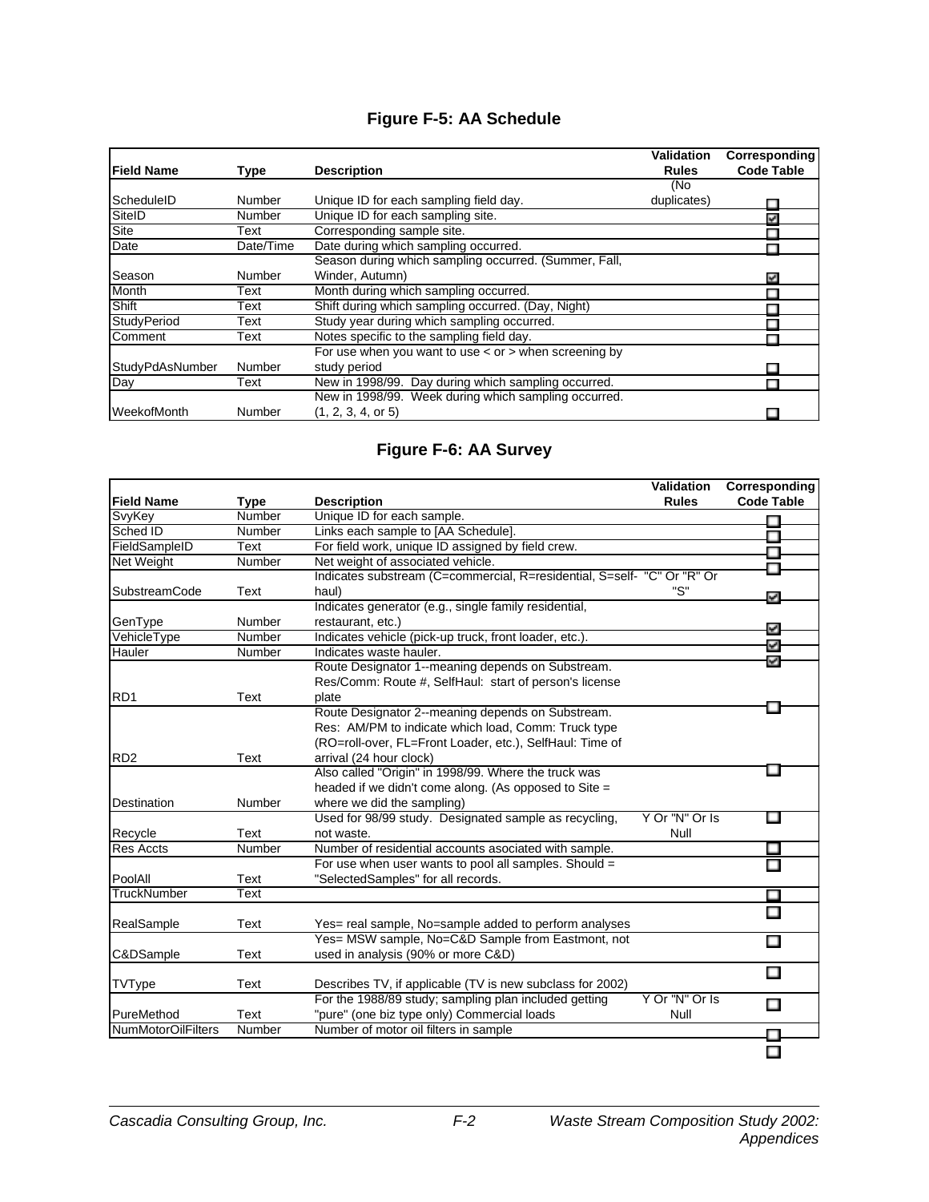## Figure F-5: AA Schedule

| Field Name | Type | Description | Validation Rules | Corresponding Code Table |
|---|---|---|---|---|
| ScheduleID | Number | Unique ID for each sampling field day. | (No duplicates) | ☐ |
| SiteID | Number | Unique ID for each sampling site. | | ☑ |
| Site | Text | Corresponding sample site. | | ☐ |
| Date | Date/Time | Date during which sampling occurred. | | ☐ |
| Season | Number | Season during which sampling occurred. (Summer, Fall, Winder, Autumn) | | ☑ |
| Month | Text | Month during which sampling occurred. | | ☐ |
| Shift | Text | Shift during which sampling occurred. (Day, Night) | | ☐ |
| StudyPeriod | Text | Study year during which sampling occurred. | | ☐ |
| Comment | Text | Notes specific to the sampling field day. | | ☐ |
| StudyPdAsNumber | Number | For use when you want to use < or > when screening by study period | | ☐ |
| Day | Text | New in 1998/99. Day during which sampling occurred. | | ☐ |
| WeekofMonth | Number | New in 1998/99. Week during which sampling occurred. (1, 2, 3, 4, or 5) | | ☐ |

## Figure F-6: AA Survey

| Field Name | Type | Description | Validation Rules | Corresponding Code Table |
|---|---|---|---|---|
| SvyKey | Number | Unique ID for each sample. | | ☐ |
| Sched ID | Number | Links each sample to [AA Schedule]. | | ☐ |
| FieldSampleID | Text | For field work, unique ID assigned by field crew. | | ☐ |
| Net Weight | Number | Net weight of associated vehicle. | | ☐ |
| SubstreamCode | Text | Indicates substream (C=commercial, R=residential, S=self-haul) | "C" Or "R" Or "S" | ☑ |
| GenType | Number | Indicates generator (e.g., single family residential, restaurant, etc.) | | ☑ |
| VehicleType | Number | Indicates vehicle (pick-up truck, front loader, etc.). | | ☑ |
| Hauler | Number | Indicates waste hauler. | | ☑ |
| RD1 | Text | Route Designator 1--meaning depends on Substream. Res/Comm: Route #, SelfHaul: start of person's license plate | | ☐ |
| RD2 | Text | Route Designator 2--meaning depends on Substream. Res: AM/PM to indicate which load, Comm: Truck type (RO=roll-over, FL=Front Loader, etc.), SelfHaul: Time of arrival (24 hour clock) | | ☐ |
| Destination | Number | Also called "Origin" in 1998/99. Where the truck was headed if we didn't come along. (As opposed to Site = where we did the sampling) | | ☐ |
| Recycle | Text | Used for 98/99 study. Designated sample as recycling, not waste. | Y Or "N" Or Is Null | ☐ |
| Res Accts | Number | Number of residential accounts asociated with sample. | | ☐ |
| PoolAll | Text | For use when user wants to pool all samples. Should = "SelectedSamples" for all records. | | ☐ |
| TruckNumber | Text | | | ☐ |
| RealSample | Text | Yes= real sample, No=sample added to perform analyses | | ☐ |
| C&DSample | Text | Yes= MSW sample, No=C&D Sample from Eastmont, not used in analysis (90% or more C&D) | | ☐ |
| TVType | Text | Describes TV, if applicable (TV is new subclass for 2002) | | ☐ |
| PureMethod | Text | For the 1988/89 study; sampling plan included getting "pure" (one biz type only) Commercial loads | Y Or "N" Or Is Null | ☐ |
| NumMotorOilFilters | Number | Number of motor oil filters in sample | | ☐ |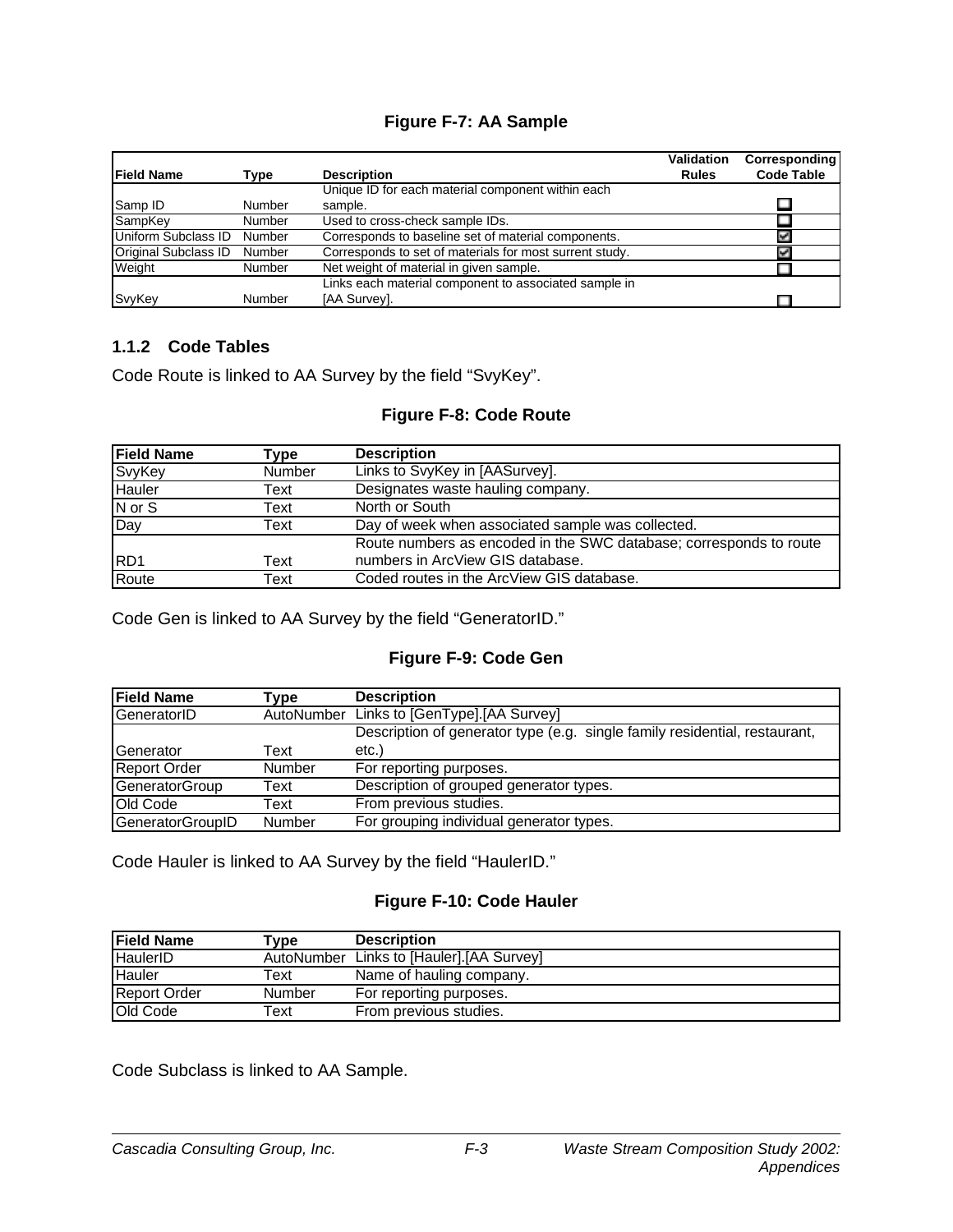**Figure F-7: AA Sample**

| Field Name | Type | Description | Validation Rules | Corresponding Code Table |
|---|---|---|---|---|
| Samp ID | Number | Unique ID for each material component within each sample. | | ☐ |
| SampKey | Number | Used to cross-check sample IDs. | | ☐ |
| Uniform Subclass ID | Number | Corresponds to baseline set of material components. | | ☑ |
| Original Subclass ID | Number | Corresponds to set of materials for most surrent study. | | ☑ |
| Weight | Number | Net weight of material in given sample. | | ☐ |
| SvyKey | Number | Links each material component to associated sample in [AA Survey]. | | ☐ |

### 1.1.2 Code Tables

Code Route is linked to AA Survey by the field "SvyKey".

**Figure F-8: Code Route**

| Field Name | Type | Description |
|---|---|---|
| SvyKey | Number | Links to SvyKey in [AASurvey]. |
| Hauler | Text | Designates waste hauling company. |
| N or S | Text | North or South |
| Day | Text | Day of week when associated sample was collected. |
| RD1 | Text | Route numbers as encoded in the SWC database; corresponds to route numbers in ArcView GIS database. |
| Route | Text | Coded routes in the ArcView GIS database. |

Code Gen is linked to AA Survey by the field "GeneratorID."

**Figure F-9: Code Gen**

| Field Name | Type | Description |
|---|---|---|
| GeneratorID | AutoNumber | Links to [GenType].[AA Survey] |
| Generator | Text | Description of generator type (e.g. single family residential, restaurant, etc.) |
| Report Order | Number | For reporting purposes. |
| GeneratorGroup | Text | Description of grouped generator types. |
| Old Code | Text | From previous studies. |
| GeneratorGroupID | Number | For grouping individual generator types. |

Code Hauler is linked to AA Survey by the field "HaulerID."

**Figure F-10: Code Hauler**

| Field Name | Type | Description |
|---|---|---|
| HaulerID | AutoNumber | Links to [Hauler].[AA Survey] |
| Hauler | Text | Name of hauling company. |
| Report Order | Number | For reporting purposes. |
| Old Code | Text | From previous studies. |

Code Subclass is linked to AA Sample.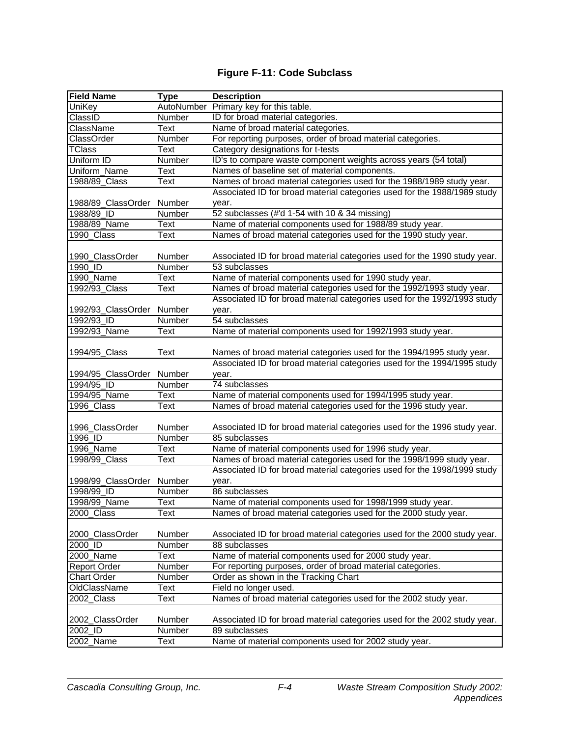# Figure F-11: Code Subclass

| Field Name | Type | Description |
| --- | --- | --- |
| UniKey | AutoNumber | Primary key for this table. |
| ClassID | Number | ID for broad material categories. |
| ClassName | Text | Name of broad material categories. |
| ClassOrder | Number | For reporting purposes, order of broad material categories. |
| TClass | Text | Category designations for t-tests |
| Uniform ID | Number | ID's to compare waste component weights across years (54 total) |
| Uniform_Name | Text | Names of baseline set of material components. |
| 1988/89_Class | Text | Names of broad material categories used for the 1988/1989 study year. |
| 1988/89_ClassOrder | Number | Associated ID for broad material categories used for the 1988/1989 study year. |
| 1988/89_ID | Number | 52 subclasses (#'d 1-54 with 10 & 34 missing) |
| 1988/89_Name | Text | Name of material components used for 1988/89 study year. |
| 1990_Class | Text | Names of broad material categories used for the 1990 study year. |
| 1990_ClassOrder | Number | Associated ID for broad material categories used for the 1990 study year. |
| 1990_ID | Number | 53 subclasses |
| 1990_Name | Text | Name of material components used for 1990 study year. |
| 1992/93_Class | Text | Names of broad material categories used for the 1992/1993 study year. |
| 1992/93_ClassOrder | Number | Associated ID for broad material categories used for the 1992/1993 study year. |
| 1992/93_ID | Number | 54 subclasses |
| 1992/93_Name | Text | Name of material components used for 1992/1993 study year. |
| 1994/95_Class | Text | Names of broad material categories used for the 1994/1995 study year. |
| 1994/95_ClassOrder | Number | Associated ID for broad material categories used for the 1994/1995 study year. |
| 1994/95_ID | Number | 74 subclasses |
| 1994/95_Name | Text | Name of material components used for 1994/1995 study year. |
| 1996_Class | Text | Names of broad material categories used for the 1996 study year. |
| 1996_ClassOrder | Number | Associated ID for broad material categories used for the 1996 study year. |
| 1996_ID | Number | 85 subclasses |
| 1996_Name | Text | Name of material components used for 1996 study year. |
| 1998/99_Class | Text | Names of broad material categories used for the 1998/1999 study year. |
| 1998/99_ClassOrder | Number | Associated ID for broad material categories used for the 1998/1999 study year. |
| 1998/99_ID | Number | 86 subclasses |
| 1998/99_Name | Text | Name of material components used for 1998/1999 study year. |
| 2000_Class | Text | Names of broad material categories used for the 2000 study year. |
| 2000_ClassOrder | Number | Associated ID for broad material categories used for the 2000 study year. |
| 2000_ID | Number | 88 subclasses |
| 2000_Name | Text | Name of material components used for 2000 study year. |
| Report Order | Number | For reporting purposes, order of broad material categories. |
| Chart Order | Number | Order as shown in the Tracking Chart |
| OldClassName | Text | Field no longer used. |
| 2002_Class | Text | Names of broad material categories used for the 2002 study year. |
| 2002_ClassOrder | Number | Associated ID for broad material categories used for the 2002 study year. |
| 2002_ID | Number | 89 subclasses |
| 2002_Name | Text | Name of material components used for 2002 study year. |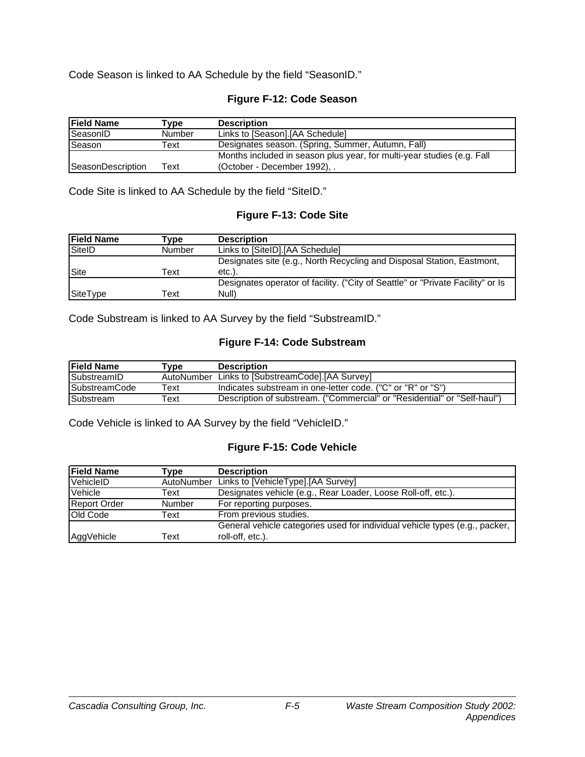Code Season is linked to AA Schedule by the field "SeasonID."

**Figure F-12: Code Season**

| Field Name | Type | Description |
|---|---|---|
| SeasonID | Number | Links to [Season].[AA Schedule] |
| Season | Text | Designates season. (Spring, Summer, Autumn, Fall) |
| SeasonDescription | Text | Months included in season plus year, for multi-year studies (e.g. Fall (October - December 1992), . |

Code Site is linked to AA Schedule by the field "SiteID."

**Figure F-13: Code Site**

| Field Name | Type | Description |
|---|---|---|
| SiteID | Number | Links to [SiteID].[AA Schedule] |
| Site | Text | Designates site (e.g., North Recycling and Disposal Station, Eastmont, etc.). |
| SiteType | Text | Designates operator of facility. ("City of Seattle" or "Private Facility" or Is Null) |

Code Substream is linked to AA Survey by the field "SubstreamID."

**Figure F-14: Code Substream**

| Field Name | Type | Description |
|---|---|---|
| SubstreamID | AutoNumber | Links to [SubstreamCode].[AA Survey] |
| SubstreamCode | Text | Indicates substream in one-letter code. ("C" or "R" or "S") |
| Substream | Text | Description of substream. ("Commercial" or "Residential" or "Self-haul") |

Code Vehicle is linked to AA Survey by the field "VehicleID."

**Figure F-15: Code Vehicle**

| Field Name | Type | Description |
|---|---|---|
| VehicleID | AutoNumber | Links to [VehicleType].[AA Survey] |
| Vehicle | Text | Designates vehicle (e.g., Rear Loader, Loose Roll-off, etc.). |
| Report Order | Number | For reporting purposes. |
| Old Code | Text | From previous studies. |
| AggVehicle | Text | General vehicle categories used for individual vehicle types (e.g., packer, roll-off, etc.). |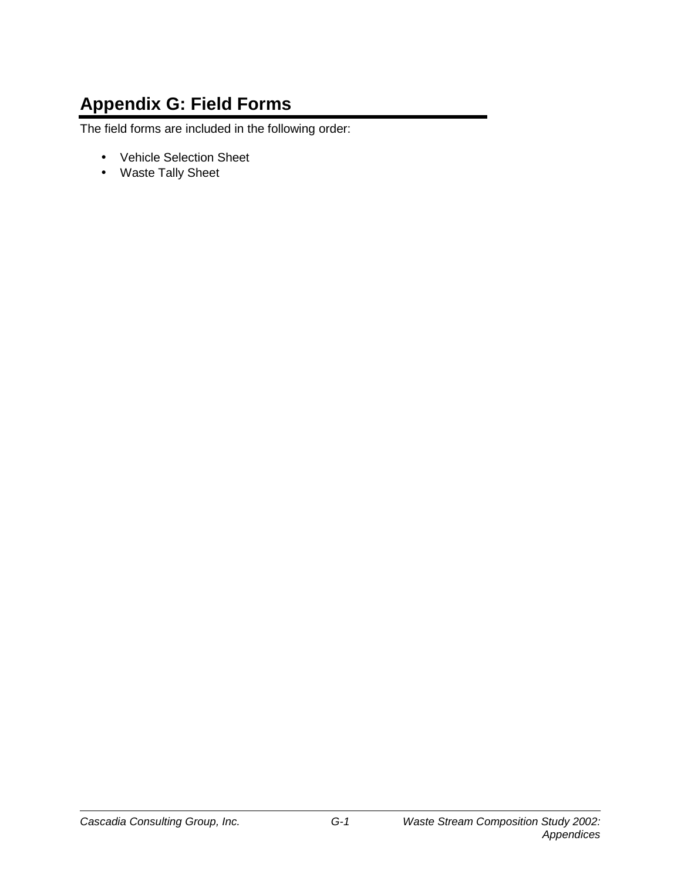# Appendix G: Field Forms

The field forms are included in the following order:

- Vehicle Selection Sheet
- Waste Tally Sheet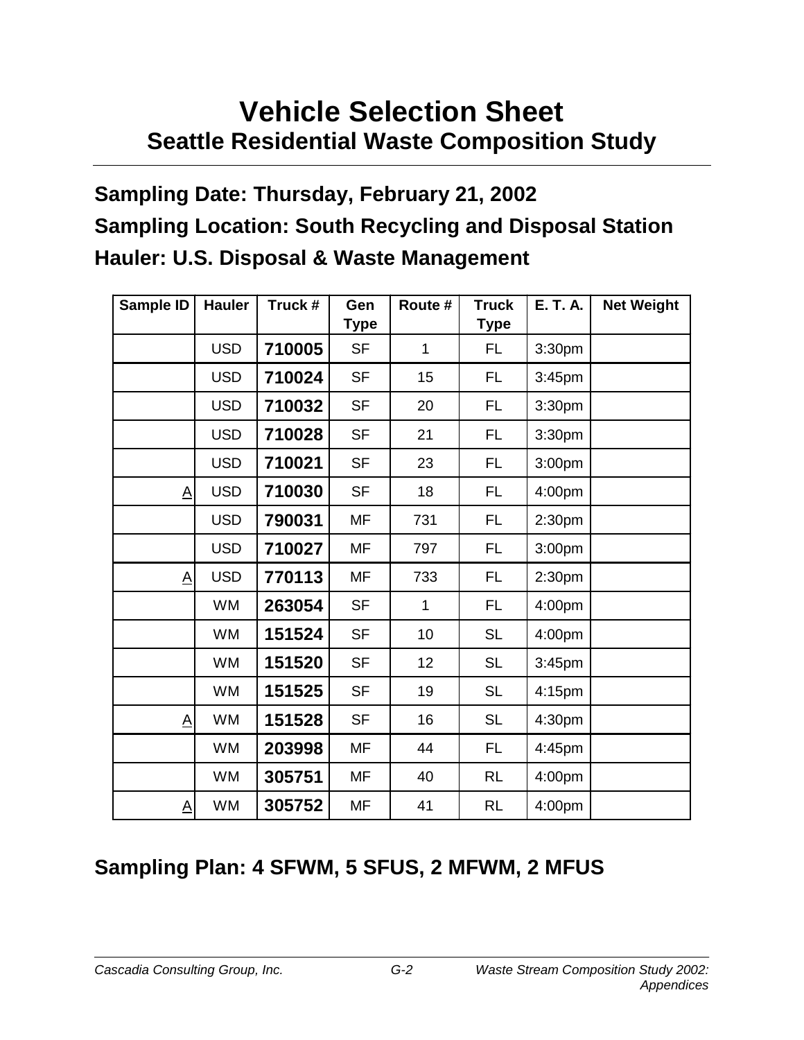# Vehicle Selection Sheet

## Seattle Residential Waste Composition Study

### Sampling Date: Thursday, February 21, 2002

### Sampling Location: South Recycling and Disposal Station

### Hauler: U.S. Disposal & Waste Management

| Sample ID | Hauler | Truck # | Gen Type | Route # | Truck Type | E. T. A. | Net Weight |
|---|---|---|---|---|---|---|---|
| | USD | **710005** | SF | 1 | FL | 3:30pm | |
| | USD | **710024** | SF | 15 | FL | 3:45pm | |
| | USD | **710032** | SF | 20 | FL | 3:30pm | |
| | USD | **710028** | SF | 21 | FL | 3:30pm | |
| | USD | **710021** | SF | 23 | FL | 3:00pm | |
| A | USD | **710030** | SF | 18 | FL | 4:00pm | |
| | USD | **790031** | MF | 731 | FL | 2:30pm | |
| | USD | **710027** | MF | 797 | FL | 3:00pm | |
| A | USD | **770113** | MF | 733 | FL | 2:30pm | |
| | WM | **263054** | SF | 1 | FL | 4:00pm | |
| | WM | **151524** | SF | 10 | SL | 4:00pm | |
| | WM | **151520** | SF | 12 | SL | 3:45pm | |
| | WM | **151525** | SF | 19 | SL | 4:15pm | |
| A | WM | **151528** | SF | 16 | SL | 4:30pm | |
| | WM | **203998** | MF | 44 | FL | 4:45pm | |
| | WM | **305751** | MF | 40 | RL | 4:00pm | |
| A | WM | **305752** | MF | 41 | RL | 4:00pm | |

### Sampling Plan: 4 SFWM, 5 SFUS, 2 MFWM, 2 MFUS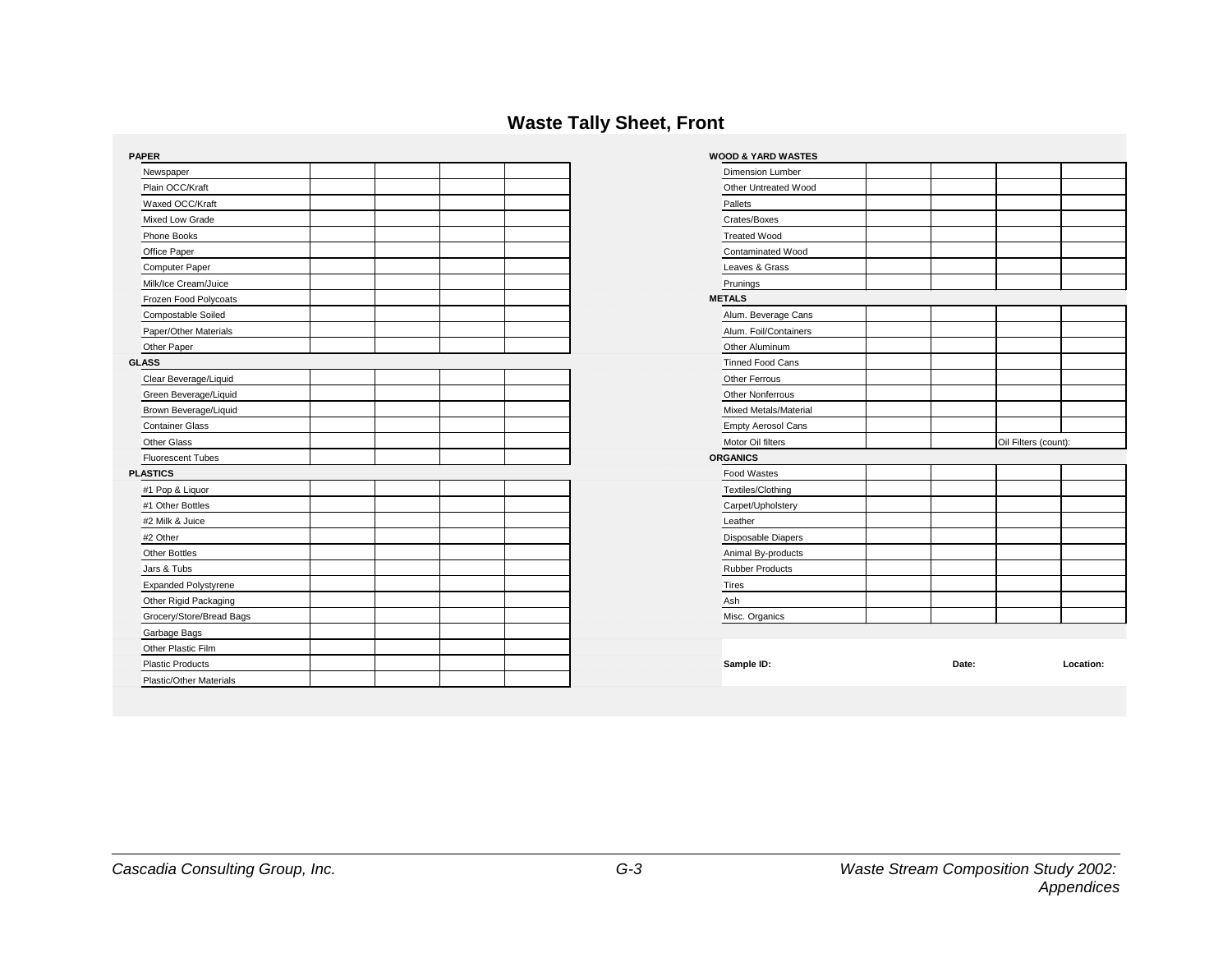## Waste Tally Sheet, Front

| PAPER | | | | |
|---|---|---|---|---|
| Newspaper | | | | |
| Plain OCC/Kraft | | | | |
| Waxed OCC/Kraft | | | | |
| Mixed Low Grade | | | | |
| Phone Books | | | | |
| Office Paper | | | | |
| Computer Paper | | | | |
| Milk/Ice Cream/Juice | | | | |
| Frozen Food Polycoats | | | | |
| Compostable Soiled | | | | |
| Paper/Other Materials | | | | |
| Other Paper | | | | |
| **GLASS** | | | | |
| Clear Beverage/Liquid | | | | |
| Green Beverage/Liquid | | | | |
| Brown Beverage/Liquid | | | | |
| Container Glass | | | | |
| Other Glass | | | | |
| Fluorescent Tubes | | | | |
| **PLASTICS** | | | | |
| #1 Pop & Liquor | | | | |
| #1 Other Bottles | | | | |
| #2 Milk & Juice | | | | |
| #2 Other | | | | |
| Other Bottles | | | | |
| Jars & Tubs | | | | |
| Expanded Polystyrene | | | | |
| Other Rigid Packaging | | | | |
| Grocery/Store/Bread Bags | | | | |
| Garbage Bags | | | | |
| Other Plastic Film | | | | |
| Plastic Products | | | | |
| Plastic/Other Materials | | | | |

| WOOD & YARD WASTES | | | | |
|---|---|---|---|---|
| Dimension Lumber | | | | |
| Other Untreated Wood | | | | |
| Pallets | | | | |
| Crates/Boxes | | | | |
| Treated Wood | | | | |
| Contaminated Wood | | | | |
| Leaves & Grass | | | | |
| Prunings | | | | |
| **METALS** | | | | |
| Alum. Beverage Cans | | | | |
| Alum. Foil/Containers | | | | |
| Other Aluminum | | | | |
| Tinned Food Cans | | | | |
| Other Ferrous | | | | |
| Other Nonferrous | | | | |
| Mixed Metals/Material | | | | |
| Empty Aerosol Cans | | | | |
| Motor Oil filters | | | Oil Filters (count): | |
| **ORGANICS** | | | | |
| Food Wastes | | | | |
| Textiles/Clothing | | | | |
| Carpet/Upholstery | | | | |
| Leather | | | | |
| Disposable Diapers | | | | |
| Animal By-products | | | | |
| Rubber Products | | | | |
| Tires | | | | |
| Ash | | | | |
| Misc. Organics | | | | |

**Sample ID:** **Date:** **Location:**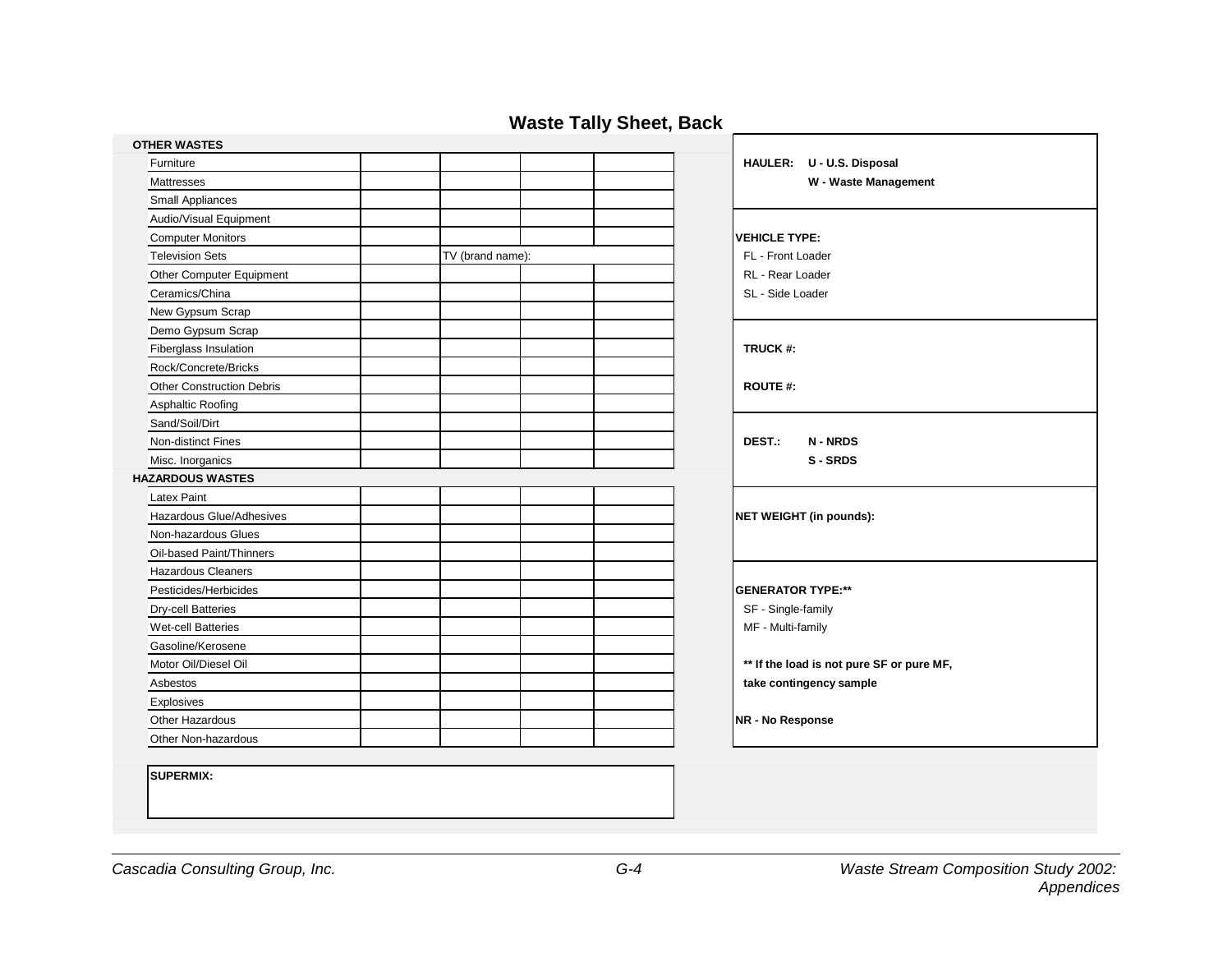## Waste Tally Sheet, Back

| | | | | |
|---|---|---|---|---|
| **OTHER WASTES** | | | | |
| Furniture | | | | |
| Mattresses | | | | |
| Small Appliances | | | | |
| Audio/Visual Equipment | | | | |
| Computer Monitors | | | | |
| Television Sets | | TV (brand name): | | |
| Other Computer Equipment | | | | |
| Ceramics/China | | | | |
| New Gypsum Scrap | | | | |
| Demo Gypsum Scrap | | | | |
| Fiberglass Insulation | | | | |
| Rock/Concrete/Bricks | | | | |
| Other Construction Debris | | | | |
| Asphaltic Roofing | | | | |
| Sand/Soil/Dirt | | | | |
| Non-distinct Fines | | | | |
| Misc. Inorganics | | | | |
| **HAZARDOUS WASTES** | | | | |
| Latex Paint | | | | |
| Hazardous Glue/Adhesives | | | | |
| Non-hazardous Glues | | | | |
| Oil-based Paint/Thinners | | | | |
| Hazardous Cleaners | | | | |
| Pesticides/Herbicides | | | | |
| Dry-cell Batteries | | | | |
| Wet-cell Batteries | | | | |
| Gasoline/Kerosene | | | | |
| Motor Oil/Diesel Oil | | | | |
| Asbestos | | | | |
| Explosives | | | | |
| Other Hazardous | | | | |
| Other Non-hazardous | | | | |

**SUPERMIX:**

**HAULER:** **U - U.S. Disposal**
**W - Waste Management**

**VEHICLE TYPE:**
FL - Front Loader
RL - Rear Loader
SL - Side Loader

**TRUCK #:**

**ROUTE #:**

**DEST.:** **N - NRDS**
**S - SRDS**

**NET WEIGHT (in pounds):**

**GENERATOR TYPE:****
SF - Single-family
MF - Multi-family

**** If the load is not pure SF or pure MF, take contingency sample**

**NR - No Response**